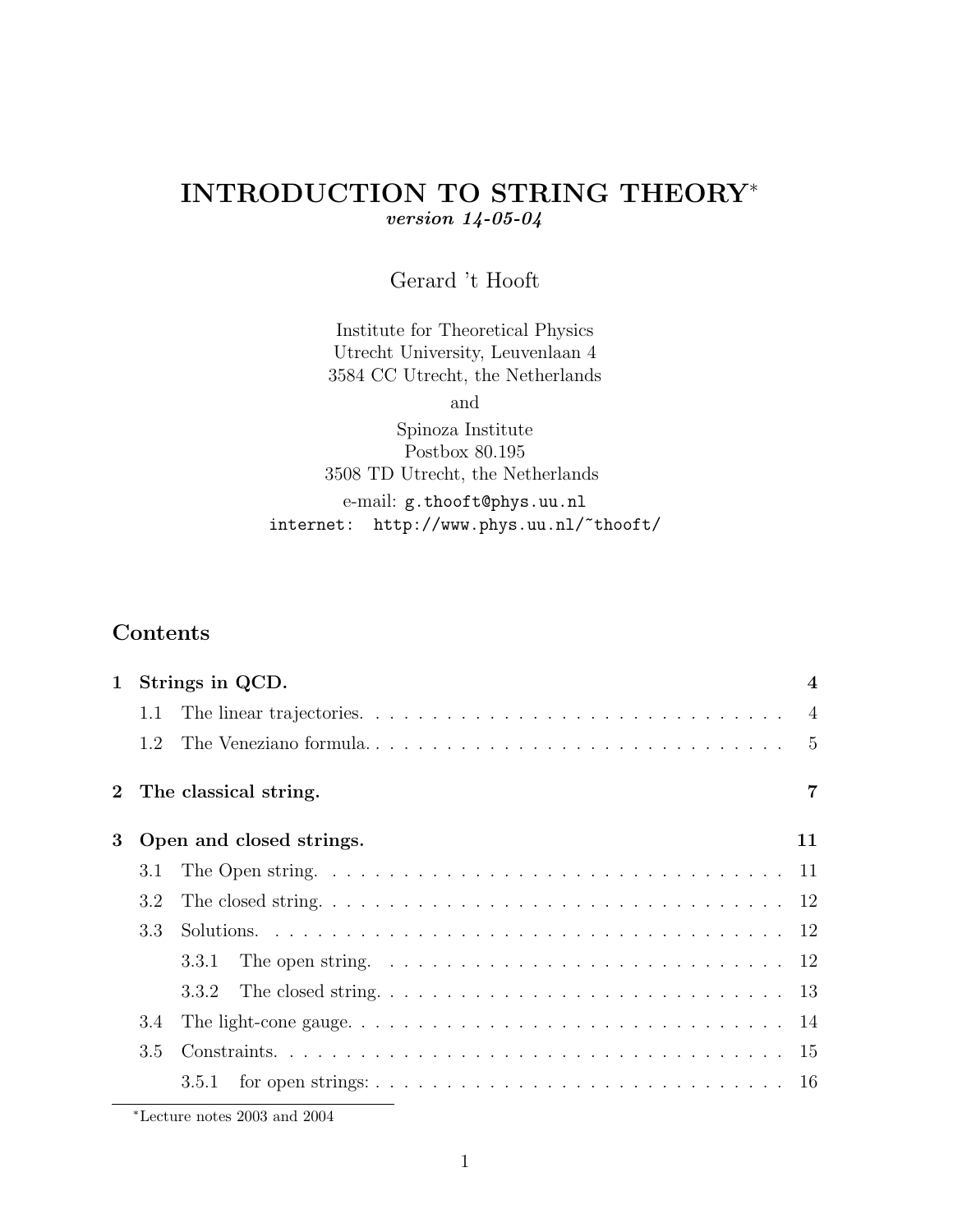# INTRODUCTION TO STRING THEORY*

***version 14-05-04***

Gerard 't Hooft

Institute for Theoretical Physics
Utrecht University, Leuvenlaan 4
3584 CC Utrecht, the Netherlands

and

Spinoza Institute
Postbox 80.195
3508 TD Utrecht, the Netherlands

e-mail: `g.thooft@phys.uu.nl`
internet: `http://www.phys.uu.nl/~thooft/`

## Contents

**1 Strings in QCD. 4**

- 1.1 The linear trajectories. . . . . 4
- 1.2 The Veneziano formula. . . . . 5

**2 The classical string. 7**

**3 Open and closed strings. 11**

- 3.1 The Open string. . . . . 11
- 3.2 The closed string. . . . . 12
- 3.3 Solutions. . . . . 12
  - 3.3.1 The open string. . . . . 12
  - 3.3.2 The closed string. . . . . 13
- 3.4 The light-cone gauge. . . . . 14
- 3.5 Constraints. . . . . 15
  - 3.5.1 for open strings: . . . . . 16

*Lecture notes 2003 and 2004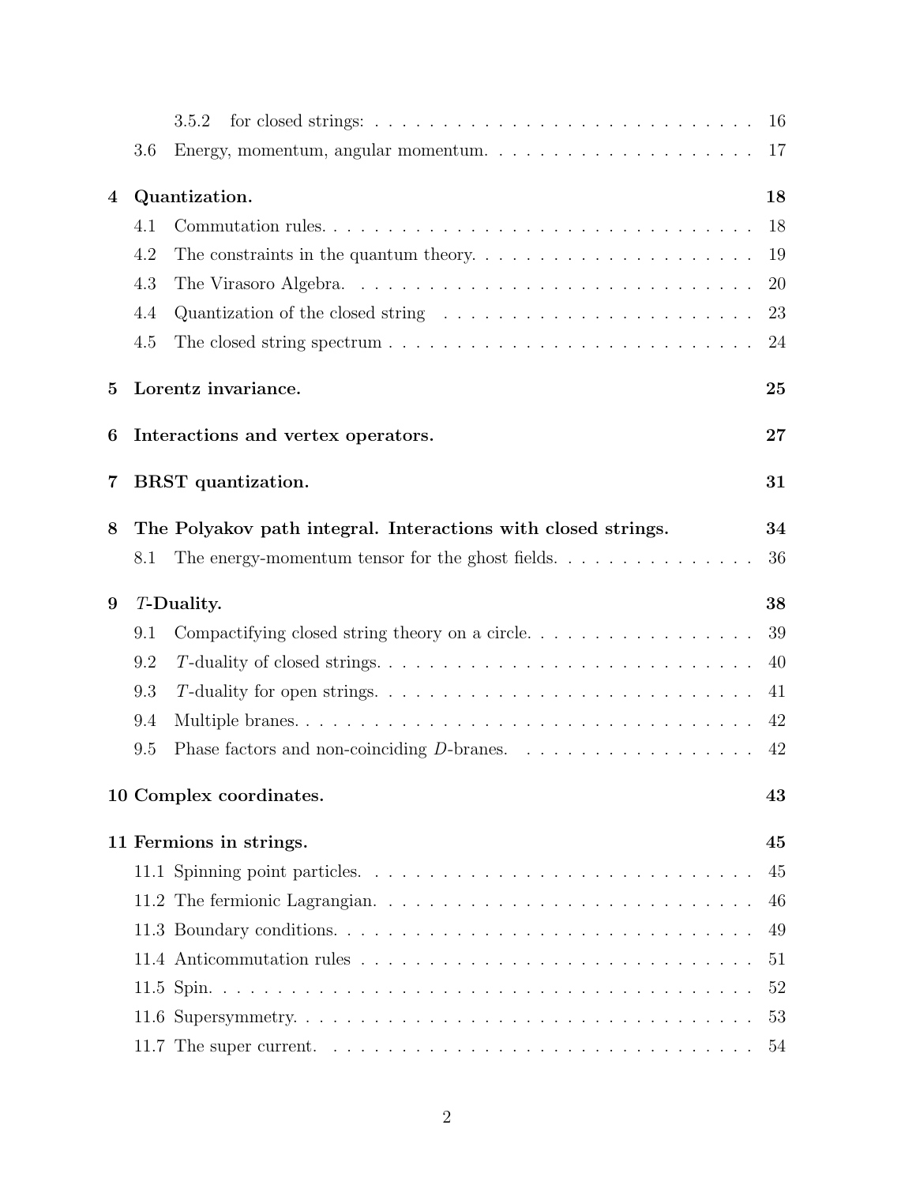3.5.2 for closed strings: 16
3.6 Energy, momentum, angular momentum. 17

**4 Quantization. 18**

4.1 Commutation rules. 18
4.2 The constraints in the quantum theory. 19
4.3 The Virasoro Algebra. 20
4.4 Quantization of the closed string 23
4.5 The closed string spectrum 24

**5 Lorentz invariance. 25**

**6 Interactions and vertex operators. 27**

**7 BRST quantization. 31**

**8 The Polyakov path integral. Interactions with closed strings. 34**

8.1 The energy-momentum tensor for the ghost fields. 36

**9 *T*-Duality. 38**

9.1 Compactifying closed string theory on a circle. 39
9.2 *T*-duality of closed strings. 40
9.3 *T*-duality for open strings. 41
9.4 Multiple branes. 42
9.5 Phase factors and non-coinciding *D*-branes. 42

**10 Complex coordinates. 43**

**11 Fermions in strings. 45**

11.1 Spinning point particles. 45
11.2 The fermionic Lagrangian. 46
11.3 Boundary conditions. 49
11.4 Anticommutation rules 51
11.5 Spin. 52
11.6 Supersymmetry. 53
11.7 The super current. 54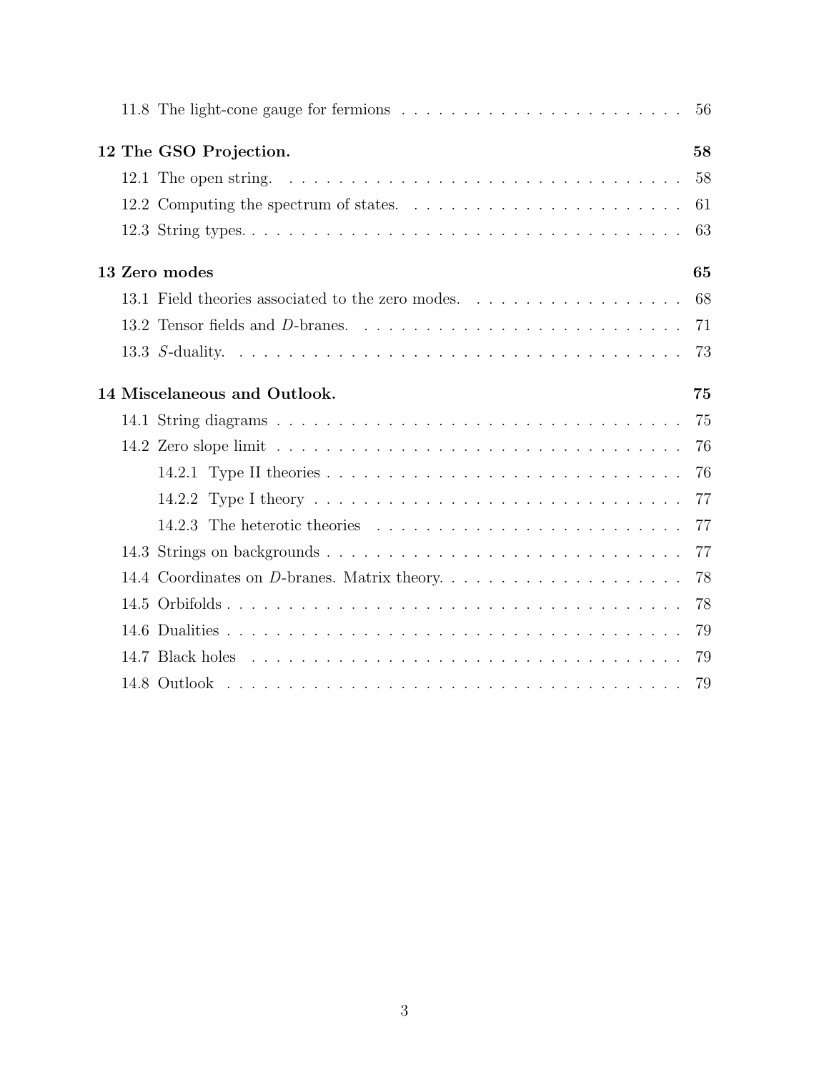11.8 The light-cone gauge for fermions . . . . . . . . . . . . . . . . . . . . . . . 56

**12 The GSO Projection. 58**

12.1 The open string. . . . . . . . . . . . . . . . . . . . . . . . . . . . . . . . . . 58

12.2 Computing the spectrum of states. . . . . . . . . . . . . . . . . . . . . . . 61

12.3 String types. . . . . . . . . . . . . . . . . . . . . . . . . . . . . . . . . . . . 63

**13 Zero modes 65**

13.1 Field theories associated to the zero modes. . . . . . . . . . . . . . . . . . 68

13.2 Tensor fields and $D$-branes. . . . . . . . . . . . . . . . . . . . . . . . . . . 71

13.3 $S$-duality. . . . . . . . . . . . . . . . . . . . . . . . . . . . . . . . . . . . . 73

**14 Miscelaneous and Outlook. 75**

14.1 String diagrams . . . . . . . . . . . . . . . . . . . . . . . . . . . . . . . . . 75

14.2 Zero slope limit . . . . . . . . . . . . . . . . . . . . . . . . . . . . . . . . . 76

14.2.1 Type II theories . . . . . . . . . . . . . . . . . . . . . . . . . . . . . 76

14.2.2 Type I theory . . . . . . . . . . . . . . . . . . . . . . . . . . . . . . 77

14.2.3 The heterotic theories . . . . . . . . . . . . . . . . . . . . . . . . . . 77

14.3 Strings on backgrounds . . . . . . . . . . . . . . . . . . . . . . . . . . . . . 77

14.4 Coordinates on $D$-branes. Matrix theory. . . . . . . . . . . . . . . . . . . 78

14.5 Orbifolds . . . . . . . . . . . . . . . . . . . . . . . . . . . . . . . . . . . . . 78

14.6 Dualities . . . . . . . . . . . . . . . . . . . . . . . . . . . . . . . . . . . . . 79

14.7 Black holes . . . . . . . . . . . . . . . . . . . . . . . . . . . . . . . . . . . . 79

14.8 Outlook . . . . . . . . . . . . . . . . . . . . . . . . . . . . . . . . . . . . . 79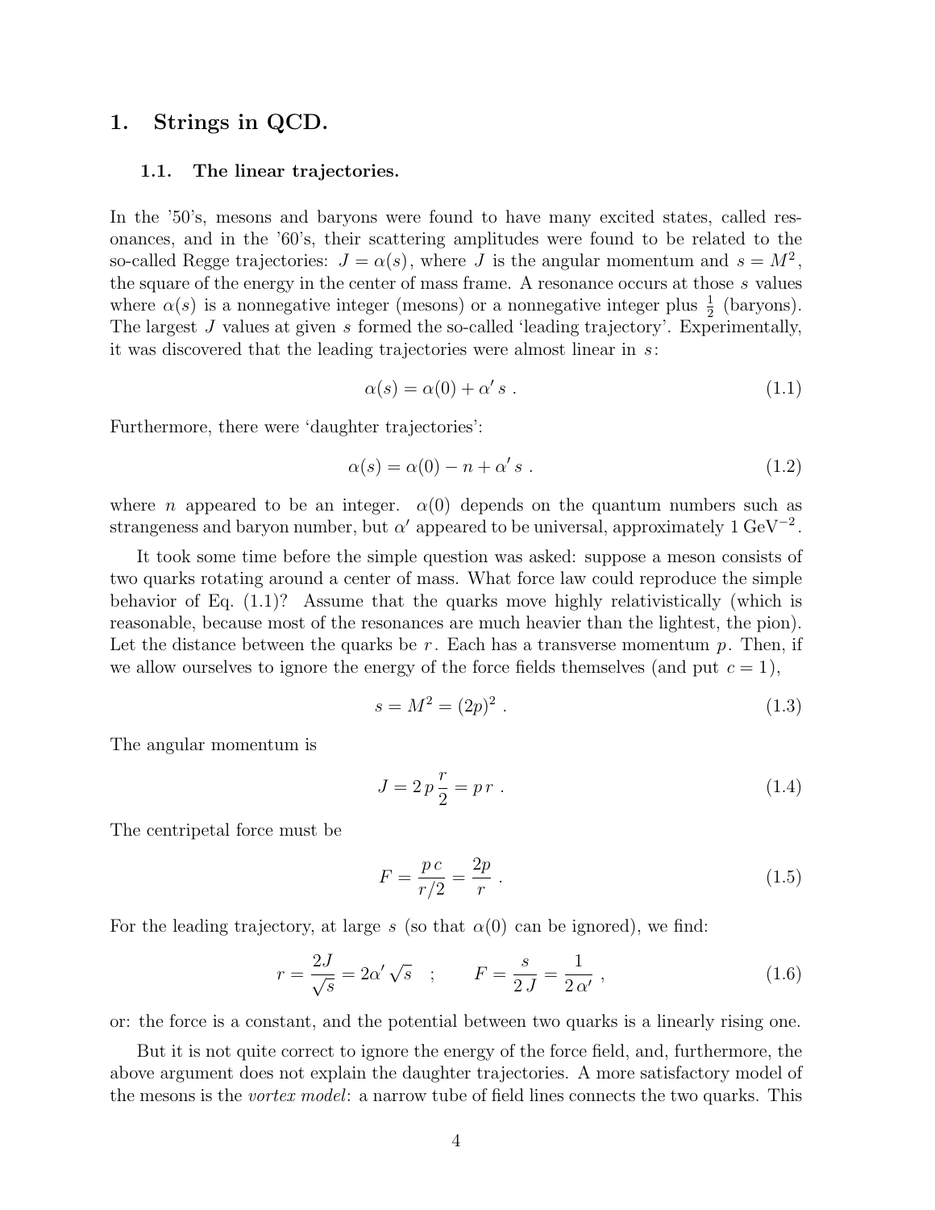# 1. Strings in QCD.

## 1.1. The linear trajectories.

In the '50's, mesons and baryons were found to have many excited states, called resonances, and in the '60's, their scattering amplitudes were found to be related to the so-called Regge trajectories: $J = \alpha(s)$, where $J$ is the angular momentum and $s = M^2$, the square of the energy in the center of mass frame. A resonance occurs at those $s$ values where $\alpha(s)$ is a nonnegative integer (mesons) or a nonnegative integer plus $\frac{1}{2}$ (baryons). The largest $J$ values at given $s$ formed the so-called 'leading trajectory'. Experimentally, it was discovered that the leading trajectories were almost linear in $s$:

$$\alpha(s) = \alpha(0) + \alpha' s \ . \tag{1.1}$$

Furthermore, there were 'daughter trajectories':

$$\alpha(s) = \alpha(0) - n + \alpha' s \ . \tag{1.2}$$

where $n$ appeared to be an integer. $\alpha(0)$ depends on the quantum numbers such as strangeness and baryon number, but $\alpha'$ appeared to be universal, approximately $1\ \mathrm{GeV}^{-2}$.

It took some time before the simple question was asked: suppose a meson consists of two quarks rotating around a center of mass. What force law could reproduce the simple behavior of Eq. (1.1)? Assume that the quarks move highly relativistically (which is reasonable, because most of the resonances are much heavier than the lightest, the pion). Let the distance between the quarks be $r$. Each has a transverse momentum $p$. Then, if we allow ourselves to ignore the energy of the force fields themselves (and put $c = 1$),

$$s = M^2 = (2p)^2 \ . \tag{1.3}$$

The angular momentum is

$$J = 2\,p\,\frac{r}{2} = p\,r \ . \tag{1.4}$$

The centripetal force must be

$$F = \frac{p\,c}{r/2} = \frac{2p}{r} \ . \tag{1.5}$$

For the leading trajectory, at large $s$ (so that $\alpha(0)$ can be ignored), we find:

$$r = \frac{2J}{\sqrt{s}} = 2\alpha'\sqrt{s} \quad ; \qquad F = \frac{s}{2\,J} = \frac{1}{2\,\alpha'} \ , \tag{1.6}$$

or: the force is a constant, and the potential between two quarks is a linearly rising one.

But it is not quite correct to ignore the energy of the force field, and, furthermore, the above argument does not explain the daughter trajectories. A more satisfactory model of the mesons is the *vortex model*: a narrow tube of field lines connects the two quarks. This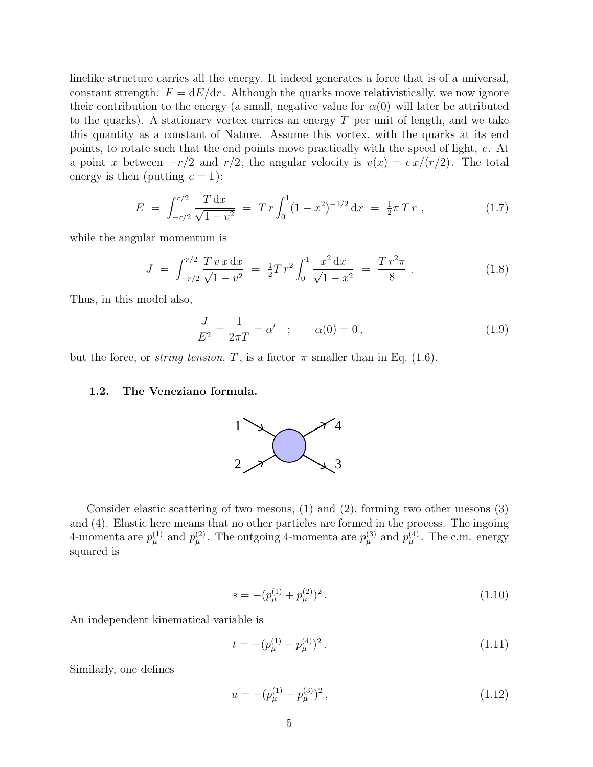linelike structure carries all the energy. It indeed generates a force that is of a universal, constant strength: $F = \mathrm{d}E/\mathrm{d}r$. Although the quarks move relativistically, we now ignore their contribution to the energy (a small, negative value for $\alpha(0)$ will later be attributed to the quarks). A stationary vortex carries an energy $T$ per unit of length, and we take this quantity as a constant of Nature. Assume this vortex, with the quarks at its end points, to rotate such that the end points move practically with the speed of light, $c$. At a point $x$ between $-r/2$ and $r/2$, the angular velocity is $v(x) = c\,x/(r/2)$. The total energy is then (putting $c = 1$):

$$E \;=\; \int_{-r/2}^{r/2} \frac{T\,\mathrm{d}x}{\sqrt{1-v^2}} \;=\; T\,r\int_0^1 (1-x^2)^{-1/2}\,\mathrm{d}x \;=\; \tfrac{1}{2}\pi\,T\,r\;, \tag{1.7}$$

while the angular momentum is

$$J \;=\; \int_{-r/2}^{r/2} \frac{T\,v\,x\,\mathrm{d}x}{\sqrt{1-v^2}} \;=\; \tfrac{1}{2}T\,r^2\int_0^1 \frac{x^2\,\mathrm{d}x}{\sqrt{1-x^2}} \;=\; \frac{T\,r^2\pi}{8}\;. \tag{1.8}$$

Thus, in this model also,

$$\frac{J}{E^2} = \frac{1}{2\pi T} = \alpha' \quad ; \qquad \alpha(0) = 0\,, \tag{1.9}$$

but the force, or *string tension*, $T$, is a factor $\pi$ smaller than in Eq. (1.6).

### 1.2. The Veneziano formula.

Consider elastic scattering of two mesons, (1) and (2), forming two other mesons (3) and (4). Elastic here means that no other particles are formed in the process. The ingoing 4-momenta are $p_\mu^{(1)}$ and $p_\mu^{(2)}$. The outgoing 4-momenta are $p_\mu^{(3)}$ and $p_\mu^{(4)}$. The c.m. energy squared is

$$s = -(p_\mu^{(1)} + p_\mu^{(2)})^2\,. \tag{1.10}$$

An independent kinematical variable is

$$t = -(p_\mu^{(1)} - p_\mu^{(4)})^2\,. \tag{1.11}$$

Similarly, one defines

$$u = -(p_\mu^{(1)} - p_\mu^{(3)})^2\,, \tag{1.12}$$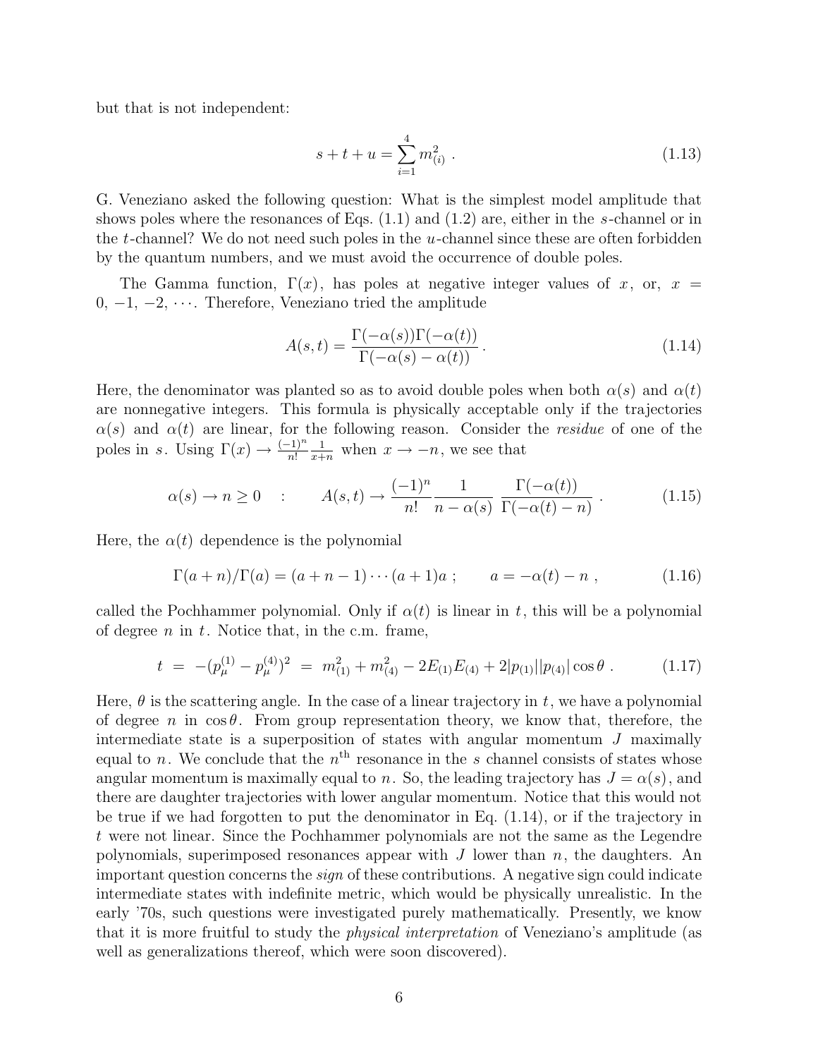but that is not independent:

$$s + t + u = \sum_{i=1}^{4} m_{(i)}^2 \ . \tag{1.13}$$

G. Veneziano asked the following question: What is the simplest model amplitude that shows poles where the resonances of Eqs. (1.1) and (1.2) are, either in the $s$-channel or in the $t$-channel? We do not need such poles in the $u$-channel since these are often forbidden by the quantum numbers, and we must avoid the occurrence of double poles.

The Gamma function, $\Gamma(x)$, has poles at negative integer values of $x$, or, $x = 0, -1, -2, \cdots$. Therefore, Veneziano tried the amplitude

$$A(s,t) = \frac{\Gamma(-\alpha(s))\Gamma(-\alpha(t))}{\Gamma(-\alpha(s) - \alpha(t))} \, . \tag{1.14}$$

Here, the denominator was planted so as to avoid double poles when both $\alpha(s)$ and $\alpha(t)$ are nonnegative integers. This formula is physically acceptable only if the trajectories $\alpha(s)$ and $\alpha(t)$ are linear, for the following reason. Consider the *residue* of one of the poles in $s$. Using $\Gamma(x) \to \frac{(-1)^n}{n!}\frac{1}{x+n}$ when $x \to -n$, we see that

$$\alpha(s) \to n \geq 0 \quad : \qquad A(s,t) \to \frac{(-1)^n}{n!}\frac{1}{n - \alpha(s)}\frac{\Gamma(-\alpha(t))}{\Gamma(-\alpha(t) - n)} \, . \tag{1.15}$$

Here, the $\alpha(t)$ dependence is the polynomial

$$\Gamma(a+n)/\Gamma(a) = (a+n-1)\cdots(a+1)a \; ; \qquad a = -\alpha(t) - n \; , \tag{1.16}$$

called the Pochhammer polynomial. Only if $\alpha(t)$ is linear in $t$, this will be a polynomial of degree $n$ in $t$. Notice that, in the c.m. frame,

$$t \;=\; -(p_\mu^{(1)} - p_\mu^{(4)})^2 \;=\; m_{(1)}^2 + m_{(4)}^2 - 2E_{(1)}E_{(4)} + 2|p_{(1)}||p_{(4)}|\cos\theta \; . \tag{1.17}$$

Here, $\theta$ is the scattering angle. In the case of a linear trajectory in $t$, we have a polynomial of degree $n$ in $\cos\theta$. From group representation theory, we know that, therefore, the intermediate state is a superposition of states with angular momentum $J$ maximally equal to $n$. We conclude that the $n^{\text{th}}$ resonance in the $s$ channel consists of states whose angular momentum is maximally equal to $n$. So, the leading trajectory has $J = \alpha(s)$, and there are daughter trajectories with lower angular momentum. Notice that this would not be true if we had forgotten to put the denominator in Eq. (1.14), or if the trajectory in $t$ were not linear. Since the Pochhammer polynomials are not the same as the Legendre polynomials, superimposed resonances appear with $J$ lower than $n$, the daughters. An important question concerns the *sign* of these contributions. A negative sign could indicate intermediate states with indefinite metric, which would be physically unrealistic. In the early '70s, such questions were investigated purely mathematically. Presently, we know that it is more fruitful to study the *physical interpretation* of Veneziano's amplitude (as well as generalizations thereof, which were soon discovered).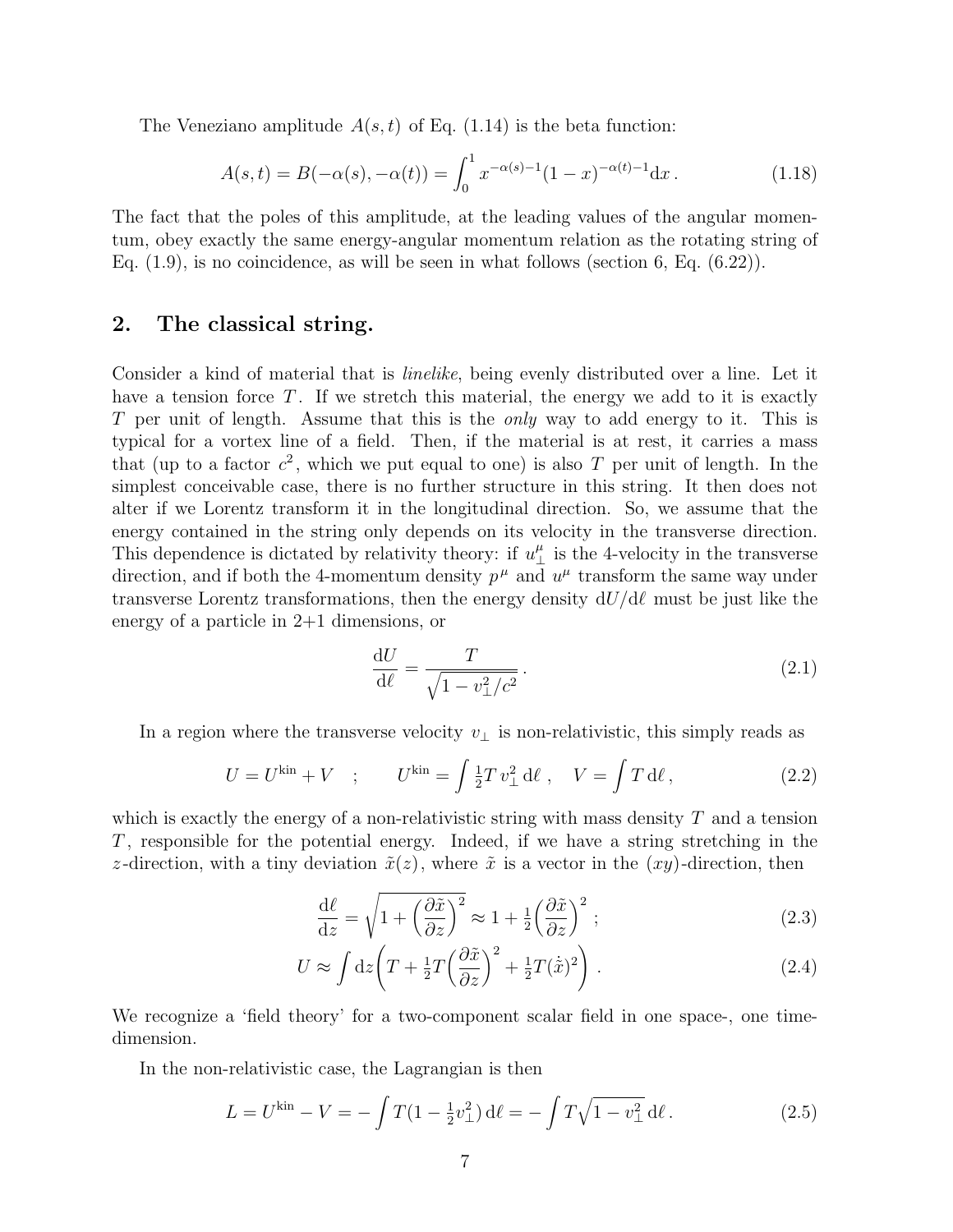The Veneziano amplitude $A(s,t)$ of Eq. (1.14) is the beta function:

$$A(s,t) = B(-\alpha(s), -\alpha(t)) = \int_0^1 x^{-\alpha(s)-1}(1-x)^{-\alpha(t)-1}\mathrm{d}x\,. \tag{1.18}$$

The fact that the poles of this amplitude, at the leading values of the angular momentum, obey exactly the same energy-angular momentum relation as the rotating string of Eq. (1.9), is no coincidence, as will be seen in what follows (section 6, Eq. (6.22)).

## 2. The classical string.

Consider a kind of material that is *linelike*, being evenly distributed over a line. Let it have a tension force $T$. If we stretch this material, the energy we add to it is exactly $T$ per unit of length. Assume that this is the *only* way to add energy to it. This is typical for a vortex line of a field. Then, if the material is at rest, it carries a mass that (up to a factor $c^2$, which we put equal to one) is also $T$ per unit of length. In the simplest conceivable case, there is no further structure in this string. It then does not alter if we Lorentz transform it in the longitudinal direction. So, we assume that the energy contained in the string only depends on its velocity in the transverse direction. This dependence is dictated by relativity theory: if $u_\perp^\mu$ is the 4-velocity in the transverse direction, and if both the 4-momentum density $p^\mu$ and $u^\mu$ transform the same way under transverse Lorentz transformations, then the energy density $\mathrm{d}U/\mathrm{d}\ell$ must be just like the energy of a particle in 2+1 dimensions, or

$$\frac{\mathrm{d}U}{\mathrm{d}\ell} = \frac{T}{\sqrt{1 - v_\perp^2/c^2}}\,. \tag{2.1}$$

In a region where the transverse velocity $v_\perp$ is non-relativistic, this simply reads as

$$U = U^{\mathrm{kin}} + V \quad ; \qquad U^{\mathrm{kin}} = \int \tfrac{1}{2} T\, v_\perp^2\, \mathrm{d}\ell\,, \quad V = \int T\, \mathrm{d}\ell\,, \tag{2.2}$$

which is exactly the energy of a non-relativistic string with mass density $T$ and a tension $T$, responsible for the potential energy. Indeed, if we have a string stretching in the $z$-direction, with a tiny deviation $\tilde{x}(z)$, where $\tilde{x}$ is a vector in the $(xy)$-direction, then

$$\frac{\mathrm{d}\ell}{\mathrm{d}z} = \sqrt{1 + \Big(\frac{\partial \tilde{x}}{\partial z}\Big)^2} \approx 1 + \tfrac{1}{2}\Big(\frac{\partial \tilde{x}}{\partial z}\Big)^2\,; \tag{2.3}$$

$$U \approx \int \mathrm{d}z \bigg(T + \tfrac{1}{2}T\Big(\frac{\partial \tilde{x}}{\partial z}\Big)^2 + \tfrac{1}{2}T(\dot{\tilde{x}})^2\bigg)\,. \tag{2.4}$$

We recognize a 'field theory' for a two-component scalar field in one space-, one time-dimension.

In the non-relativistic case, the Lagrangian is then

$$L = U^{\mathrm{kin}} - V = -\int T(1 - \tfrac{1}{2}v_\perp^2)\,\mathrm{d}\ell = -\int T\sqrt{1 - v_\perp^2}\,\mathrm{d}\ell\,. \tag{2.5}$$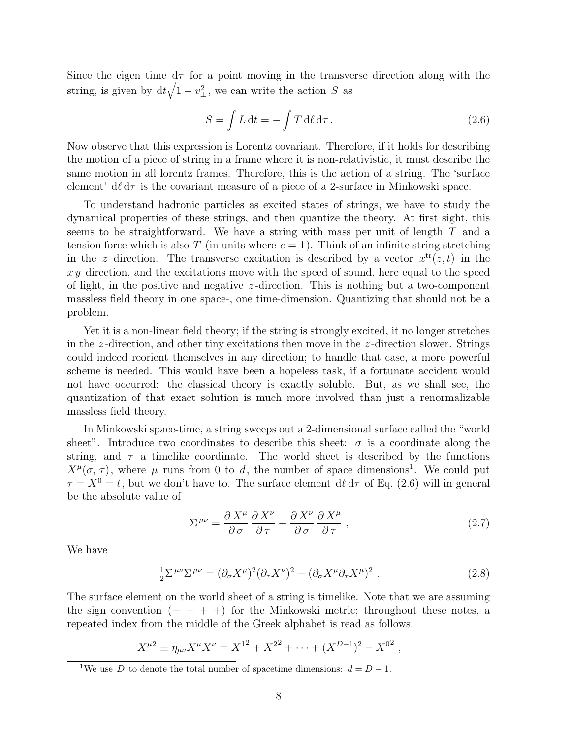Since the eigen time $\mathrm{d}\tau$ for a point moving in the transverse direction along with the string, is given by $\mathrm{d}t\sqrt{1-v_\perp^2}$, we can write the action $S$ as

$$S = \int L\,\mathrm{d}t = -\int T\,\mathrm{d}\ell\,\mathrm{d}\tau\,. \tag{2.6}$$

Now observe that this expression is Lorentz covariant. Therefore, if it holds for describing the motion of a piece of string in a frame where it is non-relativistic, it must describe the same motion in all lorentz frames. Therefore, this is the action of a string. The 'surface element' $\mathrm{d}\ell\,\mathrm{d}\tau$ is the covariant measure of a piece of a 2-surface in Minkowski space.

To understand hadronic particles as excited states of strings, we have to study the dynamical properties of these strings, and then quantize the theory. At first sight, this seems to be straightforward. We have a string with mass per unit of length $T$ and a tension force which is also $T$ (in units where $c = 1$). Think of an infinite string stretching in the $z$ direction. The transverse excitation is described by a vector $x^{\mathrm{tr}}(z,t)$ in the $x\,y$ direction, and the excitations move with the speed of sound, here equal to the speed of light, in the positive and negative $z$-direction. This is nothing but a two-component massless field theory in one space-, one time-dimension. Quantizing that should not be a problem.

Yet it is a non-linear field theory; if the string is strongly excited, it no longer stretches in the $z$-direction, and other tiny excitations then move in the $z$-direction slower. Strings could indeed reorient themselves in any direction; to handle that case, a more powerful scheme is needed. This would have been a hopeless task, if a fortunate accident would not have occurred: the classical theory is exactly soluble. But, as we shall see, the quantization of that exact solution is much more involved than just a renormalizable massless field theory.

In Minkowski space-time, a string sweeps out a 2-dimensional surface called the "world sheet". Introduce two coordinates to describe this sheet: $\sigma$ is a coordinate along the string, and $\tau$ a timelike coordinate. The world sheet is described by the functions $X^\mu(\sigma,\tau)$, where $\mu$ runs from 0 to $d$, the number of space dimensions[1]. We could put $\tau = X^0 = t$, but we don't have to. The surface element $\mathrm{d}\ell\,\mathrm{d}\tau$ of Eq. (2.6) will in general be the absolute value of

$$\Sigma^{\mu\nu} = \frac{\partial X^\mu}{\partial\sigma}\frac{\partial X^\nu}{\partial\tau} - \frac{\partial X^\nu}{\partial\sigma}\frac{\partial X^\mu}{\partial\tau}\ , \tag{2.7}$$

We have

$$\tfrac{1}{2}\Sigma^{\mu\nu}\Sigma^{\mu\nu} = (\partial_\sigma X^\mu)^2(\partial_\tau X^\nu)^2 - (\partial_\sigma X^\mu\partial_\tau X^\mu)^2\ . \tag{2.8}$$

The surface element on the world sheet of a string is timelike. Note that we are assuming the sign convention $(-\ +\ +\ +)$ for the Minkowski metric; throughout these notes, a repeated index from the middle of the Greek alphabet is read as follows:

$$X^{\mu 2} \equiv \eta_{\mu\nu}X^\mu X^\nu = X^{1\,2} + X^{2\,2} + \cdots + (X^{D-1})^2 - X^{0\,2}\ ,$$

[1] We use $D$ to denote the total number of spacetime dimensions: $d = D-1$.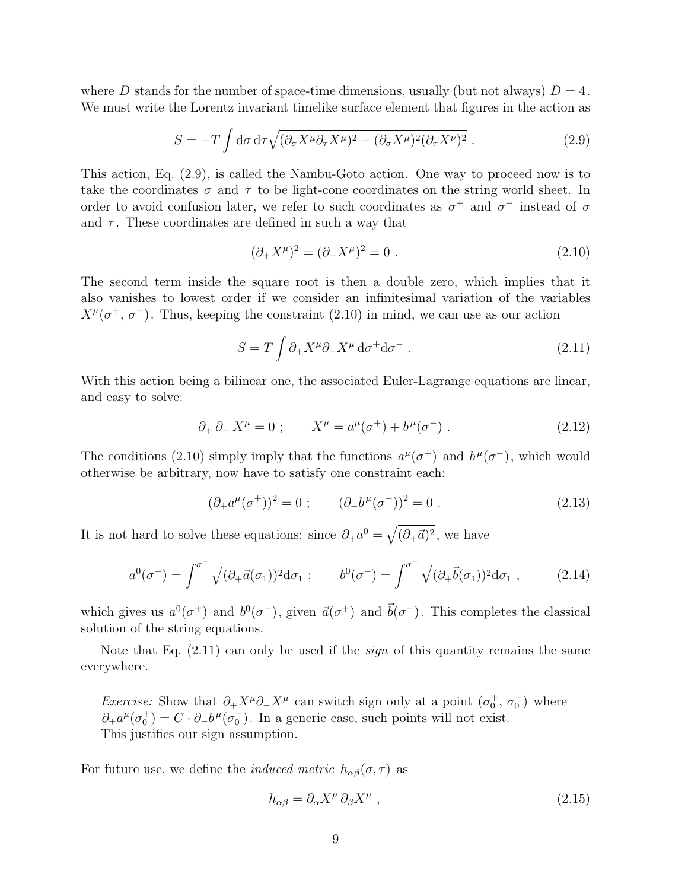where $D$ stands for the number of space-time dimensions, usually (but not always) $D = 4$. We must write the Lorentz invariant timelike surface element that figures in the action as

$$S = -T \int \mathrm{d}\sigma\, \mathrm{d}\tau \sqrt{(\partial_\sigma X^\mu \partial_\tau X^\mu)^2 - (\partial_\sigma X^\mu)^2 (\partial_\tau X^\nu)^2}\ . \tag{2.9}$$

This action, Eq. (2.9), is called the Nambu-Goto action. One way to proceed now is to take the coordinates $\sigma$ and $\tau$ to be light-cone coordinates on the string world sheet. In order to avoid confusion later, we refer to such coordinates as $\sigma^+$ and $\sigma^-$ instead of $\sigma$ and $\tau$. These coordinates are defined in such a way that

$$(\partial_+ X^\mu)^2 = (\partial_- X^\mu)^2 = 0\ . \tag{2.10}$$

The second term inside the square root is then a double zero, which implies that it also vanishes to lowest order if we consider an infinitesimal variation of the variables $X^\mu(\sigma^+,\, \sigma^-)$. Thus, keeping the constraint (2.10) in mind, we can use as our action

$$S = T \int \partial_+ X^\mu \partial_- X^\mu\, \mathrm{d}\sigma^+ \mathrm{d}\sigma^-\ . \tag{2.11}$$

With this action being a bilinear one, the associated Euler-Lagrange equations are linear, and easy to solve:

$$\partial_+\, \partial_-\, X^\mu = 0\ ; \qquad X^\mu = a^\mu(\sigma^+) + b^\mu(\sigma^-)\ . \tag{2.12}$$

The conditions (2.10) simply imply that the functions $a^\mu(\sigma^+)$ and $b^\mu(\sigma^-)$, which would otherwise be arbitrary, now have to satisfy one constraint each:

$$(\partial_+ a^\mu(\sigma^+))^2 = 0\ ; \qquad (\partial_- b^\mu(\sigma^-))^2 = 0\ . \tag{2.13}$$

It is not hard to solve these equations: since $\partial_+ a^0 = \sqrt{(\partial_+ \vec{a})^2}$, we have

$$a^0(\sigma^+) = \int^{\sigma^+} \sqrt{(\partial_+ \vec{a}(\sigma_1))^2} \mathrm{d}\sigma_1\ ; \qquad b^0(\sigma^-) = \int^{\sigma^-} \sqrt{(\partial_+ \vec{b}(\sigma_1))^2} \mathrm{d}\sigma_1\ , \tag{2.14}$$

which gives us $a^0(\sigma^+)$ and $b^0(\sigma^-)$, given $\vec{a}(\sigma^+)$ and $\vec{b}(\sigma^-)$. This completes the classical solution of the string equations.

Note that Eq. (2.11) can only be used if the *sign* of this quantity remains the same everywhere.

*Exercise:* Show that $\partial_+ X^\mu \partial_- X^\mu$ can switch sign only at a point $(\sigma_0^+,\, \sigma_0^-)$ where $\partial_+ a^\mu(\sigma_0^+) = C \cdot \partial_- b^\mu(\sigma_0^-)$. In a generic case, such points will not exist. This justifies our sign assumption.

For future use, we define the *induced metric* $h_{\alpha\beta}(\sigma, \tau)$ as

$$h_{\alpha\beta} = \partial_\alpha X^\mu\, \partial_\beta X^\mu\ , \tag{2.15}$$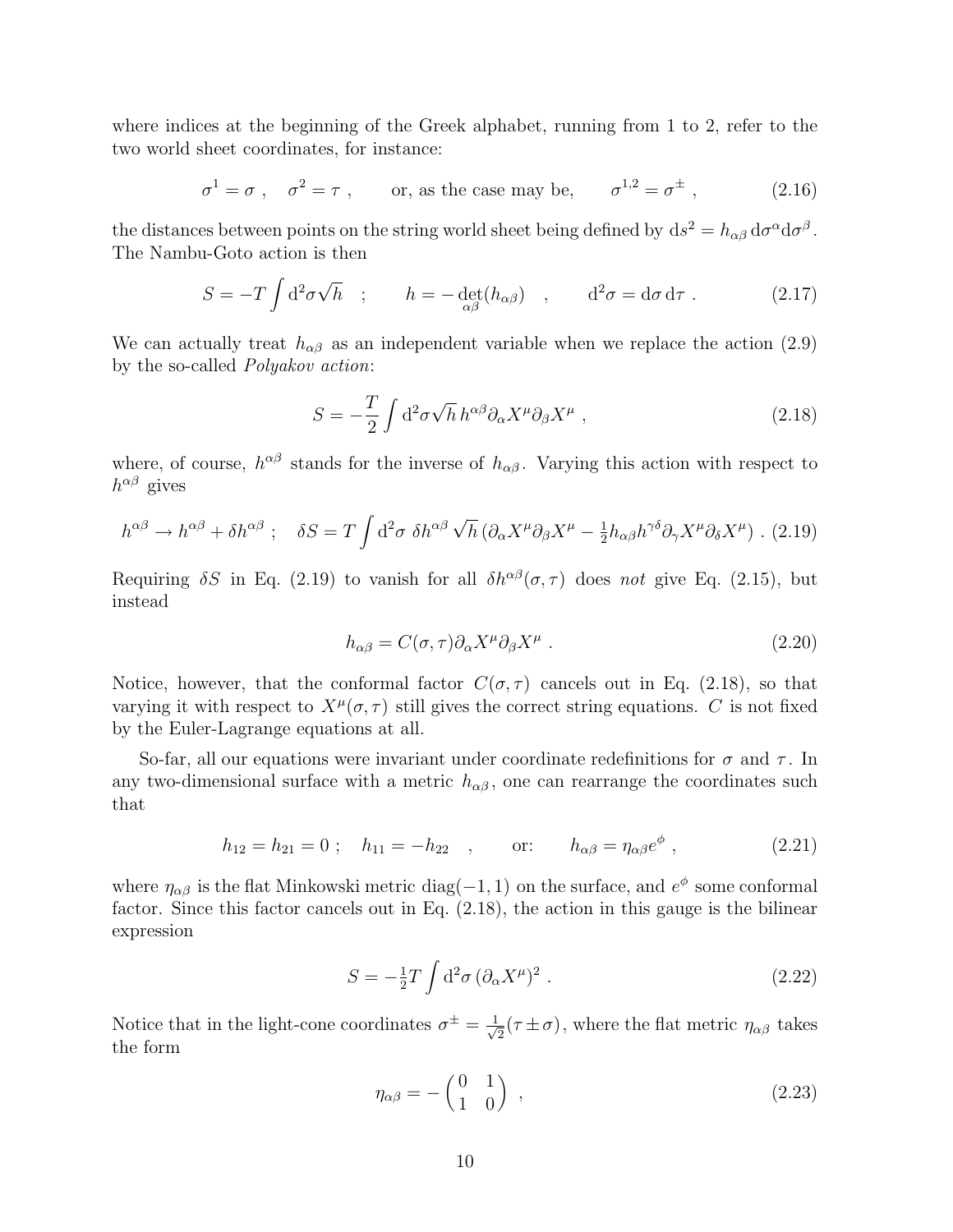where indices at the beginning of the Greek alphabet, running from 1 to 2, refer to the two world sheet coordinates, for instance:

$$\sigma^1 = \sigma\ , \quad \sigma^2 = \tau\ , \qquad \text{or, as the case may be,} \qquad \sigma^{1,2} = \sigma^{\pm}\ , \tag{2.16}$$

the distances between points on the string world sheet being defined by $\mathrm{d}s^2 = h_{\alpha\beta}\,\mathrm{d}\sigma^\alpha \mathrm{d}\sigma^\beta$. The Nambu-Goto action is then

$$S = -T \int \mathrm{d}^2\sigma \sqrt{h} \quad ; \qquad h = -\det_{\alpha\beta}(h_{\alpha\beta}) \quad , \qquad \mathrm{d}^2\sigma = \mathrm{d}\sigma\,\mathrm{d}\tau\ . \tag{2.17}$$

We can actually treat $h_{\alpha\beta}$ as an independent variable when we replace the action (2.9) by the so-called *Polyakov action*:

$$S = -\frac{T}{2}\int \mathrm{d}^2\sigma \sqrt{h}\, h^{\alpha\beta}\partial_\alpha X^\mu \partial_\beta X^\mu\ , \tag{2.18}$$

where, of course, $h^{\alpha\beta}$ stands for the inverse of $h_{\alpha\beta}$. Varying this action with respect to $h^{\alpha\beta}$ gives

$$h^{\alpha\beta} \to h^{\alpha\beta} + \delta h^{\alpha\beta}\ ; \quad \delta S = T\int \mathrm{d}^2\sigma\ \delta h^{\alpha\beta}\sqrt{h}\left(\partial_\alpha X^\mu \partial_\beta X^\mu - \tfrac{1}{2} h_{\alpha\beta} h^{\gamma\delta}\partial_\gamma X^\mu \partial_\delta X^\mu\right)\ . \tag{2.19}$$

Requiring $\delta S$ in Eq. (2.19) to vanish for all $\delta h^{\alpha\beta}(\sigma,\tau)$ does *not* give Eq. (2.15), but instead

$$h_{\alpha\beta} = C(\sigma,\tau)\partial_\alpha X^\mu \partial_\beta X^\mu\ . \tag{2.20}$$

Notice, however, that the conformal factor $C(\sigma,\tau)$ cancels out in Eq. (2.18), so that varying it with respect to $X^\mu(\sigma,\tau)$ still gives the correct string equations. $C$ is not fixed by the Euler-Lagrange equations at all.

So-far, all our equations were invariant under coordinate redefinitions for $\sigma$ and $\tau$. In any two-dimensional surface with a metric $h_{\alpha\beta}$, one can rearrange the coordinates such that

$$h_{12} = h_{21} = 0\ ; \quad h_{11} = -h_{22} \quad , \qquad \text{or:} \qquad h_{\alpha\beta} = \eta_{\alpha\beta}e^\phi\ , \tag{2.21}$$

where $\eta_{\alpha\beta}$ is the flat Minkowski metric diag$(-1,1)$ on the surface, and $e^\phi$ some conformal factor. Since this factor cancels out in Eq. (2.18), the action in this gauge is the bilinear expression

$$S = -\tfrac{1}{2}T\int \mathrm{d}^2\sigma\,(\partial_\alpha X^\mu)^2\ . \tag{2.22}$$

Notice that in the light-cone coordinates $\sigma^\pm = \frac{1}{\sqrt{2}}(\tau \pm \sigma)$, where the flat metric $\eta_{\alpha\beta}$ takes the form

$$\eta_{\alpha\beta} = -\begin{pmatrix} 0 & 1 \\ 1 & 0 \end{pmatrix}\ , \tag{2.23}$$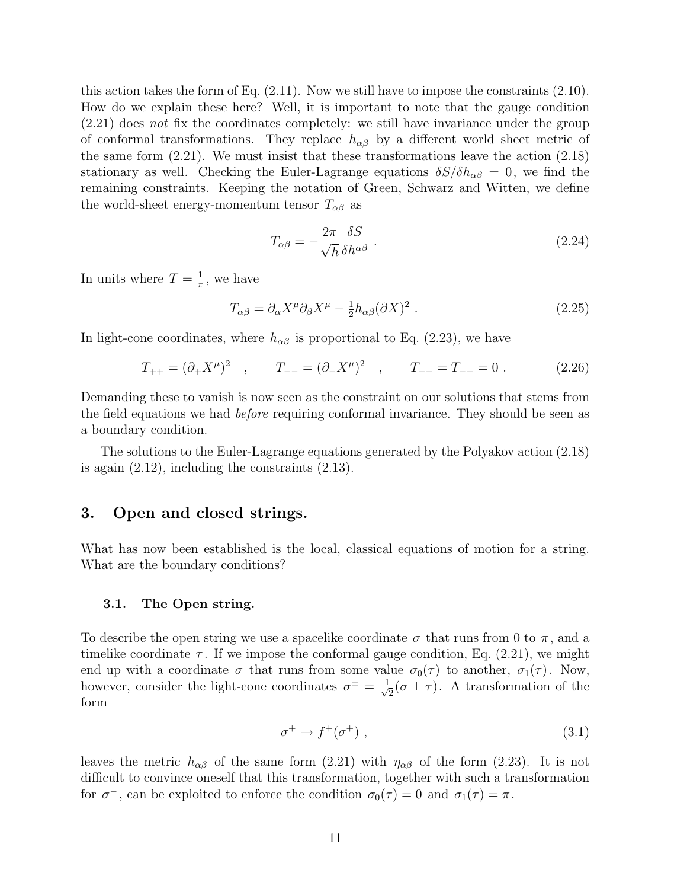this action takes the form of Eq. (2.11). Now we still have to impose the constraints (2.10). How do we explain these here? Well, it is important to note that the gauge condition (2.21) does *not* fix the coordinates completely: we still have invariance under the group of conformal transformations. They replace $h_{\alpha\beta}$ by a different world sheet metric of the same form (2.21). We must insist that these transformations leave the action (2.18) stationary as well. Checking the Euler-Lagrange equations $\delta S/\delta h_{\alpha\beta} = 0$, we find the remaining constraints. Keeping the notation of Green, Schwarz and Witten, we define the world-sheet energy-momentum tensor $T_{\alpha\beta}$ as

$$T_{\alpha\beta} = -\frac{2\pi}{\sqrt{h}}\frac{\delta S}{\delta h^{\alpha\beta}} \ . \tag{2.24}$$

In units where $T = \frac{1}{\pi}$, we have

$$T_{\alpha\beta} = \partial_\alpha X^\mu \partial_\beta X^\mu - \tfrac{1}{2} h_{\alpha\beta} (\partial X)^2 \ . \tag{2.25}$$

In light-cone coordinates, where $h_{\alpha\beta}$ is proportional to Eq. (2.23), we have

$$T_{++} = (\partial_+ X^\mu)^2 \quad , \qquad T_{--} = (\partial_- X^\mu)^2 \quad , \qquad T_{+-} = T_{-+} = 0 \ . \tag{2.26}$$

Demanding these to vanish is now seen as the constraint on our solutions that stems from the field equations we had *before* requiring conformal invariance. They should be seen as a boundary condition.

The solutions to the Euler-Lagrange equations generated by the Polyakov action (2.18) is again (2.12), including the constraints (2.13).

## 3. Open and closed strings.

What has now been established is the local, classical equations of motion for a string. What are the boundary conditions?

### 3.1. The Open string.

To describe the open string we use a spacelike coordinate $\sigma$ that runs from 0 to $\pi$, and a timelike coordinate $\tau$. If we impose the conformal gauge condition, Eq. (2.21), we might end up with a coordinate $\sigma$ that runs from some value $\sigma_0(\tau)$ to another, $\sigma_1(\tau)$. Now, however, consider the light-cone coordinates $\sigma^\pm = \frac{1}{\sqrt{2}}(\sigma \pm \tau)$. A transformation of the form

$$\sigma^+ \to f^+(\sigma^+) \ , \tag{3.1}$$

leaves the metric $h_{\alpha\beta}$ of the same form (2.21) with $\eta_{\alpha\beta}$ of the form (2.23). It is not difficult to convince oneself that this transformation, together with such a transformation for $\sigma^-$, can be exploited to enforce the condition $\sigma_0(\tau) = 0$ and $\sigma_1(\tau) = \pi$.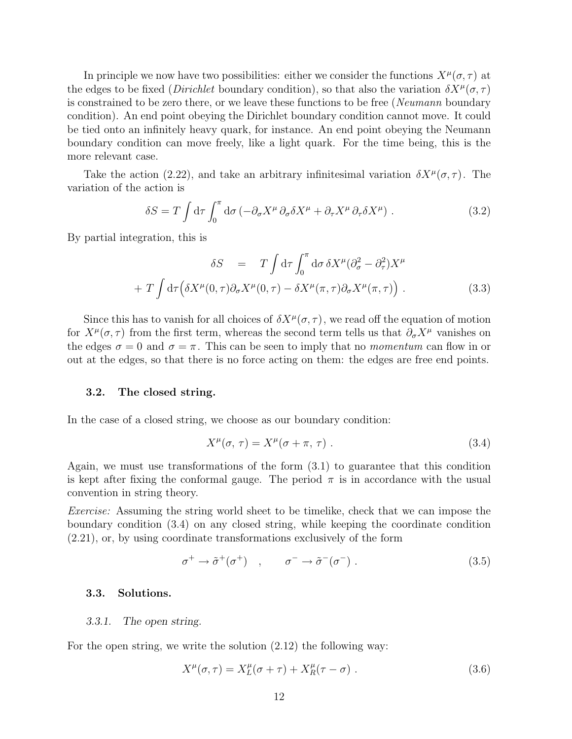In principle we now have two possibilities: either we consider the functions $X^\mu(\sigma,\tau)$ at the edges to be fixed (*Dirichlet* boundary condition), so that also the variation $\delta X^\mu(\sigma,\tau)$ is constrained to be zero there, or we leave these functions to be free (*Neumann* boundary condition). An end point obeying the Dirichlet boundary condition cannot move. It could be tied onto an infinitely heavy quark, for instance. An end point obeying the Neumann boundary condition can move freely, like a light quark. For the time being, this is the more relevant case.

Take the action (2.22), and take an arbitrary infinitesimal variation $\delta X^\mu(\sigma,\tau)$. The variation of the action is

$$\delta S = T\int \mathrm{d}\tau \int_0^\pi \mathrm{d}\sigma \left(-\partial_\sigma X^\mu\, \partial_\sigma \delta X^\mu + \partial_\tau X^\mu\, \partial_\tau \delta X^\mu\right) . \tag{3.2}$$

By partial integration, this is

$$\begin{aligned}\delta S \quad &= \quad T\int \mathrm{d}\tau \int_0^\pi \mathrm{d}\sigma\, \delta X^\mu (\partial_\sigma^2 - \partial_\tau^2) X^\mu \\ + \, T\int \mathrm{d}\tau &\Big(\delta X^\mu(0,\tau)\partial_\sigma X^\mu(0,\tau) - \delta X^\mu(\pi,\tau)\partial_\sigma X^\mu(\pi,\tau)\Big) .\end{aligned} \tag{3.3}$$

Since this has to vanish for all choices of $\delta X^\mu(\sigma,\tau)$, we read off the equation of motion for $X^\mu(\sigma,\tau)$ from the first term, whereas the second term tells us that $\partial_\sigma X^\mu$ vanishes on the edges $\sigma = 0$ and $\sigma = \pi$. This can be seen to imply that no *momentum* can flow in or out at the edges, so that there is no force acting on them: the edges are free end points.

### 3.2. The closed string.

In the case of a closed string, we choose as our boundary condition:

$$X^\mu(\sigma,\,\tau) = X^\mu(\sigma+\pi,\,\tau) . \tag{3.4}$$

Again, we must use transformations of the form (3.1) to guarantee that this condition is kept after fixing the conformal gauge. The period $\pi$ is in accordance with the usual convention in string theory.

*Exercise:* Assuming the string world sheet to be timelike, check that we can impose the boundary condition (3.4) on any closed string, while keeping the coordinate condition (2.21), or, by using coordinate transformations exclusively of the form

$$\sigma^+ \to \tilde\sigma^+(\sigma^+) \quad , \qquad \sigma^- \to \tilde\sigma^-(\sigma^-) . \tag{3.5}$$

### 3.3. Solutions.

#### 3.3.1. *The open string.*

For the open string, we write the solution (2.12) the following way:

$$X^\mu(\sigma,\tau) = X_L^\mu(\sigma+\tau) + X_R^\mu(\tau-\sigma) . \tag{3.6}$$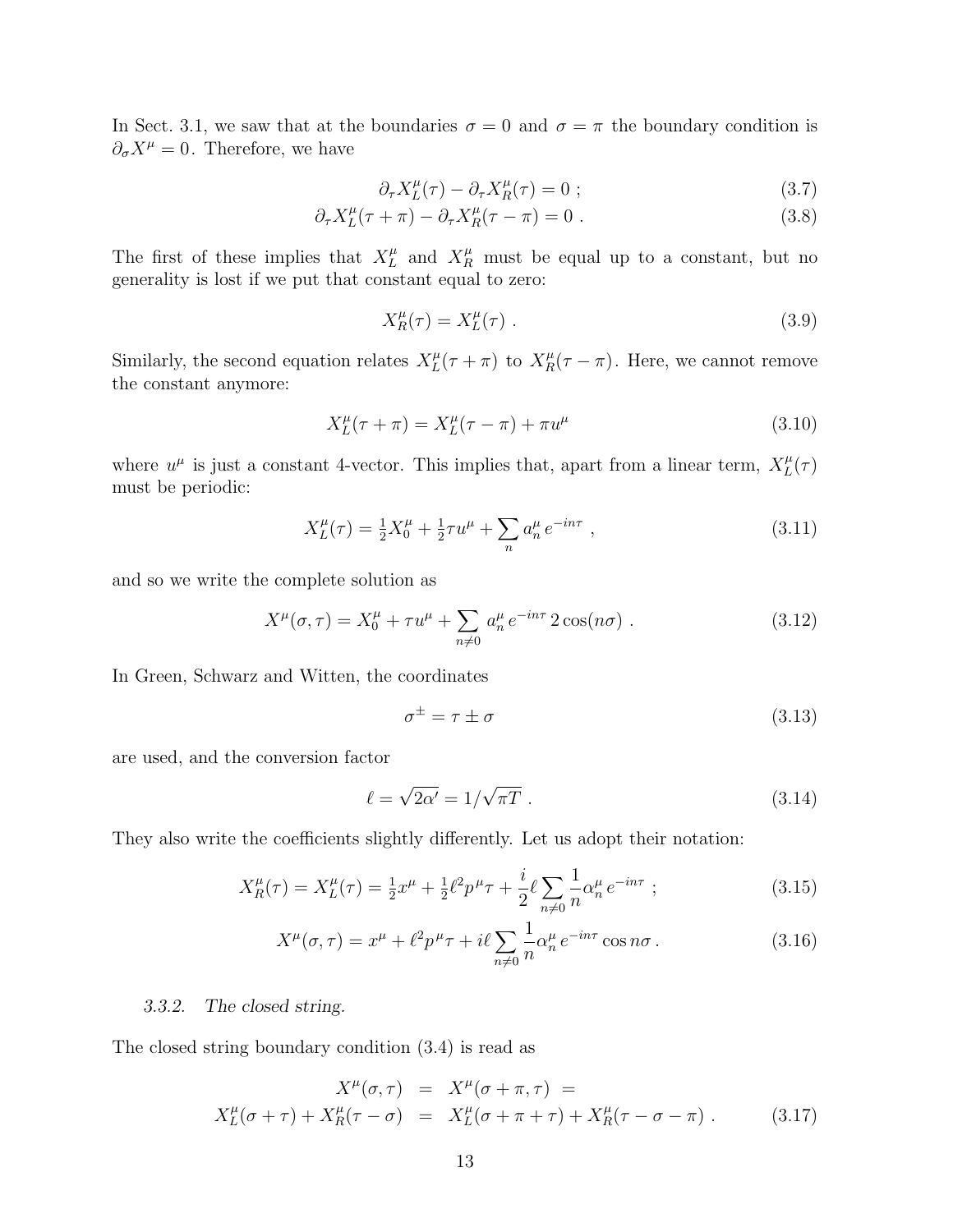In Sect. 3.1, we saw that at the boundaries $\sigma = 0$ and $\sigma = \pi$ the boundary condition is $\partial_\sigma X^\mu = 0$. Therefore, we have

$$\partial_\tau X^\mu_L(\tau) - \partial_\tau X^\mu_R(\tau) = 0 \; ; \tag{3.7}$$

$$\partial_\tau X^\mu_L(\tau+\pi) - \partial_\tau X^\mu_R(\tau-\pi) = 0 \; . \tag{3.8}$$

The first of these implies that $X^\mu_L$ and $X^\mu_R$ must be equal up to a constant, but no generality is lost if we put that constant equal to zero:

$$X^\mu_R(\tau) = X^\mu_L(\tau) \; . \tag{3.9}$$

Similarly, the second equation relates $X^\mu_L(\tau+\pi)$ to $X^\mu_R(\tau-\pi)$. Here, we cannot remove the constant anymore:

$$X^\mu_L(\tau+\pi) = X^\mu_L(\tau-\pi) + \pi u^\mu \tag{3.10}$$

where $u^\mu$ is just a constant 4-vector. This implies that, apart from a linear term, $X^\mu_L(\tau)$ must be periodic:

$$X^\mu_L(\tau) = \tfrac{1}{2}X^\mu_0 + \tfrac{1}{2}\tau u^\mu + \sum_n a^\mu_n \, e^{-in\tau} \; , \tag{3.11}$$

and so we write the complete solution as

$$X^\mu(\sigma,\tau) = X^\mu_0 + \tau u^\mu + \sum_{n\neq 0} a^\mu_n \, e^{-in\tau} \, 2\cos(n\sigma) \; . \tag{3.12}$$

In Green, Schwarz and Witten, the coordinates

$$\sigma^\pm = \tau \pm \sigma \tag{3.13}$$

are used, and the conversion factor

$$\ell = \sqrt{2\alpha'} = 1/\sqrt{\pi T} \; . \tag{3.14}$$

They also write the coefficients slightly differently. Let us adopt their notation:

$$X^\mu_R(\tau) = X^\mu_L(\tau) = \tfrac{1}{2}x^\mu + \tfrac{1}{2}\ell^2 p^\mu \tau + \frac{i}{2}\ell \sum_{n\neq 0} \frac{1}{n}\alpha^\mu_n \, e^{-in\tau} \; ; \tag{3.15}$$

$$X^\mu(\sigma,\tau) = x^\mu + \ell^2 p^\mu \tau + i\ell \sum_{n\neq 0} \frac{1}{n}\alpha^\mu_n \, e^{-in\tau} \cos n\sigma \, . \tag{3.16}$$

### 3.3.2. *The closed string.*

The closed string boundary condition (3.4) is read as

$$\begin{aligned} X^\mu(\sigma,\tau) &= X^\mu(\sigma+\pi,\tau) = \\ X^\mu_L(\sigma+\tau) + X^\mu_R(\tau-\sigma) &= X^\mu_L(\sigma+\pi+\tau) + X^\mu_R(\tau-\sigma-\pi) \, . \end{aligned} \tag{3.17}$$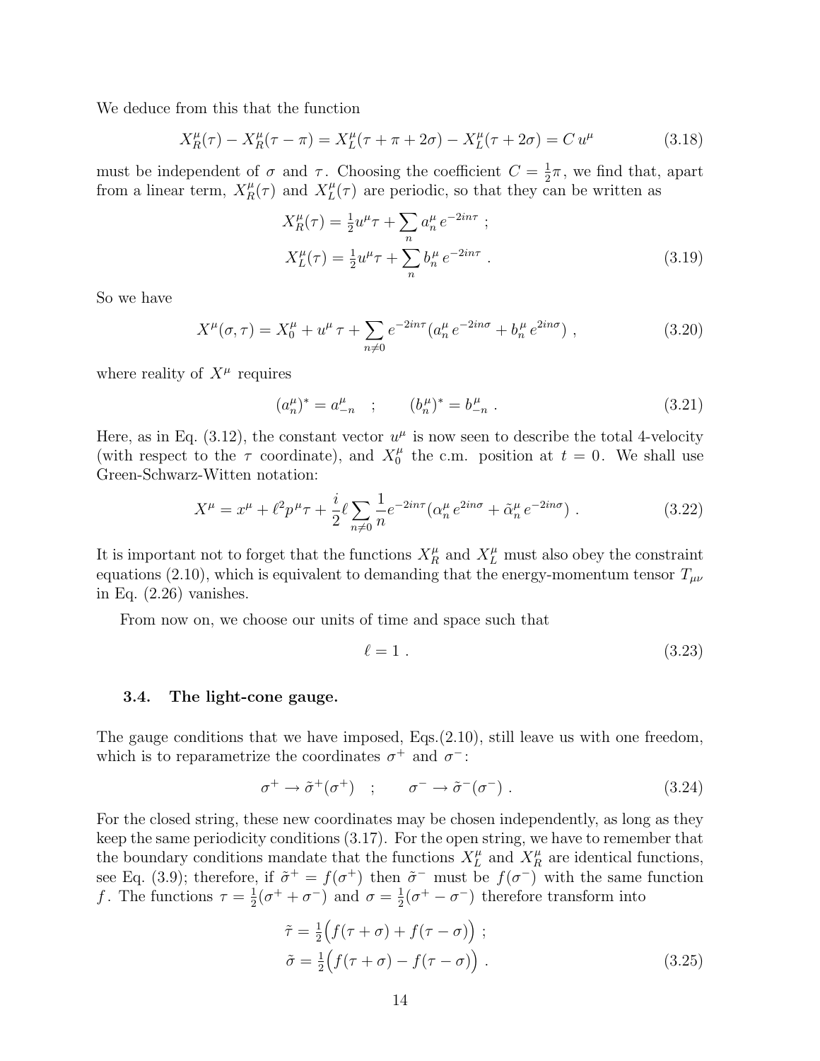We deduce from this that the function

$$X_R^\mu(\tau) - X_R^\mu(\tau - \pi) = X_L^\mu(\tau + \pi + 2\sigma) - X_L^\mu(\tau + 2\sigma) = C\, u^\mu \tag{3.18}$$

must be independent of $\sigma$ and $\tau$. Choosing the coefficient $C = \frac{1}{2}\pi$, we find that, apart from a linear term, $X_R^\mu(\tau)$ and $X_L^\mu(\tau)$ are periodic, so that they can be written as

$$\begin{aligned} X_R^\mu(\tau) &= \tfrac{1}{2}u^\mu\tau + \sum_n a_n^\mu\, e^{-2in\tau}\ ; \\ X_L^\mu(\tau) &= \tfrac{1}{2}u^\mu\tau + \sum_n b_n^\mu\, e^{-2in\tau}\ . \end{aligned} \tag{3.19}$$

So we have

$$X^\mu(\sigma,\tau) = X_0^\mu + u^\mu\,\tau + \sum_{n\neq 0} e^{-2in\tau}(a_n^\mu\, e^{-2in\sigma} + b_n^\mu\, e^{2in\sigma})\ , \tag{3.20}$$

where reality of $X^\mu$ requires

$$(a_n^\mu)^* = a_{-n}^\mu \quad ; \qquad (b_n^\mu)^* = b_{-n}^\mu\ . \tag{3.21}$$

Here, as in Eq. (3.12), the constant vector $u^\mu$ is now seen to describe the total 4-velocity (with respect to the $\tau$ coordinate), and $X_0^\mu$ the c.m. position at $t = 0$. We shall use Green-Schwarz-Witten notation:

$$X^\mu = x^\mu + \ell^2 p^\mu \tau + \frac{i}{2}\ell\sum_{n\neq 0}\frac{1}{n}e^{-2in\tau}(\alpha_n^\mu\, e^{2in\sigma} + \tilde\alpha_n^\mu\, e^{-2in\sigma})\ . \tag{3.22}$$

It is important not to forget that the functions $X_R^\mu$ and $X_L^\mu$ must also obey the constraint equations (2.10), which is equivalent to demanding that the energy-momentum tensor $T_{\mu\nu}$ in Eq. (2.26) vanishes.

From now on, we choose our units of time and space such that

$$\ell = 1\ . \tag{3.23}$$

### 3.4. The light-cone gauge.

The gauge conditions that we have imposed, Eqs.(2.10), still leave us with one freedom, which is to reparametrize the coordinates $\sigma^+$ and $\sigma^-$:

$$\sigma^+ \to \tilde\sigma^+(\sigma^+) \quad ; \qquad \sigma^- \to \tilde\sigma^-(\sigma^-)\ . \tag{3.24}$$

For the closed string, these new coordinates may be chosen independently, as long as they keep the same periodicity conditions (3.17). For the open string, we have to remember that the boundary conditions mandate that the functions $X_L^\mu$ and $X_R^\mu$ are identical functions, see Eq. (3.9); therefore, if $\tilde\sigma^+ = f(\sigma^+)$ then $\tilde\sigma^-$ must be $f(\sigma^-)$ with the same function $f$. The functions $\tau = \frac{1}{2}(\sigma^+ + \sigma^-)$ and $\sigma = \frac{1}{2}(\sigma^+ - \sigma^-)$ therefore transform into

$$\begin{aligned} \tilde\tau &= \tfrac{1}{2}\Big(f(\tau+\sigma) + f(\tau-\sigma)\Big)\ ; \\ \tilde\sigma &= \tfrac{1}{2}\Big(f(\tau+\sigma) - f(\tau-\sigma)\Big)\ . \end{aligned} \tag{3.25}$$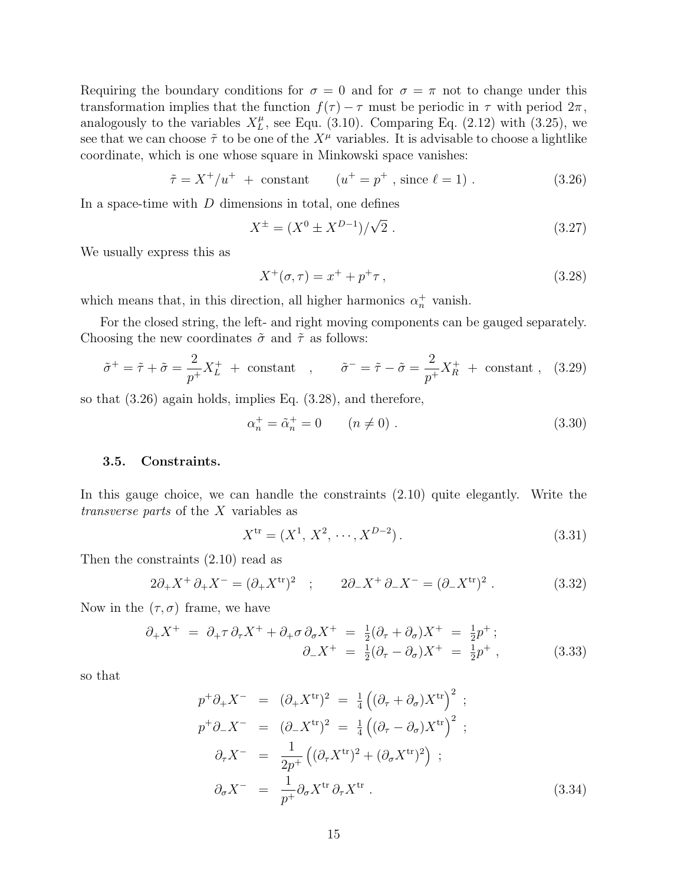Requiring the boundary conditions for $\sigma = 0$ and for $\sigma = \pi$ not to change under this transformation implies that the function $f(\tau) - \tau$ must be periodic in $\tau$ with period $2\pi$, analogously to the variables $X_L^\mu$, see Equ. (3.10). Comparing Eq. (2.12) with (3.25), we see that we can choose $\tilde{\tau}$ to be one of the $X^\mu$ variables. It is advisable to choose a lightlike coordinate, which is one whose square in Minkowski space vanishes:

$$\tilde{\tau} = X^+/u^+ \; + \; \text{constant} \qquad (u^+ = p^+ \text{ , since } \ell = 1) \; . \tag{3.26}$$

In a space-time with $D$ dimensions in total, one defines

$$X^\pm = (X^0 \pm X^{D-1})/\sqrt{2} \; . \tag{3.27}$$

We usually express this as

$$X^+(\sigma, \tau) = x^+ + p^+ \tau \, , \tag{3.28}$$

which means that, in this direction, all higher harmonics $\alpha_n^+$ vanish.

For the closed string, the left- and right moving components can be gauged separately. Choosing the new coordinates $\tilde{\sigma}$ and $\tilde{\tau}$ as follows:

$$\tilde{\sigma}^+ = \tilde{\tau} + \tilde{\sigma} = \frac{2}{p^+} X_L^+ \; + \; \text{constant} \quad , \qquad \tilde{\sigma}^- = \tilde{\tau} - \tilde{\sigma} = \frac{2}{p^+} X_R^+ \; + \; \text{constant} \; , \tag{3.29}$$

so that (3.26) again holds, implies Eq. (3.28), and therefore,

$$\alpha_n^+ = \tilde{\alpha}_n^+ = 0 \qquad (n \neq 0) \; . \tag{3.30}$$

### 3.5. Constraints.

In this gauge choice, we can handle the constraints (2.10) quite elegantly. Write the *transverse parts* of the $X$ variables as

$$X^{\text{tr}} = (X^1, \, X^2, \, \cdots, X^{D-2}) \, . \tag{3.31}$$

Then the constraints (2.10) read as

$$2\partial_+ X^+ \, \partial_+ X^- = (\partial_+ X^{\text{tr}})^2 \quad ; \qquad 2\partial_- X^+ \, \partial_- X^- = (\partial_- X^{\text{tr}})^2 \; . \tag{3.32}$$

Now in the $(\tau, \sigma)$ frame, we have

$$\begin{aligned} \partial_+ X^+ \; &= \; \partial_+ \tau \, \partial_\tau X^+ + \partial_+ \sigma \, \partial_\sigma X^+ \; = \; \tfrac{1}{2}(\partial_\tau + \partial_\sigma) X^+ \; = \; \tfrac{1}{2} p^+ \, ; \\ \partial_- X^+ \; &= \; \tfrac{1}{2}(\partial_\tau - \partial_\sigma) X^+ \; = \; \tfrac{1}{2} p^+ \, , \end{aligned} \tag{3.33}$$

so that

$$\begin{aligned} p^+ \partial_+ X^- \; &= \; (\partial_+ X^{\text{tr}})^2 \; = \; \tfrac{1}{4} \left( (\partial_\tau + \partial_\sigma) X^{\text{tr}} \right)^2 \; ; \\ p^+ \partial_- X^- \; &= \; (\partial_- X^{\text{tr}})^2 \; = \; \tfrac{1}{4} \left( (\partial_\tau - \partial_\sigma) X^{\text{tr}} \right)^2 \; ; \\ \partial_\tau X^- \; &= \; \frac{1}{2p^+} \left( (\partial_\tau X^{\text{tr}})^2 + (\partial_\sigma X^{\text{tr}})^2 \right) \; ; \\ \partial_\sigma X^- \; &= \; \frac{1}{p^+} \partial_\sigma X^{\text{tr}} \, \partial_\tau X^{\text{tr}} \; . \end{aligned} \tag{3.34}$$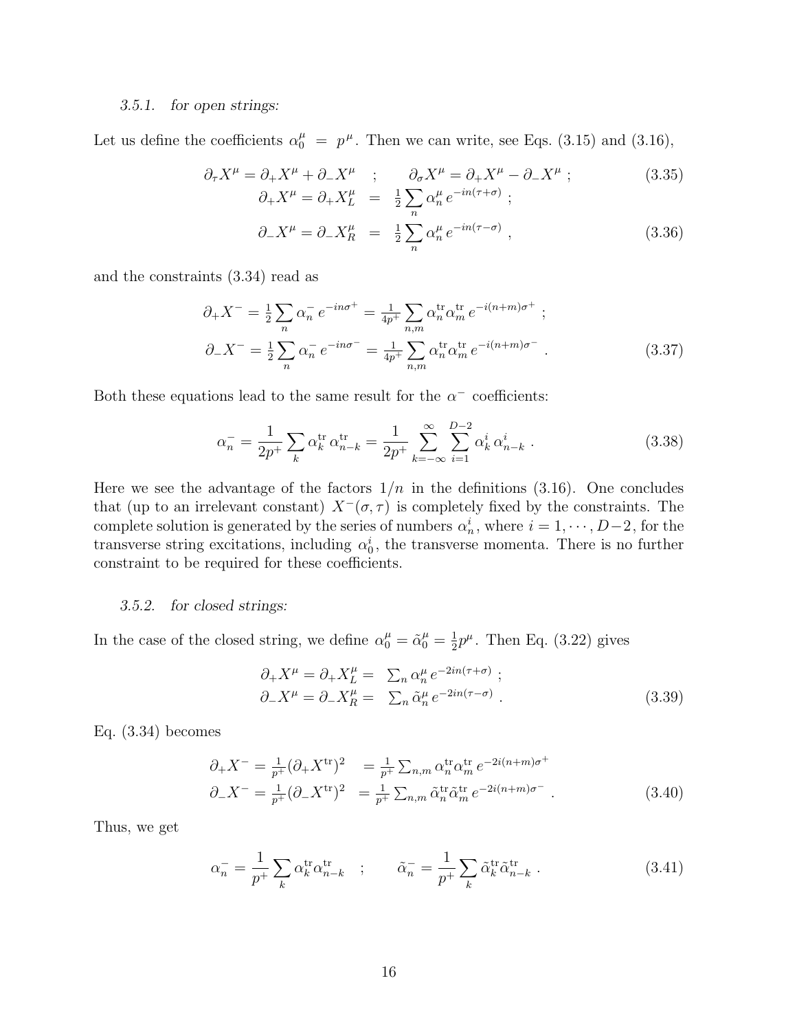### *3.5.1. for open strings:*

Let us define the coefficients $\alpha_0^\mu = p^\mu$. Then we can write, see Eqs. (3.15) and (3.16),

$$\partial_\tau X^\mu = \partial_+ X^\mu + \partial_- X^\mu \quad ; \qquad \partial_\sigma X^\mu = \partial_+ X^\mu - \partial_- X^\mu \; ; \tag{3.35}$$

$$\begin{aligned} \partial_+ X^\mu = \partial_+ X_L^\mu &= \tfrac{1}{2} \sum_n \alpha_n^\mu \, e^{-in(\tau+\sigma)} \; ; \\ \partial_- X^\mu = \partial_- X_R^\mu &= \tfrac{1}{2} \sum_n \alpha_n^\mu \, e^{-in(\tau-\sigma)} \; , \end{aligned} \tag{3.36}$$

and the constraints (3.34) read as

$$\begin{aligned} \partial_+ X^- &= \tfrac{1}{2} \sum_n \alpha_n^- \, e^{-in\sigma^+} = \tfrac{1}{4p^+} \sum_{n,m} \alpha_n^{\text{tr}} \alpha_m^{\text{tr}} \, e^{-i(n+m)\sigma^+} \; ; \\ \partial_- X^- &= \tfrac{1}{2} \sum_n \alpha_n^- \, e^{-in\sigma^-} = \tfrac{1}{4p^+} \sum_{n,m} \alpha_n^{\text{tr}} \alpha_m^{\text{tr}} \, e^{-i(n+m)\sigma^-} \; . \end{aligned} \tag{3.37}$$

Both these equations lead to the same result for the $\alpha^-$ coefficients:

$$\alpha_n^- = \frac{1}{2p^+} \sum_k \alpha_k^{\text{tr}} \, \alpha_{n-k}^{\text{tr}} = \frac{1}{2p^+} \sum_{k=-\infty}^{\infty} \sum_{i=1}^{D-2} \alpha_k^i \, \alpha_{n-k}^i \; . \tag{3.38}$$

Here we see the advantage of the factors $1/n$ in the definitions (3.16). One concludes that (up to an irrelevant constant) $X^-(\sigma,\tau)$ is completely fixed by the constraints. The complete solution is generated by the series of numbers $\alpha_n^i$, where $i = 1, \cdots, D-2$, for the transverse string excitations, including $\alpha_0^i$, the transverse momenta. There is no further constraint to be required for these coefficients.

### *3.5.2. for closed strings:*

In the case of the closed string, we define $\alpha_0^\mu = \tilde{\alpha}_0^\mu = \frac{1}{2} p^\mu$. Then Eq. (3.22) gives

$$\begin{aligned} \partial_+ X^\mu = \partial_+ X_L^\mu &= \textstyle\sum_n \alpha_n^\mu \, e^{-2in(\tau+\sigma)} \; ; \\ \partial_- X^\mu = \partial_- X_R^\mu &= \textstyle\sum_n \tilde{\alpha}_n^\mu \, e^{-2in(\tau-\sigma)} \; . \end{aligned} \tag{3.39}$$

Eq. (3.34) becomes

$$\begin{aligned} \partial_+ X^- = \tfrac{1}{p^+} (\partial_+ X^{\text{tr}})^2 &= \tfrac{1}{p^+} \textstyle\sum_{n,m} \alpha_n^{\text{tr}} \alpha_m^{\text{tr}} \, e^{-2i(n+m)\sigma^+} \\ \partial_- X^- = \tfrac{1}{p^+} (\partial_- X^{\text{tr}})^2 &= \tfrac{1}{p^+} \textstyle\sum_{n,m} \tilde{\alpha}_n^{\text{tr}} \tilde{\alpha}_m^{\text{tr}} \, e^{-2i(n+m)\sigma^-} \; . \end{aligned} \tag{3.40}$$

Thus, we get

$$\alpha_n^- = \frac{1}{p^+} \sum_k \alpha_k^{\text{tr}} \alpha_{n-k}^{\text{tr}} \quad ; \qquad \tilde{\alpha}_n^- = \frac{1}{p^+} \sum_k \tilde{\alpha}_k^{\text{tr}} \tilde{\alpha}_{n-k}^{\text{tr}} \; . \tag{3.41}$$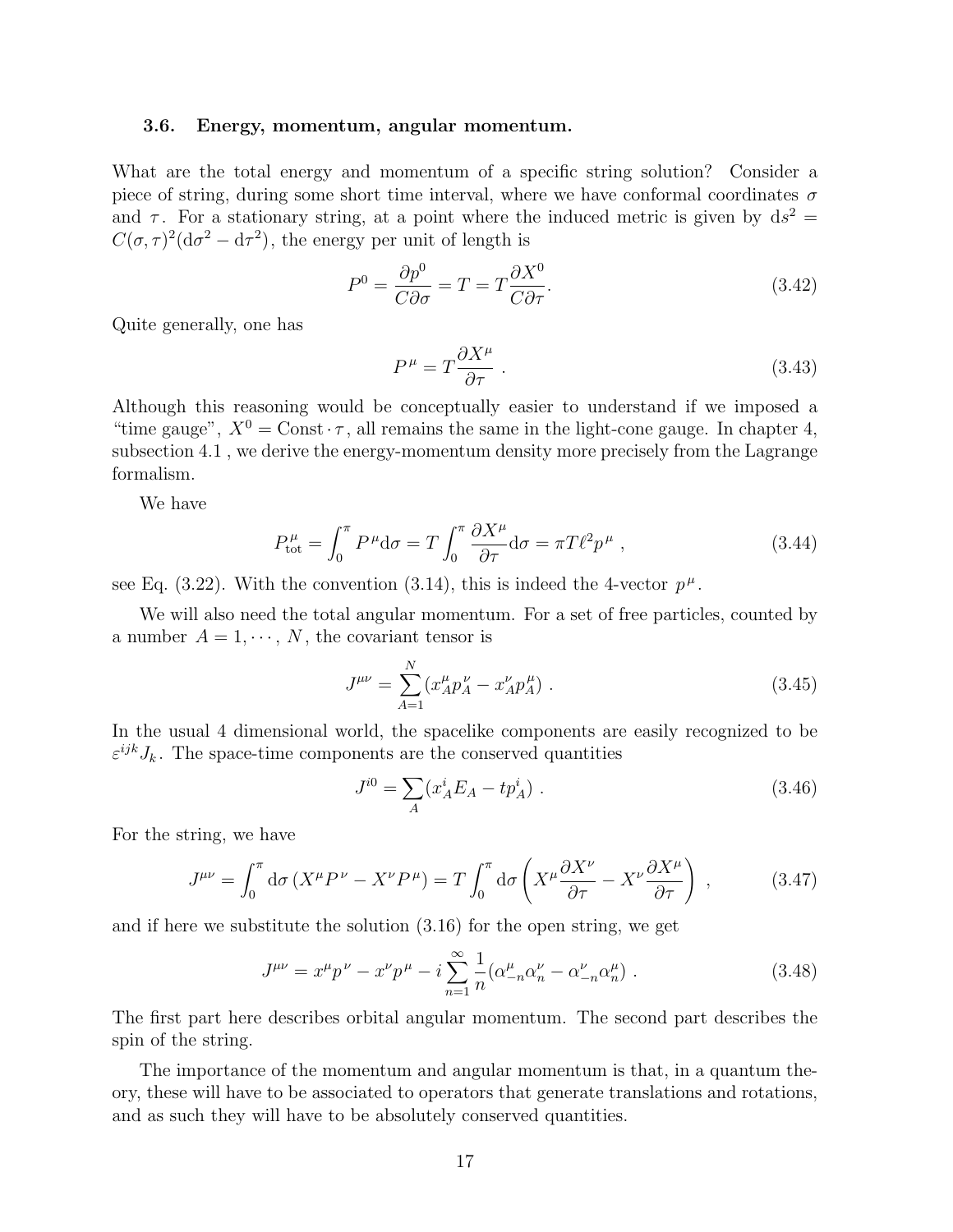### 3.6. Energy, momentum, angular momentum.

What are the total energy and momentum of a specific string solution? Consider a piece of string, during some short time interval, where we have conformal coordinates $\sigma$ and $\tau$. For a stationary string, at a point where the induced metric is given by $\mathrm{d}s^2 = C(\sigma,\tau)^2(\mathrm{d}\sigma^2 - \mathrm{d}\tau^2)$, the energy per unit of length is

$$P^0 = \frac{\partial p^0}{C\partial\sigma} = T = T\frac{\partial X^0}{C\partial\tau}. \tag{3.42}$$

Quite generally, one has

$$P^\mu = T\frac{\partial X^\mu}{\partial\tau} \ . \tag{3.43}$$

Although this reasoning would be conceptually easier to understand if we imposed a "time gauge", $X^0 = \mathrm{Const}\cdot\tau$, all remains the same in the light-cone gauge. In chapter 4, subsection 4.1 , we derive the energy-momentum density more precisely from the Lagrange formalism.

We have

$$P^\mu_{\mathrm{tot}} = \int_0^\pi P^\mu \mathrm{d}\sigma = T\int_0^\pi \frac{\partial X^\mu}{\partial\tau}\mathrm{d}\sigma = \pi T\ell^2 p^\mu \ , \tag{3.44}$$

see Eq. (3.22). With the convention (3.14), this is indeed the 4-vector $p^\mu$.

We will also need the total angular momentum. For a set of free particles, counted by a number $A = 1,\cdots, N$, the covariant tensor is

$$J^{\mu\nu} = \sum_{A=1}^N (x_A^\mu p_A^\nu - x_A^\nu p_A^\mu) \ . \tag{3.45}$$

In the usual 4 dimensional world, the spacelike components are easily recognized to be $\varepsilon^{ijk}J_k$. The space-time components are the conserved quantities

$$J^{i0} = \sum_A (x_A^i E_A - t p_A^i) \ . \tag{3.46}$$

For the string, we have

$$J^{\mu\nu} = \int_0^\pi \mathrm{d}\sigma\,(X^\mu P^\nu - X^\nu P^\mu) = T\int_0^\pi \mathrm{d}\sigma\left(X^\mu\frac{\partial X^\nu}{\partial\tau} - X^\nu\frac{\partial X^\mu}{\partial\tau}\right) \ , \tag{3.47}$$

and if here we substitute the solution (3.16) for the open string, we get

$$J^{\mu\nu} = x^\mu p^\nu - x^\nu p^\mu - i\sum_{n=1}^\infty \frac{1}{n}(\alpha_{-n}^\mu\alpha_n^\nu - \alpha_{-n}^\nu\alpha_n^\mu) \ . \tag{3.48}$$

The first part here describes orbital angular momentum. The second part describes the spin of the string.

The importance of the momentum and angular momentum is that, in a quantum theory, these will have to be associated to operators that generate translations and rotations, and as such they will have to be absolutely conserved quantities.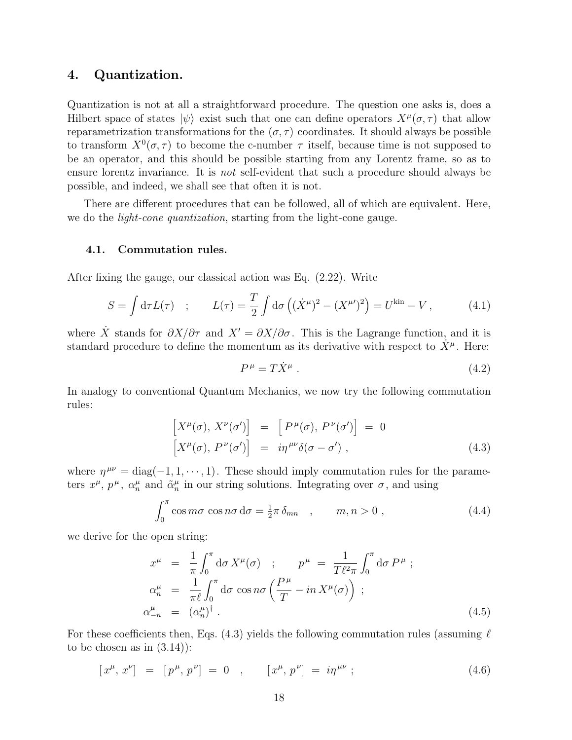## 4. Quantization.

Quantization is not at all a straightforward procedure. The question one asks is, does a Hilbert space of states $|\psi\rangle$ exist such that one can define operators $X^\mu(\sigma,\tau)$ that allow reparametrization transformations for the $(\sigma,\tau)$ coordinates. It should always be possible to transform $X^0(\sigma,\tau)$ to become the c-number $\tau$ itself, because time is not supposed to be an operator, and this should be possible starting from any Lorentz frame, so as to ensure lorentz invariance. It is *not* self-evident that such a procedure should always be possible, and indeed, we shall see that often it is not.

There are different procedures that can be followed, all of which are equivalent. Here, we do the *light-cone quantization*, starting from the light-cone gauge.

### 4.1. Commutation rules.

After fixing the gauge, our classical action was Eq. (2.22). Write

$$S=\int \mathrm{d}\tau L(\tau) \quad ; \qquad L(\tau)=\frac{T}{2}\int \mathrm{d}\sigma \left((\dot{X}^\mu)^2-(X^{\mu\prime})^2\right)=U^{\mathrm{kin}}-V\,, \tag{4.1}$$

where $\dot{X}$ stands for $\partial X/\partial\tau$ and $X'=\partial X/\partial\sigma$. This is the Lagrange function, and it is standard procedure to define the momentum as its derivative with respect to $\dot{X}^\mu$. Here:

$$P^\mu=T\dot{X}^\mu\,. \tag{4.2}$$

In analogy to conventional Quantum Mechanics, we now try the following commutation rules:

$$\begin{aligned}\left[X^\mu(\sigma),\,X^\nu(\sigma')\right] &= \left[P^\mu(\sigma),\,P^\nu(\sigma')\right] \;=\; 0\\ \left[X^\mu(\sigma),\,P^\nu(\sigma')\right] &= i\eta^{\mu\nu}\delta(\sigma-\sigma')\,,\end{aligned} \tag{4.3}$$

where $\eta^{\mu\nu}=\mathrm{diag}(-1,1,\cdots,1)$. These should imply commutation rules for the parameters $x^\mu$, $p^\mu$, $\alpha^\mu_n$ and $\tilde{\alpha}^\mu_n$ in our string solutions. Integrating over $\sigma$, and using

$$\int_0^\pi \cos m\sigma\,\cos n\sigma\,\mathrm{d}\sigma=\tfrac{1}{2}\pi\,\delta_{mn}\quad , \qquad m,n>0\,, \tag{4.4}$$

we derive for the open string:

$$\begin{aligned} x^\mu &= \frac{1}{\pi}\int_0^\pi \mathrm{d}\sigma\, X^\mu(\sigma) \quad ; \qquad p^\mu \;=\; \frac{1}{T\ell^2\pi}\int_0^\pi \mathrm{d}\sigma\, P^\mu\,;\\ \alpha^\mu_n &= \frac{1}{\pi\ell}\int_0^\pi \mathrm{d}\sigma\,\cos n\sigma\left(\frac{P^\mu}{T}-in\,X^\mu(\sigma)\right)\,;\\ \alpha^\mu_{-n} &= (\alpha^\mu_n)^\dagger\,. \end{aligned} \tag{4.5}$$

For these coefficients then, Eqs. (4.3) yields the following commutation rules (assuming $\ell$ to be chosen as in (3.14)):

$$[\,x^\mu,\,x^\nu] \;=\; [\,p^\mu,\,p^\nu] \;=\; 0 \quad , \qquad [\,x^\mu,\,p^\nu] \;=\; i\eta^{\mu\nu}\,; \tag{4.6}$$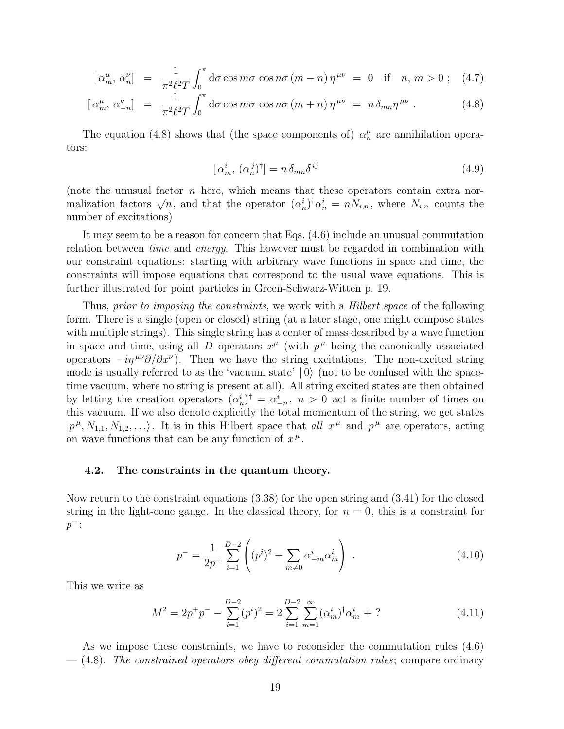$$[\,\alpha_m^\mu,\,\alpha_n^\nu] \;=\; \frac{1}{\pi^2\ell^2T}\int_0^\pi \mathrm{d}\sigma \cos m\sigma\,\cos n\sigma\,(m-n)\,\eta^{\mu\nu} \;=\; 0 \quad\text{if}\quad n,\,m>0\,; \tag{4.7}$$

$$[\,\alpha_m^\mu,\,\alpha_{-n}^\nu] \;=\; \frac{1}{\pi^2\ell^2T}\int_0^\pi \mathrm{d}\sigma \cos m\sigma\,\cos n\sigma\,(m+n)\,\eta^{\mu\nu} \;=\; n\,\delta_{mn}\eta^{\mu\nu}\,. \tag{4.8}$$

The equation (4.8) shows that (the space components of) $\alpha_n^\mu$ are annihilation operators:

$$[\,\alpha_m^i,\,(\alpha_n^j)^\dagger] = n\,\delta_{mn}\delta^{ij} \tag{4.9}$$

(note the unusual factor $n$ here, which means that these operators contain extra normalization factors $\sqrt{n}$, and that the operator $(\alpha_n^i)^\dagger\alpha_n^i = nN_{i,n}$, where $N_{i,n}$ counts the number of excitations)

It may seem to be a reason for concern that Eqs. (4.6) include an unusual commutation relation between *time* and *energy*. This however must be regarded in combination with our constraint equations: starting with arbitrary wave functions in space and time, the constraints will impose equations that correspond to the usual wave equations. This is further illustrated for point particles in Green-Schwarz-Witten p. 19.

Thus, *prior to imposing the constraints*, we work with a *Hilbert space* of the following form. There is a single (open or closed) string (at a later stage, one might compose states with multiple strings). This single string has a center of mass described by a wave function in space and time, using all $D$ operators $x^\mu$ (with $p^\mu$ being the canonically associated operators $-i\eta^{\mu\nu}\partial/\partial x^\nu$). Then we have the string excitations. The non-excited string mode is usually referred to as the 'vacuum state' $|\,0\rangle$ (not to be confused with the space-time vacuum, where no string is present at all). All string excited states are then obtained by letting the creation operators $(\alpha_n^i)^\dagger = \alpha_{-n}^i$, $n>0$ act a finite number of times on this vacuum. If we also denote explicitly the total momentum of the string, we get states $|p^\mu, N_{1,1}, N_{1,2},\ldots\rangle$. It is in this Hilbert space that *all* $x^\mu$ and $p^\mu$ are operators, acting on wave functions that can be any function of $x^\mu$.

### 4.2. The constraints in the quantum theory.

Now return to the constraint equations (3.38) for the open string and (3.41) for the closed string in the light-cone gauge. In the classical theory, for $n=0$, this is a constraint for $p^-$:

$$p^- = \frac{1}{2p^+}\sum_{i=1}^{D-2}\left((p^i)^2 + \sum_{m\neq 0}\alpha_{-m}^i\alpha_m^i\right)\,. \tag{4.10}$$

This we write as

$$M^2 = 2p^+p^- - \sum_{i=1}^{D-2}(p^i)^2 = 2\sum_{i=1}^{D-2}\sum_{m=1}^{\infty}(\alpha_m^i)^\dagger\alpha_m^i \,+\, ? \tag{4.11}$$

As we impose these constraints, we have to reconsider the commutation rules (4.6) — (4.8). *The constrained operators obey different commutation rules*; compare ordinary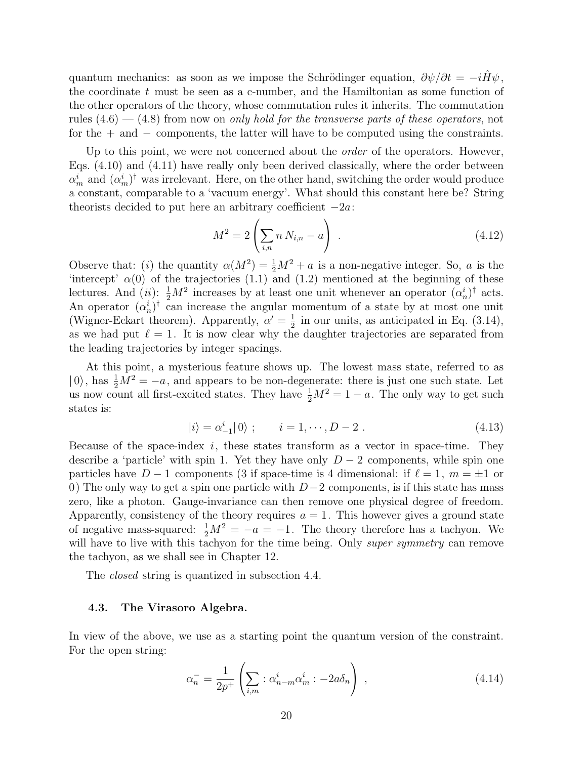quantum mechanics: as soon as we impose the Schrödinger equation, $\partial\psi/\partial t = -i\hat{H}\psi$, the coordinate $t$ must be seen as a c-number, and the Hamiltonian as some function of the other operators of the theory, whose commutation rules it inherits. The commutation rules (4.6) — (4.8) from now on *only hold for the transverse parts of these operators*, not for the + and − components, the latter will have to be computed using the constraints.

Up to this point, we were not concerned about the *order* of the operators. However, Eqs. (4.10) and (4.11) have really only been derived classically, where the order between $\alpha_m^i$ and $(\alpha_m^i)^\dagger$ was irrelevant. Here, on the other hand, switching the order would produce a constant, comparable to a 'vacuum energy'. What should this constant here be? String theorists decided to put here an arbitrary coefficient $-2a$:

$$M^2 = 2\left(\sum_{i,n} n\, N_{i,n} - a\right) \ . \tag{4.12}$$

Observe that: $(i)$ the quantity $\alpha(M^2) = \frac{1}{2}M^2 + a$ is a non-negative integer. So, $a$ is the 'intercept' $\alpha(0)$ of the trajectories (1.1) and (1.2) mentioned at the beginning of these lectures. And $(ii)$: $\frac{1}{2}M^2$ increases by at least one unit whenever an operator $(\alpha_n^i)^\dagger$ acts. An operator $(\alpha_n^i)^\dagger$ can increase the angular momentum of a state by at most one unit (Wigner-Eckart theorem). Apparently, $\alpha' = \frac{1}{2}$ in our units, as anticipated in Eq. (3.14), as we had put $\ell = 1$. It is now clear why the daughter trajectories are separated from the leading trajectories by integer spacings.

At this point, a mysterious feature shows up. The lowest mass state, referred to as $|\,0\rangle$, has $\frac{1}{2}M^2 = -a$, and appears to be non-degenerate: there is just one such state. Let us now count all first-excited states. They have $\frac{1}{2}M^2 = 1 - a$. The only way to get such states is:

$$|i\rangle = \alpha_{-1}^i |\,0\rangle \ ; \qquad i = 1, \cdots, D-2 \ . \tag{4.13}$$

Because of the space-index $i$, these states transform as a vector in space-time. They describe a 'particle' with spin 1. Yet they have only $D-2$ components, while spin one particles have $D-1$ components (3 if space-time is 4 dimensional: if $\ell = 1$, $m = \pm 1$ or 0) The only way to get a spin one particle with $D-2$ components, is if this state has mass zero, like a photon. Gauge-invariance can then remove one physical degree of freedom. Apparently, consistency of the theory requires $a = 1$. This however gives a ground state of negative mass-squared: $\frac{1}{2}M^2 = -a = -1$. The theory therefore has a tachyon. We will have to live with this tachyon for the time being. Only *super symmetry* can remove the tachyon, as we shall see in Chapter 12.

The *closed* string is quantized in subsection 4.4.

### 4.3. The Virasoro Algebra.

In view of the above, we use as a starting point the quantum version of the constraint. For the open string:

$$\alpha_n^- = \frac{1}{2p^+}\left(\sum_{i,m} :\alpha_{n-m}^i \alpha_m^i: - 2a\delta_n\right) \ , \tag{4.14}$$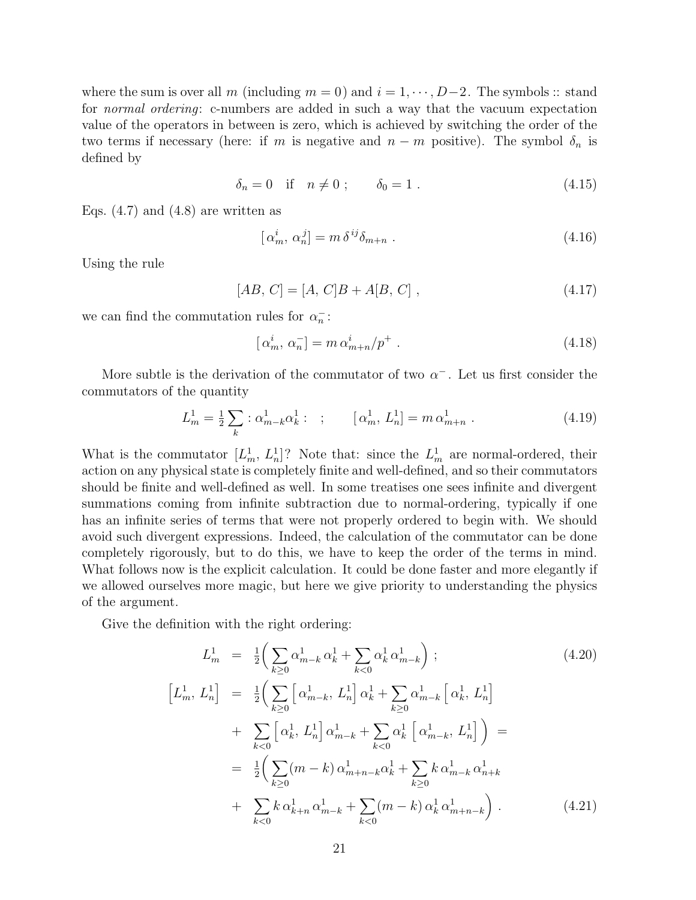where the sum is over all $m$ (including $m = 0$) and $i = 1, \cdots, D-2$. The symbols :: stand for *normal ordering*: c-numbers are added in such a way that the vacuum expectation value of the operators in between is zero, which is achieved by switching the order of the two terms if necessary (here: if $m$ is negative and $n - m$ positive). The symbol $\delta_n$ is defined by

$$\delta_n = 0 \quad \text{if} \quad n \neq 0 \; ; \qquad \delta_0 = 1 \; . \tag{4.15}$$

Eqs. (4.7) and (4.8) are written as

$$[\,\alpha^i_m,\, \alpha^j_n] = m\, \delta^{\,ij} \delta_{m+n} \; . \tag{4.16}$$

Using the rule

$$[AB,\, C] = [A,\, C]B + A[B,\, C] \; , \tag{4.17}$$

we can find the commutation rules for $\alpha^-_n$:

$$[\,\alpha^i_m,\, \alpha^-_n] = m\, \alpha^i_{m+n}/p^+ \; . \tag{4.18}$$

More subtle is the derivation of the commutator of two $\alpha^-$. Let us first consider the commutators of the quantity

$$L^1_m = \tfrac{1}{2} \sum_k : \alpha^1_{m-k} \alpha^1_k : \quad ; \qquad [\,\alpha^1_m,\, L^1_n] = m\, \alpha^1_{m+n} \; . \tag{4.19}$$

What is the commutator $[L^1_m,\, L^1_n]$? Note that: since the $L^1_m$ are normal-ordered, their action on any physical state is completely finite and well-defined, and so their commutators should be finite and well-defined as well. In some treatises one sees infinite and divergent summations coming from infinite subtraction due to normal-ordering, typically if one has an infinite series of terms that were not properly ordered to begin with. We should avoid such divergent expressions. Indeed, the calculation of the commutator can be done completely rigorously, but to do this, we have to keep the order of the terms in mind. What follows now is the explicit calculation. It could be done faster and more elegantly if we allowed ourselves more magic, but here we give priority to understanding the physics of the argument.

Give the definition with the right ordering:

$$L^1_m = \tfrac{1}{2} \Big( \sum_{k \geq 0} \alpha^1_{m-k}\, \alpha^1_k + \sum_{k<0} \alpha^1_k\, \alpha^1_{m-k} \Big) \; ; \tag{4.20}$$

$$\begin{aligned}
\Big[ L^1_m,\, L^1_n \Big] &= \tfrac{1}{2} \Big( \sum_{k \geq 0} \Big[\, \alpha^1_{m-k},\, L^1_n \Big]\, \alpha^1_k + \sum_{k \geq 0} \alpha^1_{m-k} \Big[\, \alpha^1_k,\, L^1_n \Big] \\
&+ \sum_{k<0} \Big[\, \alpha^1_k,\, L^1_n \Big]\, \alpha^1_{m-k} + \sum_{k<0} \alpha^1_k\, \Big[\, \alpha^1_{m-k},\, L^1_n \Big] \Big) = \\
&= \tfrac{1}{2} \Big( \sum_{k \geq 0} (m-k)\, \alpha^1_{m+n-k} \alpha^1_k + \sum_{k \geq 0} k\, \alpha^1_{m-k}\, \alpha^1_{n+k} \\
&+ \sum_{k<0} k\, \alpha^1_{k+n}\, \alpha^1_{m-k} + \sum_{k<0} (m-k)\, \alpha^1_k\, \alpha^1_{m+n-k} \Big) \; .
\end{aligned} \tag{4.21}$$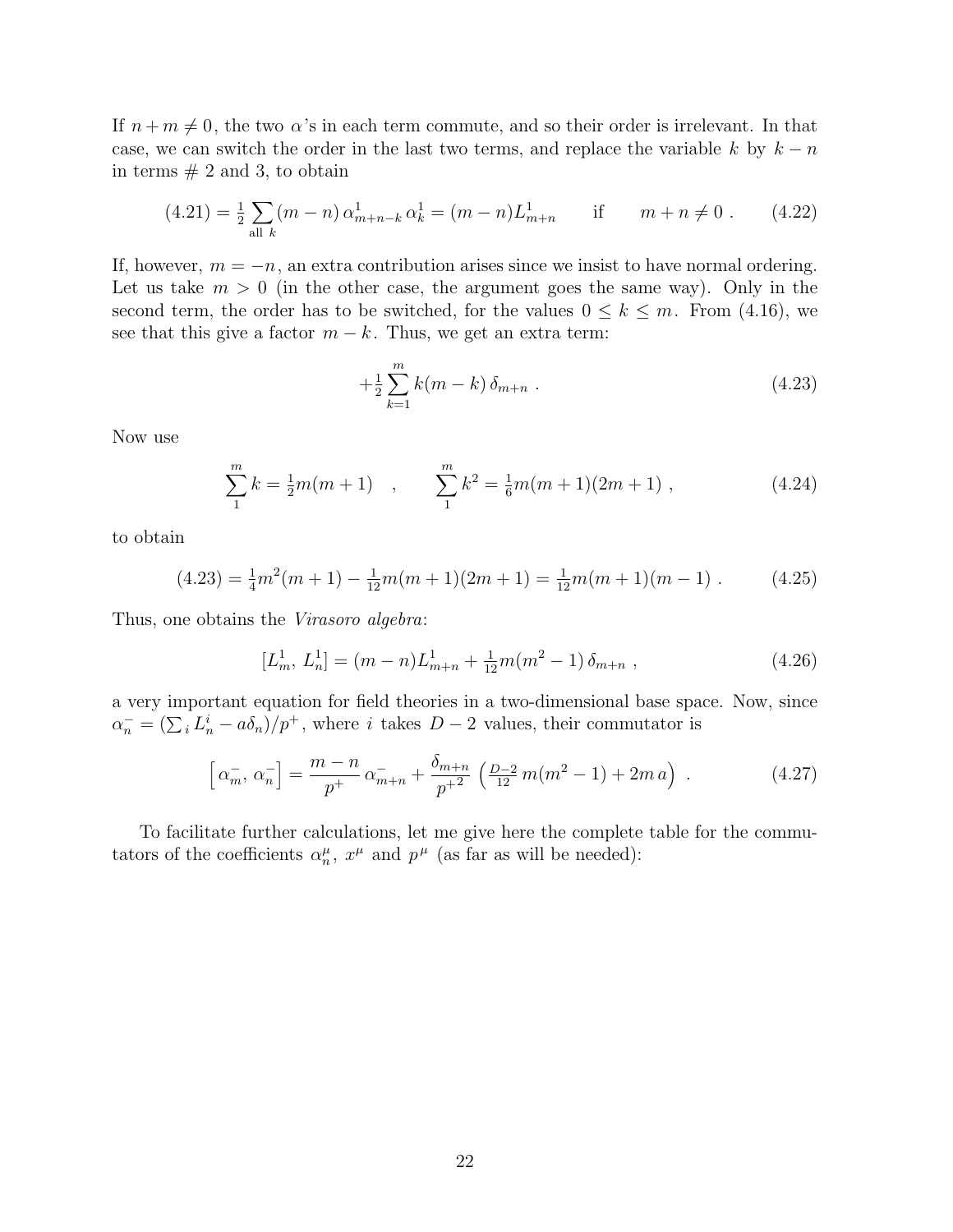If $n+m \neq 0$, the two $\alpha$'s in each term commute, and so their order is irrelevant. In that case, we can switch the order in the last two terms, and replace the variable $k$ by $k-n$ in terms # 2 and 3, to obtain

$$(4.21) = \tfrac{1}{2} \sum_{\text{all } k} (m-n)\, \alpha^1_{m+n-k}\, \alpha^1_k = (m-n) L^1_{m+n} \qquad \text{if} \qquad m+n \neq 0 \; . \tag{4.22}$$

If, however, $m=-n$, an extra contribution arises since we insist to have normal ordering. Let us take $m>0$ (in the other case, the argument goes the same way). Only in the second term, the order has to be switched, for the values $0 \leq k \leq m$. From (4.16), we see that this give a factor $m-k$. Thus, we get an extra term:

$$+\tfrac{1}{2} \sum_{k=1}^{m} k(m-k)\, \delta_{m+n} \; . \tag{4.23}$$

Now use

$$\sum_{1}^{m} k = \tfrac{1}{2} m(m+1) \quad , \qquad \sum_{1}^{m} k^2 = \tfrac{1}{6} m(m+1)(2m+1) \; , \tag{4.24}$$

to obtain

$$(4.23) = \tfrac{1}{4} m^2(m+1) - \tfrac{1}{12} m(m+1)(2m+1) = \tfrac{1}{12} m(m+1)(m-1) \; . \tag{4.25}$$

Thus, one obtains the *Virasoro algebra*:

$$[L^1_m,\, L^1_n] = (m-n) L^1_{m+n} + \tfrac{1}{12} m(m^2-1)\, \delta_{m+n} \; , \tag{4.26}$$

a very important equation for field theories in a two-dimensional base space. Now, since $\alpha^-_n = (\sum_i L^i_n - a\delta_n)/p^+$, where $i$ takes $D-2$ values, their commutator is

$$\Big[\, \alpha^-_m,\, \alpha^-_n \Big] = \frac{m-n}{p^+}\, \alpha^-_{m+n} + \frac{\delta_{m+n}}{{p^+}^2} \left( \tfrac{D-2}{12}\, m(m^2-1) + 2m\, a \right) \; . \tag{4.27}$$

To facilitate further calculations, let me give here the complete table for the commutators of the coefficients $\alpha^\mu_n$, $x^\mu$ and $p^\mu$ (as far as will be needed):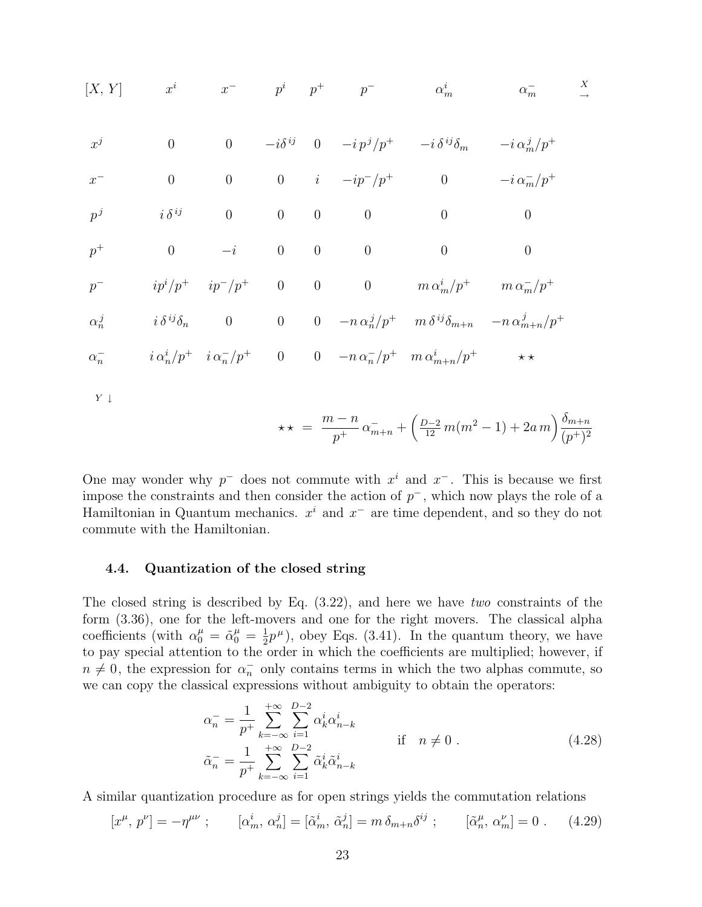| $[X, Y]$ | $x^i$ | $x^-$ | $p^i$ | $p^+$ | $p^-$ | $\alpha^i_m$ | $\alpha^-_m$ | $\overset{X}{\rightarrow}$ |
|---|---|---|---|---|---|---|---|---|
| $x^j$ | $0$ | $0$ | $-i\delta^{ij}$ | $0$ | $-i\,p^j/p^+$ | $-i\,\delta^{ij}\delta_m$ | $-i\,\alpha^j_m/p^+$ | |
| $x^-$ | $0$ | $0$ | $0$ | $i$ | $-ip^-/p^+$ | $0$ | $-i\,\alpha^-_m/p^+$ | |
| $p^j$ | $i\,\delta^{ij}$ | $0$ | $0$ | $0$ | $0$ | $0$ | $0$ | |
| $p^+$ | $0$ | $-i$ | $0$ | $0$ | $0$ | $0$ | $0$ | |
| $p^-$ | $ip^i/p^+$ | $ip^-/p^+$ | $0$ | $0$ | $0$ | $m\,\alpha^i_m/p^+$ | $m\,\alpha^-_m/p^+$ | |
| $\alpha^j_n$ | $i\,\delta^{ij}\delta_n$ | $0$ | $0$ | $0$ | $-n\,\alpha^j_n/p^+$ | $m\,\delta^{ij}\delta_{m+n}$ | $-n\,\alpha^j_{m+n}/p^+$ | |
| $\alpha^-_n$ | $i\,\alpha^i_n/p^+$ | $i\,\alpha^-_n/p^+$ | $0$ | $0$ | $-n\,\alpha^-_n/p^+$ | $m\,\alpha^i_{m+n}/p^+$ | $\star\star$ | |
| $Y\downarrow$ | | | | | | | | |

$$\star\star \;=\; \frac{m-n}{p^+}\,\alpha^-_{m+n} + \left(\tfrac{D-2}{12}\,m(m^2-1) + 2a\,m\right)\frac{\delta_{m+n}}{(p^+)^2}$$

One may wonder why $p^-$ does not commute with $x^i$ and $x^-$. This is because we first impose the constraints and then consider the action of $p^-$, which now plays the role of a Hamiltonian in Quantum mechanics. $x^i$ and $x^-$ are time dependent, and so they do not commute with the Hamiltonian.

### 4.4. Quantization of the closed string

The closed string is described by Eq. (3.22), and here we have *two* constraints of the form (3.36), one for the left-movers and one for the right movers. The classical alpha coefficients (with $\alpha^\mu_0 = \tilde\alpha^\mu_0 = \frac{1}{2}p^\mu$), obey Eqs. (3.41). In the quantum theory, we have to pay special attention to the order in which the coefficients are multiplied; however, if $n \neq 0$, the expression for $\alpha^-_n$ only contains terms in which the two alphas commute, so we can copy the classical expressions without ambiguity to obtain the operators:

$$\left.\begin{aligned} \alpha^-_n &= \frac{1}{p^+}\sum_{k=-\infty}^{+\infty}\sum_{i=1}^{D-2}\alpha^i_k\alpha^i_{n-k} \\ \tilde\alpha^-_n &= \frac{1}{p^+}\sum_{k=-\infty}^{+\infty}\sum_{i=1}^{D-2}\tilde\alpha^i_k\tilde\alpha^i_{n-k} \end{aligned}\right\} \quad \text{if} \quad n \neq 0\ . \tag{4.28}$$

A similar quantization procedure as for open strings yields the commutation relations

$$[x^\mu,\, p^\nu] = -\eta^{\mu\nu}\ ; \qquad [\alpha^i_m,\, \alpha^j_n] = [\tilde\alpha^i_m,\, \tilde\alpha^j_n] = m\,\delta_{m+n}\delta^{ij}\ ; \qquad [\tilde\alpha^\mu_n,\, \alpha^\nu_m] = 0\ . \tag{4.29}$$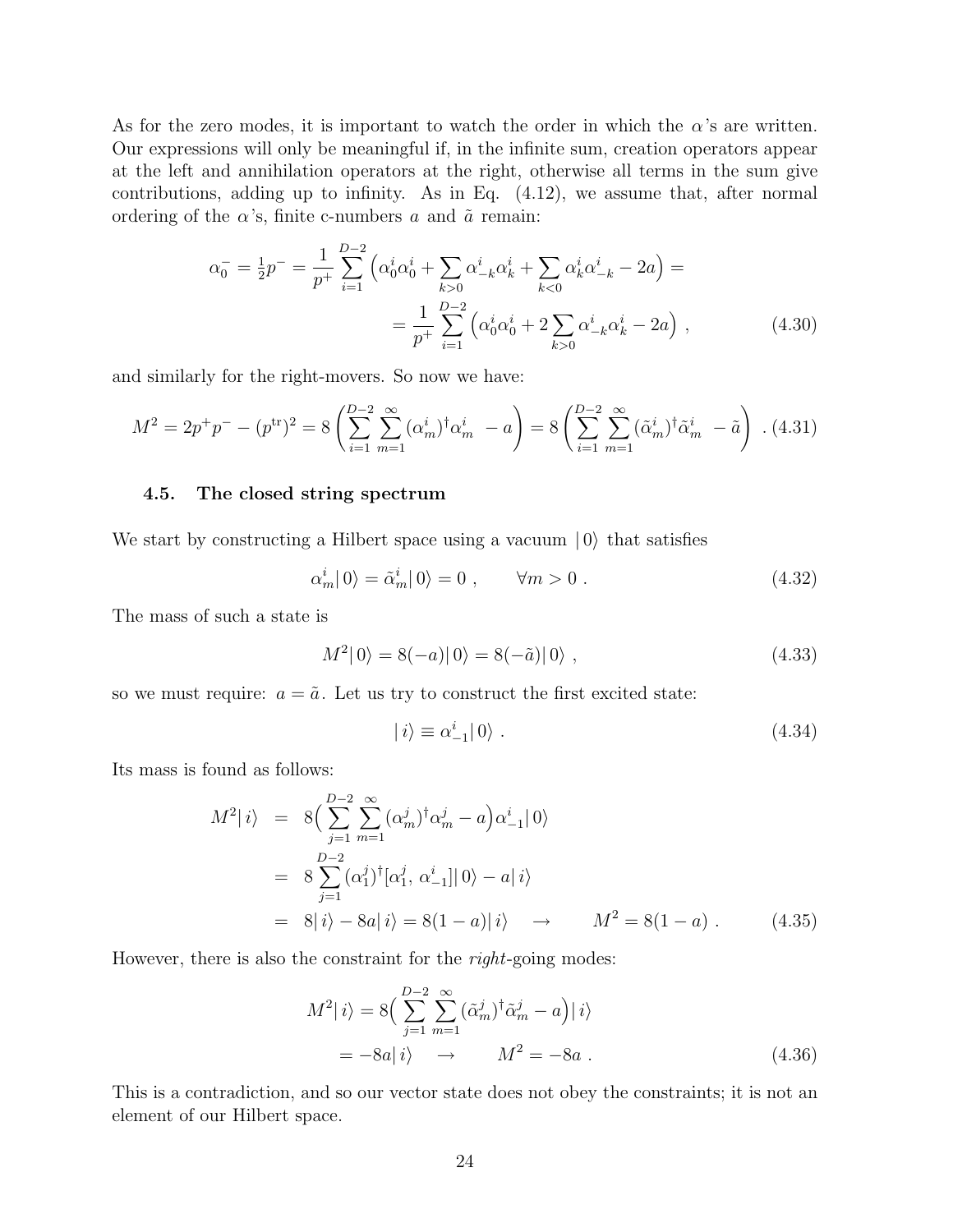As for the zero modes, it is important to watch the order in which the $\alpha$'s are written. Our expressions will only be meaningful if, in the infinite sum, creation operators appear at the left and annihilation operators at the right, otherwise all terms in the sum give contributions, adding up to infinity. As in Eq. (4.12), we assume that, after normal ordering of the $\alpha$'s, finite c-numbers $a$ and $\tilde{a}$ remain:

$$\begin{aligned}\alpha_0^- = \tfrac{1}{2}p^- = \frac{1}{p^+}\sum_{i=1}^{D-2}\Big(\alpha_0^i\alpha_0^i + \sum_{k>0}\alpha_{-k}^i\alpha_k^i + \sum_{k<0}\alpha_k^i\alpha_{-k}^i - 2a\Big) = \\ = \frac{1}{p^+}\sum_{i=1}^{D-2}\Big(\alpha_0^i\alpha_0^i + 2\sum_{k>0}\alpha_{-k}^i\alpha_k^i - 2a\Big)\ ,\end{aligned} \tag{4.30}$$

and similarly for the right-movers. So now we have:

$$M^2 = 2p^+p^- - (p^{\rm tr})^2 = 8\left(\sum_{i=1}^{D-2}\sum_{m=1}^{\infty}(\alpha_m^i)^\dagger\alpha_m^i \ - a\right) = 8\left(\sum_{i=1}^{D-2}\sum_{m=1}^{\infty}(\tilde{\alpha}_m^i)^\dagger\tilde{\alpha}_m^i \ - \tilde{a}\right)\ . \tag{4.31}$$

### 4.5. The closed string spectrum

We start by constructing a Hilbert space using a vacuum $|\,0\rangle$ that satisfies

$$\alpha_m^i|\,0\rangle = \tilde{\alpha}_m^i|\,0\rangle = 0\ , \qquad \forall m > 0\ . \tag{4.32}$$

The mass of such a state is

$$M^2|\,0\rangle = 8(-a)|\,0\rangle = 8(-\tilde{a})|\,0\rangle\ , \tag{4.33}$$

so we must require: $a = \tilde{a}$. Let us try to construct the first excited state:

$$|\,i\rangle \equiv \alpha_{-1}^i|\,0\rangle\ . \tag{4.34}$$

Its mass is found as follows:

$$\begin{aligned}M^2|\,i\rangle &= 8\Big(\sum_{j=1}^{D-2}\sum_{m=1}^{\infty}(\alpha_m^j)^\dagger\alpha_m^j - a\Big)\alpha_{-1}^i|\,0\rangle \\ &= 8\sum_{j=1}^{D-2}(\alpha_1^j)^\dagger[\alpha_1^j,\,\alpha_{-1}^i]|\,0\rangle - a|\,i\rangle \\ &= 8|\,i\rangle - 8a|\,i\rangle = 8(1-a)|\,i\rangle \quad \to \qquad M^2 = 8(1-a)\ .\end{aligned} \tag{4.35}$$

However, there is also the constraint for the *right*-going modes:

$$\begin{aligned}M^2|\,i\rangle &= 8\Big(\sum_{j=1}^{D-2}\sum_{m=1}^{\infty}(\tilde{\alpha}_m^j)^\dagger\tilde{\alpha}_m^j - a\Big)|\,i\rangle \\ &= -8a|\,i\rangle \quad \to \qquad M^2 = -8a\ .\end{aligned} \tag{4.36}$$

This is a contradiction, and so our vector state does not obey the constraints; it is not an element of our Hilbert space.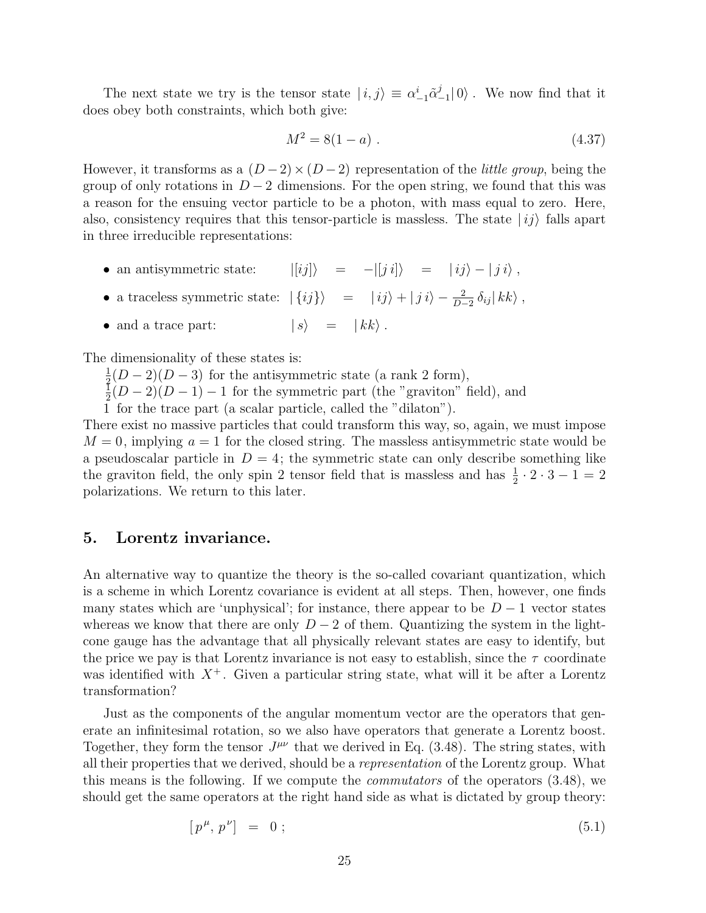The next state we try is the tensor state $|\,i,j\rangle \equiv \alpha^i_{-1}\tilde\alpha^j_{-1}|\,0\rangle$ . We now find that it does obey both constraints, which both give:

$$M^2 = 8(1-a)\ . \tag{4.37}$$

However, it transforms as a $(D-2)\times(D-2)$ representation of the *little group*, being the group of only rotations in $D-2$ dimensions. For the open string, we found that this was a reason for the ensuing vector particle to be a photon, with mass equal to zero. Here, also, consistency requires that this tensor-particle is massless. The state $|\,ij\rangle$ falls apart in three irreducible representations:

- an antisymmetric state: $\quad |[ij]\rangle \;=\; -|[j\,i]\rangle \;=\; |\,ij\rangle - |\,j\,i\rangle$ ,
- a traceless symmetric state: $\quad |\,\{ij\}\rangle \;=\; |\,ij\rangle + |\,j\,i\rangle - \frac{2}{D-2}\,\delta_{ij}|\,kk\rangle$ ,
- and a trace part: $\quad |\,s\rangle \;=\; |\,kk\rangle$ .

The dimensionality of these states is:
$\frac{1}{2}(D-2)(D-3)$ for the antisymmetric state (a rank 2 form),
$\frac{1}{2}(D-2)(D-1)-1$ for the symmetric part (the "graviton" field), and
1 for the trace part (a scalar particle, called the "dilaton").
There exist no massive particles that could transform this way, so, again, we must impose $M=0$, implying $a=1$ for the closed string. The massless antisymmetric state would be a pseudoscalar particle in $D=4$; the symmetric state can only describe something like the graviton field, the only spin 2 tensor field that is massless and has $\frac{1}{2}\cdot 2\cdot 3-1=2$ polarizations. We return to this later.

## 5. Lorentz invariance.

An alternative way to quantize the theory is the so-called covariant quantization, which is a scheme in which Lorentz covariance is evident at all steps. Then, however, one finds many states which are 'unphysical'; for instance, there appear to be $D-1$ vector states whereas we know that there are only $D-2$ of them. Quantizing the system in the light-cone gauge has the advantage that all physically relevant states are easy to identify, but the price we pay is that Lorentz invariance is not easy to establish, since the $\tau$ coordinate was identified with $X^+$. Given a particular string state, what will it be after a Lorentz transformation?

Just as the components of the angular momentum vector are the operators that generate an infinitesimal rotation, so we also have operators that generate a Lorentz boost. Together, they form the tensor $J^{\mu\nu}$ that we derived in Eq. (3.48). The string states, with all their properties that we derived, should be a *representation* of the Lorentz group. What this means is the following. If we compute the *commutators* of the operators (3.48), we should get the same operators at the right hand side as what is dictated by group theory:

$$[\,p^\mu,\,p^\nu] \;=\; 0\ ; \tag{5.1}$$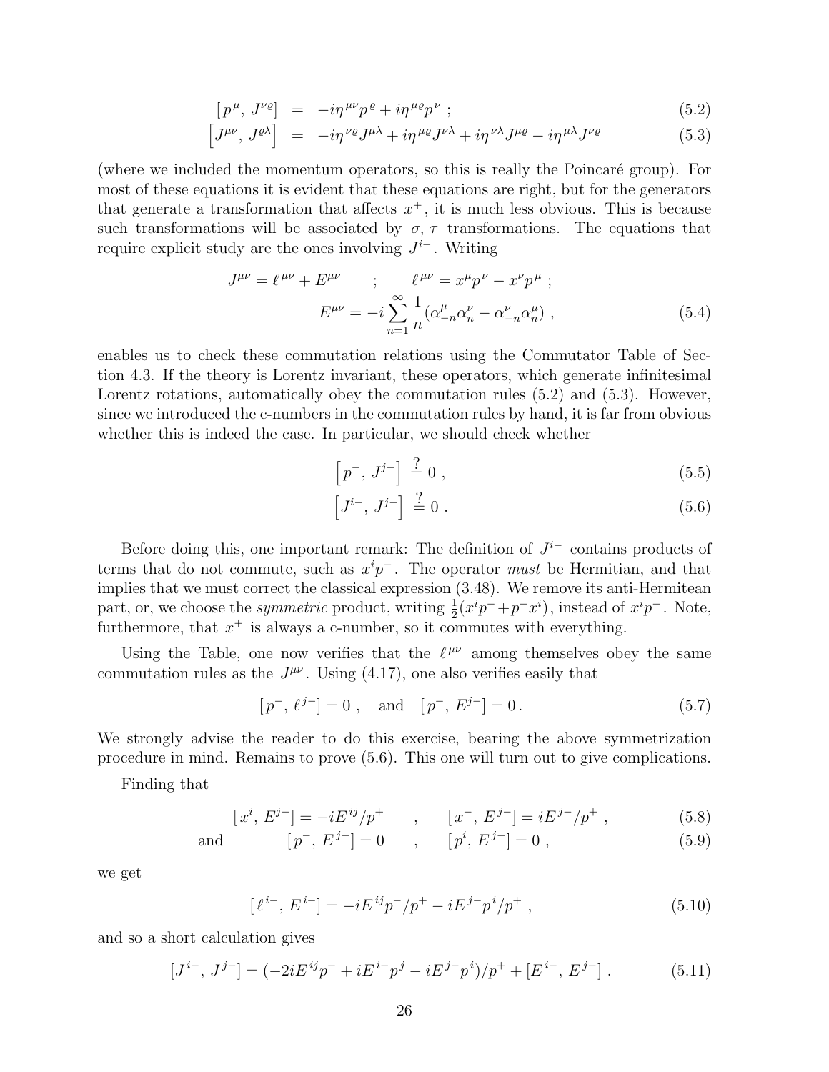$$[\,p^\mu,\, J^{\nu\varrho}] \;=\; -i\eta^{\mu\nu}p^\varrho + i\eta^{\mu\varrho}p^\nu \;; \tag{5.2}$$

$$\Big[J^{\mu\nu},\, J^{\varrho\lambda}\Big] \;=\; -i\eta^{\nu\varrho}J^{\mu\lambda} + i\eta^{\mu\varrho}J^{\nu\lambda} + i\eta^{\nu\lambda}J^{\mu\varrho} - i\eta^{\mu\lambda}J^{\nu\varrho} \tag{5.3}$$

(where we included the momentum operators, so this is really the Poincaré group). For most of these equations it is evident that these equations are right, but for the generators that generate a transformation that affects $x^+$, it is much less obvious. This is because such transformations will be associated by $\sigma$, $\tau$ transformations. The equations that require explicit study are the ones involving $J^{i-}$. Writing

$$J^{\mu\nu} = \ell^{\,\mu\nu} + E^{\mu\nu} \qquad ; \qquad \ell^{\,\mu\nu} = x^\mu p^\nu - x^\nu p^\mu \;;$$
$$E^{\mu\nu} = -i\sum_{n=1}^{\infty}\frac{1}{n}(\alpha^\mu_{-n}\alpha^\nu_n - \alpha^\nu_{-n}\alpha^\mu_n)\;, \tag{5.4}$$

enables us to check these commutation relations using the Commutator Table of Section 4.3. If the theory is Lorentz invariant, these operators, which generate infinitesimal Lorentz rotations, automatically obey the commutation rules (5.2) and (5.3). However, since we introduced the c-numbers in the commutation rules by hand, it is far from obvious whether this is indeed the case. In particular, we should check whether

$$\Big[\,p^-,\, J^{j-}\Big] \stackrel{?}{=} 0\;, \tag{5.5}$$

$$\Big[J^{i-},\, J^{j-}\Big] \stackrel{?}{=} 0\;. \tag{5.6}$$

Before doing this, one important remark: The definition of $J^{i-}$ contains products of terms that do not commute, such as $x^ip^-$. The operator *must* be Hermitian, and that implies that we must correct the classical expression (3.48). We remove its anti-Hermitean part, or, we choose the *symmetric* product, writing $\frac{1}{2}(x^ip^- + p^-x^i)$, instead of $x^ip^-$. Note, furthermore, that $x^+$ is always a c-number, so it commutes with everything.

Using the Table, one now verifies that the $\ell^{\,\mu\nu}$ among themselves obey the same commutation rules as the $J^{\mu\nu}$. Using (4.17), one also verifies easily that

$$[\,p^-,\, \ell^{\,j-}] = 0\;, \quad \text{and} \quad [\,p^-,\, E^{j-}] = 0\,. \tag{5.7}$$

We strongly advise the reader to do this exercise, bearing the above symmetrization procedure in mind. Remains to prove (5.6). This one will turn out to give complications.

Finding that

$$[\,x^i,\, E^{j-}] = -iE^{ij}/p^+ \qquad , \qquad [\,x^-,\, E^{j-}] = iE^{j-}/p^+\;, \tag{5.8}$$

$$\text{and} \qquad [\,p^-,\, E^{j-}] = 0 \qquad , \qquad [\,p^i,\, E^{j-}] = 0\;, \tag{5.9}$$

we get

$$[\,\ell^{\,i-},\, E^{i-}] = -iE^{ij}p^-/p^+ - iE^{j-}p^i/p^+\;, \tag{5.10}$$

and so a short calculation gives

$$[J^{\,i-},\, J^{\,j-}] = (-2iE^{ij}p^- + iE^{i-}p^j - iE^{j-}p^i)/p^+ + [E^{i-},\, E^{j-}]\;. \tag{5.11}$$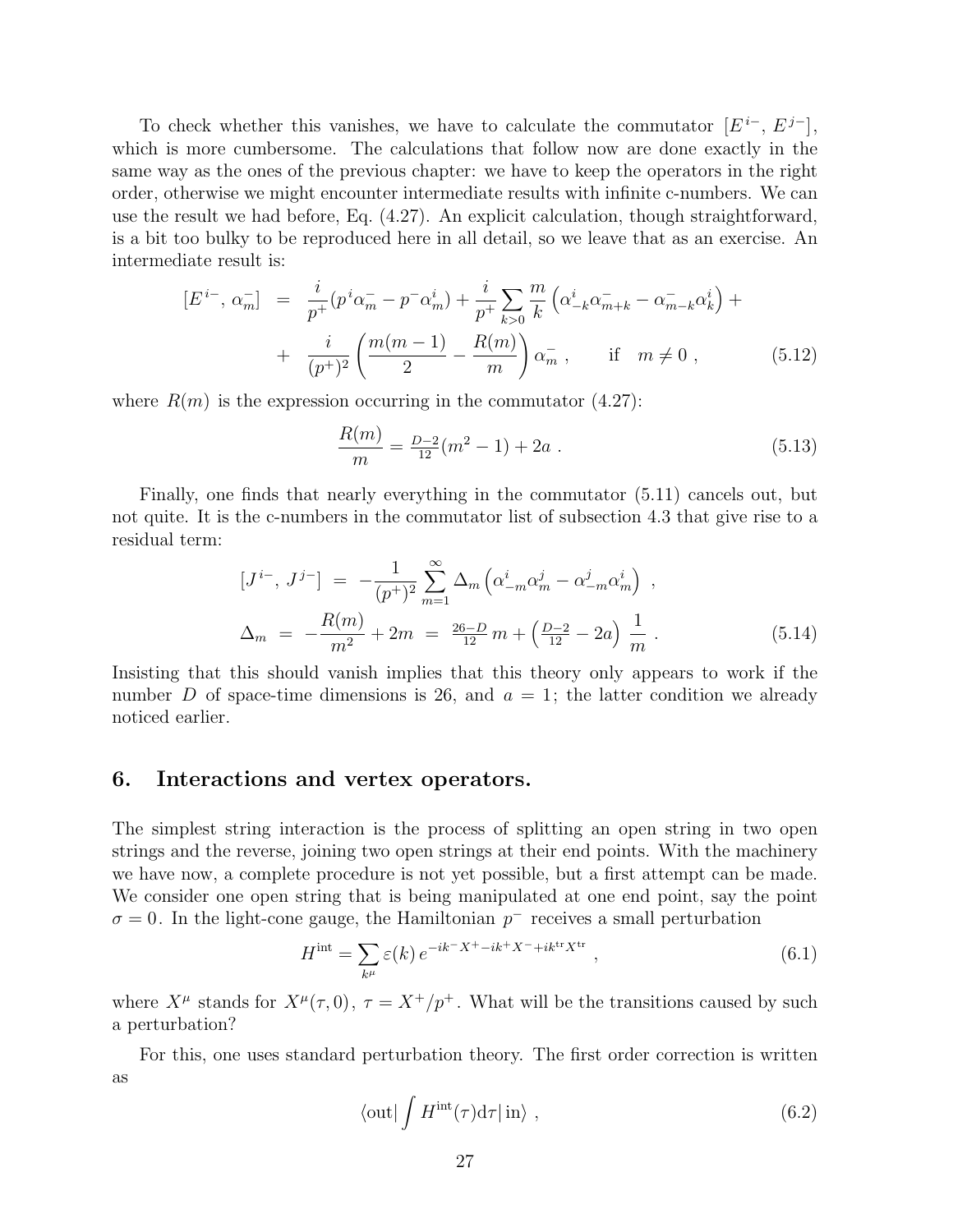To check whether this vanishes, we have to calculate the commutator $[E^{i-},\, E^{j-}]$, which is more cumbersome. The calculations that follow now are done exactly in the same way as the ones of the previous chapter: we have to keep the operators in the right order, otherwise we might encounter intermediate results with infinite c-numbers. We can use the result we had before, Eq. (4.27). An explicit calculation, though straightforward, is a bit too bulky to be reproduced here in all detail, so we leave that as an exercise. An intermediate result is:

$$
\begin{aligned}
[E^{i-},\, \alpha^-_m] \;&=\; \frac{i}{p^+}(p^i\alpha^-_m - p^-\alpha^i_m) + \frac{i}{p^+}\sum_{k>0}\frac{m}{k}\left(\alpha^i_{-k}\alpha^-_{m+k} - \alpha^-_{m-k}\alpha^i_k\right) + \\
&+\; \frac{i}{(p^+)^2}\left(\frac{m(m-1)}{2} - \frac{R(m)}{m}\right)\alpha^-_m\ , \qquad \text{if} \quad m \neq 0\ , \qquad (5.12)
\end{aligned}
$$

where $R(m)$ is the expression occurring in the commutator (4.27):

$$
\frac{R(m)}{m} = \tfrac{D-2}{12}(m^2-1) + 2a\ . \qquad (5.13)
$$

Finally, one finds that nearly everything in the commutator (5.11) cancels out, but not quite. It is the c-numbers in the commutator list of subsection 4.3 that give rise to a residual term:

$$
\begin{aligned}
[J^{i-},\, J^{j-}] \;&=\; -\frac{1}{(p^+)^2}\sum_{m=1}^{\infty}\Delta_m\left(\alpha^i_{-m}\alpha^j_m - \alpha^j_{-m}\alpha^i_m\right)\ , \\
\Delta_m \;&=\; -\frac{R(m)}{m^2} + 2m \;=\; \tfrac{26-D}{12}\,m + \left(\tfrac{D-2}{12} - 2a\right)\frac{1}{m}\ . \qquad (5.14)
\end{aligned}
$$

Insisting that this should vanish implies that this theory only appears to work if the number $D$ of space-time dimensions is 26, and $a = 1$; the latter condition we already noticed earlier.

## 6. Interactions and vertex operators.

The simplest string interaction is the process of splitting an open string in two open strings and the reverse, joining two open strings at their end points. With the machinery we have now, a complete procedure is not yet possible, but a first attempt can be made. We consider one open string that is being manipulated at one end point, say the point $\sigma = 0$. In the light-cone gauge, the Hamiltonian $p^-$ receives a small perturbation

$$
H^{\rm int} = \sum_{k^\mu}\varepsilon(k)\, e^{-ik^-X^+ - ik^+X^- + ik^{\rm tr}X^{\rm tr}}\ , \qquad (6.1)
$$

where $X^\mu$ stands for $X^\mu(\tau, 0)$, $\tau = X^+/p^+$. What will be the transitions caused by such a perturbation?

For this, one uses standard perturbation theory. The first order correction is written as

$$
\langle {\rm out}|\int H^{\rm int}(\tau){\rm d}\tau|\,{\rm in}\rangle\ , \qquad (6.2)
$$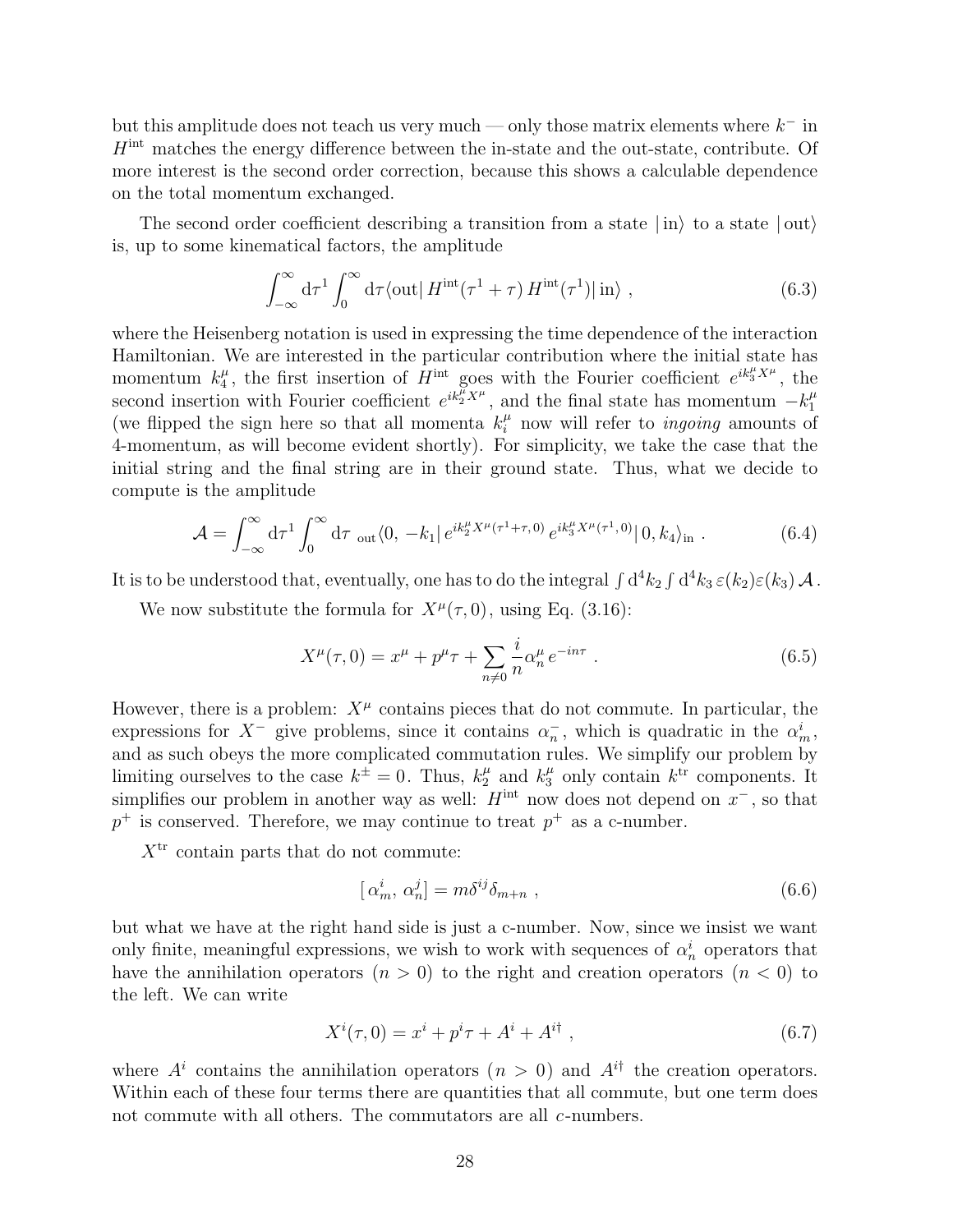but this amplitude does not teach us very much — only those matrix elements where $k^-$ in $H^{\rm int}$ matches the energy difference between the in-state and the out-state, contribute. Of more interest is the second order correction, because this shows a calculable dependence on the total momentum exchanged.

The second order coefficient describing a transition from a state $|\,\rm in\rangle$ to a state $|\,\rm out\rangle$ is, up to some kinematical factors, the amplitude

$$\int_{-\infty}^{\infty} \mathrm{d}\tau^1 \int_0^{\infty} \mathrm{d}\tau \langle \mathrm{out}|\, H^{\rm int}(\tau^1+\tau)\, H^{\rm int}(\tau^1)|\,\mathrm{in}\rangle \ , \tag{6.3}$$

where the Heisenberg notation is used in expressing the time dependence of the interaction Hamiltonian. We are interested in the particular contribution where the initial state has momentum $k_4^\mu$, the first insertion of $H^{\rm int}$ goes with the Fourier coefficient $e^{ik_3^\mu X^\mu}$, the second insertion with Fourier coefficient $e^{ik_2^\mu X^\mu}$, and the final state has momentum $-k_1^\mu$ (we flipped the sign here so that all momenta $k_i^\mu$ now will refer to *ingoing* amounts of 4-momentum, as will become evident shortly). For simplicity, we take the case that the initial string and the final string are in their ground state. Thus, what we decide to compute is the amplitude

$$\mathcal{A} = \int_{-\infty}^{\infty} \mathrm{d}\tau^1 \int_0^{\infty} \mathrm{d}\tau \;{}_{\rm out}\langle 0,\, -k_1|\, e^{ik_2^\mu X^\mu(\tau^1+\tau,\,0)}\, e^{ik_3^\mu X^\mu(\tau^1,\,0)}|\, 0, k_4\rangle_{\rm in} \ . \tag{6.4}$$

It is to be understood that, eventually, one has to do the integral $\int \mathrm{d}^4k_2 \int \mathrm{d}^4k_3\, \varepsilon(k_2)\varepsilon(k_3)\,\mathcal{A}$.

We now substitute the formula for $X^\mu(\tau,0)$, using Eq. (3.16):

$$X^\mu(\tau,0) = x^\mu + p^\mu\tau + \sum_{n\neq 0} \frac{i}{n}\alpha_n^\mu\, e^{-in\tau} \ . \tag{6.5}$$

However, there is a problem: $X^\mu$ contains pieces that do not commute. In particular, the expressions for $X^-$ give problems, since it contains $\alpha_n^-$, which is quadratic in the $\alpha_m^i$, and as such obeys the more complicated commutation rules. We simplify our problem by limiting ourselves to the case $k^\pm = 0$. Thus, $k_2^\mu$ and $k_3^\mu$ only contain $k^{\rm tr}$ components. It simplifies our problem in another way as well: $H^{\rm int}$ now does not depend on $x^-$, so that $p^+$ is conserved. Therefore, we may continue to treat $p^+$ as a c-number.

$X^{\rm tr}$ contain parts that do not commute:

$$[\,\alpha_m^i,\, \alpha_n^j] = m\delta^{ij}\delta_{m+n} \ , \tag{6.6}$$

but what we have at the right hand side is just a c-number. Now, since we insist we want only finite, meaningful expressions, we wish to work with sequences of $\alpha_n^i$ operators that have the annihilation operators ($n>0$) to the right and creation operators ($n<0$) to the left. We can write

$$X^i(\tau,0) = x^i + p^i\tau + A^i + A^{i\dagger} \ , \tag{6.7}$$

where $A^i$ contains the annihilation operators ($n>0$) and $A^{i\dagger}$ the creation operators. Within each of these four terms there are quantities that all commute, but one term does not commute with all others. The commutators are all $c$-numbers.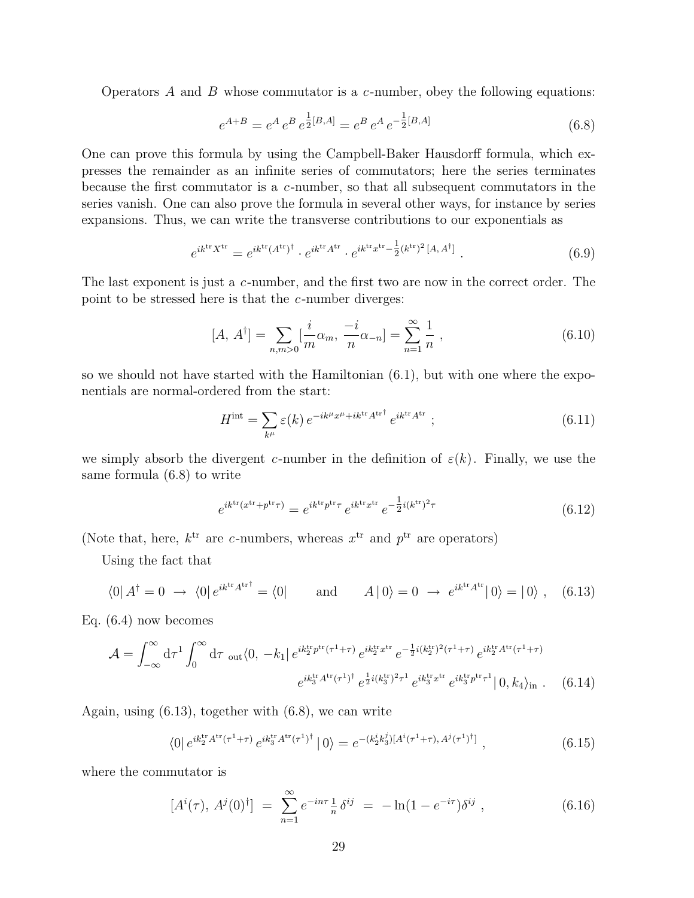Operators $A$ and $B$ whose commutator is a $c$-number, obey the following equations:

$$e^{A+B} = e^A\, e^B\, e^{\frac{1}{2}[B,A]} = e^B\, e^A\, e^{-\frac{1}{2}[B,A]} \tag{6.8}$$

One can prove this formula by using the Campbell-Baker Hausdorff formula, which expresses the remainder as an infinite series of commutators; here the series terminates because the first commutator is a $c$-number, so that all subsequent commutators in the series vanish. One can also prove the formula in several other ways, for instance by series expansions. Thus, we can write the transverse contributions to our exponentials as

$$e^{ik^{\rm tr}X^{\rm tr}} = e^{ik^{\rm tr}(A^{\rm tr})^\dagger} \cdot e^{ik^{\rm tr}A^{\rm tr}} \cdot e^{ik^{\rm tr}x^{\rm tr} - \frac{1}{2}(k^{\rm tr})^2\,[A,\,A^\dagger]}\ . \tag{6.9}$$

The last exponent is just a $c$-number, and the first two are now in the correct order. The point to be stressed here is that the $c$-number diverges:

$$[A,\,A^\dagger] = \sum_{n,m>0}[\frac{i}{m}\alpha_m,\ \frac{-i}{n}\alpha_{-n}] = \sum_{n=1}^\infty \frac{1}{n}\ , \tag{6.10}$$

so we should not have started with the Hamiltonian (6.1), but with one where the exponentials are normal-ordered from the start:

$$H^{\rm int} = \sum_{k^\mu} \varepsilon(k)\, e^{-ik^\mu x^\mu + ik^{\rm tr}A^{\rm tr\dagger}}\, e^{ik^{\rm tr}A^{\rm tr}}\ ; \tag{6.11}$$

we simply absorb the divergent $c$-number in the definition of $\varepsilon(k)$. Finally, we use the same formula (6.8) to write

$$e^{ik^{\rm tr}(x^{\rm tr}+p^{\rm tr}\tau)} = e^{ik^{\rm tr}p^{\rm tr}\tau}\, e^{ik^{\rm tr}x^{\rm tr}}\, e^{-\frac{1}{2}i(k^{\rm tr})^2\tau} \tag{6.12}$$

(Note that, here, $k^{\rm tr}$ are $c$-numbers, whereas $x^{\rm tr}$ and $p^{\rm tr}$ are operators)

Using the fact that

$$\langle 0|\, A^\dagger = 0\ \rightarrow\ \langle 0|\, e^{ik^{\rm tr}A^{\rm tr\dagger}} = \langle 0| \qquad \text{and} \qquad A\,|\,0\rangle = 0\ \rightarrow\ e^{ik^{\rm tr}A^{\rm tr}}|\,0\rangle = |\,0\rangle\ , \tag{6.13}$$

Eq. (6.4) now becomes

$$\mathcal{A} = \int_{-\infty}^{\infty} {\rm d}\tau^1 \int_0^\infty {\rm d}\tau\ {}_{\rm out}\langle 0,\,-k_1|\, e^{ik_2^{\rm tr}p^{\rm tr}(\tau^1+\tau)}\, e^{ik_2^{\rm tr}x^{\rm tr}}\, e^{-\frac{1}{2}i(k_2^{\rm tr})^2(\tau^1+\tau)}\, e^{ik_2^{\rm tr}A^{\rm tr}(\tau^1+\tau)}$$
$$e^{ik_3^{\rm tr}A^{\rm tr}(\tau^1)^\dagger}\, e^{\frac{1}{2}i(k_3^{\rm tr})^2\tau^1}\, e^{ik_3^{\rm tr}x^{\rm tr}}\, e^{ik_3^{\rm tr}p^{\rm tr}\tau^1}|\,0,k_4\rangle_{\rm in}\ . \tag{6.14}$$

Again, using (6.13), together with (6.8), we can write

$$\langle 0|\, e^{ik_2^{\rm tr}A^{\rm tr}(\tau^1+\tau)}\, e^{ik_3^{\rm tr}A^{\rm tr}(\tau^1)^\dagger}\,|\,0\rangle = e^{-(k_2^i k_3^j)[A^i(\tau^1+\tau),\,A^j(\tau^1)^\dagger]}\ , \tag{6.15}$$

where the commutator is

$$[A^i(\tau),\,A^j(0)^\dagger]\ =\ \sum_{n=1}^\infty e^{-in\tau}\tfrac{1}{n}\,\delta^{ij}\ =\ -\ln(1-e^{-i\tau})\delta^{ij}\ , \tag{6.16}$$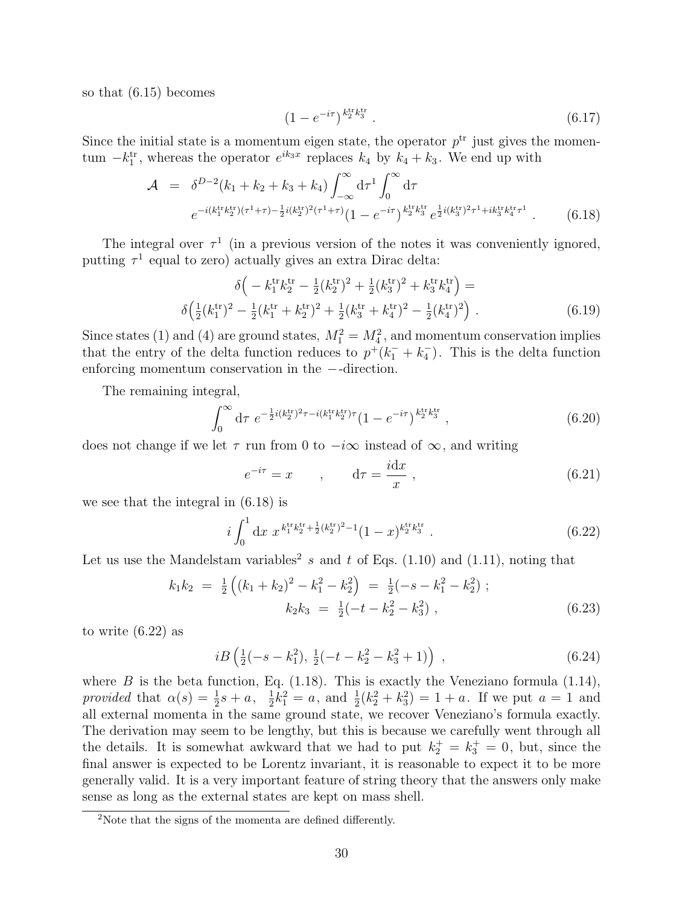so that (6.15) becomes

$$\left(1 - e^{-i\tau}\right)^{k_2^{\rm tr} k_3^{\rm tr}} . \tag{6.17}$$

Since the initial state is a momentum eigen state, the operator $p^{\rm tr}$ just gives the momentum $-k_1^{\rm tr}$, whereas the operator $e^{ik_3 x}$ replaces $k_4$ by $k_4 + k_3$. We end up with

$$\begin{aligned}\mathcal{A} \;=\; & \delta^{D-2}(k_1 + k_2 + k_3 + k_4) \int_{-\infty}^{\infty} {\rm d}\tau^1 \int_0^{\infty} {\rm d}\tau \\ & e^{-i(k_1^{\rm tr} k_2^{\rm tr})(\tau^1 + \tau) - \frac{1}{2} i (k_2^{\rm tr})^2 (\tau^1 + \tau)} \left(1 - e^{-i\tau}\right)^{k_2^{\rm tr} k_3^{\rm tr}} e^{\frac{1}{2} i (k_3^{\rm tr})^2 \tau^1 + i k_3^{\rm tr} k_4^{\rm tr} \tau^1} .\end{aligned} \tag{6.18}$$

The integral over $\tau^1$ (in a previous version of the notes it was conveniently ignored, putting $\tau^1$ equal to zero) actually gives an extra Dirac delta:

$$\begin{aligned}& \delta\Big( - k_1^{\rm tr} k_2^{\rm tr} - \tfrac{1}{2}(k_2^{\rm tr})^2 + \tfrac{1}{2}(k_3^{\rm tr})^2 + k_3^{\rm tr} k_4^{\rm tr} \Big) = \\ & \delta\Big( \tfrac{1}{2}(k_1^{\rm tr})^2 - \tfrac{1}{2}(k_1^{\rm tr} + k_2^{\rm tr})^2 + \tfrac{1}{2}(k_3^{\rm tr} + k_4^{\rm tr})^2 - \tfrac{1}{2}(k_4^{\rm tr})^2 \Big) .\end{aligned} \tag{6.19}$$

Since states (1) and (4) are ground states, $M_1^2 = M_4^2$, and momentum conservation implies that the entry of the delta function reduces to $p^+(k_1^- + k_4^-)$. This is the delta function enforcing momentum conservation in the $-$-direction.

The remaining integral,

$$\int_0^{\infty} {\rm d}\tau \; e^{-\frac{1}{2} i (k_2^{\rm tr})^2 \tau - i (k_1^{\rm tr} k_2^{\rm tr}) \tau} \left(1 - e^{-i\tau}\right)^{k_2^{\rm tr} k_3^{\rm tr}} , \tag{6.20}$$

does not change if we let $\tau$ run from 0 to $-i\infty$ instead of $\infty$, and writing

$$e^{-i\tau} = x \qquad , \qquad {\rm d}\tau = \frac{i{\rm d}x}{x} , \tag{6.21}$$

we see that the integral in (6.18) is

$$i \int_0^1 {\rm d}x \; x^{k_1^{\rm tr} k_2^{\rm tr} + \frac{1}{2}(k_2^{\rm tr})^2 - 1} (1 - x)^{k_2^{\rm tr} k_3^{\rm tr}} . \tag{6.22}$$

Let us use the Mandelstam variables[2] $s$ and $t$ of Eqs. (1.10) and (1.11), noting that

$$\begin{aligned} k_1 k_2 \;&=\; \tfrac{1}{2}\left((k_1 + k_2)^2 - k_1^2 - k_2^2\right) \;=\; \tfrac{1}{2}(-s - k_1^2 - k_2^2) ; \\ k_2 k_3 \;&=\; \tfrac{1}{2}(-t - k_2^2 - k_3^2) , \end{aligned} \tag{6.23}$$

to write (6.22) as

$$i B\left( \tfrac{1}{2}(-s - k_1^2), \; \tfrac{1}{2}(-t - k_2^2 - k_3^2 + 1) \right) , \tag{6.24}$$

where $B$ is the beta function, Eq. (1.18). This is exactly the Veneziano formula (1.14), *provided* that $\alpha(s) = \frac{1}{2}s + a$, $\frac{1}{2}k_1^2 = a$, and $\frac{1}{2}(k_2^2 + k_3^2) = 1 + a$. If we put $a = 1$ and all external momenta in the same ground state, we recover Veneziano's formula exactly. The derivation may seem to be lengthy, but this is because we carefully went through all the details. It is somewhat awkward that we had to put $k_2^+ = k_3^+ = 0$, but, since the final answer is expected to be Lorentz invariant, it is reasonable to expect it to be more generally valid. It is a very important feature of string theory that the answers only make sense as long as the external states are kept on mass shell.

[2] Note that the signs of the momenta are defined differently.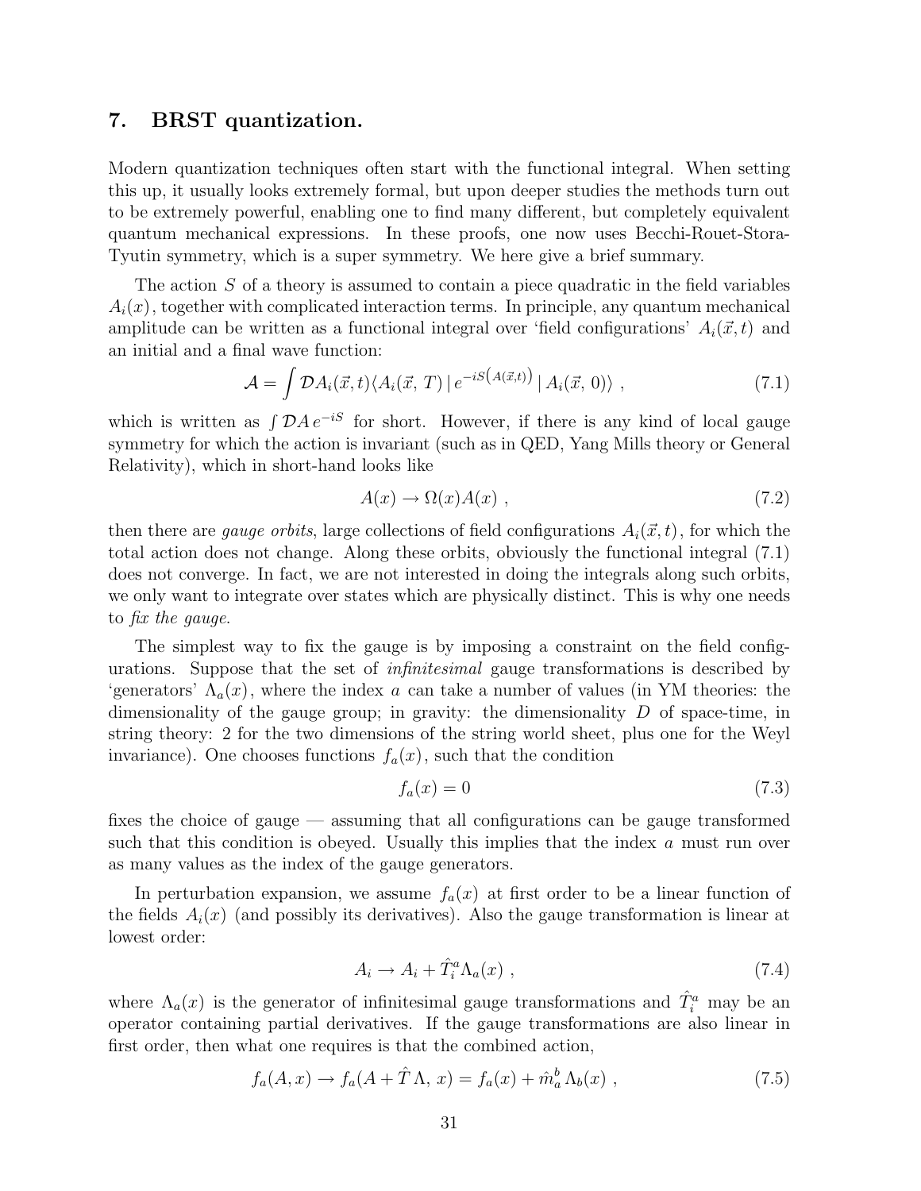## 7. BRST quantization.

Modern quantization techniques often start with the functional integral. When setting this up, it usually looks extremely formal, but upon deeper studies the methods turn out to be extremely powerful, enabling one to find many different, but completely equivalent quantum mechanical expressions. In these proofs, one now uses Becchi-Rouet-Stora-Tyutin symmetry, which is a super symmetry. We here give a brief summary.

The action $S$ of a theory is assumed to contain a piece quadratic in the field variables $A_i(x)$, together with complicated interaction terms. In principle, any quantum mechanical amplitude can be written as a functional integral over 'field configurations' $A_i(\vec{x}, t)$ and an initial and a final wave function:

$$\mathcal{A} = \int \mathcal{D}A_i(\vec{x}, t)\langle A_i(\vec{x},\, T)\,|\, e^{-iS\left(A(\vec{x},t)\right)}\,|\, A_i(\vec{x},\, 0)\rangle \ , \tag{7.1}$$

which is written as $\int \mathcal{D}A\, e^{-iS}$ for short. However, if there is any kind of local gauge symmetry for which the action is invariant (such as in QED, Yang Mills theory or General Relativity), which in short-hand looks like

$$A(x) \rightarrow \Omega(x)A(x) \ , \tag{7.2}$$

then there are *gauge orbits*, large collections of field configurations $A_i(\vec{x}, t)$, for which the total action does not change. Along these orbits, obviously the functional integral (7.1) does not converge. In fact, we are not interested in doing the integrals along such orbits, we only want to integrate over states which are physically distinct. This is why one needs to *fix the gauge*.

The simplest way to fix the gauge is by imposing a constraint on the field configurations. Suppose that the set of *infinitesimal* gauge transformations is described by 'generators' $\Lambda_a(x)$, where the index $a$ can take a number of values (in YM theories: the dimensionality of the gauge group; in gravity: the dimensionality $D$ of space-time, in string theory: 2 for the two dimensions of the string world sheet, plus one for the Weyl invariance). One chooses functions $f_a(x)$, such that the condition

$$f_a(x) = 0 \tag{7.3}$$

fixes the choice of gauge — assuming that all configurations can be gauge transformed such that this condition is obeyed. Usually this implies that the index $a$ must run over as many values as the index of the gauge generators.

In perturbation expansion, we assume $f_a(x)$ at first order to be a linear function of the fields $A_i(x)$ (and possibly its derivatives). Also the gauge transformation is linear at lowest order:

$$A_i \rightarrow A_i + \hat{T}_i^a \Lambda_a(x) \ , \tag{7.4}$$

where $\Lambda_a(x)$ is the generator of infinitesimal gauge transformations and $\hat{T}_i^a$ may be an operator containing partial derivatives. If the gauge transformations are also linear in first order, then what one requires is that the combined action,

$$f_a(A, x) \rightarrow f_a(A + \hat{T}\,\Lambda,\, x) = f_a(x) + \hat{m}_a^b\,\Lambda_b(x) \ , \tag{7.5}$$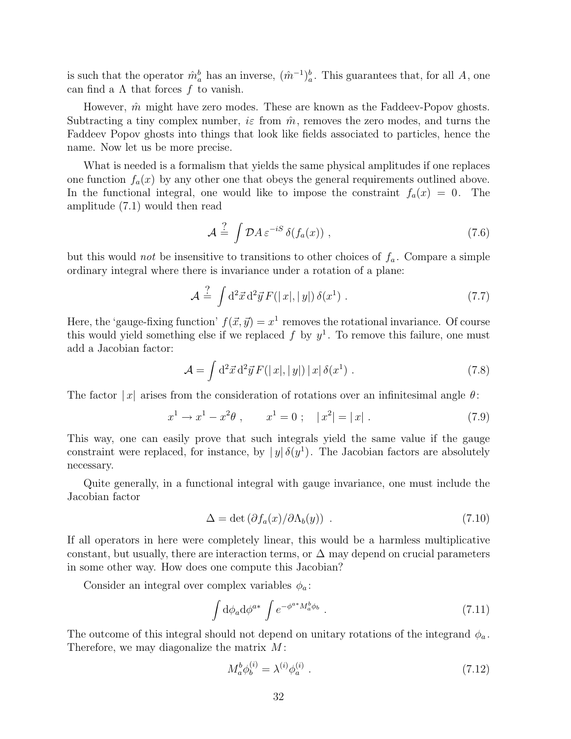is such that the operator $\hat{m}_a^b$ has an inverse, $(\hat{m}^{-1})_a^b$. This guarantees that, for all $A$, one can find a $\Lambda$ that forces $f$ to vanish.

However, $\hat{m}$ might have zero modes. These are known as the Faddeev-Popov ghosts. Subtracting a tiny complex number, $i\varepsilon$ from $\hat{m}$, removes the zero modes, and turns the Faddeev Popov ghosts into things that look like fields associated to particles, hence the name. Now let us be more precise.

What is needed is a formalism that yields the same physical amplitudes if one replaces one function $f_a(x)$ by any other one that obeys the general requirements outlined above. In the functional integral, one would like to impose the constraint $f_a(x) = 0$. The amplitude (7.1) would then read

$$\mathcal{A} \stackrel{?}{=} \int \mathcal{D}A\, \varepsilon^{-iS}\, \delta(f_a(x)) \ , \tag{7.6}$$

but this would *not* be insensitive to transitions to other choices of $f_a$. Compare a simple ordinary integral where there is invariance under a rotation of a plane:

$$\mathcal{A} \stackrel{?}{=} \int \mathrm{d}^2\vec{x}\, \mathrm{d}^2\vec{y}\, F(|\,x|, |\,y|)\, \delta(x^1) \ . \tag{7.7}$$

Here, the 'gauge-fixing function' $f(\vec{x}, \vec{y}) = x^1$ removes the rotational invariance. Of course this would yield something else if we replaced $f$ by $y^1$. To remove this failure, one must add a Jacobian factor:

$$\mathcal{A} = \int \mathrm{d}^2\vec{x}\, \mathrm{d}^2\vec{y}\, F(|\,x|, |\,y|)\, |\,x|\, \delta(x^1) \ . \tag{7.8}$$

The factor $|\,x|$ arises from the consideration of rotations over an infinitesimal angle $\theta$:

$$x^1 \to x^1 - x^2\theta \ , \qquad x^1 = 0 \ ; \quad |\,x^2| = |\,x| \ . \tag{7.9}$$

This way, one can easily prove that such integrals yield the same value if the gauge constraint were replaced, for instance, by $|\,y|\,\delta(y^1)$. The Jacobian factors are absolutely necessary.

Quite generally, in a functional integral with gauge invariance, one must include the Jacobian factor

$$\Delta = \det\left(\partial f_a(x)/\partial \Lambda_b(y)\right) \ . \tag{7.10}$$

If all operators in here were completely linear, this would be a harmless multiplicative constant, but usually, there are interaction terms, or $\Delta$ may depend on crucial parameters in some other way. How does one compute this Jacobian?

Consider an integral over complex variables $\phi_a$:

$$\int \mathrm{d}\phi_a \mathrm{d}\phi^{a*} \int e^{-\phi^{a*} M_a^b \phi_b} \ . \tag{7.11}$$

The outcome of this integral should not depend on unitary rotations of the integrand $\phi_a$. Therefore, we may diagonalize the matrix $M$:

$$M_a^b \phi_b^{(i)} = \lambda^{(i)} \phi_a^{(i)} \ . \tag{7.12}$$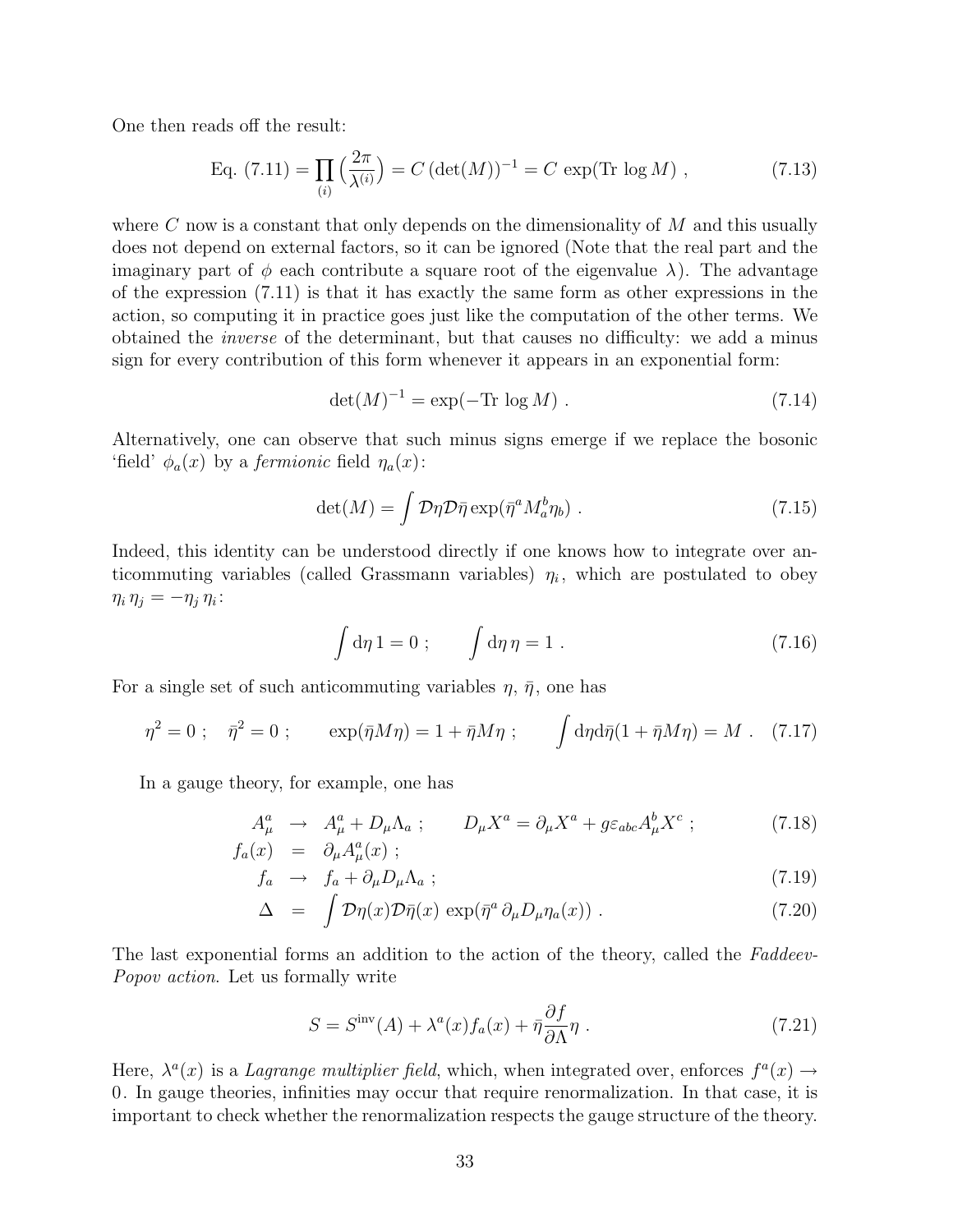One then reads off the result:

$$\text{Eq. (7.11)} = \prod_{(i)} \Big(\frac{2\pi}{\lambda^{(i)}}\Big) = C\,(\det(M))^{-1} = C\,\exp(\text{Tr}\,\log M)\ , \tag{7.13}$$

where $C$ now is a constant that only depends on the dimensionality of $M$ and this usually does not depend on external factors, so it can be ignored (Note that the real part and the imaginary part of $\phi$ each contribute a square root of the eigenvalue $\lambda$). The advantage of the expression (7.11) is that it has exactly the same form as other expressions in the action, so computing it in practice goes just like the computation of the other terms. We obtained the *inverse* of the determinant, but that causes no difficulty: we add a minus sign for every contribution of this form whenever it appears in an exponential form:

$$\det(M)^{-1} = \exp(-\text{Tr}\,\log M)\ . \tag{7.14}$$

Alternatively, one can observe that such minus signs emerge if we replace the bosonic 'field' $\phi_a(x)$ by a *fermionic* field $\eta_a(x)$:

$$\det(M) = \int \mathcal{D}\eta\mathcal{D}\bar\eta \exp(\bar\eta^a M_a^b \eta_b)\ . \tag{7.15}$$

Indeed, this identity can be understood directly if one knows how to integrate over anticommuting variables (called Grassmann variables) $\eta_i$, which are postulated to obey $\eta_i\,\eta_j = -\eta_j\,\eta_i$:

$$\int \mathrm{d}\eta\, 1 = 0\ ; \qquad \int \mathrm{d}\eta\,\eta = 1\ . \tag{7.16}$$

For a single set of such anticommuting variables $\eta$, $\bar\eta$, one has

$$\eta^2 = 0\ ;\quad \bar\eta^2 = 0\ ;\qquad \exp(\bar\eta M\eta) = 1 + \bar\eta M\eta\ ;\qquad \int \mathrm{d}\eta\mathrm{d}\bar\eta(1+\bar\eta M\eta) = M\ . \tag{7.17}$$

In a gauge theory, for example, one has

$$A_\mu^a \;\to\; A_\mu^a + D_\mu\Lambda_a\ ; \qquad D_\mu X^a = \partial_\mu X^a + g\varepsilon_{abc}A_\mu^b X^c\ ; \tag{7.18}$$

$$f_a(x) \;=\; \partial_\mu A_\mu^a(x)\ ;$$

$$f_a \;\to\; f_a + \partial_\mu D_\mu \Lambda_a\ ; \tag{7.19}$$

$$\Delta \;=\; \int \mathcal{D}\eta(x)\mathcal{D}\bar\eta(x)\,\exp(\bar\eta^a\,\partial_\mu D_\mu \eta_a(x))\ . \tag{7.20}$$

The last exponential forms an addition to the action of the theory, called the *Faddeev-Popov action*. Let us formally write

$$S = S^{\text{inv}}(A) + \lambda^a(x) f_a(x) + \bar\eta\frac{\partial f}{\partial\Lambda}\eta\ . \tag{7.21}$$

Here, $\lambda^a(x)$ is a *Lagrange multiplier field*, which, when integrated over, enforces $f^a(x) \to 0$. In gauge theories, infinities may occur that require renormalization. In that case, it is important to check whether the renormalization respects the gauge structure of the theory.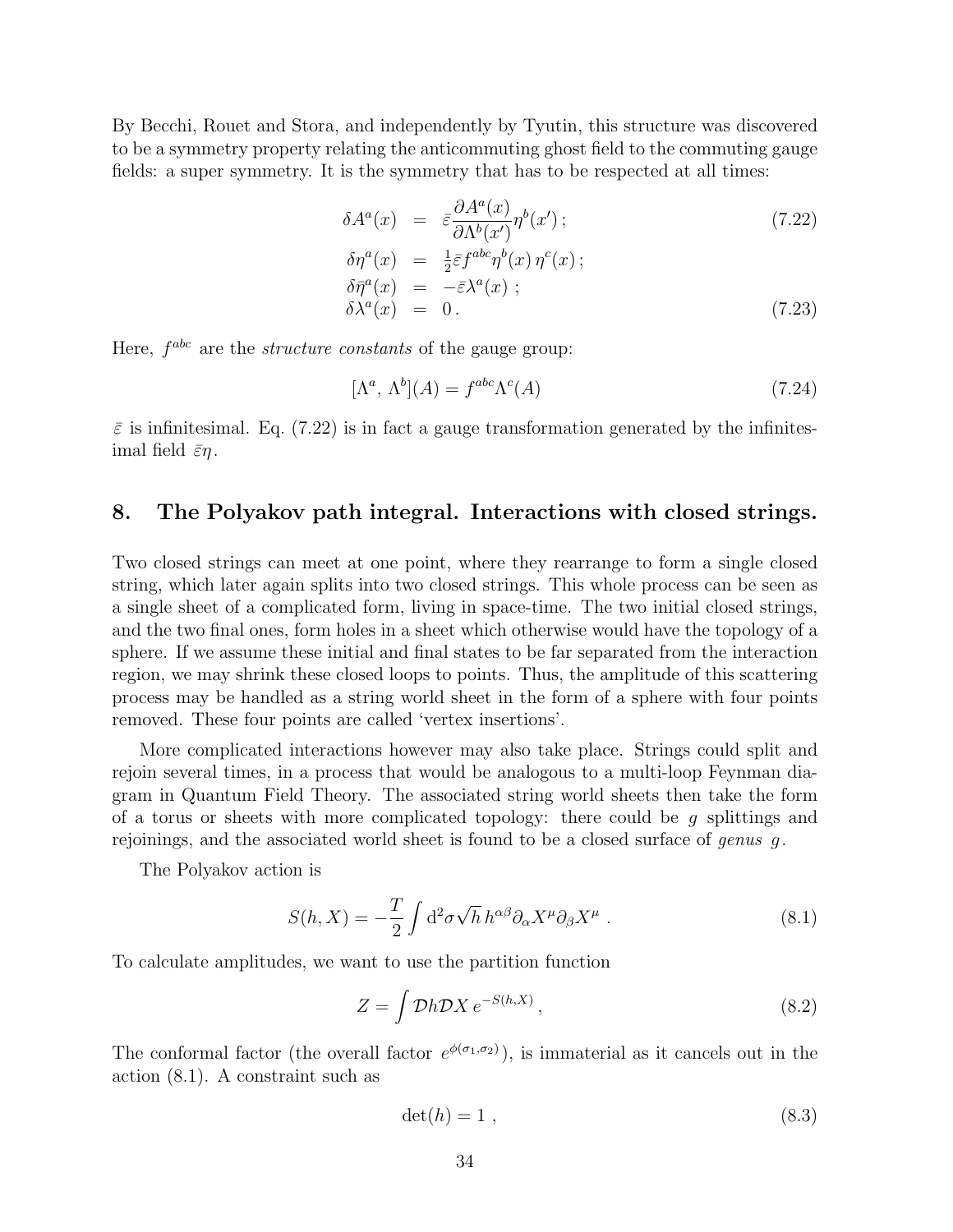By Becchi, Rouet and Stora, and independently by Tyutin, this structure was discovered to be a symmetry property relating the anticommuting ghost field to the commuting gauge fields: a super symmetry. It is the symmetry that has to be respected at all times:

$$\delta A^a(x) = \bar{\varepsilon}\frac{\partial A^a(x)}{\partial \Lambda^b(x')}\eta^b(x')\,; \tag{7.22}$$

$$\begin{aligned}
\delta\eta^a(x) &= \tfrac{1}{2}\bar{\varepsilon} f^{abc}\eta^b(x)\,\eta^c(x)\,;\\
\delta\bar{\eta}^a(x) &= -\bar{\varepsilon}\lambda^a(x)\;;\\
\delta\lambda^a(x) &= 0\,.
\end{aligned} \tag{7.23}$$

Here, $f^{abc}$ are the *structure constants* of the gauge group:

$$[\Lambda^a,\,\Lambda^b](A) = f^{abc}\Lambda^c(A) \tag{7.24}$$

$\bar{\varepsilon}$ is infinitesimal. Eq. (7.22) is in fact a gauge transformation generated by the infinitesimal field $\bar{\varepsilon}\eta$.

## 8. The Polyakov path integral. Interactions with closed strings.

Two closed strings can meet at one point, where they rearrange to form a single closed string, which later again splits into two closed strings. This whole process can be seen as a single sheet of a complicated form, living in space-time. The two initial closed strings, and the two final ones, form holes in a sheet which otherwise would have the topology of a sphere. If we assume these initial and final states to be far separated from the interaction region, we may shrink these closed loops to points. Thus, the amplitude of this scattering process may be handled as a string world sheet in the form of a sphere with four points removed. These four points are called 'vertex insertions'.

More complicated interactions however may also take place. Strings could split and rejoin several times, in a process that would be analogous to a multi-loop Feynman diagram in Quantum Field Theory. The associated string world sheets then take the form of a torus or sheets with more complicated topology: there could be $g$ splittings and rejoinings, and the associated world sheet is found to be a closed surface of *genus* $g$.

The Polyakov action is

$$S(h,X) = -\frac{T}{2}\int \mathrm{d}^2\sigma\sqrt{h}\,h^{\alpha\beta}\partial_\alpha X^\mu\partial_\beta X^\mu\ . \tag{8.1}$$

To calculate amplitudes, we want to use the partition function

$$Z = \int \mathcal{D}h\mathcal{D}X\, e^{-S(h,X)}\,, \tag{8.2}$$

The conformal factor (the overall factor $e^{\phi(\sigma_1,\sigma_2)}$), is immaterial as it cancels out in the action (8.1). A constraint such as

$$\det(h) = 1\ , \tag{8.3}$$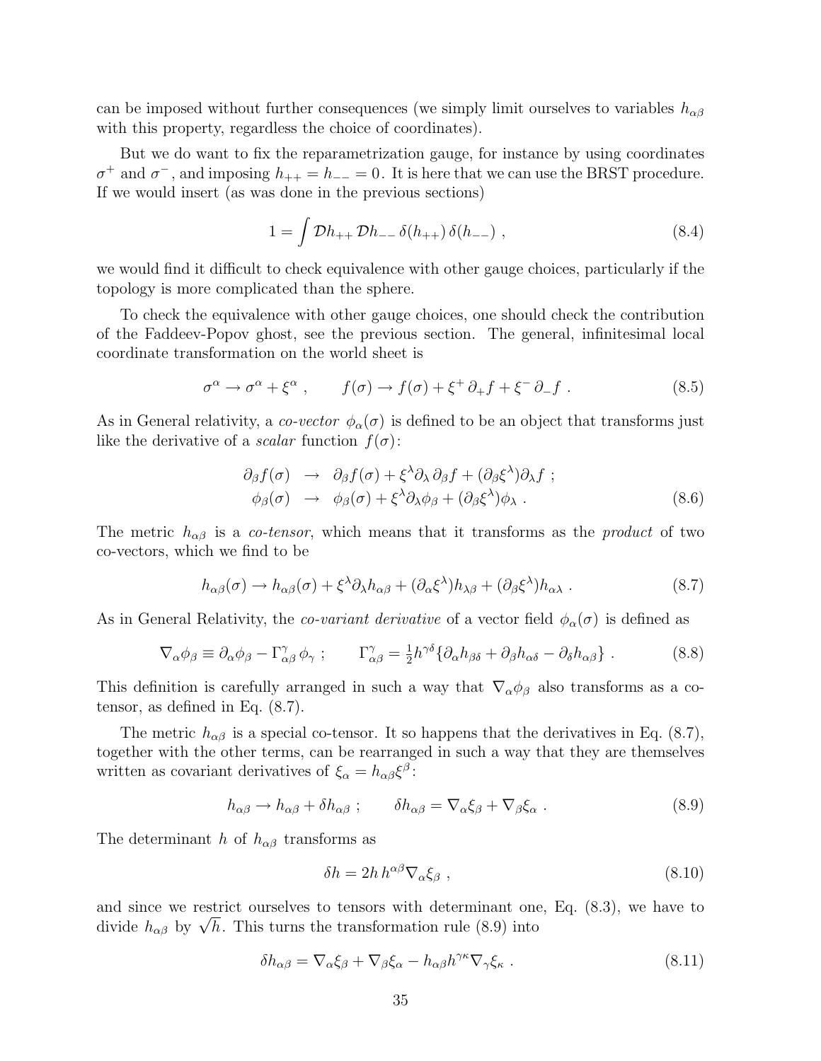can be imposed without further consequences (we simply limit ourselves to variables $h_{\alpha\beta}$ with this property, regardless the choice of coordinates).

But we do want to fix the reparametrization gauge, for instance by using coordinates $\sigma^+$ and $\sigma^-$, and imposing $h_{++} = h_{--} = 0$. It is here that we can use the BRST procedure. If we would insert (as was done in the previous sections)

$$1 = \int \mathcal{D}h_{++}\, \mathcal{D}h_{--}\, \delta(h_{++})\, \delta(h_{--}) \ , \tag{8.4}$$

we would find it difficult to check equivalence with other gauge choices, particularly if the topology is more complicated than the sphere.

To check the equivalence with other gauge choices, one should check the contribution of the Faddeev-Popov ghost, see the previous section. The general, infinitesimal local coordinate transformation on the world sheet is

$$\sigma^\alpha \to \sigma^\alpha + \xi^\alpha \ , \qquad f(\sigma) \to f(\sigma) + \xi^+ \partial_+ f + \xi^- \partial_- f \ . \tag{8.5}$$

As in General relativity, a *co-vector* $\phi_\alpha(\sigma)$ is defined to be an object that transforms just like the derivative of a *scalar* function $f(\sigma)$:

$$\begin{aligned} \partial_\beta f(\sigma) &\to \partial_\beta f(\sigma) + \xi^\lambda \partial_\lambda \partial_\beta f + (\partial_\beta \xi^\lambda)\partial_\lambda f \ ; \\ \phi_\beta(\sigma) &\to \phi_\beta(\sigma) + \xi^\lambda \partial_\lambda \phi_\beta + (\partial_\beta \xi^\lambda)\phi_\lambda \ . \end{aligned} \tag{8.6}$$

The metric $h_{\alpha\beta}$ is a *co-tensor*, which means that it transforms as the *product* of two co-vectors, which we find to be

$$h_{\alpha\beta}(\sigma) \to h_{\alpha\beta}(\sigma) + \xi^\lambda \partial_\lambda h_{\alpha\beta} + (\partial_\alpha \xi^\lambda) h_{\lambda\beta} + (\partial_\beta \xi^\lambda) h_{\alpha\lambda} \ . \tag{8.7}$$

As in General Relativity, the *co-variant derivative* of a vector field $\phi_\alpha(\sigma)$ is defined as

$$\nabla_\alpha \phi_\beta \equiv \partial_\alpha \phi_\beta - \Gamma^\gamma_{\alpha\beta}\, \phi_\gamma \ ; \qquad \Gamma^\gamma_{\alpha\beta} = \tfrac{1}{2} h^{\gamma\delta}\{\partial_\alpha h_{\beta\delta} + \partial_\beta h_{\alpha\delta} - \partial_\delta h_{\alpha\beta}\} \ . \tag{8.8}$$

This definition is carefully arranged in such a way that $\nabla_\alpha \phi_\beta$ also transforms as a co-tensor, as defined in Eq. (8.7).

The metric $h_{\alpha\beta}$ is a special co-tensor. It so happens that the derivatives in Eq. (8.7), together with the other terms, can be rearranged in such a way that they are themselves written as covariant derivatives of $\xi_\alpha = h_{\alpha\beta}\xi^\beta$:

$$h_{\alpha\beta} \to h_{\alpha\beta} + \delta h_{\alpha\beta} \ ; \qquad \delta h_{\alpha\beta} = \nabla_\alpha \xi_\beta + \nabla_\beta \xi_\alpha \ . \tag{8.9}$$

The determinant $h$ of $h_{\alpha\beta}$ transforms as

$$\delta h = 2h\, h^{\alpha\beta} \nabla_\alpha \xi_\beta \ , \tag{8.10}$$

and since we restrict ourselves to tensors with determinant one, Eq. (8.3), we have to divide $h_{\alpha\beta}$ by $\sqrt{h}$. This turns the transformation rule (8.9) into

$$\delta h_{\alpha\beta} = \nabla_\alpha \xi_\beta + \nabla_\beta \xi_\alpha - h_{\alpha\beta} h^{\gamma\kappa} \nabla_\gamma \xi_\kappa \ . \tag{8.11}$$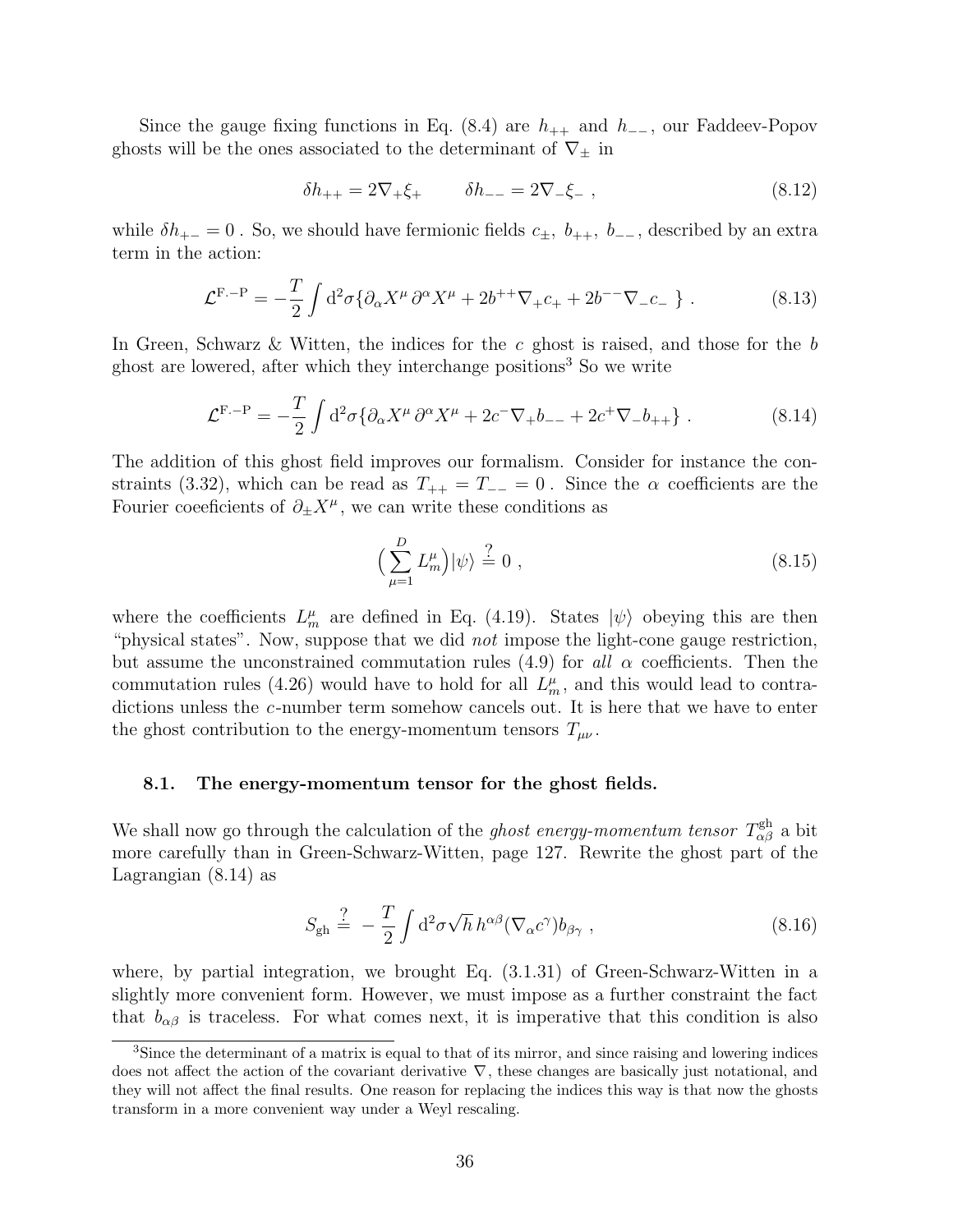Since the gauge fixing functions in Eq. (8.4) are $h_{++}$ and $h_{--}$, our Faddeev-Popov ghosts will be the ones associated to the determinant of $\nabla_\pm$ in

$$\delta h_{++} = 2\nabla_+\xi_+ \qquad \delta h_{--} = 2\nabla_-\xi_- \ , \tag{8.12}$$

while $\delta h_{+-} = 0$ . So, we should have fermionic fields $c_\pm,\ b_{++},\ b_{--}$, described by an extra term in the action:

$$\mathcal{L}^{\mathrm{F.-P}} = -\frac{T}{2}\int \mathrm{d}^2\sigma\{\partial_\alpha X^\mu\,\partial^\alpha X^\mu + 2b^{++}\nabla_+ c_+ + 2b^{--}\nabla_- c_-\ \} \ . \tag{8.13}$$

In Green, Schwarz & Witten, the indices for the $c$ ghost is raised, and those for the $b$ ghost are lowered, after which they interchange positions[3] So we write

$$\mathcal{L}^{\mathrm{F.-P}} = -\frac{T}{2}\int \mathrm{d}^2\sigma\{\partial_\alpha X^\mu\,\partial^\alpha X^\mu + 2c^-\nabla_+ b_{--} + 2c^+\nabla_- b_{++}\} \ . \tag{8.14}$$

The addition of this ghost field improves our formalism. Consider for instance the constraints (3.32), which can be read as $T_{++} = T_{--} = 0$ . Since the $\alpha$ coefficients are the Fourier coeeficients of $\partial_\pm X^\mu$, we can write these conditions as

$$\Big(\sum_{\mu=1}^{D} L_m^\mu\Big)|\psi\rangle \stackrel{?}{=} 0 \ , \tag{8.15}$$

where the coefficients $L_m^\mu$ are defined in Eq. (4.19). States $|\psi\rangle$ obeying this are then "physical states". Now, suppose that we did *not* impose the light-cone gauge restriction, but assume the unconstrained commutation rules (4.9) for *all* $\alpha$ coefficients. Then the commutation rules (4.26) would have to hold for all $L_m^\mu$, and this would lead to contradictions unless the $c$-number term somehow cancels out. It is here that we have to enter the ghost contribution to the energy-momentum tensors $T_{\mu\nu}$.

### 8.1. The energy-momentum tensor for the ghost fields.

We shall now go through the calculation of the *ghost energy-momentum tensor* $T^{\mathrm{gh}}_{\alpha\beta}$ a bit more carefully than in Green-Schwarz-Witten, page 127. Rewrite the ghost part of the Lagrangian (8.14) as

$$S_{\mathrm{gh}} \stackrel{?}{=} -\frac{T}{2}\int \mathrm{d}^2\sigma\sqrt{h}\,h^{\alpha\beta}(\nabla_\alpha c^\gamma)b_{\beta\gamma} \ , \tag{8.16}$$

where, by partial integration, we brought Eq. (3.1.31) of Green-Schwarz-Witten in a slightly more convenient form. However, we must impose as a further constraint the fact that $b_{\alpha\beta}$ is traceless. For what comes next, it is imperative that this condition is also

[3] Since the determinant of a matrix is equal to that of its mirror, and since raising and lowering indices does not affect the action of the covariant derivative $\nabla$, these changes are basically just notational, and they will not affect the final results. One reason for replacing the indices this way is that now the ghosts transform in a more convenient way under a Weyl rescaling.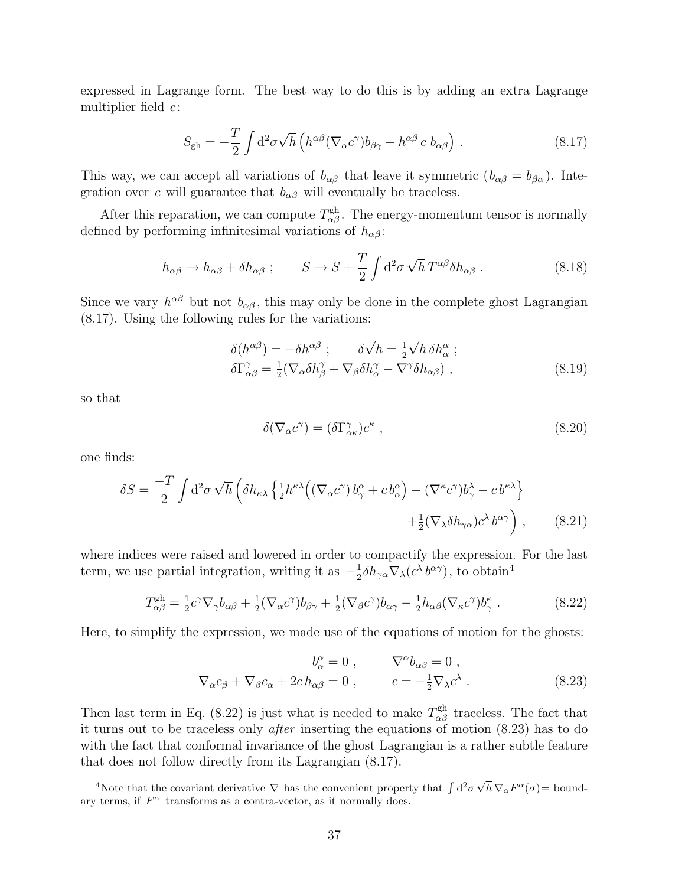expressed in Lagrange form. The best way to do this is by adding an extra Lagrange multiplier field $c$:

$$S_{\mathrm{gh}} = -\frac{T}{2}\int \mathrm{d}^2\sigma\sqrt{h}\left(h^{\alpha\beta}(\nabla_\alpha c^\gamma)b_{\beta\gamma} + h^{\alpha\beta}\,c\;b_{\alpha\beta}\right) . \tag{8.17}$$

This way, we can accept all variations of $b_{\alpha\beta}$ that leave it symmetric ($b_{\alpha\beta} = b_{\beta\alpha}$). Integration over $c$ will guarantee that $b_{\alpha\beta}$ will eventually be traceless.

After this reparation, we can compute $T^{\mathrm{gh}}_{\alpha\beta}$. The energy-momentum tensor is normally defined by performing infinitesimal variations of $h_{\alpha\beta}$:

$$h_{\alpha\beta} \to h_{\alpha\beta} + \delta h_{\alpha\beta}\ ; \qquad S \to S + \frac{T}{2}\int \mathrm{d}^2\sigma\,\sqrt{h}\,T^{\alpha\beta}\delta h_{\alpha\beta}\ . \tag{8.18}$$

Since we vary $h^{\alpha\beta}$ but not $b_{\alpha\beta}$, this may only be done in the complete ghost Lagrangian (8.17). Using the following rules for the variations:

$$\begin{aligned}\delta(h^{\alpha\beta}) = -\delta h^{\alpha\beta}\ ; \qquad \delta\sqrt{h} = \tfrac{1}{2}\sqrt{h}\,\delta h^\alpha_\alpha\ ;\\ \delta\Gamma^\gamma_{\alpha\beta} = \tfrac{1}{2}(\nabla_\alpha\delta h^\gamma_\beta + \nabla_\beta\delta h^\gamma_\alpha - \nabla^\gamma\delta h_{\alpha\beta})\ ,\end{aligned} \tag{8.19}$$

so that

$$\delta(\nabla_\alpha c^\gamma) = (\delta\Gamma^\gamma_{\alpha\kappa})c^\kappa\ , \tag{8.20}$$

one finds:

$$\begin{aligned}\delta S = \frac{-T}{2}\int \mathrm{d}^2\sigma\,\sqrt{h}\,\Big(\delta h_{\kappa\lambda}\Big\{\tfrac{1}{2}h^{\kappa\lambda}\Big((\nabla_\alpha c^\gamma)\,b^\alpha_\gamma + c\,b^\alpha_\alpha\Big) - (\nabla^\kappa c^\gamma)b^\lambda_\gamma - c\,b^{\kappa\lambda}\Big\}\\ +\tfrac{1}{2}(\nabla_\lambda\delta h_{\gamma\alpha})c^\lambda\,b^{\alpha\gamma}\Big)\ ,\end{aligned} \tag{8.21}$$

where indices were raised and lowered in order to compactify the expression. For the last term, we use partial integration, writing it as $-\frac{1}{2}\delta h_{\gamma\alpha}\nabla_\lambda(c^\lambda\,b^{\alpha\gamma})$, to obtain[4]

$$T^{\mathrm{gh}}_{\alpha\beta} = \tfrac{1}{2}c^\gamma\nabla_\gamma b_{\alpha\beta} + \tfrac{1}{2}(\nabla_\alpha c^\gamma)b_{\beta\gamma} + \tfrac{1}{2}(\nabla_\beta c^\gamma)b_{\alpha\gamma} - \tfrac{1}{2}h_{\alpha\beta}(\nabla_\kappa c^\gamma)b^\kappa_\gamma\ . \tag{8.22}$$

Here, to simplify the expression, we made use of the equations of motion for the ghosts:

$$\begin{aligned}b^\alpha_\alpha = 0\ , \qquad \nabla^\alpha b_{\alpha\beta} = 0\ ,\\ \nabla_\alpha c_\beta + \nabla_\beta c_\alpha + 2c\,h_{\alpha\beta} = 0\ , \qquad c = -\tfrac{1}{2}\nabla_\lambda c^\lambda\ .\end{aligned} \tag{8.23}$$

Then last term in Eq. (8.22) is just what is needed to make $T^{\mathrm{gh}}_{\alpha\beta}$ traceless. The fact that it turns out to be traceless only *after* inserting the equations of motion (8.23) has to do with the fact that conformal invariance of the ghost Lagrangian is a rather subtle feature that does not follow directly from its Lagrangian (8.17).

[4] Note that the covariant derivative $\nabla$ has the convenient property that $\int \mathrm{d}^2\sigma\,\sqrt{h}\,\nabla_\alpha F^\alpha(\sigma) =$ boundary terms, if $F^\alpha$ transforms as a contra-vector, as it normally does.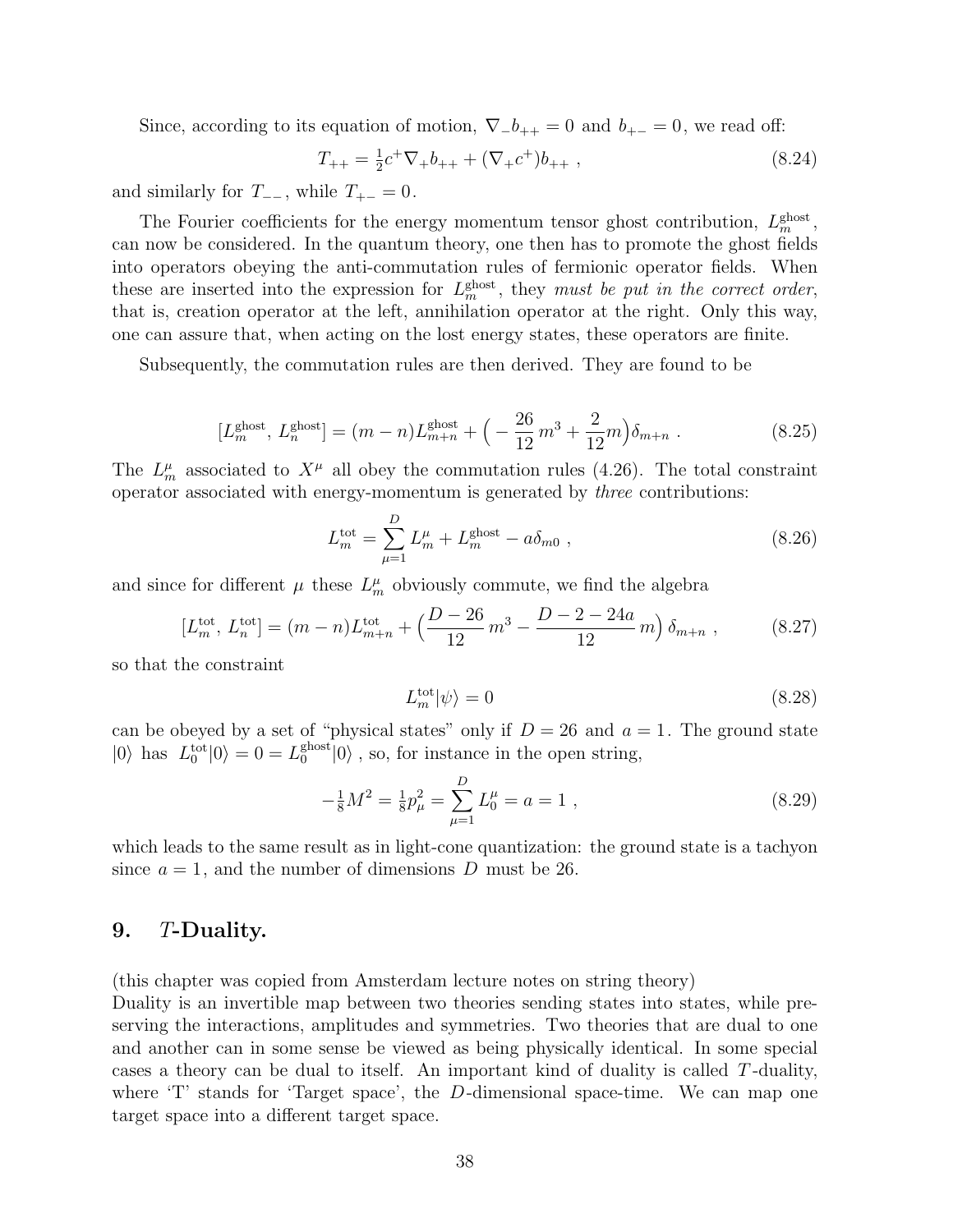Since, according to its equation of motion, $\nabla_- b_{++} = 0$ and $b_{+-} = 0$, we read off:

$$T_{++} = \tfrac{1}{2} c^+ \nabla_+ b_{++} + (\nabla_+ c^+) b_{++} \ , \tag{8.24}$$

and similarly for $T_{--}$, while $T_{+-} = 0$.

The Fourier coefficients for the energy momentum tensor ghost contribution, $L_m^{\text{ghost}}$, can now be considered. In the quantum theory, one then has to promote the ghost fields into operators obeying the anti-commutation rules of fermionic operator fields. When these are inserted into the expression for $L_m^{\text{ghost}}$, they *must be put in the correct order*, that is, creation operator at the left, annihilation operator at the right. Only this way, one can assure that, when acting on the lost energy states, these operators are finite.

Subsequently, the commutation rules are then derived. They are found to be

$$[L_m^{\text{ghost}},\, L_n^{\text{ghost}}] = (m-n) L_{m+n}^{\text{ghost}} + \Big( -\frac{26}{12}\, m^3 + \frac{2}{12} m \Big) \delta_{m+n} \ . \tag{8.25}$$

The $L_m^\mu$ associated to $X^\mu$ all obey the commutation rules (4.26). The total constraint operator associated with energy-momentum is generated by *three* contributions:

$$L_m^{\text{tot}} = \sum_{\mu=1}^{D} L_m^\mu + L_m^{\text{ghost}} - a\delta_{m0} \ , \tag{8.26}$$

and since for different $\mu$ these $L_m^\mu$ obviously commute, we find the algebra

$$[L_m^{\text{tot}},\, L_n^{\text{tot}}] = (m-n) L_{m+n}^{\text{tot}} + \Big( \frac{D-26}{12}\, m^3 - \frac{D-2-24a}{12}\, m \Big) \delta_{m+n} \ , \tag{8.27}$$

so that the constraint

$$L_m^{\text{tot}} |\psi\rangle = 0 \tag{8.28}$$

can be obeyed by a set of "physical states" only if $D = 26$ and $a = 1$. The ground state $|0\rangle$ has $L_0^{\text{tot}}|0\rangle = 0 = L_0^{\text{ghost}}|0\rangle$, so, for instance in the open string,

$$-\tfrac{1}{8} M^2 = \tfrac{1}{8} p_\mu^2 = \sum_{\mu=1}^{D} L_0^\mu = a = 1 \ , \tag{8.29}$$

which leads to the same result as in light-cone quantization: the ground state is a tachyon since $a = 1$, and the number of dimensions $D$ must be 26.

# 9. *T*-Duality.

(this chapter was copied from Amsterdam lecture notes on string theory)
Duality is an invertible map between two theories sending states into states, while preserving the interactions, amplitudes and symmetries. Two theories that are dual to one and another can in some sense be viewed as being physically identical. In some special cases a theory can be dual to itself. An important kind of duality is called $T$-duality, where 'T' stands for 'Target space', the $D$-dimensional space-time. We can map one target space into a different target space.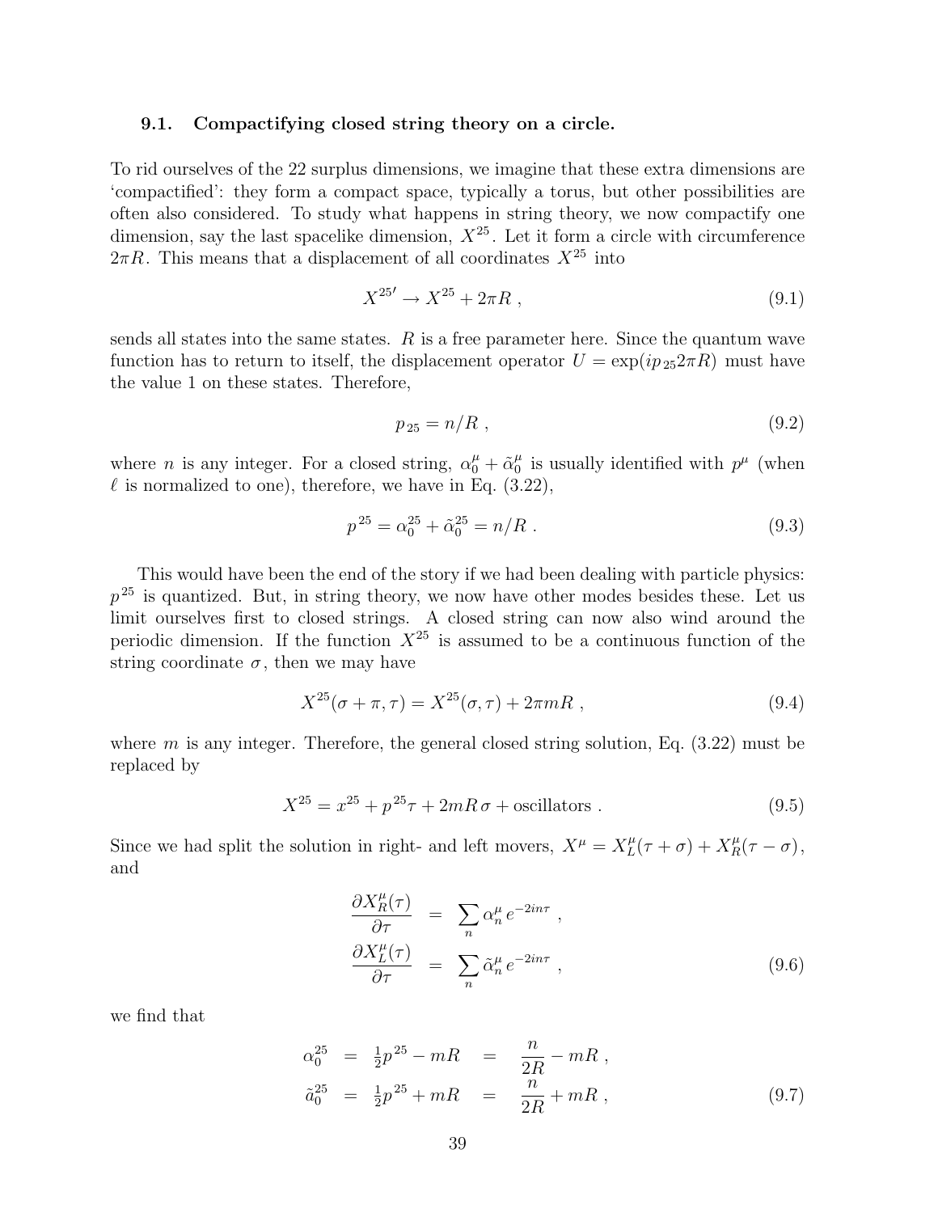### 9.1. Compactifying closed string theory on a circle.

To rid ourselves of the 22 surplus dimensions, we imagine that these extra dimensions are 'compactified': they form a compact space, typically a torus, but other possibilities are often also considered. To study what happens in string theory, we now compactify one dimension, say the last spacelike dimension, $X^{25}$. Let it form a circle with circumference $2\pi R$. This means that a displacement of all coordinates $X^{25}$ into

$$X^{25\prime} \to X^{25} + 2\pi R \ , \tag{9.1}$$

sends all states into the same states. $R$ is a free parameter here. Since the quantum wave function has to return to itself, the displacement operator $U = \exp(ip_{25}2\pi R)$ must have the value 1 on these states. Therefore,

$$p_{25} = n/R \ , \tag{9.2}$$

where $n$ is any integer. For a closed string, $\alpha_0^\mu + \tilde{\alpha}_0^\mu$ is usually identified with $p^\mu$ (when $\ell$ is normalized to one), therefore, we have in Eq. (3.22),

$$p^{25} = \alpha_0^{25} + \tilde{\alpha}_0^{25} = n/R \ . \tag{9.3}$$

This would have been the end of the story if we had been dealing with particle physics: $p^{25}$ is quantized. But, in string theory, we now have other modes besides these. Let us limit ourselves first to closed strings. A closed string can now also wind around the periodic dimension. If the function $X^{25}$ is assumed to be a continuous function of the string coordinate $\sigma$, then we may have

$$X^{25}(\sigma + \pi, \tau) = X^{25}(\sigma, \tau) + 2\pi m R \ , \tag{9.4}$$

where $m$ is any integer. Therefore, the general closed string solution, Eq. (3.22) must be replaced by

$$X^{25} = x^{25} + p^{25}\tau + 2mR\,\sigma + \text{oscillators} \ . \tag{9.5}$$

Since we had split the solution in right- and left movers, $X^\mu = X_L^\mu(\tau + \sigma) + X_R^\mu(\tau - \sigma)$, and

$$\begin{aligned} \frac{\partial X_R^\mu(\tau)}{\partial \tau} &= \sum_n \alpha_n^\mu \, e^{-2in\tau} \ , \\ \frac{\partial X_L^\mu(\tau)}{\partial \tau} &= \sum_n \tilde{\alpha}_n^\mu \, e^{-2in\tau} \ , \end{aligned} \tag{9.6}$$

we find that

$$\begin{aligned} \alpha_0^{25} &= \tfrac{1}{2}p^{25} - mR &= \frac{n}{2R} - mR \ , \\ \tilde{\alpha}_0^{25} &= \tfrac{1}{2}p^{25} + mR &= \frac{n}{2R} + mR \ , \end{aligned} \tag{9.7}$$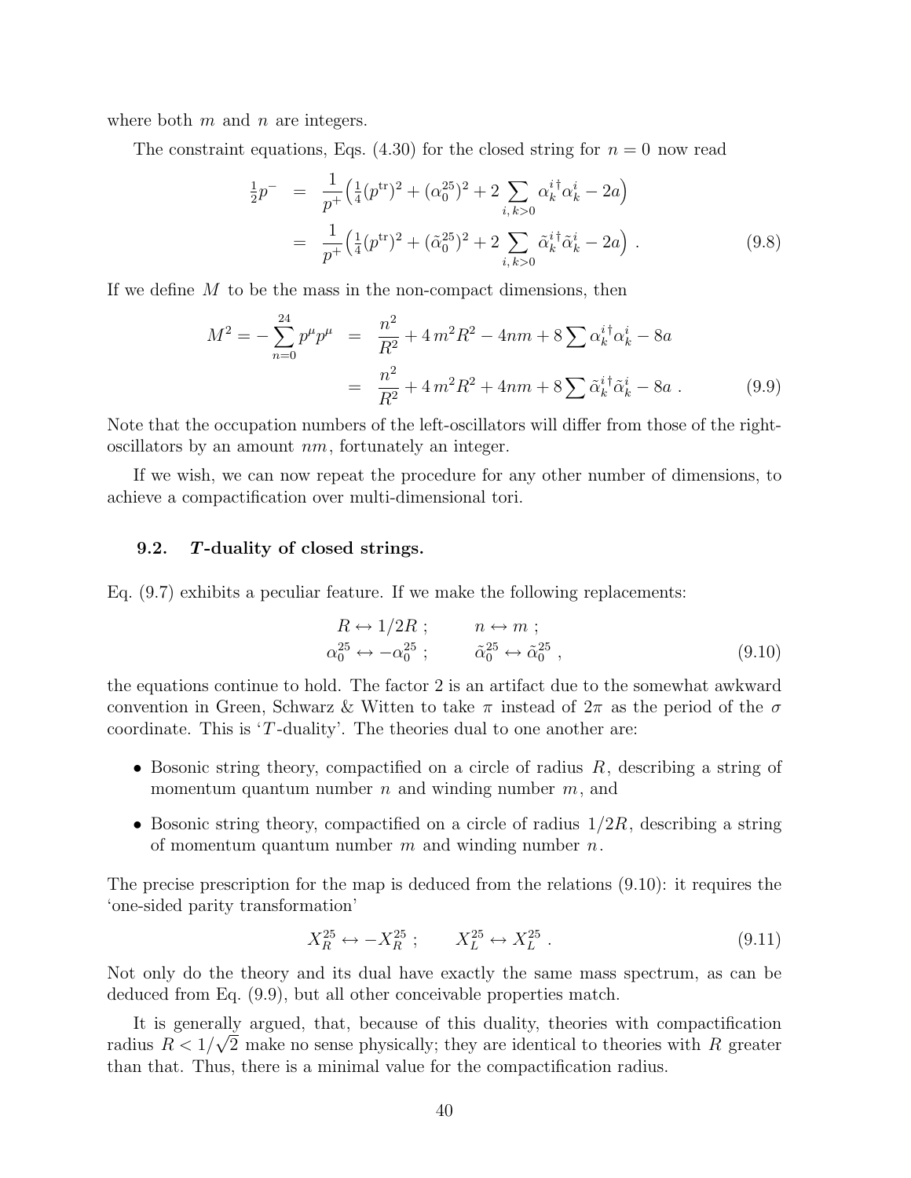where both $m$ and $n$ are integers.

The constraint equations, Eqs. (4.30) for the closed string for $n = 0$ now read

$$
\begin{aligned}
\tfrac{1}{2}p^- &= \frac{1}{p^+}\Big(\tfrac{1}{4}(p^{\rm tr})^2 + (\alpha_0^{25})^2 + 2\sum_{i,\,k>0} {\alpha_k^i}^\dagger \alpha_k^i - 2a\Big) \\
&= \frac{1}{p^+}\Big(\tfrac{1}{4}(p^{\rm tr})^2 + (\tilde\alpha_0^{25})^2 + 2\sum_{i,\,k>0} {\tilde\alpha_k^i}^\dagger \tilde\alpha_k^i - 2a\Big) \ . 
\end{aligned} \tag{9.8}
$$

If we define $M$ to be the mass in the non-compact dimensions, then

$$
\begin{aligned}
M^2 = -\sum_{n=0}^{24} p^\mu p^\mu &= \frac{n^2}{R^2} + 4\,m^2R^2 - 4nm + 8\sum {\alpha_k^i}^\dagger \alpha_k^i - 8a \\
&= \frac{n^2}{R^2} + 4\,m^2R^2 + 4nm + 8\sum {\tilde\alpha_k^i}^\dagger \tilde\alpha_k^i - 8a \ .
\end{aligned} \tag{9.9}
$$

Note that the occupation numbers of the left-oscillators will differ from those of the right-oscillators by an amount $nm$, fortunately an integer.

If we wish, we can now repeat the procedure for any other number of dimensions, to achieve a compactification over multi-dimensional tori.

### 9.2. *T*-duality of closed strings.

Eq. (9.7) exhibits a peculiar feature. If we make the following replacements:

$$
\begin{aligned}
R &\leftrightarrow 1/2R \ ; \qquad & n &\leftrightarrow m \ ; \\
\alpha_0^{25} &\leftrightarrow -\alpha_0^{25} \ ; \qquad & \tilde\alpha_0^{25} &\leftrightarrow \tilde\alpha_0^{25} \ ,
\end{aligned} \tag{9.10}
$$

the equations continue to hold. The factor 2 is an artifact due to the somewhat awkward convention in Green, Schwarz & Witten to take $\pi$ instead of $2\pi$ as the period of the $\sigma$ coordinate. This is '$T$-duality'. The theories dual to one another are:

- Bosonic string theory, compactified on a circle of radius $R$, describing a string of momentum quantum number $n$ and winding number $m$, and
- Bosonic string theory, compactified on a circle of radius $1/2R$, describing a string of momentum quantum number $m$ and winding number $n$.

The precise prescription for the map is deduced from the relations (9.10): it requires the 'one-sided parity transformation'

$$
X_R^{25} \leftrightarrow -X_R^{25} \ ; \qquad X_L^{25} \leftrightarrow X_L^{25} \ . \tag{9.11}
$$

Not only do the theory and its dual have exactly the same mass spectrum, as can be deduced from Eq. (9.9), but all other conceivable properties match.

It is generally argued, that, because of this duality, theories with compactification radius $R < 1/\sqrt{2}$ make no sense physically; they are identical to theories with $R$ greater than that. Thus, there is a minimal value for the compactification radius.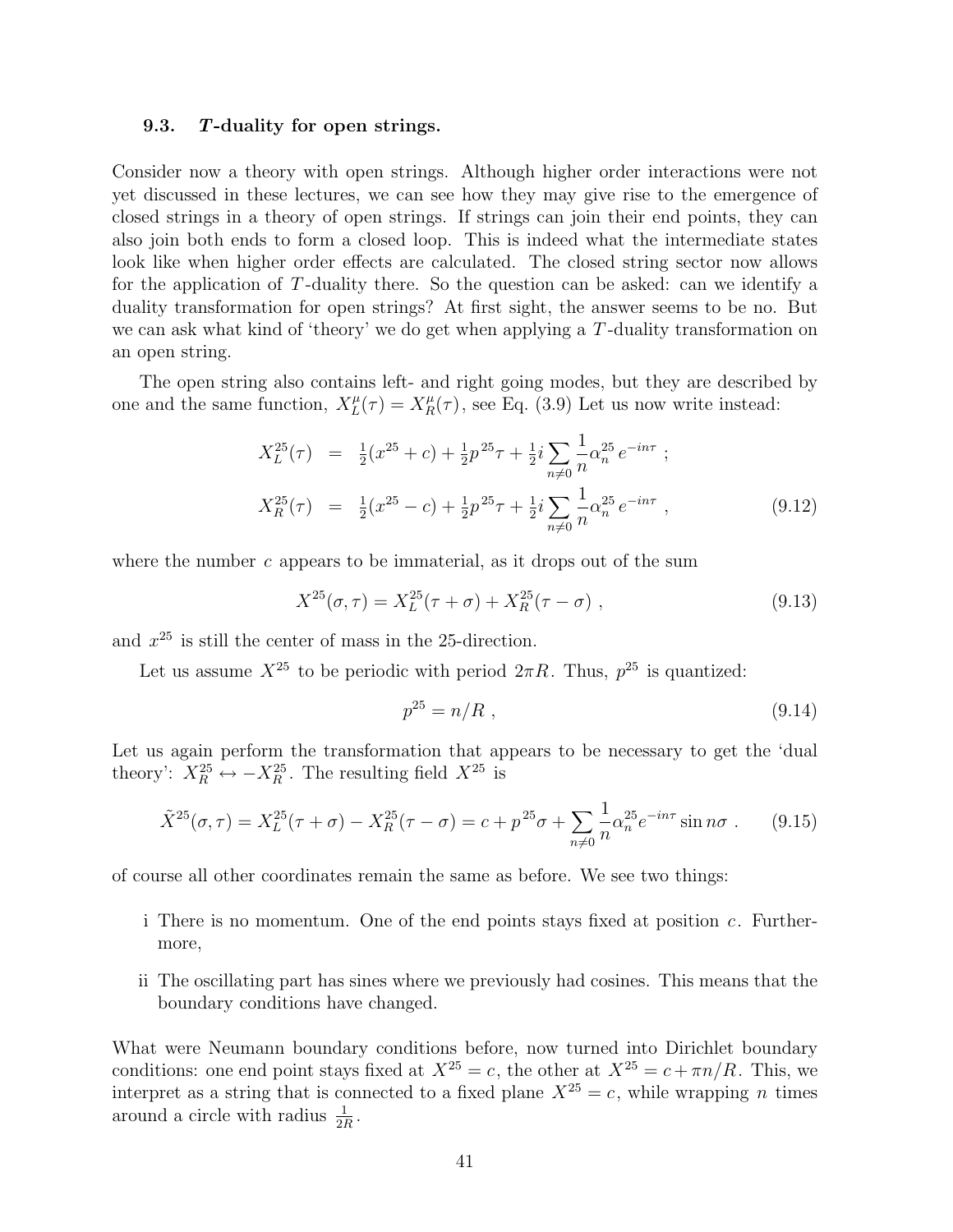### 9.3. *T*-duality for open strings.

Consider now a theory with open strings. Although higher order interactions were not yet discussed in these lectures, we can see how they may give rise to the emergence of closed strings in a theory of open strings. If strings can join their end points, they can also join both ends to form a closed loop. This is indeed what the intermediate states look like when higher order effects are calculated. The closed string sector now allows for the application of $T$-duality there. So the question can be asked: can we identify a duality transformation for open strings? At first sight, the answer seems to be no. But we can ask what kind of 'theory' we do get when applying a $T$-duality transformation on an open string.

The open string also contains left- and right going modes, but they are described by one and the same function, $X^\mu_L(\tau) = X^\mu_R(\tau)$, see Eq. (3.9) Let us now write instead:

$$
\begin{aligned}
X^{25}_L(\tau) &= \tfrac{1}{2}(x^{25}+c) + \tfrac{1}{2}p^{25}\tau + \tfrac{1}{2}i\sum_{n\neq 0}\frac{1}{n}\alpha^{25}_n\, e^{-in\tau}\ ;\\
X^{25}_R(\tau) &= \tfrac{1}{2}(x^{25}-c) + \tfrac{1}{2}p^{25}\tau + \tfrac{1}{2}i\sum_{n\neq 0}\frac{1}{n}\alpha^{25}_n\, e^{-in\tau}\ ,
\end{aligned}
\tag{9.12}
$$

where the number $c$ appears to be immaterial, as it drops out of the sum

$$
X^{25}(\sigma,\tau) = X^{25}_L(\tau+\sigma) + X^{25}_R(\tau-\sigma)\ , \tag{9.13}
$$

and $x^{25}$ is still the center of mass in the 25-direction.

Let us assume $X^{25}$ to be periodic with period $2\pi R$. Thus, $p^{25}$ is quantized:

$$
p^{25} = n/R\ , \tag{9.14}
$$

Let us again perform the transformation that appears to be necessary to get the 'dual theory': $X^{25}_R \leftrightarrow -X^{25}_R$. The resulting field $X^{25}$ is

$$
\tilde{X}^{25}(\sigma,\tau) = X^{25}_L(\tau+\sigma) - X^{25}_R(\tau-\sigma) = c + p^{25}\sigma + \sum_{n\neq 0}\frac{1}{n}\alpha^{25}_n e^{-in\tau}\sin n\sigma\ . \tag{9.15}
$$

of course all other coordinates remain the same as before. We see two things:

i There is no momentum. One of the end points stays fixed at position $c$. Furthermore,

ii The oscillating part has sines where we previously had cosines. This means that the boundary conditions have changed.

What were Neumann boundary conditions before, now turned into Dirichlet boundary conditions: one end point stays fixed at $X^{25} = c$, the other at $X^{25} = c + \pi n/R$. This, we interpret as a string that is connected to a fixed plane $X^{25} = c$, while wrapping $n$ times around a circle with radius $\frac{1}{2R}$.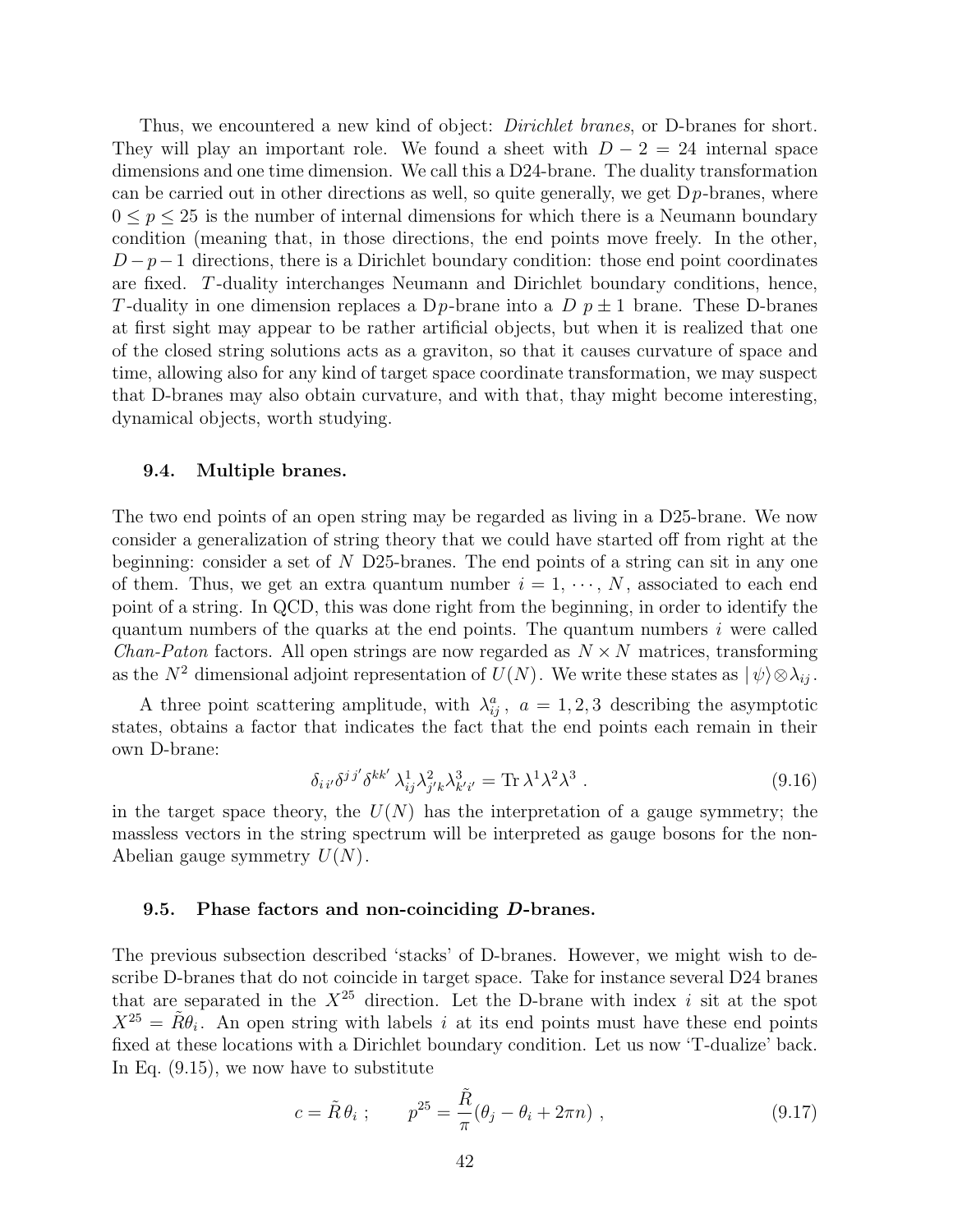Thus, we encountered a new kind of object: *Dirichlet branes*, or D-branes for short. They will play an important role. We found a sheet with $D-2=24$ internal space dimensions and one time dimension. We call this a D24-brane. The duality transformation can be carried out in other directions as well, so quite generally, we get D$p$-branes, where $0 \le p \le 25$ is the number of internal dimensions for which there is a Neumann boundary condition (meaning that, in those directions, the end points move freely. In the other, $D-p-1$ directions, there is a Dirichlet boundary condition: those end point coordinates are fixed. $T$-duality interchanges Neumann and Dirichlet boundary conditions, hence, $T$-duality in one dimension replaces a D$p$-brane into a $D\ p\pm 1$ brane. These D-branes at first sight may appear to be rather artificial objects, but when it is realized that one of the closed string solutions acts as a graviton, so that it causes curvature of space and time, allowing also for any kind of target space coordinate transformation, we may suspect that D-branes may also obtain curvature, and with that, thay might become interesting, dynamical objects, worth studying.

### 9.4. Multiple branes.

The two end points of an open string may be regarded as living in a D25-brane. We now consider a generalization of string theory that we could have started off from right at the beginning: consider a set of $N$ D25-branes. The end points of a string can sit in any one of them. Thus, we get an extra quantum number $i=1,\cdots,N$, associated to each end point of a string. In QCD, this was done right from the beginning, in order to identify the quantum numbers of the quarks at the end points. The quantum numbers $i$ were called *Chan-Paton* factors. All open strings are now regarded as $N\times N$ matrices, transforming as the $N^2$ dimensional adjoint representation of $U(N)$. We write these states as $|\,\psi\rangle\otimes\lambda_{ij}$.

A three point scattering amplitude, with $\lambda^a_{ij}$, $a=1,2,3$ describing the asymptotic states, obtains a factor that indicates the fact that the end points each remain in their own D-brane:

$$\delta_{i\,i'}\delta^{j\,j'}\delta^{kk'}\,\lambda^1_{ij}\lambda^2_{j'k}\lambda^3_{k'i'} = \mathrm{Tr}\,\lambda^1\lambda^2\lambda^3\ . \tag{9.16}$$

in the target space theory, the $U(N)$ has the interpretation of a gauge symmetry; the massless vectors in the string spectrum will be interpreted as gauge bosons for the non-Abelian gauge symmetry $U(N)$.

### 9.5. Phase factors and non-coinciding *D*-branes.

The previous subsection described 'stacks' of D-branes. However, we might wish to describe D-branes that do not coincide in target space. Take for instance several D24 branes that are separated in the $X^{25}$ direction. Let the D-brane with index $i$ sit at the spot $X^{25}=\tilde R\theta_i$. An open string with labels $i$ at its end points must have these end points fixed at these locations with a Dirichlet boundary condition. Let us now 'T-dualize' back. In Eq. (9.15), we now have to substitute

$$c=\tilde R\,\theta_i\ ; \qquad p^{25}=\frac{\tilde R}{\pi}(\theta_j-\theta_i+2\pi n)\ , \tag{9.17}$$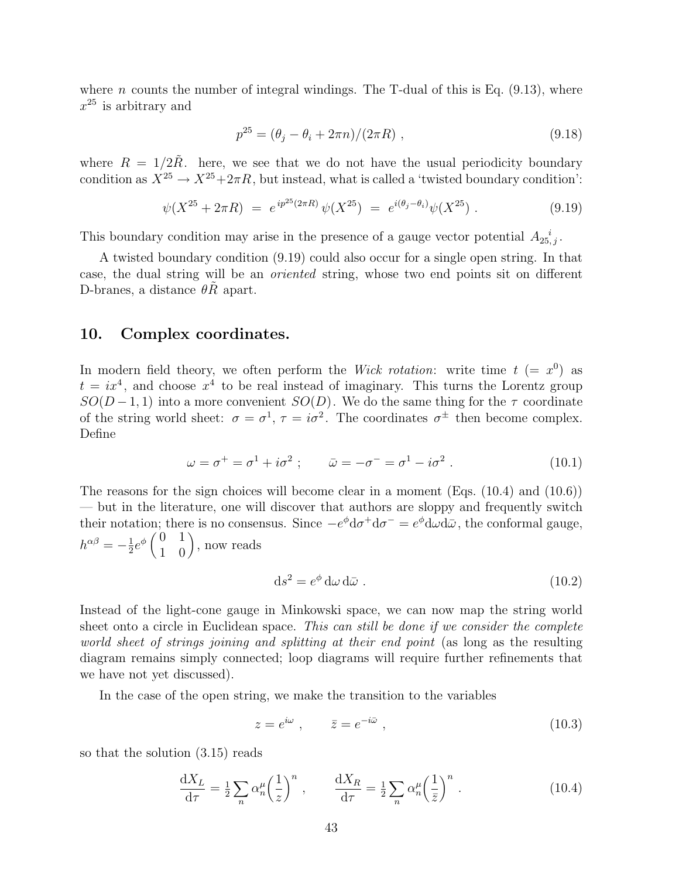where $n$ counts the number of integral windings. The T-dual of this is Eq. (9.13), where $x^{25}$ is arbitrary and

$$p^{25} = (\theta_j - \theta_i + 2\pi n)/(2\pi R) \ , \tag{9.18}$$

where $R = 1/2\tilde{R}$. here, we see that we do not have the usual periodicity boundary condition as $X^{25} \to X^{25} + 2\pi R$, but instead, what is called a 'twisted boundary condition':

$$\psi(X^{25} + 2\pi R) \ = \ e^{ip^{25}(2\pi R)}\, \psi(X^{25}) \ = \ e^{i(\theta_j - \theta_i)}\psi(X^{25}) \ . \tag{9.19}$$

This boundary condition may arise in the presence of a gauge vector potential $A_{25,\,j}^{\ \ i}$.

A twisted boundary condition (9.19) could also occur for a single open string. In that case, the dual string will be an *oriented* string, whose two end points sit on different D-branes, a distance $\theta\tilde{R}$ apart.

## 10. Complex coordinates.

In modern field theory, we often perform the *Wick rotation*: write time $t$ $(= x^0)$ as $t = ix^4$, and choose $x^4$ to be real instead of imaginary. This turns the Lorentz group $SO(D-1,1)$ into a more convenient $SO(D)$. We do the same thing for the $\tau$ coordinate of the string world sheet: $\sigma = \sigma^1$, $\tau = i\sigma^2$. The coordinates $\sigma^{\pm}$ then become complex. Define

$$\omega = \sigma^+ = \sigma^1 + i\sigma^2 \ ; \qquad \bar{\omega} = -\sigma^- = \sigma^1 - i\sigma^2 \ . \tag{10.1}$$

The reasons for the sign choices will become clear in a moment (Eqs. (10.4) and (10.6)) — but in the literature, one will discover that authors are sloppy and frequently switch their notation; there is no consensus. Since $-e^{\phi}\mathrm{d}\sigma^+\mathrm{d}\sigma^- = e^{\phi}\mathrm{d}\omega\mathrm{d}\bar{\omega}$, the conformal gauge, $h^{\alpha\beta} = -\frac{1}{2}e^{\phi}\begin{pmatrix} 0 & 1 \\ 1 & 0 \end{pmatrix}$, now reads

$$\mathrm{d}s^2 = e^{\phi}\,\mathrm{d}\omega\,\mathrm{d}\bar{\omega} \ . \tag{10.2}$$

Instead of the light-cone gauge in Minkowski space, we can now map the string world sheet onto a circle in Euclidean space. *This can still be done if we consider the complete world sheet of strings joining and splitting at their end point* (as long as the resulting diagram remains simply connected; loop diagrams will require further refinements that we have not yet discussed).

In the case of the open string, we make the transition to the variables

$$z = e^{i\omega} \ , \qquad \bar{z} = e^{-i\bar{\omega}} \ , \tag{10.3}$$

so that the solution (3.15) reads

$$\frac{\mathrm{d}X_L}{\mathrm{d}\tau} = \tfrac{1}{2}\sum_n \alpha_n^{\mu}\Big(\frac{1}{z}\Big)^n \ , \qquad \frac{\mathrm{d}X_R}{\mathrm{d}\tau} = \tfrac{1}{2}\sum_n \alpha_n^{\mu}\Big(\frac{1}{\bar{z}}\Big)^n \ . \tag{10.4}$$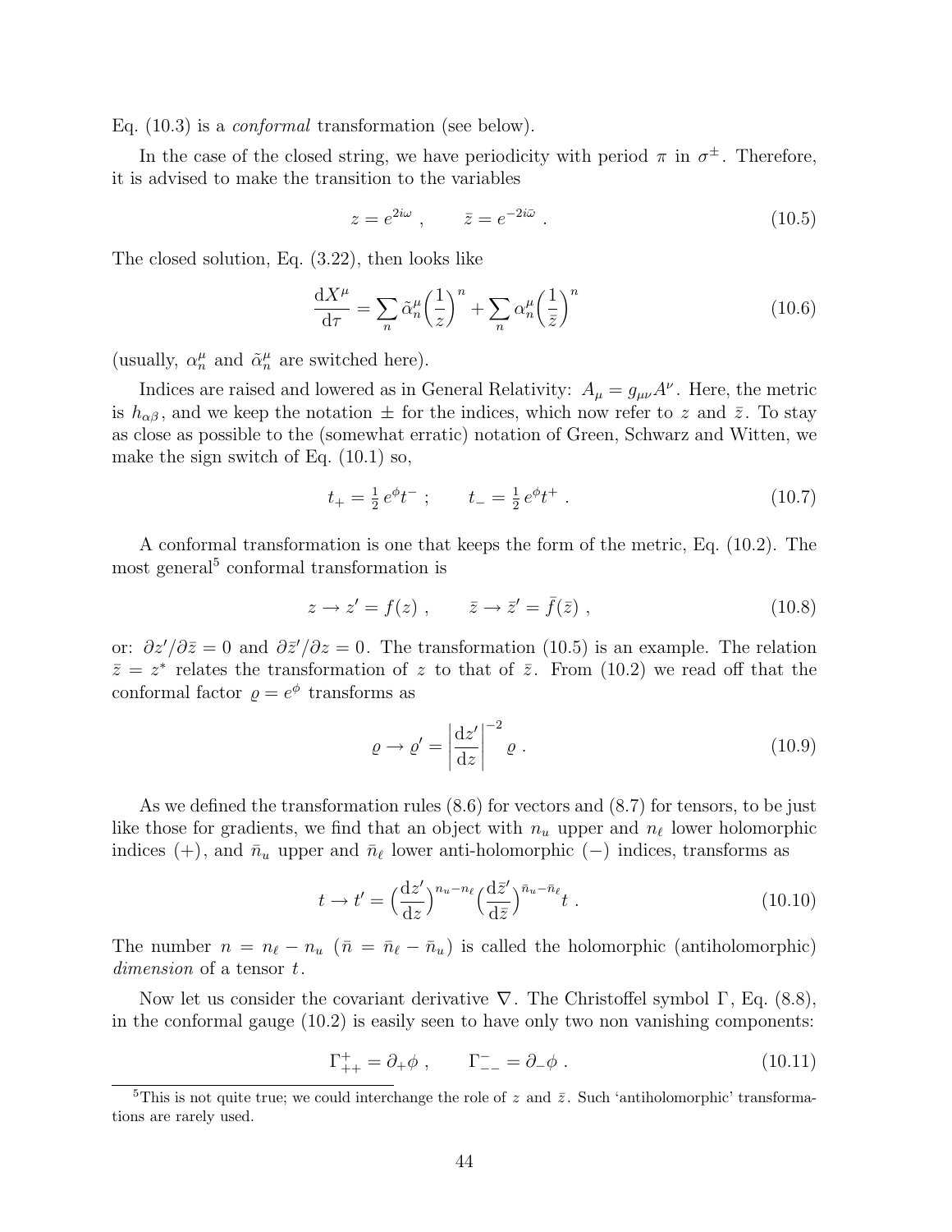Eq. (10.3) is a *conformal* transformation (see below).

In the case of the closed string, we have periodicity with period $\pi$ in $\sigma^{\pm}$. Therefore, it is advised to make the transition to the variables

$$z = e^{2i\omega} \ , \qquad \bar{z} = e^{-2i\bar{\omega}} \ . \tag{10.5}$$

The closed solution, Eq. (3.22), then looks like

$$\frac{\mathrm{d}X^{\mu}}{\mathrm{d}\tau} = \sum_n \tilde{\alpha}_n^{\mu} \Big(\frac{1}{z}\Big)^n + \sum_n \alpha_n^{\mu} \Big(\frac{1}{\bar{z}}\Big)^n \tag{10.6}$$

(usually, $\alpha_n^{\mu}$ and $\tilde{\alpha}_n^{\mu}$ are switched here).

Indices are raised and lowered as in General Relativity: $A_{\mu} = g_{\mu\nu} A^{\nu}$. Here, the metric is $h_{\alpha\beta}$, and we keep the notation $\pm$ for the indices, which now refer to $z$ and $\bar{z}$. To stay as close as possible to the (somewhat erratic) notation of Green, Schwarz and Witten, we make the sign switch of Eq. (10.1) so,

$$t_+ = \tfrac{1}{2}\, e^{\phi} t^- \ ; \qquad t_- = \tfrac{1}{2}\, e^{\phi} t^+ \ . \tag{10.7}$$

A conformal transformation is one that keeps the form of the metric, Eq. (10.2). The most general[5] conformal transformation is

$$z \to z' = f(z) \ , \qquad \bar{z} \to \bar{z}' = \bar{f}(\bar{z}) \ , \tag{10.8}$$

or: $\partial z'/\partial \bar{z} = 0$ and $\partial \bar{z}'/\partial z = 0$. The transformation (10.5) is an example. The relation $\bar{z} = z^*$ relates the transformation of $z$ to that of $\bar{z}$. From (10.2) we read off that the conformal factor $\varrho = e^{\phi}$ transforms as

$$\varrho \to \varrho' = \left| \frac{\mathrm{d}z'}{\mathrm{d}z} \right|^{-2} \varrho \ . \tag{10.9}$$

As we defined the transformation rules (8.6) for vectors and (8.7) for tensors, to be just like those for gradients, we find that an object with $n_u$ upper and $n_\ell$ lower holomorphic indices $(+)$, and $\bar{n}_u$ upper and $\bar{n}_\ell$ lower anti-holomorphic $(-)$ indices, transforms as

$$t \to t' = \Big(\frac{\mathrm{d}z'}{\mathrm{d}z}\Big)^{n_u - n_\ell} \Big(\frac{\mathrm{d}\bar{z}'}{\mathrm{d}\bar{z}}\Big)^{\bar{n}_u - \bar{n}_\ell} t \ . \tag{10.10}$$

The number $n = n_\ell - n_u$ ($\bar{n} = \bar{n}_\ell - \bar{n}_u$) is called the holomorphic (antiholomorphic) *dimension* of a tensor $t$.

Now let us consider the covariant derivative $\nabla$. The Christoffel symbol $\Gamma$, Eq. (8.8), in the conformal gauge (10.2) is easily seen to have only two non vanishing components:

$$\Gamma^{+}_{++} = \partial_+ \phi \ , \qquad \Gamma^{-}_{--} = \partial_- \phi \ . \tag{10.11}$$

[5] This is not quite true; we could interchange the role of $z$ and $\bar{z}$. Such 'antiholomorphic' transformations are rarely used.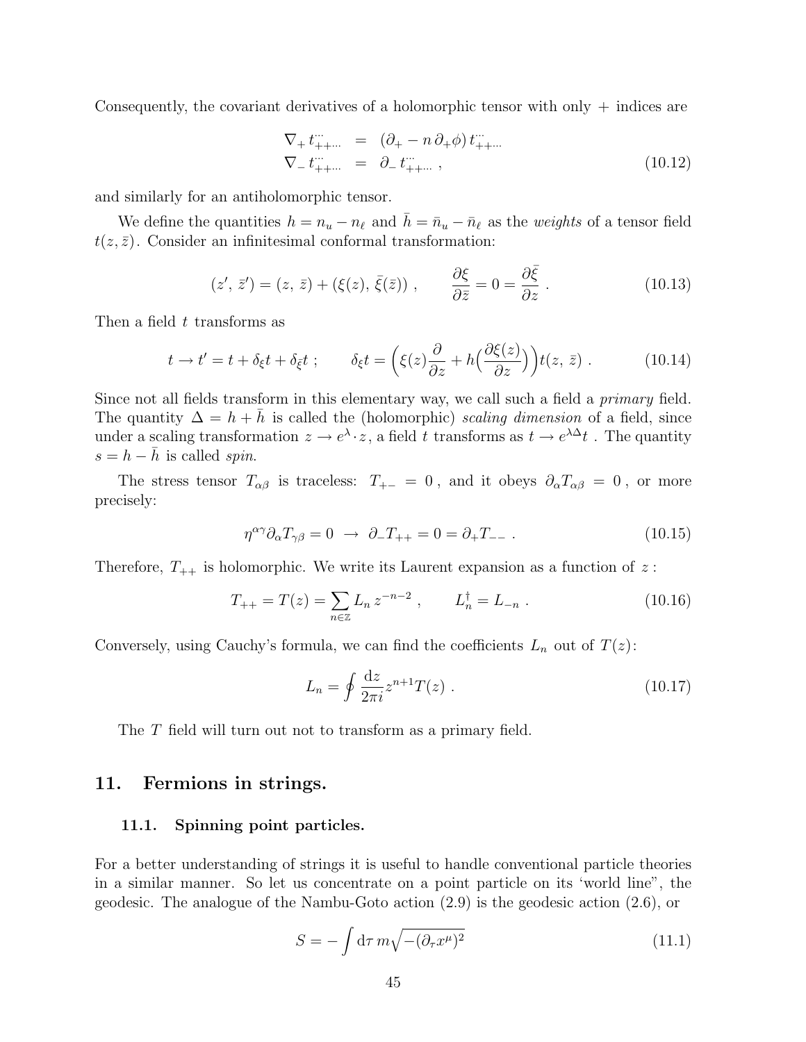Consequently, the covariant derivatives of a holomorphic tensor with only + indices are

$$
\begin{aligned}
\nabla_+ t^{\cdots}_{++\cdots} &= (\partial_+ - n\,\partial_+\phi)\, t^{\cdots}_{++\cdots} \\
\nabla_- t^{\cdots}_{++\cdots} &= \partial_-\, t^{\cdots}_{++\cdots}\ ,
\end{aligned}
\tag{10.12}
$$

and similarly for an antiholomorphic tensor.

We define the quantities $h = n_u - n_\ell$ and $\bar h = \bar n_u - \bar n_\ell$ as the *weights* of a tensor field $t(z, \bar z)$. Consider an infinitesimal conformal transformation:

$$
(z',\, \bar z') = (z,\, \bar z) + (\xi(z),\, \bar\xi(\bar z))\ , \qquad \frac{\partial \xi}{\partial \bar z} = 0 = \frac{\partial \bar\xi}{\partial z}\ . \tag{10.13}
$$

Then a field $t$ transforms as

$$
t \to t' = t + \delta_\xi t + \delta_{\bar\xi} t\ ; \qquad \delta_\xi t = \Big(\xi(z)\frac{\partial}{\partial z} + h\Big(\frac{\partial \xi(z)}{\partial z}\Big)\Big) t(z,\, \bar z)\ . \tag{10.14}
$$

Since not all fields transform in this elementary way, we call such a field a *primary* field. The quantity $\Delta = h + \bar h$ is called the (holomorphic) *scaling dimension* of a field, since under a scaling transformation $z \to e^\lambda \cdot z$, a field $t$ transforms as $t \to e^{\lambda\Delta} t$ . The quantity $s = h - \bar h$ is called *spin*.

The stress tensor $T_{\alpha\beta}$ is traceless: $T_{+-} = 0$ , and it obeys $\partial_\alpha T_{\alpha\beta} = 0$ , or more precisely:

$$
\eta^{\alpha\gamma}\partial_\alpha T_{\gamma\beta} = 0 \ \to\ \partial_- T_{++} = 0 = \partial_+ T_{--}\ . \tag{10.15}
$$

Therefore, $T_{++}$ is holomorphic. We write its Laurent expansion as a function of $z$ :

$$
T_{++} = T(z) = \sum_{n\in\mathbb{Z}} L_n\, z^{-n-2}\ , \qquad L_n^\dagger = L_{-n}\ . \tag{10.16}
$$

Conversely, using Cauchy's formula, we can find the coefficients $L_n$ out of $T(z)$:

$$
L_n = \oint \frac{\mathrm{d}z}{2\pi i} z^{n+1} T(z)\ . \tag{10.17}
$$

The $T$ field will turn out not to transform as a primary field.

## 11. Fermions in strings.

### 11.1. Spinning point particles.

For a better understanding of strings it is useful to handle conventional particle theories in a similar manner. So let us concentrate on a point particle on its 'world line", the geodesic. The analogue of the Nambu-Goto action (2.9) is the geodesic action (2.6), or

$$
S = -\int \mathrm{d}\tau\, m\sqrt{-(\partial_\tau x^\mu)^2} \tag{11.1}
$$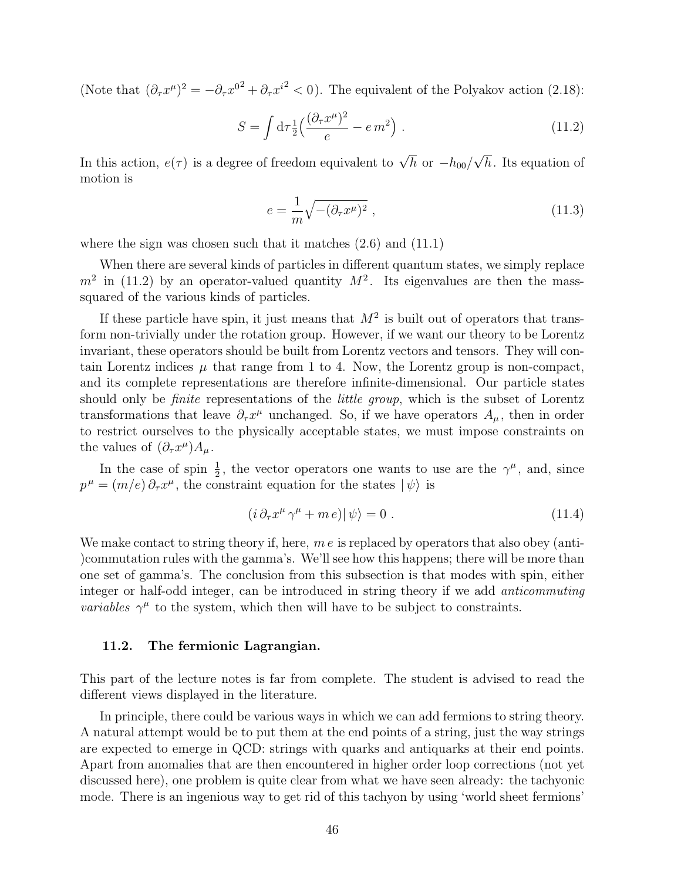(Note that $(\partial_\tau x^\mu)^2 = -\partial_\tau x^{0\,2} + \partial_\tau x^{i\,2} < 0$). The equivalent of the Polyakov action (2.18):

$$S = \int \mathrm{d}\tau \tfrac{1}{2}\Big(\frac{(\partial_\tau x^\mu)^2}{e} - e\, m^2\Big) \ . \tag{11.2}$$

In this action, $e(\tau)$ is a degree of freedom equivalent to $\sqrt{h}$ or $-h_{00}/\sqrt{h}$. Its equation of motion is

$$e = \frac{1}{m}\sqrt{-(\partial_\tau x^\mu)^2} \ , \tag{11.3}$$

where the sign was chosen such that it matches (2.6) and (11.1)

When there are several kinds of particles in different quantum states, we simply replace $m^2$ in (11.2) by an operator-valued quantity $M^2$. Its eigenvalues are then the mass-squared of the various kinds of particles.

If these particle have spin, it just means that $M^2$ is built out of operators that transform non-trivially under the rotation group. However, if we want our theory to be Lorentz invariant, these operators should be built from Lorentz vectors and tensors. They will contain Lorentz indices $\mu$ that range from 1 to 4. Now, the Lorentz group is non-compact, and its complete representations are therefore infinite-dimensional. Our particle states should only be *finite* representations of the *little group*, which is the subset of Lorentz transformations that leave $\partial_\tau x^\mu$ unchanged. So, if we have operators $A_\mu$, then in order to restrict ourselves to the physically acceptable states, we must impose constraints on the values of $(\partial_\tau x^\mu)A_\mu$.

In the case of spin $\frac{1}{2}$, the vector operators one wants to use are the $\gamma^\mu$, and, since $p^\mu = (m/e)\,\partial_\tau x^\mu$, the constraint equation for the states $|\,\psi\rangle$ is

$$(i\,\partial_\tau x^\mu\,\gamma^\mu + m\,e)|\,\psi\rangle = 0 \ . \tag{11.4}$$

We make contact to string theory if, here, $m\,e$ is replaced by operators that also obey (anti-)commutation rules with the gamma's. We'll see how this happens; there will be more than one set of gamma's. The conclusion from this subsection is that modes with spin, either integer or half-odd integer, can be introduced in string theory if we add *anticommuting variables* $\gamma^\mu$ to the system, which then will have to be subject to constraints.

### 11.2. The fermionic Lagrangian.

This part of the lecture notes is far from complete. The student is advised to read the different views displayed in the literature.

In principle, there could be various ways in which we can add fermions to string theory. A natural attempt would be to put them at the end points of a string, just the way strings are expected to emerge in QCD: strings with quarks and antiquarks at their end points. Apart from anomalies that are then encountered in higher order loop corrections (not yet discussed here), one problem is quite clear from what we have seen already: the tachyonic mode. There is an ingenious way to get rid of this tachyon by using 'world sheet fermions'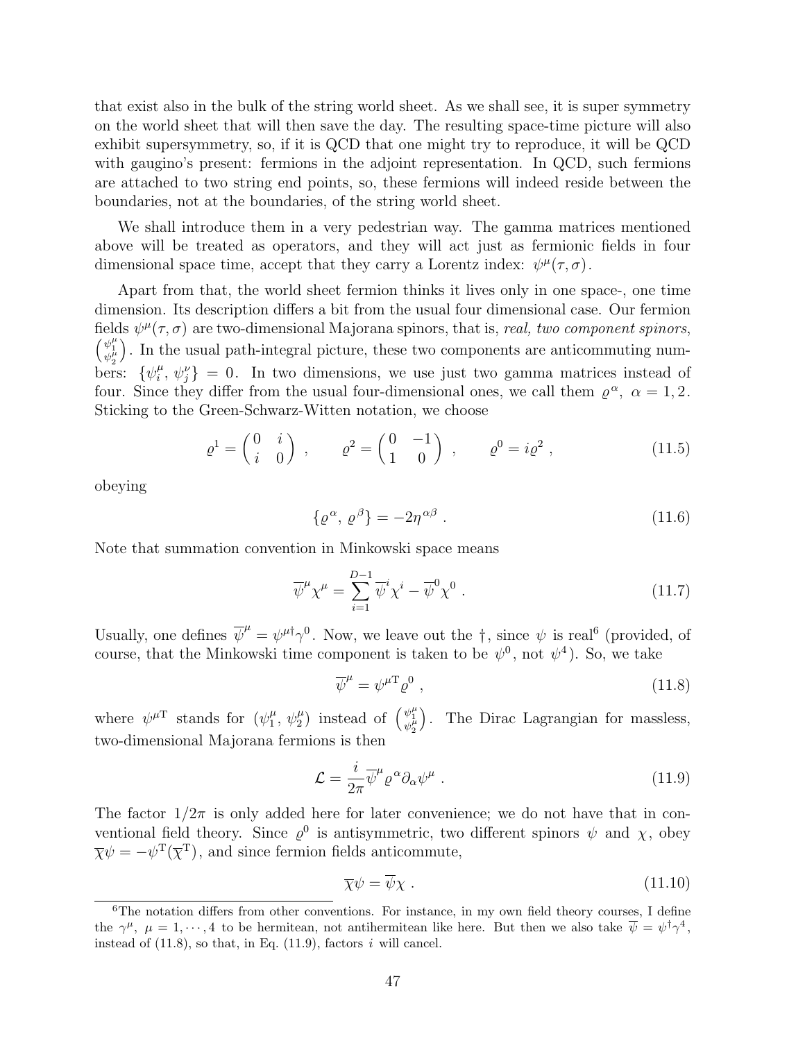that exist also in the bulk of the string world sheet. As we shall see, it is super symmetry on the world sheet that will then save the day. The resulting space-time picture will also exhibit supersymmetry, so, if it is QCD that one might try to reproduce, it will be QCD with gaugino's present: fermions in the adjoint representation. In QCD, such fermions are attached to two string end points, so, these fermions will indeed reside between the boundaries, not at the boundaries, of the string world sheet.

We shall introduce them in a very pedestrian way. The gamma matrices mentioned above will be treated as operators, and they will act just as fermionic fields in four dimensional space time, accept that they carry a Lorentz index: $\psi^\mu(\tau,\sigma)$.

Apart from that, the world sheet fermion thinks it lives only in one space-, one time dimension. Its description differs a bit from the usual four dimensional case. Our fermion fields $\psi^\mu(\tau,\sigma)$ are two-dimensional Majorana spinors, that is, *real, two component spinors*, $\begin{pmatrix}\psi_1^\mu\\ \psi_2^\mu\end{pmatrix}$. In the usual path-integral picture, these two components are anticommuting numbers: $\{\psi_i^\mu,\,\psi_j^\nu\}=0$. In two dimensions, we use just two gamma matrices instead of four. Since they differ from the usual four-dimensional ones, we call them $\varrho^\alpha,\ \alpha=1,2$. Sticking to the Green-Schwarz-Witten notation, we choose

$$\varrho^1=\begin{pmatrix}0 & i\\ i & 0\end{pmatrix}\ , \qquad \varrho^2=\begin{pmatrix}0 & -1\\ 1 & 0\end{pmatrix}\ , \qquad \varrho^0=i\varrho^2\ , \tag{11.5}$$

obeying

$$\{\varrho^\alpha,\,\varrho^\beta\}=-2\eta^{\alpha\beta}\ . \tag{11.6}$$

Note that summation convention in Minkowski space means

$$\overline{\psi}^\mu\chi^\mu=\sum_{i=1}^{D-1}\overline{\psi}^i\chi^i-\overline{\psi}^0\chi^0\ . \tag{11.7}$$

Usually, one defines $\overline{\psi}^\mu=\psi^{\mu\dagger}\gamma^0$. Now, we leave out the $\dagger$, since $\psi$ is real[6] (provided, of course, that the Minkowski time component is taken to be $\psi^0$, not $\psi^4$). So, we take

$$\overline{\psi}^\mu=\psi^{\mu\mathrm{T}}\varrho^0\ , \tag{11.8}$$

where $\psi^{\mu\mathrm{T}}$ stands for $(\psi_1^\mu,\,\psi_2^\mu)$ instead of $\begin{pmatrix}\psi_1^\mu\\ \psi_2^\mu\end{pmatrix}$. The Dirac Lagrangian for massless, two-dimensional Majorana fermions is then

$$\mathcal{L}=\frac{i}{2\pi}\overline{\psi}^\mu\varrho^\alpha\partial_\alpha\psi^\mu\ . \tag{11.9}$$

The factor $1/2\pi$ is only added here for later convenience; we do not have that in conventional field theory. Since $\varrho^0$ is antisymmetric, two different spinors $\psi$ and $\chi$, obey $\overline{\chi}\psi=-\psi^{\mathrm{T}}(\overline{\chi}^{\mathrm{T}})$, and since fermion fields anticommute,

$$\overline{\chi}\psi=\overline{\psi}\chi\ . \tag{11.10}$$

[6] The notation differs from other conventions. For instance, in my own field theory courses, I define the $\gamma^\mu,\ \mu=1,\cdots,4$ to be hermitean, not antihermitean like here. But then we also take $\overline{\psi}=\psi^\dagger\gamma^4$, instead of (11.8), so that, in Eq. (11.9), factors $i$ will cancel.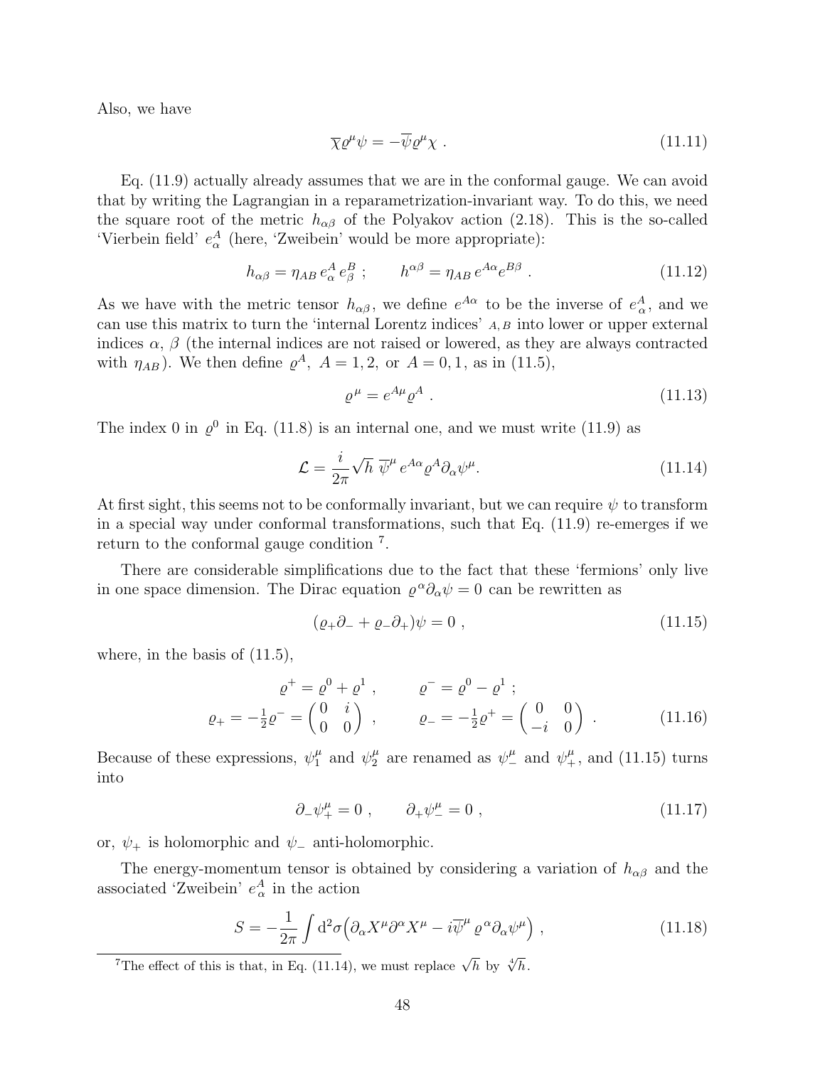Also, we have

$$\overline{\chi}\varrho^\mu\psi = -\overline{\psi}\varrho^\mu\chi \ . \tag{11.11}$$

Eq. (11.9) actually already assumes that we are in the conformal gauge. We can avoid that by writing the Lagrangian in a reparametrization-invariant way. To do this, we need the square root of the metric $h_{\alpha\beta}$ of the Polyakov action (2.18). This is the so-called 'Vierbein field' $e^A_\alpha$ (here, 'Zweibein' would be more appropriate):

$$h_{\alpha\beta} = \eta_{AB}\, e^A_\alpha\, e^B_\beta \ ; \qquad h^{\alpha\beta} = \eta_{AB}\, e^{A\alpha} e^{B\beta} \ . \tag{11.12}$$

As we have with the metric tensor $h_{\alpha\beta}$, we define $e^{A\alpha}$ to be the inverse of $e^A_\alpha$, and we can use this matrix to turn the 'internal Lorentz indices' $_{A,B}$ into lower or upper external indices $\alpha$, $\beta$ (the internal indices are not raised or lowered, as they are always contracted with $\eta_{AB}$). We then define $\varrho^A$, $A = 1,2$, or $A = 0,1$, as in (11.5),

$$\varrho^\mu = e^{A\mu}\varrho^A \ . \tag{11.13}$$

The index 0 in $\varrho^0$ in Eq. (11.8) is an internal one, and we must write (11.9) as

$$\mathcal{L} = \frac{i}{2\pi}\sqrt{h}\ \overline{\psi}^\mu\, e^{A\alpha}\varrho^A\partial_\alpha\psi^\mu. \tag{11.14}$$

At first sight, this seems not to be conformally invariant, but we can require $\psi$ to transform in a special way under conformal transformations, such that Eq. (11.9) re-emerges if we return to the conformal gauge condition [7].

There are considerable simplifications due to the fact that these 'fermions' only live in one space dimension. The Dirac equation $\varrho^\alpha\partial_\alpha\psi = 0$ can be rewritten as

$$(\varrho_+\partial_- + \varrho_-\partial_+)\psi = 0 \ , \tag{11.15}$$

where, in the basis of (11.5),

$$\begin{aligned} &\varrho^+ = \varrho^0 + \varrho^1 \ , \qquad &&\varrho^- = \varrho^0 - \varrho^1 \ ; \\ &\varrho_+ = -\tfrac{1}{2}\varrho^- = \begin{pmatrix} 0 & i \\ 0 & 0 \end{pmatrix} \ , \qquad &&\varrho_- = -\tfrac{1}{2}\varrho^+ = \begin{pmatrix} 0 & 0 \\ -i & 0 \end{pmatrix} \ . \end{aligned} \tag{11.16}$$

Because of these expressions, $\psi^\mu_1$ and $\psi^\mu_2$ are renamed as $\psi^\mu_-$ and $\psi^\mu_+$, and (11.15) turns into

$$\partial_-\psi^\mu_+ = 0 \ , \qquad \partial_+\psi^\mu_- = 0 \ , \tag{11.17}$$

or, $\psi_+$ is holomorphic and $\psi_-$ anti-holomorphic.

The energy-momentum tensor is obtained by considering a variation of $h_{\alpha\beta}$ and the associated 'Zweibein' $e^A_\alpha$ in the action

$$S = -\frac{1}{2\pi}\int \mathrm{d}^2\sigma\Big(\partial_\alpha X^\mu\partial^\alpha X^\mu - i\overline{\psi}^\mu\,\varrho^\alpha\partial_\alpha\psi^\mu\Big) \ , \tag{11.18}$$

[7] The effect of this is that, in Eq. (11.14), we must replace $\sqrt{h}$ by $\sqrt[4]{h}$.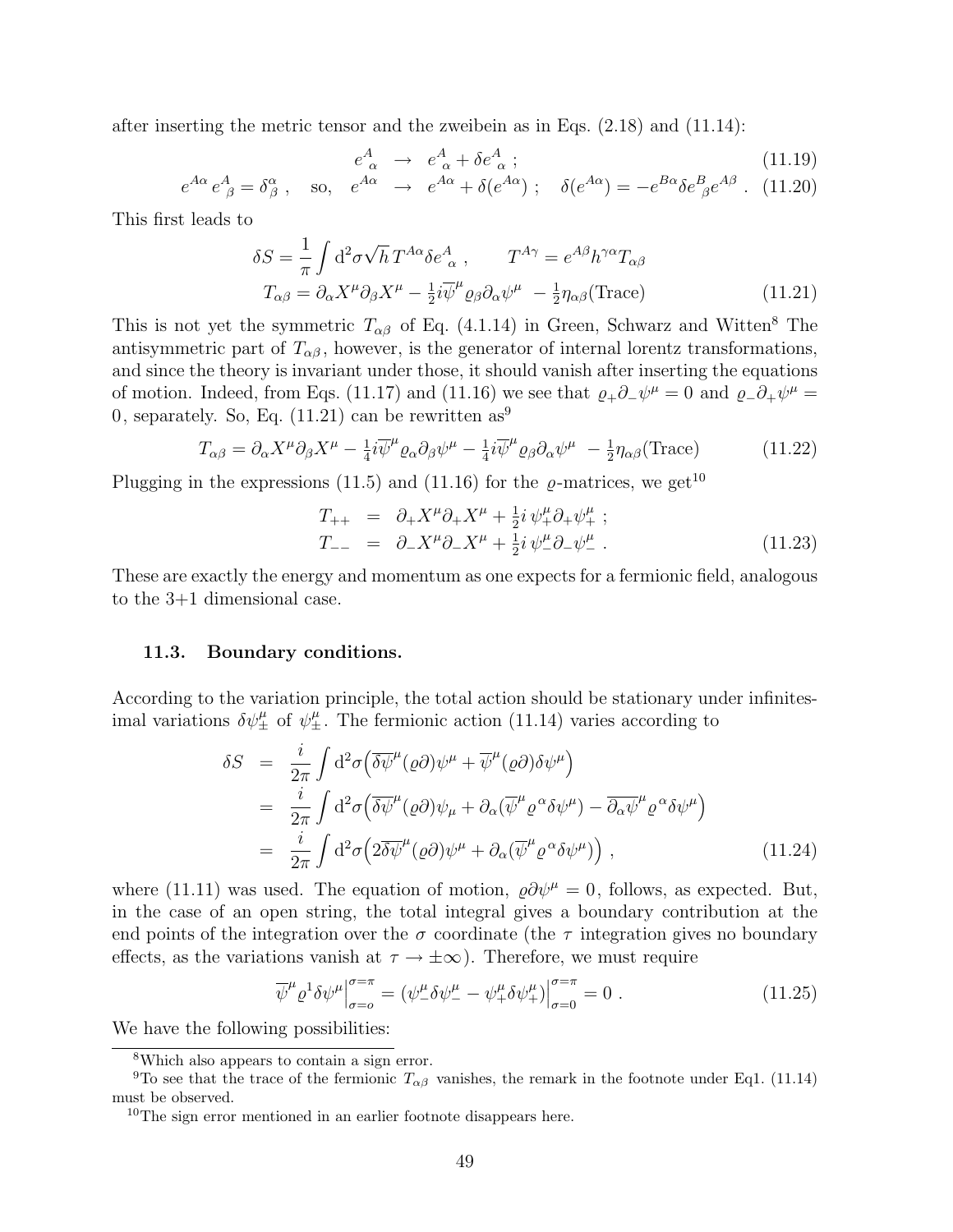after inserting the metric tensor and the zweibein as in Eqs. (2.18) and (11.14):

$$e^A_{\ \alpha} \ \rightarrow \ e^A_{\ \alpha} + \delta e^A_{\ \alpha} \ ; \tag{11.19}$$

$$e^{A\alpha}\, e^A_{\ \beta} = \delta^\alpha_\beta \ , \quad \text{so,} \quad e^{A\alpha} \ \rightarrow \ e^{A\alpha} + \delta(e^{A\alpha}) \ ; \quad \delta(e^{A\alpha}) = -e^{B\alpha}\delta e^B_{\ \beta} e^{A\beta} \ . \tag{11.20}$$

This first leads to

$$\delta S = \frac{1}{\pi}\int \mathrm{d}^2\sigma\sqrt{h}\, T^{A\alpha}\delta e^A_{\ \alpha} \ , \qquad T^{A\gamma} = e^{A\beta}h^{\gamma\alpha}T_{\alpha\beta}$$
$$T_{\alpha\beta} = \partial_\alpha X^\mu \partial_\beta X^\mu - \tfrac{1}{2}i\overline{\psi}^\mu \varrho_\beta \partial_\alpha \psi^\mu \ - \tfrac{1}{2}\eta_{\alpha\beta}(\text{Trace}) \tag{11.21}$$

This is not yet the symmetric $T_{\alpha\beta}$ of Eq. (4.1.14) in Green, Schwarz and Witten[8] The antisymmetric part of $T_{\alpha\beta}$, however, is the generator of internal lorentz transformations, and since the theory is invariant under those, it should vanish after inserting the equations of motion. Indeed, from Eqs. (11.17) and (11.16) we see that $\varrho_+\partial_-\psi^\mu = 0$ and $\varrho_-\partial_+\psi^\mu = 0$, separately. So, Eq. (11.21) can be rewritten as[9]

$$T_{\alpha\beta} = \partial_\alpha X^\mu \partial_\beta X^\mu - \tfrac{1}{4}i\overline{\psi}^\mu \varrho_\alpha \partial_\beta \psi^\mu - \tfrac{1}{4}i\overline{\psi}^\mu \varrho_\beta \partial_\alpha \psi^\mu \ - \tfrac{1}{2}\eta_{\alpha\beta}(\text{Trace}) \tag{11.22}$$

Plugging in the expressions (11.5) and (11.16) for the $\varrho$-matrices, we get[10]

$$\begin{aligned} T_{++} &= \partial_+ X^\mu \partial_+ X^\mu + \tfrac{1}{2}i\, \psi^\mu_+ \partial_+ \psi^\mu_+ \ ; \\ T_{--} &= \partial_- X^\mu \partial_- X^\mu + \tfrac{1}{2}i\, \psi^\mu_- \partial_- \psi^\mu_- \ . \end{aligned} \tag{11.23}$$

These are exactly the energy and momentum as one expects for a fermionic field, analogous to the 3+1 dimensional case.

### 11.3. Boundary conditions.

According to the variation principle, the total action should be stationary under infinitesimal variations $\delta\psi^\mu_\pm$ of $\psi^\mu_\pm$. The fermionic action (11.14) varies according to

$$\begin{aligned} \delta S &= \frac{i}{2\pi}\int \mathrm{d}^2\sigma\Big(\overline{\delta\psi}^\mu(\varrho\partial)\psi^\mu + \overline{\psi}^\mu(\varrho\partial)\delta\psi^\mu\Big) \\ &= \frac{i}{2\pi}\int \mathrm{d}^2\sigma\Big(\overline{\delta\psi}^\mu(\varrho\partial)\psi_\mu + \partial_\alpha(\overline{\psi}^\mu \varrho^\alpha \delta\psi^\mu) - \overline{\partial_\alpha\psi}^\mu \varrho^\alpha \delta\psi^\mu\Big) \\ &= \frac{i}{2\pi}\int \mathrm{d}^2\sigma\Big(2\overline{\delta\psi}^\mu(\varrho\partial)\psi^\mu + \partial_\alpha(\overline{\psi}^\mu \varrho^\alpha \delta\psi^\mu)\Big) \ , \end{aligned} \tag{11.24}$$

where (11.11) was used. The equation of motion, $\varrho\partial\psi^\mu = 0$, follows, as expected. But, in the case of an open string, the total integral gives a boundary contribution at the end points of the integration over the $\sigma$ coordinate (the $\tau$ integration gives no boundary effects, as the variations vanish at $\tau \to \pm\infty$). Therefore, we must require

$$\overline{\psi}^\mu \varrho^1 \delta\psi^\mu\Big|_{\sigma=o}^{\sigma=\pi} = (\psi^\mu_-\delta\psi^\mu_- - \psi^\mu_+\delta\psi^\mu_+)\Big|_{\sigma=0}^{\sigma=\pi} = 0 \ . \tag{11.25}$$

We have the following possibilities:

---

[8] Which also appears to contain a sign error.

[9] To see that the trace of the fermionic $T_{\alpha\beta}$ vanishes, the remark in the footnote under Eq1. (11.14) must be observed.

[10] The sign error mentioned in an earlier footnote disappears here.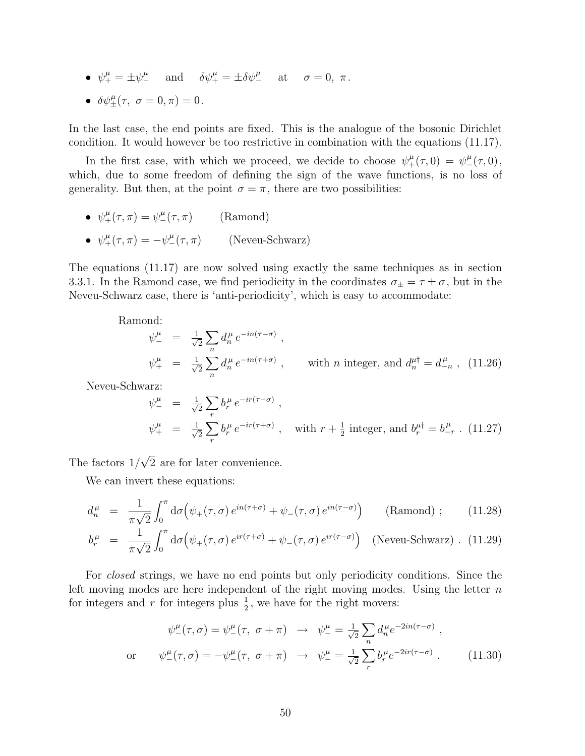- $\psi^\mu_+ = \pm\psi^\mu_-$ and $\delta\psi^\mu_+ = \pm\delta\psi^\mu_-$ at $\sigma = 0,\ \pi$.
- $\delta\psi^\mu_\pm(\tau,\ \sigma = 0, \pi) = 0$.

In the last case, the end points are fixed. This is the analogue of the bosonic Dirichlet condition. It would however be too restrictive in combination with the equations (11.17).

In the first case, with which we proceed, we decide to choose $\psi^\mu_+(\tau, 0) = \psi^\mu_-(\tau, 0)$, which, due to some freedom of defining the sign of the wave functions, is no loss of generality. But then, at the point $\sigma = \pi$, there are two possibilities:

- $\psi^\mu_+(\tau, \pi) = \psi^\mu_-(\tau, \pi)$ (Ramond)
- $\psi^\mu_+(\tau, \pi) = -\psi^\mu_-(\tau, \pi)$ (Neveu-Schwarz)

The equations (11.17) are now solved using exactly the same techniques as in section 3.3.1. In the Ramond case, we find periodicity in the coordinates $\sigma_\pm = \tau \pm \sigma$, but in the Neveu-Schwarz case, there is 'anti-periodicity', which is easy to accommodate:

Ramond:

$$\begin{aligned}
\psi^\mu_- &= \tfrac{1}{\sqrt{2}} \sum_n d^\mu_n \, e^{-in(\tau-\sigma)} \ , \\
\psi^\mu_+ &= \tfrac{1}{\sqrt{2}} \sum_n d^\mu_n \, e^{-in(\tau+\sigma)} \ , \qquad \text{with } n \text{ integer, and } d^{\mu\dagger}_n = d^\mu_{-n} \ , \quad (11.26)
\end{aligned}$$

Neveu-Schwarz:

$$\begin{aligned}
\psi^\mu_- &= \tfrac{1}{\sqrt{2}} \sum_r b^\mu_r \, e^{-ir(\tau-\sigma)} \ , \\
\psi^\mu_+ &= \tfrac{1}{\sqrt{2}} \sum_r b^\mu_r \, e^{-ir(\tau+\sigma)} \ , \quad \text{with } r + \tfrac{1}{2} \text{ integer, and } b^{\mu\dagger}_r = b^\mu_{-r} \ . \quad (11.27)
\end{aligned}$$

The factors $1/\sqrt{2}$ are for later convenience.

We can invert these equations:

$$d^\mu_n = \frac{1}{\pi\sqrt{2}} \int_0^\pi \mathrm{d}\sigma \Big( \psi_+(\tau,\sigma)\, e^{in(\tau+\sigma)} + \psi_-(\tau,\sigma)\, e^{in(\tau-\sigma)} \Big) \qquad \text{(Ramond)} \ ; \qquad (11.28)$$

$$b^\mu_r = \frac{1}{\pi\sqrt{2}} \int_0^\pi \mathrm{d}\sigma \Big( \psi_+(\tau,\sigma)\, e^{ir(\tau+\sigma)} + \psi_-(\tau,\sigma)\, e^{ir(\tau-\sigma)} \Big) \quad \text{(Neveu-Schwarz)} \ . \quad (11.29)$$

For *closed* strings, we have no end points but only periodicity conditions. Since the left moving modes are here independent of the right moving modes. Using the letter $n$ for integers and $r$ for integers plus $\frac{1}{2}$, we have for the right movers:

$$\begin{aligned}
&\psi^\mu_-(\tau,\sigma) = \psi^\mu_-(\tau,\ \sigma+\pi) \ \rightarrow \ \psi^\mu_- = \tfrac{1}{\sqrt{2}} \sum_n d^\mu_n e^{-2in(\tau-\sigma)} \ , \\
\text{or} \qquad &\psi^\mu_-(\tau,\sigma) = -\psi^\mu_-(\tau,\ \sigma+\pi) \ \rightarrow \ \psi^\mu_- = \tfrac{1}{\sqrt{2}} \sum_r b^\mu_r e^{-2ir(\tau-\sigma)} \ . \qquad (11.30)
\end{aligned}$$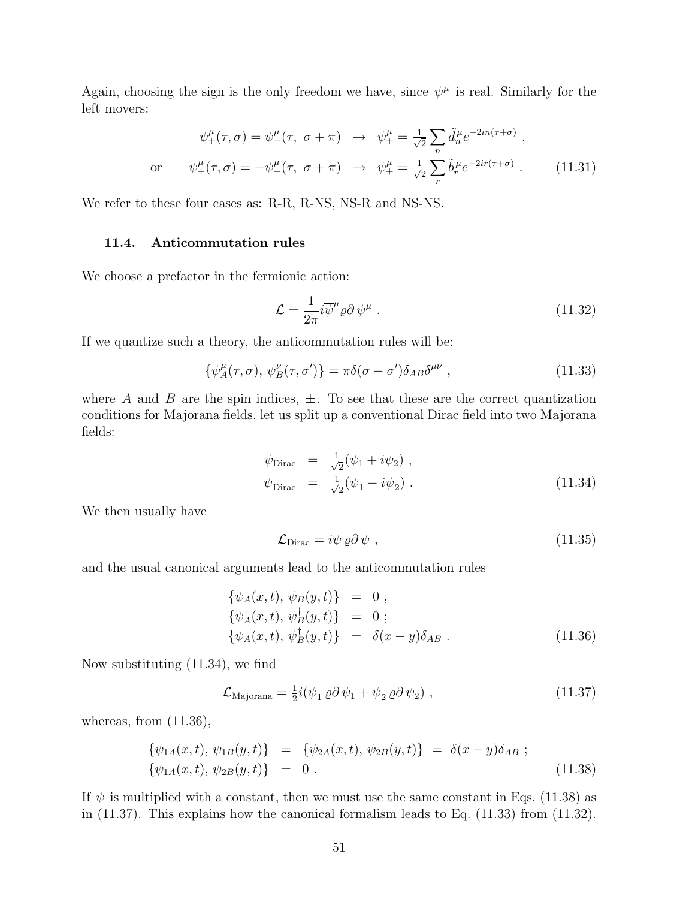Again, choosing the sign is the only freedom we have, since $\psi^\mu$ is real. Similarly for the left movers:

$$
\begin{aligned}
&\psi_+^\mu(\tau,\sigma) = \psi_+^\mu(\tau,\ \sigma+\pi) \quad \rightarrow \quad \psi_+^\mu = \tfrac{1}{\sqrt{2}}\sum_n \tilde{d}_n^\mu e^{-2in(\tau+\sigma)} \ , \\
\text{or} \qquad &\psi_+^\mu(\tau,\sigma) = -\psi_+^\mu(\tau,\ \sigma+\pi) \quad \rightarrow \quad \psi_+^\mu = \tfrac{1}{\sqrt{2}}\sum_r \tilde{b}_r^\mu e^{-2ir(\tau+\sigma)} \ .
\end{aligned} \tag{11.31}
$$

We refer to these four cases as: R-R, R-NS, NS-R and NS-NS.

### 11.4. Anticommutation rules

We choose a prefactor in the fermionic action:

$$
\mathcal{L} = \frac{1}{2\pi} i \overline{\psi}^\mu \varrho \partial \, \psi^\mu \ . \tag{11.32}
$$

If we quantize such a theory, the anticommutation rules will be:

$$
\{\psi_A^\mu(\tau,\sigma),\ \psi_B^\nu(\tau,\sigma')\} = \pi\delta(\sigma-\sigma')\delta_{AB}\delta^{\mu\nu} \ , \tag{11.33}
$$

where $A$ and $B$ are the spin indices, $\pm$. To see that these are the correct quantization conditions for Majorana fields, let us split up a conventional Dirac field into two Majorana fields:

$$
\begin{aligned}
\psi_{\text{Dirac}} &= \tfrac{1}{\sqrt{2}}(\psi_1 + i\psi_2) \ , \\
\overline{\psi}_{\text{Dirac}} &= \tfrac{1}{\sqrt{2}}(\overline{\psi}_1 - i\overline{\psi}_2) \ .
\end{aligned} \tag{11.34}
$$

We then usually have

$$
\mathcal{L}_{\text{Dirac}} = i\overline{\psi}\,\varrho\partial\,\psi \ , \tag{11.35}
$$

and the usual canonical arguments lead to the anticommutation rules

$$
\begin{aligned}
\{\psi_A(x,t),\ \psi_B(y,t)\} &= 0 \ , \\
\{\psi_A^\dagger(x,t),\ \psi_B^\dagger(y,t)\} &= 0 \ ; \\
\{\psi_A(x,t),\ \psi_B^\dagger(y,t)\} &= \delta(x-y)\delta_{AB} \ .
\end{aligned} \tag{11.36}
$$

Now substituting (11.34), we find

$$
\mathcal{L}_{\text{Majorana}} = \tfrac{1}{2} i(\overline{\psi}_1\,\varrho\partial\,\psi_1 + \overline{\psi}_2\,\varrho\partial\,\psi_2) \ , \tag{11.37}
$$

whereas, from (11.36),

$$
\begin{aligned}
\{\psi_{1A}(x,t),\ \psi_{1B}(y,t)\} &= \{\psi_{2A}(x,t),\ \psi_{2B}(y,t)\} \ = \ \delta(x-y)\delta_{AB} \ ; \\
\{\psi_{1A}(x,t),\ \psi_{2B}(y,t)\} &= 0 \ .
\end{aligned} \tag{11.38}
$$

If $\psi$ is multiplied with a constant, then we must use the same constant in Eqs. (11.38) as in (11.37). This explains how the canonical formalism leads to Eq. (11.33) from (11.32).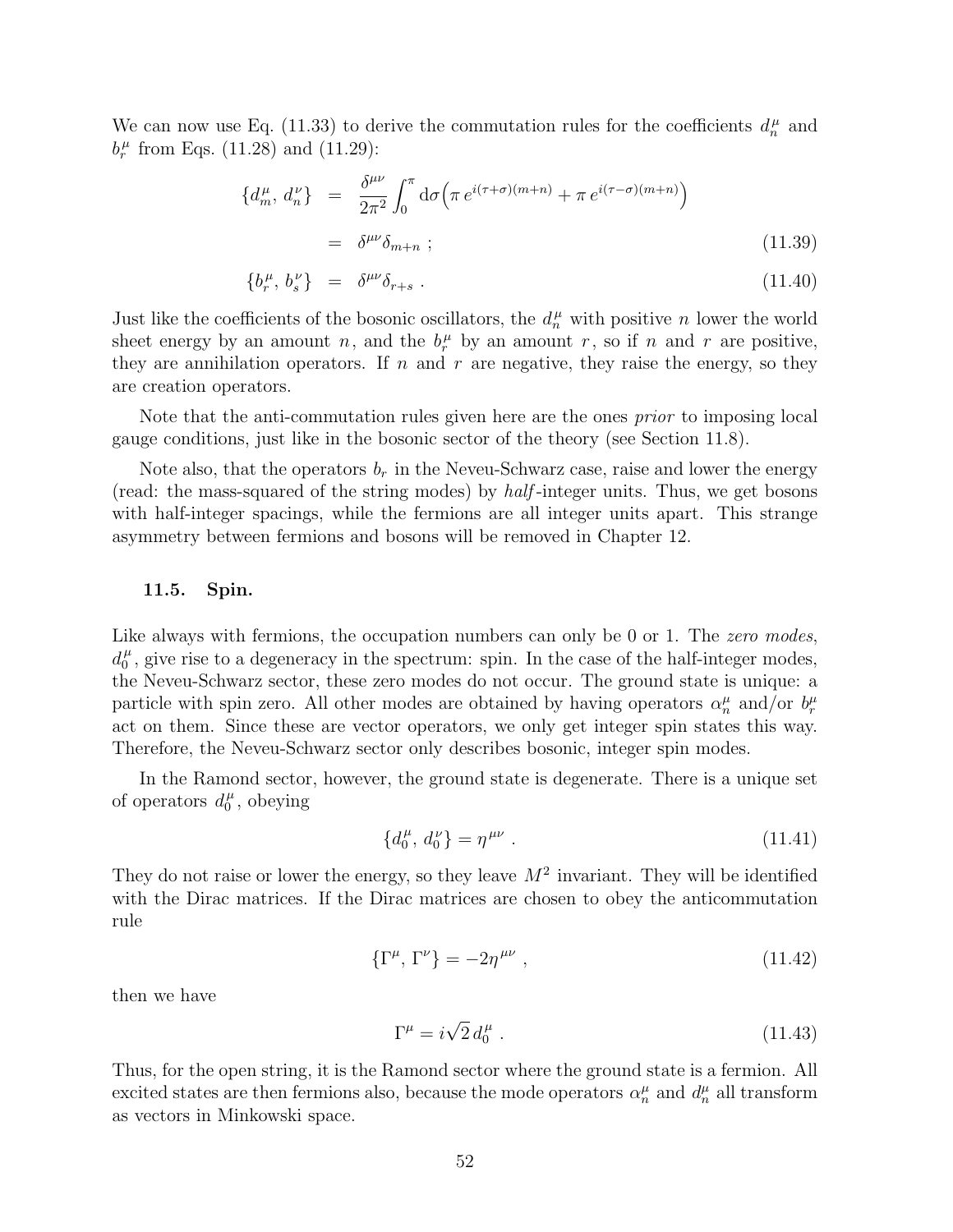We can now use Eq. (11.33) to derive the commutation rules for the coefficients $d_n^\mu$ and $b_r^\mu$ from Eqs. (11.28) and (11.29):

$$
\begin{aligned}
\{d_m^\mu,\, d_n^\nu\} &= \frac{\delta^{\mu\nu}}{2\pi^2}\int_0^\pi \mathrm{d}\sigma\Big(\pi\, e^{i(\tau+\sigma)(m+n)} + \pi\, e^{i(\tau-\sigma)(m+n)}\Big) \\
&= \delta^{\mu\nu}\delta_{m+n}\ ; \qquad (11.39) \\
\{b_r^\mu,\, b_s^\nu\} &= \delta^{\mu\nu}\delta_{r+s}\ . \qquad (11.40)
\end{aligned}
$$

Just like the coefficients of the bosonic oscillators, the $d_n^\mu$ with positive $n$ lower the world sheet energy by an amount $n$, and the $b_r^\mu$ by an amount $r$, so if $n$ and $r$ are positive, they are annihilation operators. If $n$ and $r$ are negative, they raise the energy, so they are creation operators.

Note that the anti-commutation rules given here are the ones *prior* to imposing local gauge conditions, just like in the bosonic sector of the theory (see Section 11.8).

Note also, that the operators $b_r$ in the Neveu-Schwarz case, raise and lower the energy (read: the mass-squared of the string modes) by *half*-integer units. Thus, we get bosons with half-integer spacings, while the fermions are all integer units apart. This strange asymmetry between fermions and bosons will be removed in Chapter 12.

### 11.5. Spin.

Like always with fermions, the occupation numbers can only be 0 or 1. The *zero modes*, $d_0^\mu$, give rise to a degeneracy in the spectrum: spin. In the case of the half-integer modes, the Neveu-Schwarz sector, these zero modes do not occur. The ground state is unique: a particle with spin zero. All other modes are obtained by having operators $\alpha_n^\mu$ and/or $b_r^\mu$ act on them. Since these are vector operators, we only get integer spin states this way. Therefore, the Neveu-Schwarz sector only describes bosonic, integer spin modes.

In the Ramond sector, however, the ground state is degenerate. There is a unique set of operators $d_0^\mu$, obeying

$$
\{d_0^\mu,\, d_0^\nu\} = \eta^{\mu\nu}\ . \qquad (11.41)
$$

They do not raise or lower the energy, so they leave $M^2$ invariant. They will be identified with the Dirac matrices. If the Dirac matrices are chosen to obey the anticommutation rule

$$
\{\Gamma^\mu,\, \Gamma^\nu\} = -2\eta^{\mu\nu}\ , \qquad (11.42)
$$

then we have

$$
\Gamma^\mu = i\sqrt{2}\, d_0^\mu\ . \qquad (11.43)
$$

Thus, for the open string, it is the Ramond sector where the ground state is a fermion. All excited states are then fermions also, because the mode operators $\alpha_n^\mu$ and $d_n^\mu$ all transform as vectors in Minkowski space.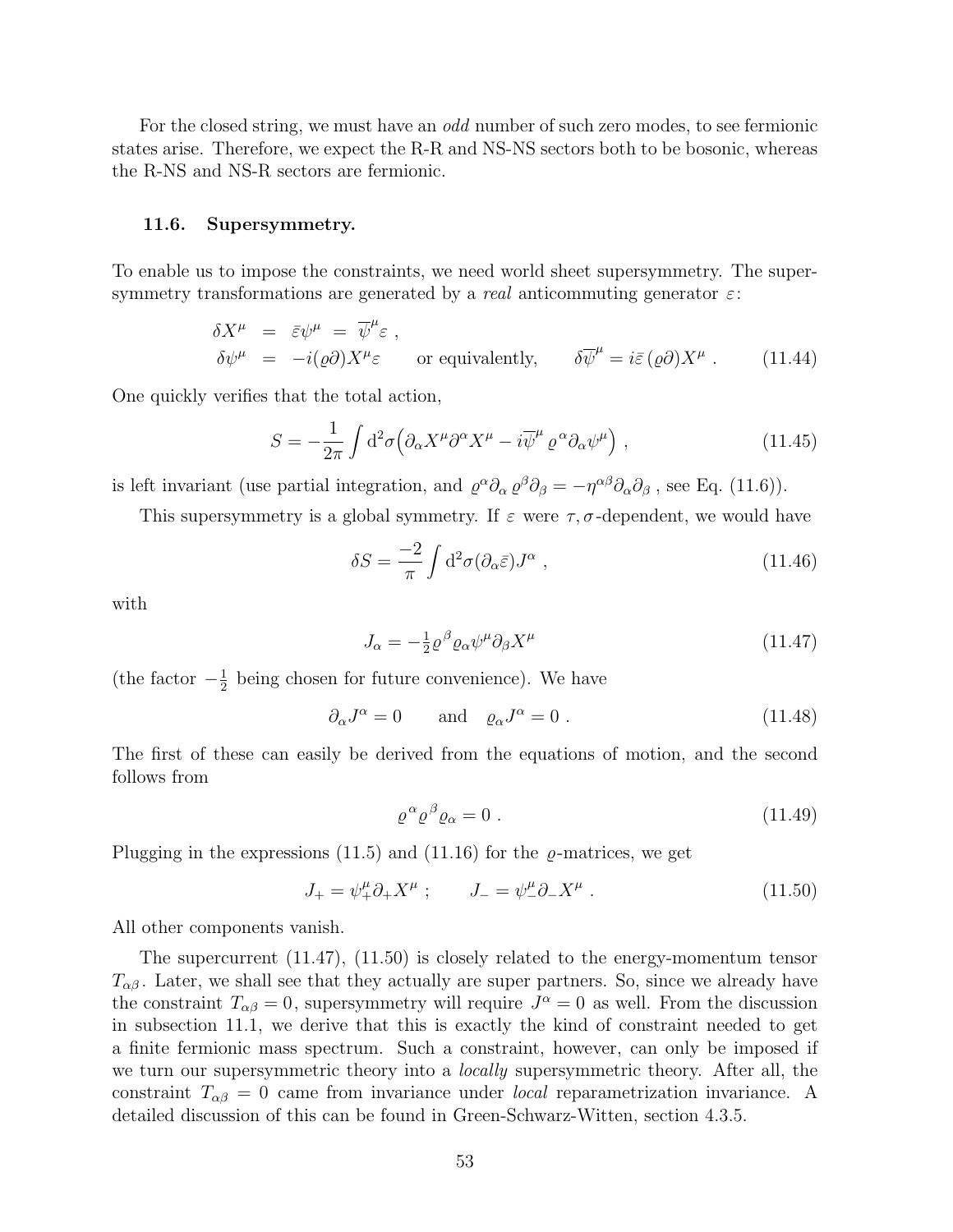For the closed string, we must have an *odd* number of such zero modes, to see fermionic states arise. Therefore, we expect the R-R and NS-NS sectors both to be bosonic, whereas the R-NS and NS-R sectors are fermionic.

### 11.6. Supersymmetry.

To enable us to impose the constraints, we need world sheet supersymmetry. The supersymmetry transformations are generated by a *real* anticommuting generator $\varepsilon$:

$$\begin{aligned} \delta X^\mu &= \bar\varepsilon\psi^\mu = \overline{\psi}^\mu\varepsilon \ , \\ \delta\psi^\mu &= -i(\varrho\partial)X^\mu\varepsilon \qquad \text{or equivalently,} \qquad \delta\overline{\psi}^\mu = i\bar\varepsilon\,(\varrho\partial)X^\mu \ . \end{aligned} \tag{11.44}$$

One quickly verifies that the total action,

$$S = -\frac{1}{2\pi}\int \mathrm{d}^2\sigma\Big(\partial_\alpha X^\mu\partial^\alpha X^\mu - i\overline{\psi}^\mu\,\varrho^\alpha\partial_\alpha\psi^\mu\Big) \ , \tag{11.45}$$

is left invariant (use partial integration, and $\varrho^\alpha\partial_\alpha\,\varrho^\beta\partial_\beta = -\eta^{\alpha\beta}\partial_\alpha\partial_\beta$ , see Eq. (11.6)).

This supersymmetry is a global symmetry. If $\varepsilon$ were $\tau,\sigma$-dependent, we would have

$$\delta S = \frac{-2}{\pi}\int \mathrm{d}^2\sigma(\partial_\alpha\bar\varepsilon)J^\alpha \ , \tag{11.46}$$

with

$$J_\alpha = -\tfrac{1}{2}\varrho^\beta\varrho_\alpha\psi^\mu\partial_\beta X^\mu \tag{11.47}$$

(the factor $-\frac{1}{2}$ being chosen for future convenience). We have

$$\partial_\alpha J^\alpha = 0 \qquad \text{and} \quad \varrho_\alpha J^\alpha = 0 \ . \tag{11.48}$$

The first of these can easily be derived from the equations of motion, and the second follows from

$$\varrho^\alpha\varrho^\beta\varrho_\alpha = 0 \ . \tag{11.49}$$

Plugging in the expressions (11.5) and (11.16) for the $\varrho$-matrices, we get

$$J_+ = \psi^\mu_+\partial_+X^\mu \ ; \qquad J_- = \psi^\mu_-\partial_-X^\mu \ . \tag{11.50}$$

All other components vanish.

The supercurrent (11.47), (11.50) is closely related to the energy-momentum tensor $T_{\alpha\beta}$. Later, we shall see that they actually are super partners. So, since we already have the constraint $T_{\alpha\beta} = 0$, supersymmetry will require $J^\alpha = 0$ as well. From the discussion in subsection 11.1, we derive that this is exactly the kind of constraint needed to get a finite fermionic mass spectrum. Such a constraint, however, can only be imposed if we turn our supersymmetric theory into a *locally* supersymmetric theory. After all, the constraint $T_{\alpha\beta} = 0$ came from invariance under *local* reparametrization invariance. A detailed discussion of this can be found in Green-Schwarz-Witten, section 4.3.5.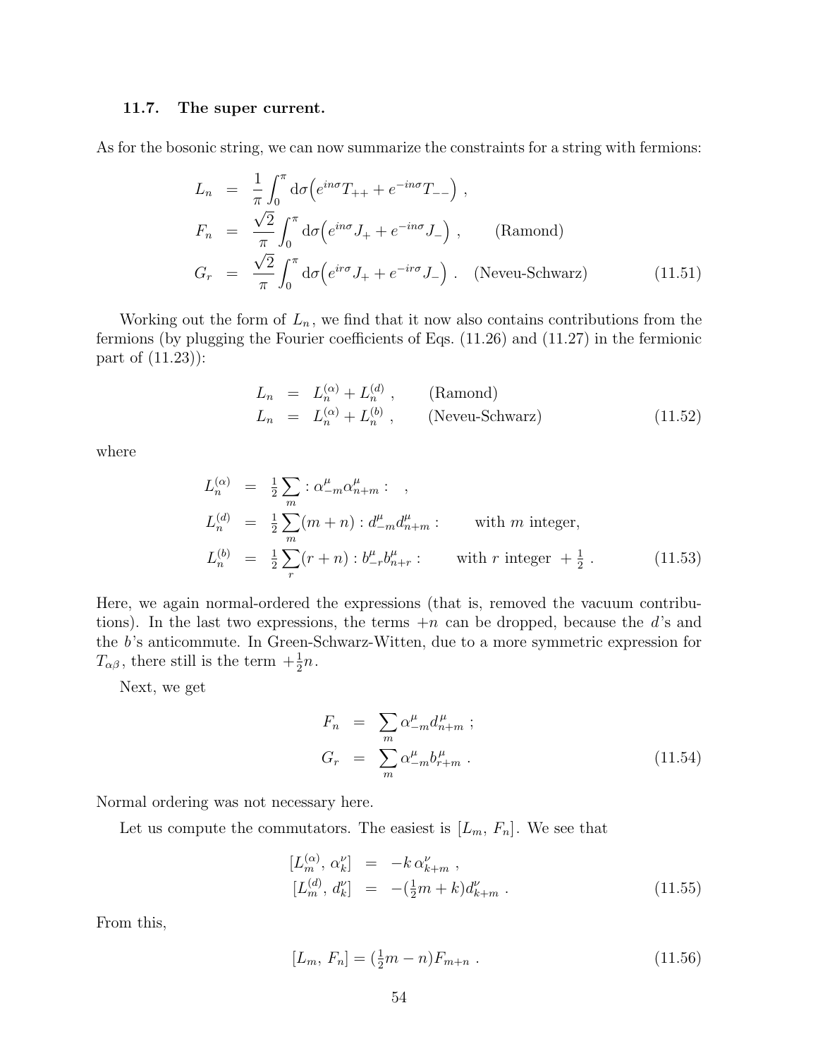### 11.7. The super current.

As for the bosonic string, we can now summarize the constraints for a string with fermions:

$$
\begin{aligned}
L_n &= \frac{1}{\pi}\int_0^\pi \mathrm{d}\sigma\Big(e^{in\sigma}T_{++} + e^{-in\sigma}T_{--}\Big) \ , \\
F_n &= \frac{\sqrt{2}}{\pi}\int_0^\pi \mathrm{d}\sigma\Big(e^{in\sigma}J_{+} + e^{-in\sigma}J_{-}\Big) \ , \qquad \text{(Ramond)} \\
G_r &= \frac{\sqrt{2}}{\pi}\int_0^\pi \mathrm{d}\sigma\Big(e^{ir\sigma}J_{+} + e^{-ir\sigma}J_{-}\Big) \ . \quad \text{(Neveu-Schwarz)}
\end{aligned}
\tag{11.51}
$$

Working out the form of $L_n$, we find that it now also contains contributions from the fermions (by plugging the Fourier coefficients of Eqs. (11.26) and (11.27) in the fermionic part of (11.23)):

$$
\begin{aligned}
L_n &= L_n^{(\alpha)} + L_n^{(d)} \ , \qquad \text{(Ramond)} \\
L_n &= L_n^{(\alpha)} + L_n^{(b)} \ , \qquad \text{(Neveu-Schwarz)}
\end{aligned}
\tag{11.52}
$$

where

$$
\begin{aligned}
L_n^{(\alpha)} &= \tfrac{1}{2}\sum_m :\alpha_{-m}^\mu \alpha_{n+m}^\mu: \quad , \\
L_n^{(d)} &= \tfrac{1}{2}\sum_m (m+n) :d_{-m}^\mu d_{n+m}^\mu: \qquad \text{with } m \text{ integer,} \\
L_n^{(b)} &= \tfrac{1}{2}\sum_r (r+n) :b_{-r}^\mu b_{n+r}^\mu: \qquad \text{with } r \text{ integer } +\tfrac{1}{2} \ .
\end{aligned}
\tag{11.53}
$$

Here, we again normal-ordered the expressions (that is, removed the vacuum contributions). In the last two expressions, the terms $+n$ can be dropped, because the $d$'s and the $b$'s anticommute. In Green-Schwarz-Witten, due to a more symmetric expression for $T_{\alpha\beta}$, there still is the term $+\frac{1}{2}n$.

Next, we get

$$
\begin{aligned}
F_n &= \sum_m \alpha_{-m}^\mu d_{n+m}^\mu \ ; \\
G_r &= \sum_m \alpha_{-m}^\mu b_{r+m}^\mu \ .
\end{aligned}
\tag{11.54}
$$

Normal ordering was not necessary here.

Let us compute the commutators. The easiest is $[L_m, F_n]$. We see that

$$
\begin{aligned}
[L_m^{(\alpha)}, \alpha_k^\nu] &= -k\,\alpha_{k+m}^\nu \ , \\
[L_m^{(d)}, d_k^\nu] &= -(\tfrac{1}{2}m + k) d_{k+m}^\nu \ .
\end{aligned}
\tag{11.55}
$$

From this,

$$
[L_m, F_n] = (\tfrac{1}{2}m - n)F_{m+n} \ . \tag{11.56}
$$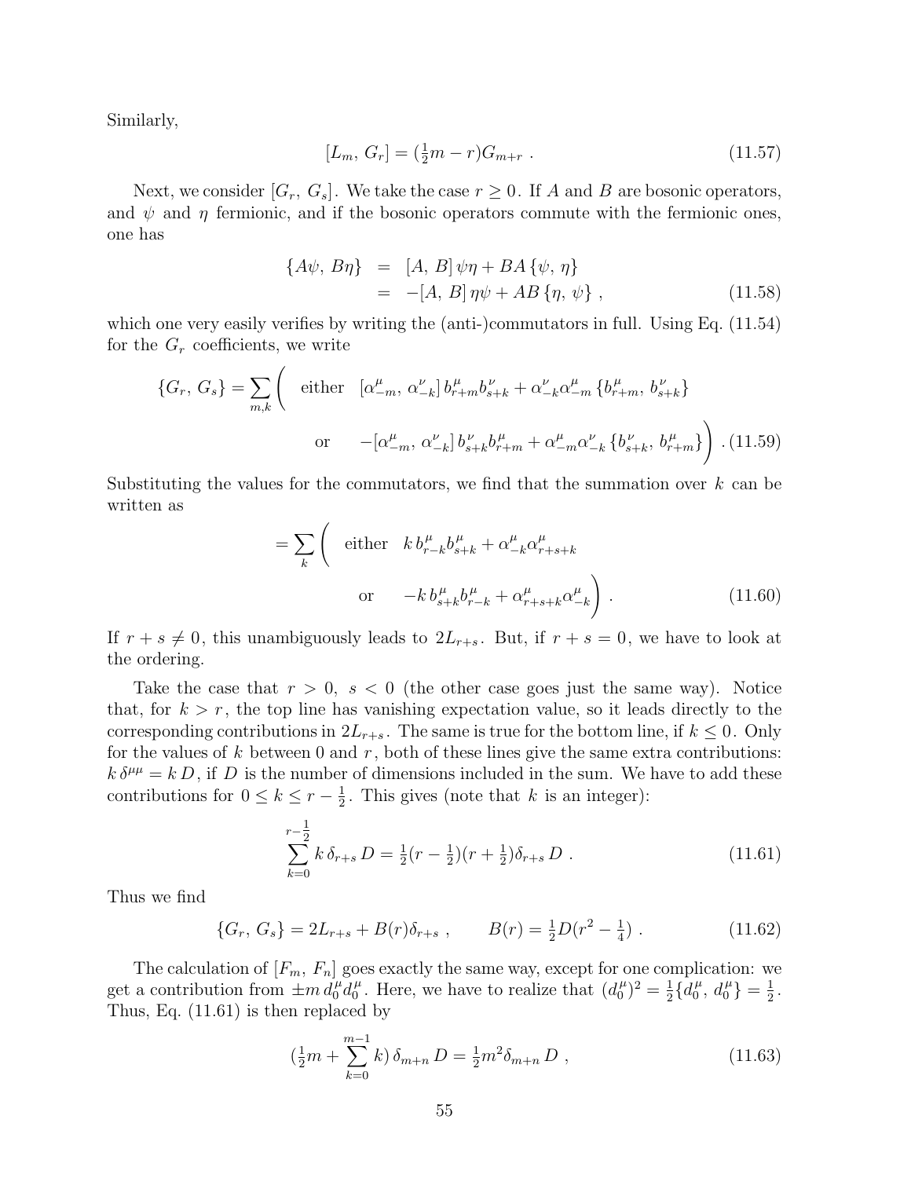Similarly,

$$[L_m,\, G_r] = (\tfrac{1}{2}m - r)G_{m+r}\ . \tag{11.57}$$

Next, we consider $[G_r,\, G_s]$. We take the case $r \geq 0$. If $A$ and $B$ are bosonic operators, and $\psi$ and $\eta$ fermionic, and if the bosonic operators commute with the fermionic ones, one has

$$\begin{aligned}\{A\psi,\, B\eta\} &= [A,\, B]\,\psi\eta + BA\,\{\psi,\, \eta\} \\ &= -[A,\, B]\,\eta\psi + AB\,\{\eta,\, \psi\}\ ,\end{aligned} \tag{11.58}$$

which one very easily verifies by writing the (anti-)commutators in full. Using Eq. (11.54) for the $G_r$ coefficients, we write

$$\{G_r,\, G_s\} = \sum_{m,k}\left(\begin{array}{ll}\text{either} & [\alpha^\mu_{-m},\, \alpha^\nu_{-k}]\, b^\mu_{r+m} b^\nu_{s+k} + \alpha^\nu_{-k}\alpha^\mu_{-m}\,\{b^\mu_{r+m},\, b^\nu_{s+k}\} \\[1em] \text{or} & -[\alpha^\mu_{-m},\, \alpha^\nu_{-k}]\, b^\nu_{s+k} b^\mu_{r+m} + \alpha^\mu_{-m}\alpha^\nu_{-k}\,\{b^\nu_{s+k},\, b^\mu_{r+m}\}\end{array}\right). \tag{11.59}$$

Substituting the values for the commutators, we find that the summation over $k$ can be written as

$$= \sum_k\left(\begin{array}{ll}\text{either} & k\, b^\mu_{r-k} b^\mu_{s+k} + \alpha^\mu_{-k}\alpha^\mu_{r+s+k} \\[1em] \text{or} & -k\, b^\mu_{s+k} b^\mu_{r-k} + \alpha^\mu_{r+s+k}\alpha^\mu_{-k}\end{array}\right). \tag{11.60}$$

If $r + s \neq 0$, this unambiguously leads to $2L_{r+s}$. But, if $r + s = 0$, we have to look at the ordering.

Take the case that $r > 0,\ s < 0$ (the other case goes just the same way). Notice that, for $k > r$, the top line has vanishing expectation value, so it leads directly to the corresponding contributions in $2L_{r+s}$. The same is true for the bottom line, if $k \leq 0$. Only for the values of $k$ between 0 and $r$, both of these lines give the same extra contributions: $k\,\delta^{\mu\mu} = k\,D$, if $D$ is the number of dimensions included in the sum. We have to add these contributions for $0 \leq k \leq r - \frac{1}{2}$. This gives (note that $k$ is an integer):

$$\sum_{k=0}^{r-\frac{1}{2}} k\,\delta_{r+s}\,D = \tfrac{1}{2}(r - \tfrac{1}{2})(r + \tfrac{1}{2})\delta_{r+s}\,D\ . \tag{11.61}$$

Thus we find

$$\{G_r,\, G_s\} = 2L_{r+s} + B(r)\delta_{r+s}\ , \qquad B(r) = \tfrac{1}{2}D(r^2 - \tfrac{1}{4})\ . \tag{11.62}$$

The calculation of $[F_m,\, F_n]$ goes exactly the same way, except for one complication: we get a contribution from $\pm m\, d^\mu_0 d^\mu_0$. Here, we have to realize that $(d^\mu_0)^2 = \frac{1}{2}\{d^\mu_0,\, d^\mu_0\} = \frac{1}{2}$. Thus, Eq. (11.61) is then replaced by

$$(\tfrac{1}{2}m + \sum_{k=0}^{m-1} k)\,\delta_{m+n}\,D = \tfrac{1}{2}m^2\delta_{m+n}\,D\ , \tag{11.63}$$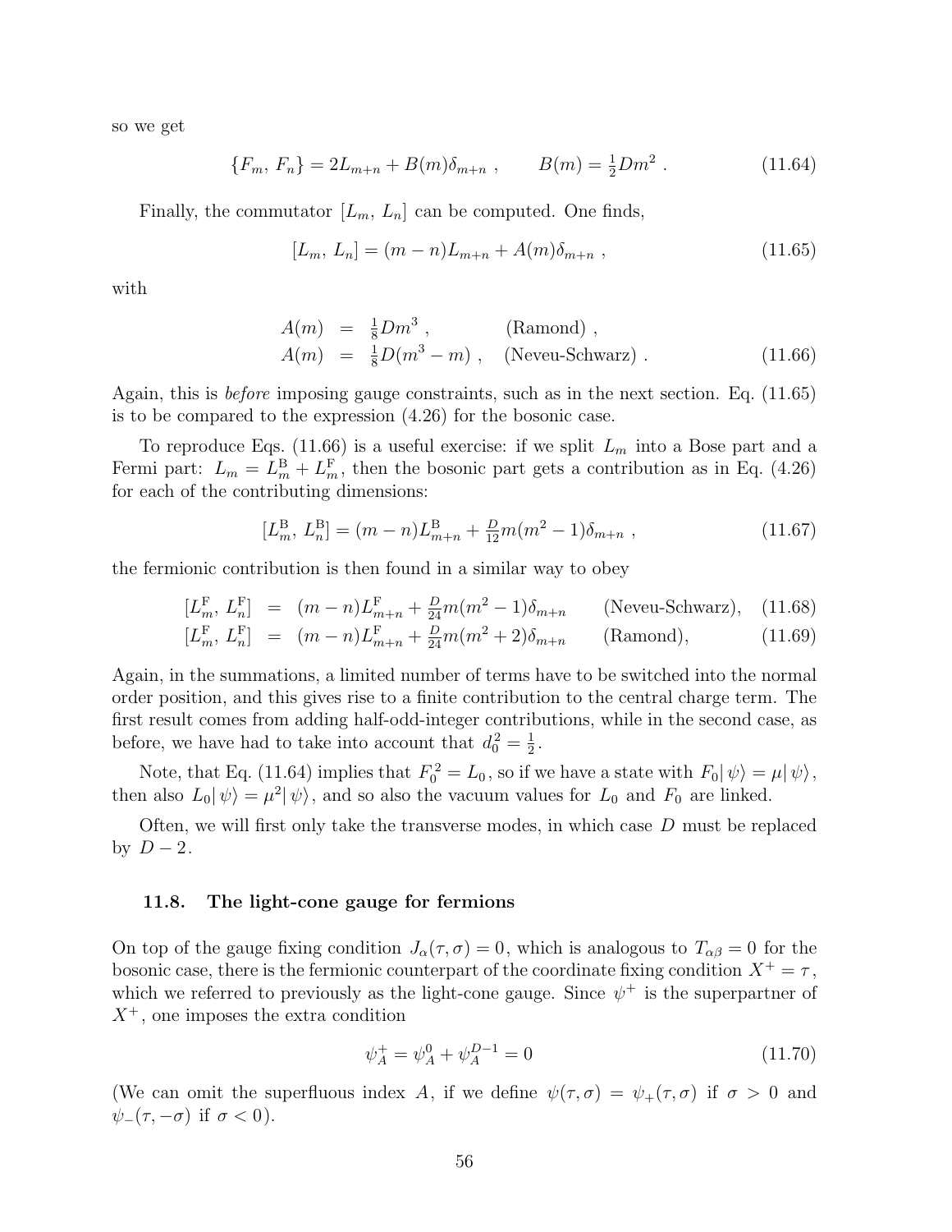so we get

$$\{F_m,\, F_n\} = 2L_{m+n} + B(m)\delta_{m+n}\ , \qquad B(m) = \tfrac{1}{2}Dm^2\ . \tag{11.64}$$

Finally, the commutator $[L_m,\, L_n]$ can be computed. One finds,

$$[L_m,\, L_n] = (m-n)L_{m+n} + A(m)\delta_{m+n}\ , \tag{11.65}$$

with

$$\begin{aligned} A(m) &= \tfrac{1}{8}Dm^3\ , && \text{(Ramond)}\ , \\ A(m) &= \tfrac{1}{8}D(m^3-m)\ , && \text{(Neveu-Schwarz)}\ . \end{aligned} \tag{11.66}$$

Again, this is *before* imposing gauge constraints, such as in the next section. Eq. (11.65) is to be compared to the expression (4.26) for the bosonic case.

To reproduce Eqs. (11.66) is a useful exercise: if we split $L_m$ into a Bose part and a Fermi part: $L_m = L_m^{\mathrm{B}} + L_m^{\mathrm{F}}$, then the bosonic part gets a contribution as in Eq. (4.26) for each of the contributing dimensions:

$$[L_m^{\mathrm{B}},\, L_n^{\mathrm{B}}] = (m-n)L_{m+n}^{\mathrm{B}} + \tfrac{D}{12}m(m^2-1)\delta_{m+n}\ , \tag{11.67}$$

the fermionic contribution is then found in a similar way to obey

$$[L_m^{\mathrm{F}},\, L_n^{\mathrm{F}}] = (m-n)L_{m+n}^{\mathrm{F}} + \tfrac{D}{24}m(m^2-1)\delta_{m+n} \qquad \text{(Neveu-Schwarz)}, \tag{11.68}$$

$$[L_m^{\mathrm{F}},\, L_n^{\mathrm{F}}] = (m-n)L_{m+n}^{\mathrm{F}} + \tfrac{D}{24}m(m^2+2)\delta_{m+n} \qquad \text{(Ramond)}, \tag{11.69}$$

Again, in the summations, a limited number of terms have to be switched into the normal order position, and this gives rise to a finite contribution to the central charge term. The first result comes from adding half-odd-integer contributions, while in the second case, as before, we have had to take into account that $d_0^2 = \frac{1}{2}$.

Note, that Eq. (11.64) implies that $F_0^{\,2} = L_0$, so if we have a state with $F_0|\,\psi\rangle = \mu|\,\psi\rangle$, then also $L_0|\,\psi\rangle = \mu^2|\,\psi\rangle$, and so also the vacuum values for $L_0$ and $F_0$ are linked.

Often, we will first only take the transverse modes, in which case $D$ must be replaced by $D-2$.

### 11.8. The light-cone gauge for fermions

On top of the gauge fixing condition $J_\alpha(\tau,\sigma) = 0$, which is analogous to $T_{\alpha\beta} = 0$ for the bosonic case, there is the fermionic counterpart of the coordinate fixing condition $X^+ = \tau$, which we referred to previously as the light-cone gauge. Since $\psi^+$ is the superpartner of $X^+$, one imposes the extra condition

$$\psi_A^+ = \psi_A^0 + \psi_A^{D-1} = 0 \tag{11.70}$$

(We can omit the superfluous index $A$, if we define $\psi(\tau,\sigma) = \psi_+(\tau,\sigma)$ if $\sigma > 0$ and $\psi_-(\tau,-\sigma)$ if $\sigma < 0$).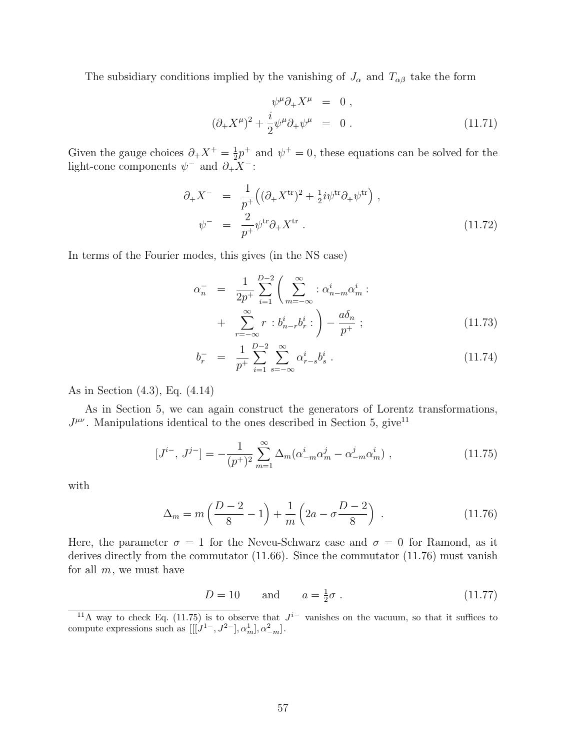The subsidiary conditions implied by the vanishing of $J_\alpha$ and $T_{\alpha\beta}$ take the form

$$
\begin{aligned}
\psi^\mu \partial_+ X^\mu &= 0 \, , \\
(\partial_+ X^\mu)^2 + \frac{i}{2}\psi^\mu \partial_+ \psi^\mu &= 0 \, .
\end{aligned} \tag{11.71}
$$

Given the gauge choices $\partial_+ X^+ = \frac{1}{2}p^+$ and $\psi^+ = 0$, these equations can be solved for the light-cone components $\psi^-$ and $\partial_+ X^-$:

$$
\begin{aligned}
\partial_+ X^- &= \frac{1}{p^+}\Big( (\partial_+ X^{\rm tr})^2 + \tfrac{1}{2} i \psi^{\rm tr} \partial_+ \psi^{\rm tr} \Big) \, , \\
\psi^- &= \frac{2}{p^+} \psi^{\rm tr} \partial_+ X^{\rm tr} \, .
\end{aligned} \tag{11.72}
$$

In terms of the Fourier modes, this gives (in the NS case)

$$
\begin{aligned}
\alpha_n^- &= \frac{1}{2p^+} \sum_{i=1}^{D-2} \Bigg( \sum_{m=-\infty}^{\infty} : \alpha^i_{n-m} \alpha^i_m : \\
&\quad + \sum_{r=-\infty}^{\infty} r \, : b^i_{n-r} b^i_r : \Bigg) - \frac{a\delta_n}{p^+} \, ;
\end{aligned} \tag{11.73}
$$

$$
b_r^- = \frac{1}{p^+} \sum_{i=1}^{D-2} \sum_{s=-\infty}^{\infty} \alpha^i_{r-s} b^i_s \, . \tag{11.74}
$$

As in Section (4.3), Eq. (4.14)

As in Section 5, we can again construct the generators of Lorentz transformations, $J^{\mu\nu}$. Manipulations identical to the ones described in Section 5, give[11]

$$
[J^{i-},\, J^{j-}] = -\frac{1}{(p^+)^2} \sum_{m=1}^{\infty} \Delta_m (\alpha^i_{-m}\alpha^j_m - \alpha^j_{-m}\alpha^i_m) \, , \tag{11.75}
$$

with

$$
\Delta_m = m\left(\frac{D-2}{8} - 1\right) + \frac{1}{m}\left(2a - \sigma \frac{D-2}{8}\right) \, . \tag{11.76}
$$

Here, the parameter $\sigma = 1$ for the Neveu-Schwarz case and $\sigma = 0$ for Ramond, as it derives directly from the commutator (11.66). Since the commutator (11.76) must vanish for all $m$, we must have

$$
D = 10 \qquad \text{and} \qquad a = \tfrac{1}{2}\sigma \, . \tag{11.77}
$$

[11] A way to check Eq. (11.75) is to observe that $J^{i-}$ vanishes on the vacuum, so that it suffices to compute expressions such as $[[[J^{1-}, J^{2-}], \alpha^1_m], \alpha^2_{-m}]$.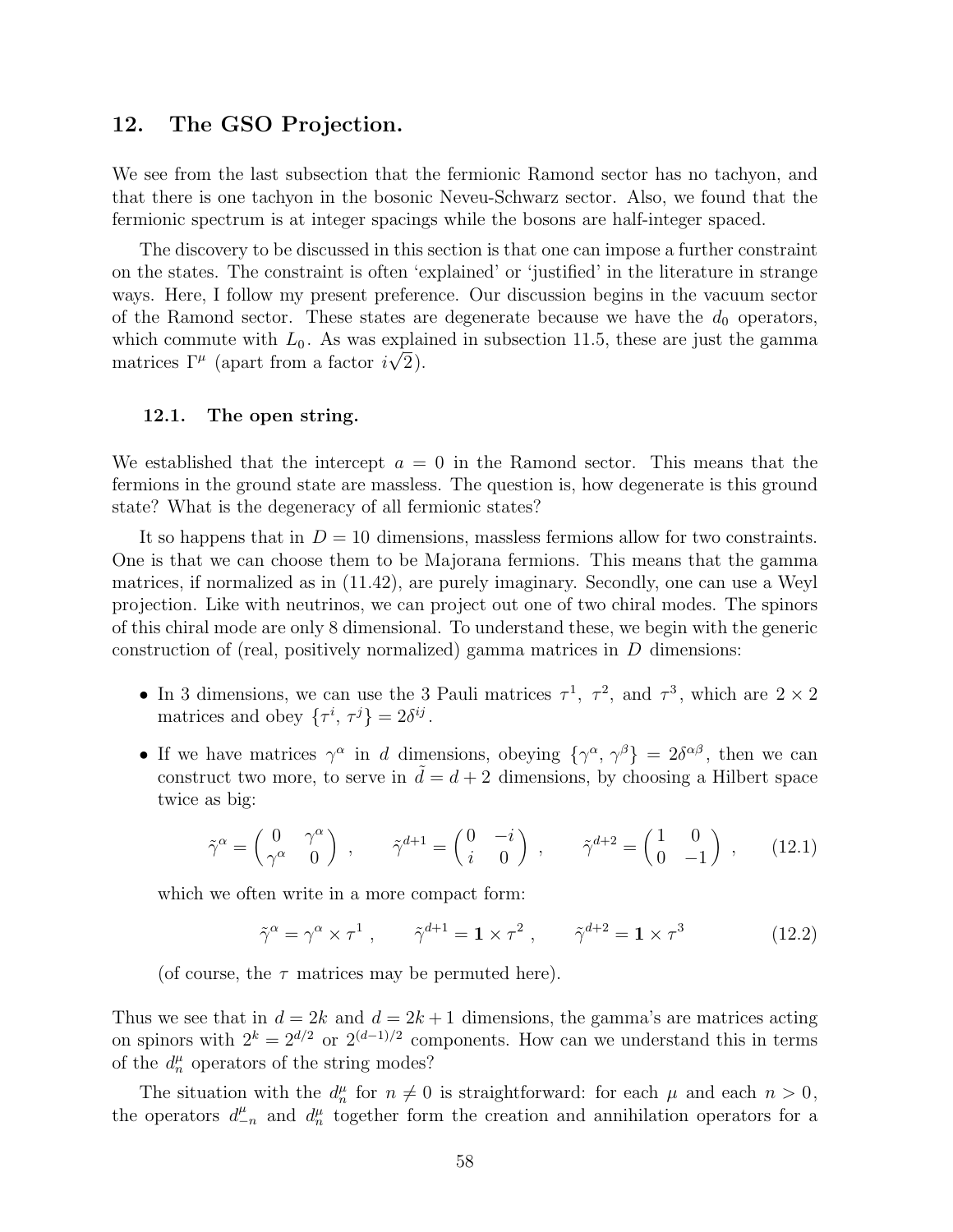## 12. The GSO Projection.

We see from the last subsection that the fermionic Ramond sector has no tachyon, and that there is one tachyon in the bosonic Neveu-Schwarz sector. Also, we found that the fermionic spectrum is at integer spacings while the bosons are half-integer spaced.

The discovery to be discussed in this section is that one can impose a further constraint on the states. The constraint is often 'explained' or 'justified' in the literature in strange ways. Here, I follow my present preference. Our discussion begins in the vacuum sector of the Ramond sector. These states are degenerate because we have the $d_0$ operators, which commute with $L_0$. As was explained in subsection 11.5, these are just the gamma matrices $\Gamma^\mu$ (apart from a factor $i\sqrt{2}$).

### 12.1. The open string.

We established that the intercept $a = 0$ in the Ramond sector. This means that the fermions in the ground state are massless. The question is, how degenerate is this ground state? What is the degeneracy of all fermionic states?

It so happens that in $D = 10$ dimensions, massless fermions allow for two constraints. One is that we can choose them to be Majorana fermions. This means that the gamma matrices, if normalized as in (11.42), are purely imaginary. Secondly, one can use a Weyl projection. Like with neutrinos, we can project out one of two chiral modes. The spinors of this chiral mode are only 8 dimensional. To understand these, we begin with the generic construction of (real, positively normalized) gamma matrices in $D$ dimensions:

- In 3 dimensions, we can use the 3 Pauli matrices $\tau^1$, $\tau^2$, and $\tau^3$, which are $2 \times 2$ matrices and obey $\{\tau^i, \tau^j\} = 2\delta^{ij}$.
- If we have matrices $\gamma^\alpha$ in $d$ dimensions, obeying $\{\gamma^\alpha, \gamma^\beta\} = 2\delta^{\alpha\beta}$, then we can construct two more, to serve in $\tilde{d} = d + 2$ dimensions, by choosing a Hilbert space twice as big:

$$\tilde{\gamma}^\alpha = \begin{pmatrix} 0 & \gamma^\alpha \\ \gamma^\alpha & 0 \end{pmatrix} , \qquad \tilde{\gamma}^{d+1} = \begin{pmatrix} 0 & -i \\ i & 0 \end{pmatrix} , \qquad \tilde{\gamma}^{d+2} = \begin{pmatrix} 1 & 0 \\ 0 & -1 \end{pmatrix} , \tag{12.1}$$

  which we often write in a more compact form:

$$\tilde{\gamma}^\alpha = \gamma^\alpha \times \tau^1 , \qquad \tilde{\gamma}^{d+1} = \mathbf{1} \times \tau^2 , \qquad \tilde{\gamma}^{d+2} = \mathbf{1} \times \tau^3 \tag{12.2}$$

  (of course, the $\tau$ matrices may be permuted here).

Thus we see that in $d = 2k$ and $d = 2k + 1$ dimensions, the gamma's are matrices acting on spinors with $2^k = 2^{d/2}$ or $2^{(d-1)/2}$ components. How can we understand this in terms of the $d_n^\mu$ operators of the string modes?

The situation with the $d_n^\mu$ for $n \neq 0$ is straightforward: for each $\mu$ and each $n > 0$, the operators $d_{-n}^\mu$ and $d_n^\mu$ together form the creation and annihilation operators for a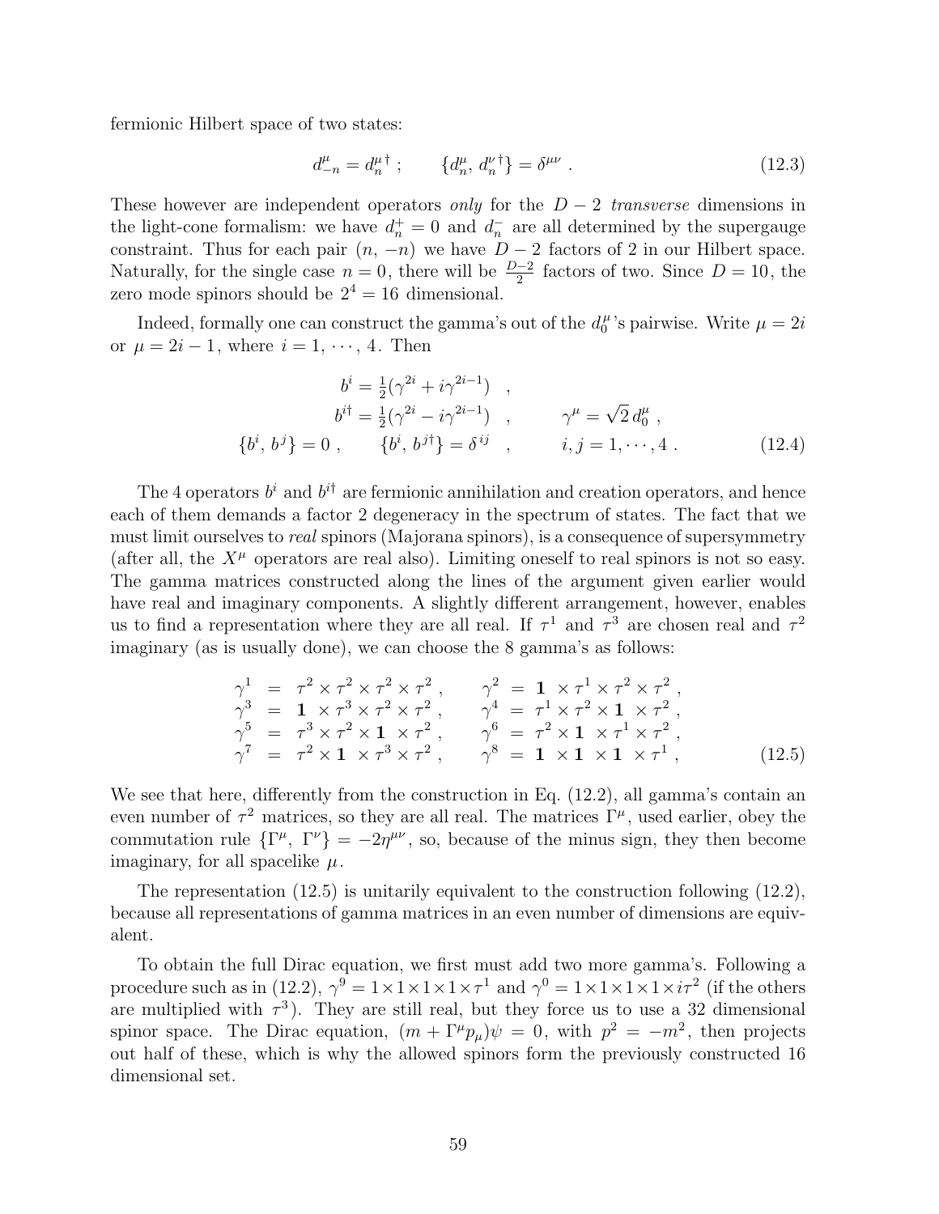fermionic Hilbert space of two states:

$$d^\mu_{-n} = d^{\mu\,\dagger}_n \; ; \qquad \{d^\mu_n,\, d^{\nu\,\dagger}_n\} = \delta^{\mu\nu} \; . \tag{12.3}$$

These however are independent operators *only* for the $D-2$ *transverse* dimensions in the light-cone formalism: we have $d^+_n = 0$ and $d^-_n$ are all determined by the supergauge constraint. Thus for each pair $(n, -n)$ we have $D-2$ factors of 2 in our Hilbert space. Naturally, for the single case $n = 0$, there will be $\frac{D-2}{2}$ factors of two. Since $D = 10$, the zero mode spinors should be $2^4 = 16$ dimensional.

Indeed, formally one can construct the gamma's out of the $d^\mu_0$'s pairwise. Write $\mu = 2i$ or $\mu = 2i-1$, where $i = 1, \cdots, 4$. Then

$$\begin{aligned}
b^i &= \tfrac{1}{2}(\gamma^{2i} + i\gamma^{2i-1}) \quad , \\
b^{i\dagger} &= \tfrac{1}{2}(\gamma^{2i} - i\gamma^{2i-1}) \quad , \qquad \gamma^\mu = \sqrt{2}\, d^\mu_0 \; , \\
\{b^i,\, b^j\} = 0 \; , \qquad \{b^i,\, b^{j\dagger}\} &= \delta^{ij} \quad , \qquad i, j = 1, \cdots, 4 \; .
\end{aligned} \tag{12.4}$$

The 4 operators $b^i$ and $b^{i\dagger}$ are fermionic annihilation and creation operators, and hence each of them demands a factor 2 degeneracy in the spectrum of states. The fact that we must limit ourselves to *real* spinors (Majorana spinors), is a consequence of supersymmetry (after all, the $X^\mu$ operators are real also). Limiting oneself to real spinors is not so easy. The gamma matrices constructed along the lines of the argument given earlier would have real and imaginary components. A slightly different arrangement, however, enables us to find a representation where they are all real. If $\tau^1$ and $\tau^3$ are chosen real and $\tau^2$ imaginary (as is usually done), we can choose the 8 gamma's as follows:

$$\begin{aligned}
\gamma^1 &= \tau^2 \times \tau^2 \times \tau^2 \times \tau^2 \; , & \gamma^2 &= \mathbf{1} \times \tau^1 \times \tau^2 \times \tau^2 \; , \\
\gamma^3 &= \mathbf{1} \times \tau^3 \times \tau^2 \times \tau^2 \; , & \gamma^4 &= \tau^1 \times \tau^2 \times \mathbf{1} \times \tau^2 \; , \\
\gamma^5 &= \tau^3 \times \tau^2 \times \mathbf{1} \times \tau^2 \; , & \gamma^6 &= \tau^2 \times \mathbf{1} \times \tau^1 \times \tau^2 \; , \\
\gamma^7 &= \tau^2 \times \mathbf{1} \times \tau^3 \times \tau^2 \; , & \gamma^8 &= \mathbf{1} \times \mathbf{1} \times \mathbf{1} \times \tau^1 \; ,
\end{aligned} \tag{12.5}$$

We see that here, differently from the construction in Eq. (12.2), all gamma's contain an even number of $\tau^2$ matrices, so they are all real. The matrices $\Gamma^\mu$, used earlier, obey the commutation rule $\{\Gamma^\mu,\, \Gamma^\nu\} = -2\eta^{\mu\nu}$, so, because of the minus sign, they then become imaginary, for all spacelike $\mu$.

The representation (12.5) is unitarily equivalent to the construction following (12.2), because all representations of gamma matrices in an even number of dimensions are equivalent.

To obtain the full Dirac equation, we first must add two more gamma's. Following a procedure such as in (12.2), $\gamma^9 = 1 \times 1 \times 1 \times 1 \times \tau^1$ and $\gamma^0 = 1 \times 1 \times 1 \times 1 \times i\tau^2$ (if the others are multiplied with $\tau^3$). They are still real, but they force us to use a 32 dimensional spinor space. The Dirac equation, $(m + \Gamma^\mu p_\mu)\psi = 0$, with $p^2 = -m^2$, then projects out half of these, which is why the allowed spinors form the previously constructed 16 dimensional set.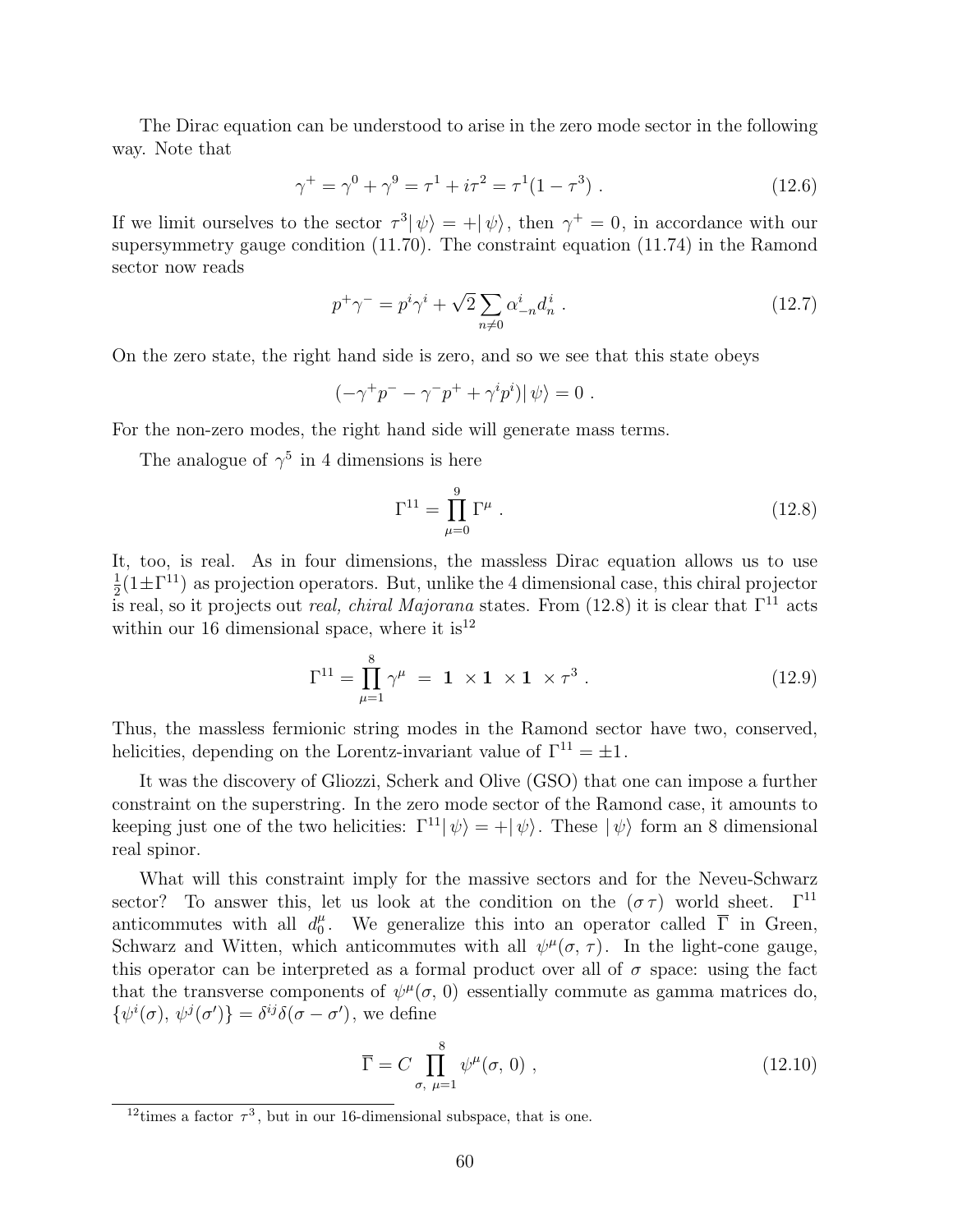The Dirac equation can be understood to arise in the zero mode sector in the following way. Note that

$$\gamma^+ = \gamma^0 + \gamma^9 = \tau^1 + i\tau^2 = \tau^1(1 - \tau^3) \ . \tag{12.6}$$

If we limit ourselves to the sector $\tau^3|\,\psi\rangle = +|\,\psi\rangle$, then $\gamma^+ = 0$, in accordance with our supersymmetry gauge condition (11.70). The constraint equation (11.74) in the Ramond sector now reads

$$p^+\gamma^- = p^i\gamma^i + \sqrt{2}\sum_{n\neq 0}\alpha^i_{-n}d^i_n \ . \tag{12.7}$$

On the zero state, the right hand side is zero, and so we see that this state obeys

$$(-\gamma^+p^- - \gamma^-p^+ + \gamma^i p^i)|\,\psi\rangle = 0 \ .$$

For the non-zero modes, the right hand side will generate mass terms.

The analogue of $\gamma^5$ in 4 dimensions is here

$$\Gamma^{11} = \prod_{\mu=0}^{9}\Gamma^\mu \ . \tag{12.8}$$

It, too, is real. As in four dimensions, the massless Dirac equation allows us to use $\frac{1}{2}(1\pm\Gamma^{11})$ as projection operators. But, unlike the 4 dimensional case, this chiral projector is real, so it projects out *real, chiral Majorana* states. From (12.8) it is clear that $\Gamma^{11}$ acts within our 16 dimensional space, where it is[12]

$$\Gamma^{11} = \prod_{\mu=1}^{8}\gamma^\mu \ = \ \mathbf{1}\ \times \mathbf{1}\ \times \mathbf{1}\ \times \tau^3 \ . \tag{12.9}$$

Thus, the massless fermionic string modes in the Ramond sector have two, conserved, helicities, depending on the Lorentz-invariant value of $\Gamma^{11} = \pm 1$.

It was the discovery of Gliozzi, Scherk and Olive (GSO) that one can impose a further constraint on the superstring. In the zero mode sector of the Ramond case, it amounts to keeping just one of the two helicities: $\Gamma^{11}|\,\psi\rangle = +|\,\psi\rangle$. These $|\,\psi\rangle$ form an 8 dimensional real spinor.

What will this constraint imply for the massive sectors and for the Neveu-Schwarz sector? To answer this, let us look at the condition on the $(\sigma\,\tau)$ world sheet. $\Gamma^{11}$ anticommutes with all $d^\mu_0$. We generalize this into an operator called $\overline{\Gamma}$ in Green, Schwarz and Witten, which anticommutes with all $\psi^\mu(\sigma,\,\tau)$. In the light-cone gauge, this operator can be interpreted as a formal product over all of $\sigma$ space: using the fact that the transverse components of $\psi^\mu(\sigma,\,0)$ essentially commute as gamma matrices do, $\{\psi^i(\sigma),\,\psi^j(\sigma')\} = \delta^{ij}\delta(\sigma-\sigma')$, we define

$$\overline{\Gamma} = C\prod_{\sigma,\ \mu=1}^{8}\psi^\mu(\sigma,\,0) \ , \tag{12.10}$$

[12] times a factor $\tau^3$, but in our 16-dimensional subspace, that is one.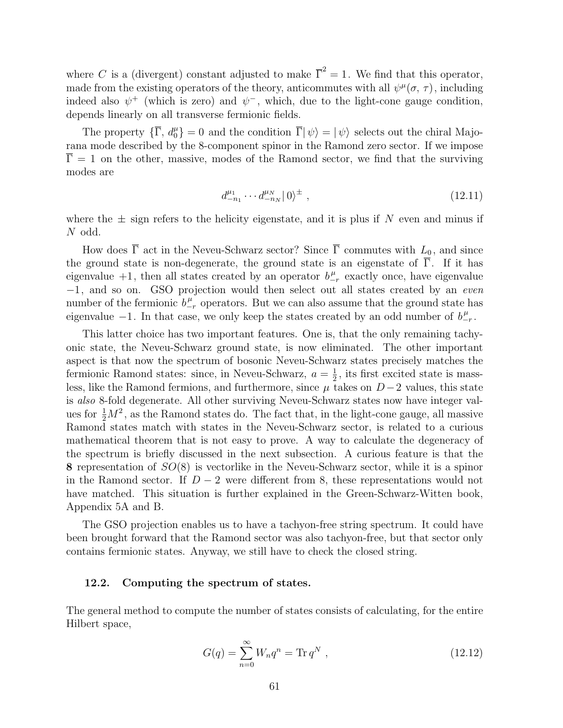where $C$ is a (divergent) constant adjusted to make $\overline{\Gamma}^2 = 1$. We find that this operator, made from the existing operators of the theory, anticommutes with all $\psi^\mu(\sigma,\,\tau)$, including indeed also $\psi^+$ (which is zero) and $\psi^-$, which, due to the light-cone gauge condition, depends linearly on all transverse fermionic fields.

The property $\{\overline{\Gamma},\, d_0^\mu\} = 0$ and the condition $\overline{\Gamma}|\,\psi\rangle = |\,\psi\rangle$ selects out the chiral Majorana mode described by the 8-component spinor in the Ramond zero sector. If we impose $\overline{\Gamma} = 1$ on the other, massive, modes of the Ramond sector, we find that the surviving modes are

$$d_{-n_1}^{\mu_1} \cdots d_{-n_N}^{\mu_N} |\,0\rangle^{\pm} \ , \tag{12.11}$$

where the $\pm$ sign refers to the helicity eigenstate, and it is plus if $N$ even and minus if $N$ odd.

How does $\overline{\Gamma}$ act in the Neveu-Schwarz sector? Since $\overline{\Gamma}$ commutes with $L_0$, and since the ground state is non-degenerate, the ground state is an eigenstate of $\overline{\Gamma}$. If it has eigenvalue $+1$, then all states created by an operator $b_{-r}^\mu$ exactly once, have eigenvalue $-1$, and so on. GSO projection would then select out all states created by an *even* number of the fermionic $b_{-r}^\mu$ operators. But we can also assume that the ground state has eigenvalue $-1$. In that case, we only keep the states created by an odd number of $b_{-r}^\mu$.

This latter choice has two important features. One is, that the only remaining tachyonic state, the Neveu-Schwarz ground state, is now eliminated. The other important aspect is that now the spectrum of bosonic Neveu-Schwarz states precisely matches the fermionic Ramond states: since, in Neveu-Schwarz, $a = \frac{1}{2}$, its first excited state is massless, like the Ramond fermions, and furthermore, since $\mu$ takes on $D-2$ values, this state is *also* 8-fold degenerate. All other surviving Neveu-Schwarz states now have integer values for $\frac{1}{2}M^2$, as the Ramond states do. The fact that, in the light-cone gauge, all massive Ramond states match with states in the Neveu-Schwarz sector, is related to a curious mathematical theorem that is not easy to prove. A way to calculate the degeneracy of the spectrum is briefly discussed in the next subsection. A curious feature is that the **8** representation of $SO(8)$ is vectorlike in the Neveu-Schwarz sector, while it is a spinor in the Ramond sector. If $D-2$ were different from 8, these representations would not have matched. This situation is further explained in the Green-Schwarz-Witten book, Appendix 5A and B.

The GSO projection enables us to have a tachyon-free string spectrum. It could have been brought forward that the Ramond sector was also tachyon-free, but that sector only contains fermionic states. Anyway, we still have to check the closed string.

### 12.2. Computing the spectrum of states.

The general method to compute the number of states consists of calculating, for the entire Hilbert space,

$$G(q) = \sum_{n=0}^{\infty} W_n q^n = \mathrm{Tr}\, q^N \ , \tag{12.12}$$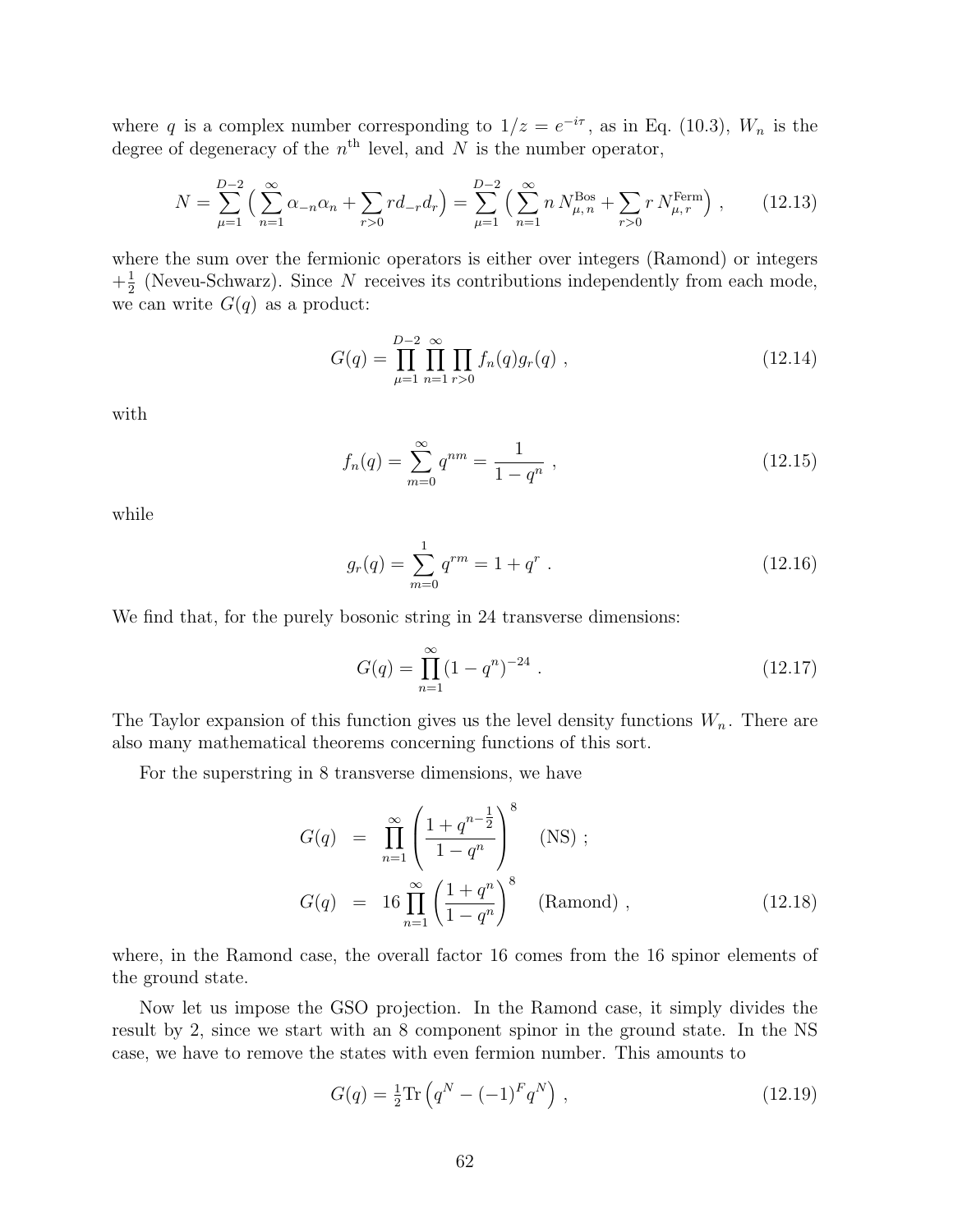where $q$ is a complex number corresponding to $1/z = e^{-i\tau}$, as in Eq. (10.3), $W_n$ is the degree of degeneracy of the $n^{\text{th}}$ level, and $N$ is the number operator,

$$N = \sum_{\mu=1}^{D-2} \Big( \sum_{n=1}^{\infty} \alpha_{-n}\alpha_n + \sum_{r>0} r d_{-r} d_r \Big) = \sum_{\mu=1}^{D-2} \Big( \sum_{n=1}^{\infty} n\, N^{\text{Bos}}_{\mu,\,n} + \sum_{r>0} r\, N^{\text{Ferm}}_{\mu,\,r} \Big) \;, \tag{12.13}$$

where the sum over the fermionic operators is either over integers (Ramond) or integers $+\frac{1}{2}$ (Neveu-Schwarz). Since $N$ receives its contributions independently from each mode, we can write $G(q)$ as a product:

$$G(q) = \prod_{\mu=1}^{D-2} \prod_{n=1}^{\infty} \prod_{r>0} f_n(q) g_r(q) \;, \tag{12.14}$$

with

$$f_n(q) = \sum_{m=0}^{\infty} q^{nm} = \frac{1}{1-q^n} \;, \tag{12.15}$$

while

$$g_r(q) = \sum_{m=0}^{1} q^{rm} = 1 + q^r \;. \tag{12.16}$$

We find that, for the purely bosonic string in 24 transverse dimensions:

$$G(q) = \prod_{n=1}^{\infty} (1-q^n)^{-24} \;. \tag{12.17}$$

The Taylor expansion of this function gives us the level density functions $W_n$. There are also many mathematical theorems concerning functions of this sort.

For the superstring in 8 transverse dimensions, we have

$$\begin{aligned} G(q) &= \prod_{n=1}^{\infty} \left( \frac{1+q^{n-\frac{1}{2}}}{1-q^n} \right)^8 \quad \text{(NS)} \;; \\ G(q) &= 16 \prod_{n=1}^{\infty} \left( \frac{1+q^n}{1-q^n} \right)^8 \quad \text{(Ramond)} \;, \end{aligned} \tag{12.18}$$

where, in the Ramond case, the overall factor 16 comes from the 16 spinor elements of the ground state.

Now let us impose the GSO projection. In the Ramond case, it simply divides the result by 2, since we start with an 8 component spinor in the ground state. In the NS case, we have to remove the states with even fermion number. This amounts to

$$G(q) = \tfrac{1}{2}\text{Tr}\left( q^N - (-1)^F q^N \right) \;, \tag{12.19}$$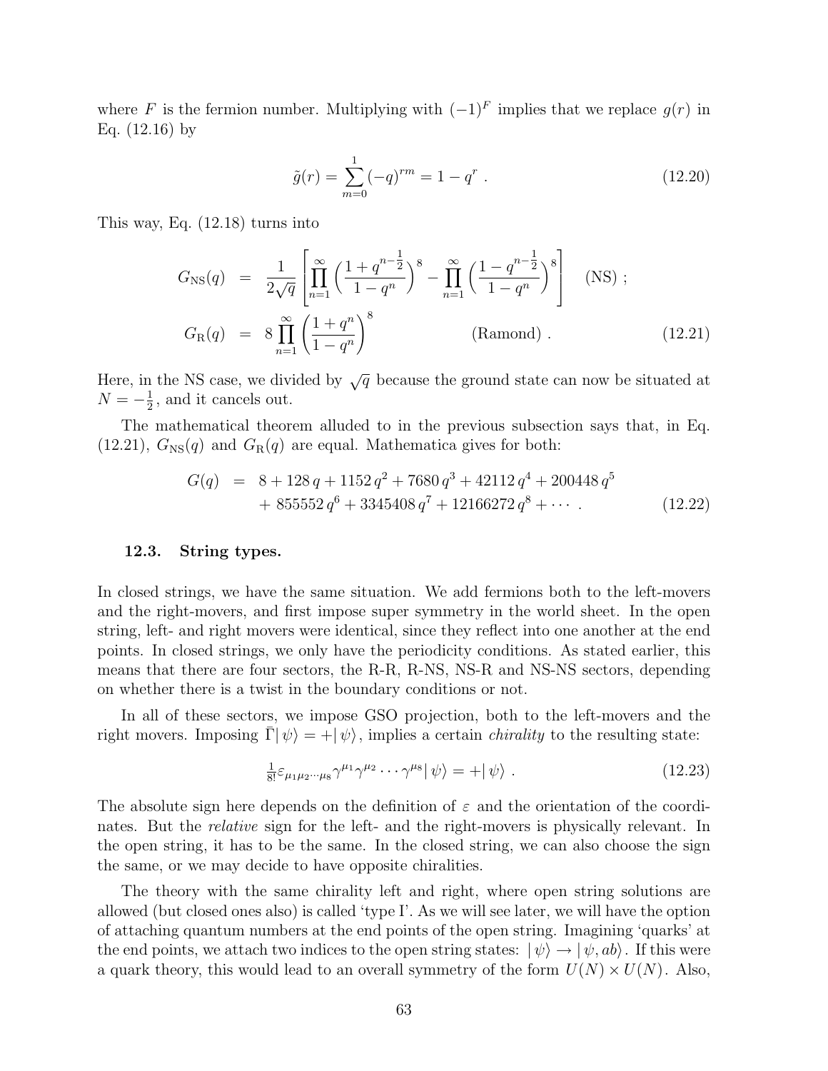where $F$ is the fermion number. Multiplying with $(-1)^F$ implies that we replace $g(r)$ in Eq. (12.16) by

$$\tilde{g}(r) = \sum_{m=0}^{1} (-q)^{rm} = 1 - q^r \ . \tag{12.20}$$

This way, Eq. (12.18) turns into

$$\begin{aligned}
G_{\rm NS}(q) &= \frac{1}{2\sqrt{q}} \left[ \prod_{n=1}^{\infty} \left( \frac{1+q^{n-\frac{1}{2}}}{1-q^n} \right)^8 - \prod_{n=1}^{\infty} \left( \frac{1-q^{n-\frac{1}{2}}}{1-q^n} \right)^8 \right] \quad \text{(NS)} \ ; \\
G_{\rm R}(q) &= 8 \prod_{n=1}^{\infty} \left( \frac{1+q^n}{1-q^n} \right)^8 \qquad\qquad\qquad\qquad \text{(Ramond)} \ .
\end{aligned} \tag{12.21}$$

Here, in the NS case, we divided by $\sqrt{q}$ because the ground state can now be situated at $N = -\frac{1}{2}$, and it cancels out.

The mathematical theorem alluded to in the previous subsection says that, in Eq. (12.21), $G_{\rm NS}(q)$ and $G_{\rm R}(q)$ are equal. Mathematica gives for both:

$$\begin{aligned}
G(q) &= 8 + 128\, q + 1152\, q^2 + 7680\, q^3 + 42112\, q^4 + 200448\, q^5 \\
&\quad + 855552\, q^6 + 3345408\, q^7 + 12166272\, q^8 + \cdots \ .
\end{aligned} \tag{12.22}$$

### 12.3. String types.

In closed strings, we have the same situation. We add fermions both to the left-movers and the right-movers, and first impose super symmetry in the world sheet. In the open string, left- and right movers were identical, since they reflect into one another at the end points. In closed strings, we only have the periodicity conditions. As stated earlier, this means that there are four sectors, the R-R, R-NS, NS-R and NS-NS sectors, depending on whether there is a twist in the boundary conditions or not.

In all of these sectors, we impose GSO projection, both to the left-movers and the right movers. Imposing $\bar{\Gamma}|\,\psi\rangle = +|\,\psi\rangle$, implies a certain *chirality* to the resulting state:

$$\tfrac{1}{8!}\varepsilon_{\mu_1\mu_2\cdots\mu_8}\gamma^{\mu_1}\gamma^{\mu_2}\cdots\gamma^{\mu_8}|\,\psi\rangle = +|\,\psi\rangle \ . \tag{12.23}$$

The absolute sign here depends on the definition of $\varepsilon$ and the orientation of the coordinates. But the *relative* sign for the left- and the right-movers is physically relevant. In the open string, it has to be the same. In the closed string, we can also choose the sign the same, or we may decide to have opposite chiralities.

The theory with the same chirality left and right, where open string solutions are allowed (but closed ones also) is called 'type I'. As we will see later, we will have the option of attaching quantum numbers at the end points of the open string. Imagining 'quarks' at the end points, we attach two indices to the open string states: $|\,\psi\rangle \to |\,\psi, ab\rangle$. If this were a quark theory, this would lead to an overall symmetry of the form $U(N) \times U(N)$. Also,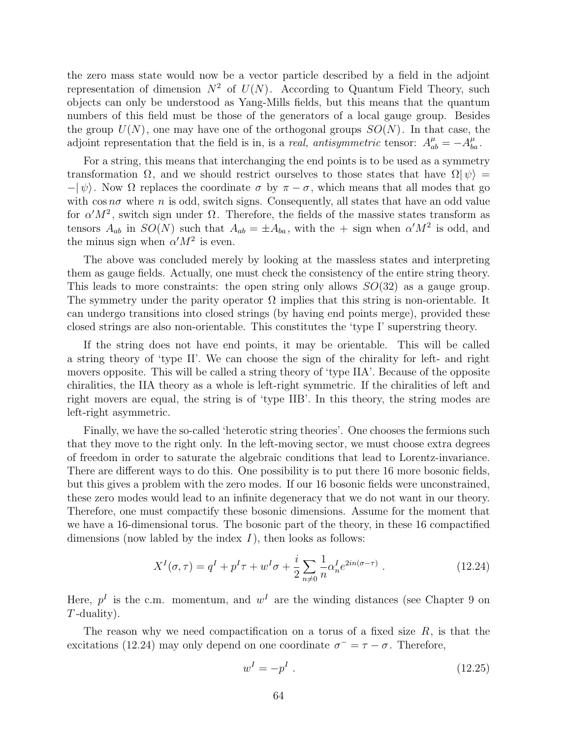the zero mass state would now be a vector particle described by a field in the adjoint representation of dimension $N^2$ of $U(N)$. According to Quantum Field Theory, such objects can only be understood as Yang-Mills fields, but this means that the quantum numbers of this field must be those of the generators of a local gauge group. Besides the group $U(N)$, one may have one of the orthogonal groups $SO(N)$. In that case, the adjoint representation that the field is in, is a *real, antisymmetric* tensor: $A^\mu_{ab} = -A^\mu_{ba}$.

For a string, this means that interchanging the end points is to be used as a symmetry transformation $\Omega$, and we should restrict ourselves to those states that have $\Omega|\,\psi\rangle = -|\,\psi\rangle$. Now $\Omega$ replaces the coordinate $\sigma$ by $\pi - \sigma$, which means that all modes that go with $\cos n\sigma$ where $n$ is odd, switch signs. Consequently, all states that have an odd value for $\alpha' M^2$, switch sign under $\Omega$. Therefore, the fields of the massive states transform as tensors $A_{ab}$ in $SO(N)$ such that $A_{ab} = \pm A_{ba}$, with the $+$ sign when $\alpha' M^2$ is odd, and the minus sign when $\alpha' M^2$ is even.

The above was concluded merely by looking at the massless states and interpreting them as gauge fields. Actually, one must check the consistency of the entire string theory. This leads to more constraints: the open string only allows $SO(32)$ as a gauge group. The symmetry under the parity operator $\Omega$ implies that this string is non-orientable. It can undergo transitions into closed strings (by having end points merge), provided these closed strings are also non-orientable. This constitutes the 'type I' superstring theory.

If the string does not have end points, it may be orientable. This will be called a string theory of 'type II'. We can choose the sign of the chirality for left- and right movers opposite. This will be called a string theory of 'type IIA'. Because of the opposite chiralities, the IIA theory as a whole is left-right symmetric. If the chiralities of left and right movers are equal, the string is of 'type IIB'. In this theory, the string modes are left-right asymmetric.

Finally, we have the so-called 'heterotic string theories'. One chooses the fermions such that they move to the right only. In the left-moving sector, we must choose extra degrees of freedom in order to saturate the algebraic conditions that lead to Lorentz-invariance. There are different ways to do this. One possibility is to put there 16 more bosonic fields, but this gives a problem with the zero modes. If our 16 bosonic fields were unconstrained, these zero modes would lead to an infinite degeneracy that we do not want in our theory. Therefore, one must compactify these bosonic dimensions. Assume for the moment that we have a 16-dimensional torus. The bosonic part of the theory, in these 16 compactified dimensions (now labled by the index $I$), then looks as follows:

$$X^I(\sigma,\tau) = q^I + p^I\tau + w^I\sigma + \frac{i}{2}\sum_{n\neq 0}\frac{1}{n}\alpha^I_n e^{2in(\sigma-\tau)}\ . \tag{12.24}$$

Here, $p^I$ is the c.m. momentum, and $w^I$ are the winding distances (see Chapter 9 on $T$-duality).

The reason why we need compactification on a torus of a fixed size $R$, is that the excitations (12.24) may only depend on one coordinate $\sigma^- = \tau - \sigma$. Therefore,

$$w^I = -p^I\ . \tag{12.25}$$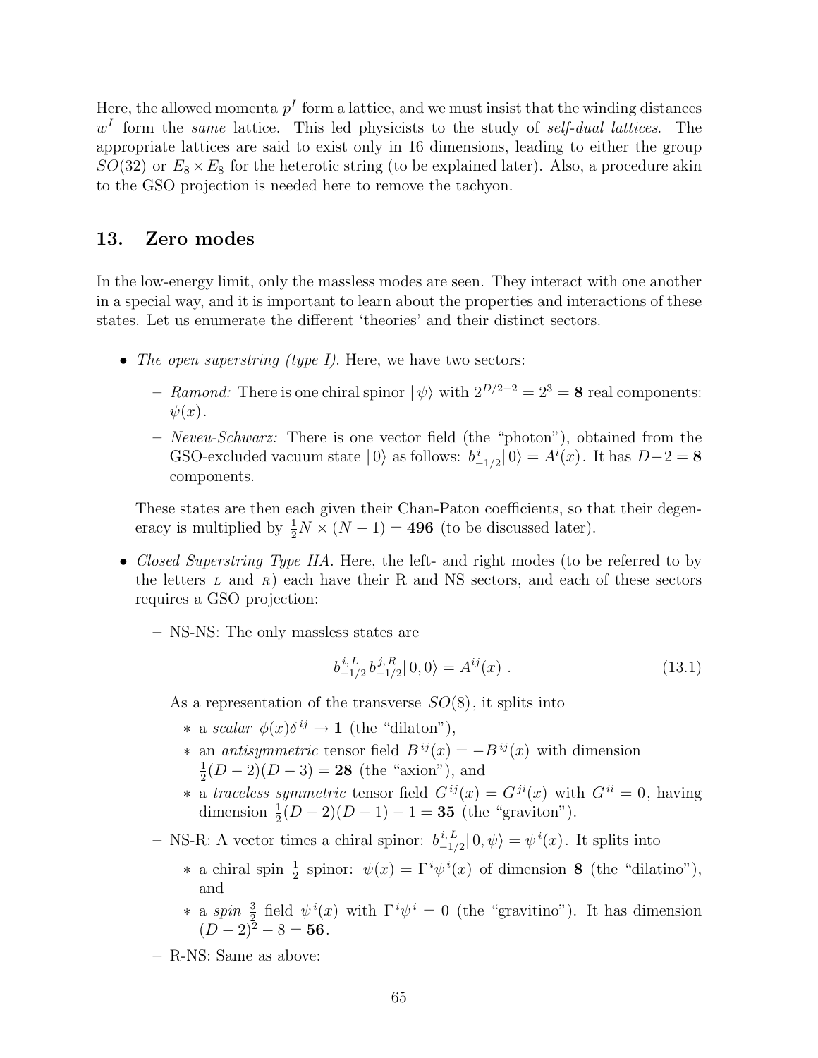Here, the allowed momenta $p^I$ form a lattice, and we must insist that the winding distances $w^I$ form the *same* lattice. This led physicists to the study of *self-dual lattices*. The appropriate lattices are said to exist only in 16 dimensions, leading to either the group $SO(32)$ or $E_8 \times E_8$ for the heterotic string (to be explained later). Also, a procedure akin to the GSO projection is needed here to remove the tachyon.

## 13. Zero modes

In the low-energy limit, only the massless modes are seen. They interact with one another in a special way, and it is important to learn about the properties and interactions of these states. Let us enumerate the different 'theories' and their distinct sectors.

- *The open superstring (type I).* Here, we have two sectors:
  - *Ramond:* There is one chiral spinor $|\,\psi\rangle$ with $2^{D/2-2} = 2^3 = \mathbf{8}$ real components: $\psi(x)$.
  - *Neveu-Schwarz:* There is one vector field (the "photon"), obtained from the GSO-excluded vacuum state $|\,0\rangle$ as follows: $b^{\,i}_{-1/2}|\,0\rangle = A^i(x)$. It has $D-2 = \mathbf{8}$ components.

  These states are then each given their Chan-Paton coefficients, so that their degeneracy is multiplied by $\frac{1}{2}N \times (N-1) = \mathbf{496}$ (to be discussed later).

- *Closed Superstring Type IIA.* Here, the left- and right modes (to be referred to by the letters $L$ and $R$) each have their R and NS sectors, and each of these sectors requires a GSO projection:
  - NS-NS: The only massless states are

$$b^{\,i,L}_{-1/2}\, b^{\,j,R}_{-1/2}|\,0,0\rangle = A^{ij}(x)\;. \tag{13.1}$$

    As a representation of the transverse $SO(8)$, it splits into
    * a *scalar* $\phi(x)\delta^{ij} \to \mathbf{1}$ (the "dilaton"),
    * an *antisymmetric* tensor field $B^{ij}(x) = -B^{ij}(x)$ with dimension $\frac{1}{2}(D-2)(D-3) = \mathbf{28}$ (the "axion"), and
    * a *traceless symmetric* tensor field $G^{ij}(x) = G^{ji}(x)$ with $G^{ii} = 0$, having dimension $\frac{1}{2}(D-2)(D-1) - 1 = \mathbf{35}$ (the "graviton").
  - NS-R: A vector times a chiral spinor: $b^{\,i,L}_{-1/2}|\,0,\psi\rangle = \psi^{\,i}(x)$. It splits into
    * a chiral spin $\frac{1}{2}$ spinor: $\psi(x) = \Gamma^i\psi^{\,i}(x)$ of dimension $\mathbf{8}$ (the "dilatino"), and
    * a *spin* $\frac{3}{2}$ field $\psi^{\,i}(x)$ with $\Gamma^i\psi^{\,i} = 0$ (the "gravitino"). It has dimension $(D-2)^2 - 8 = \mathbf{56}$.
  - R-NS: Same as above: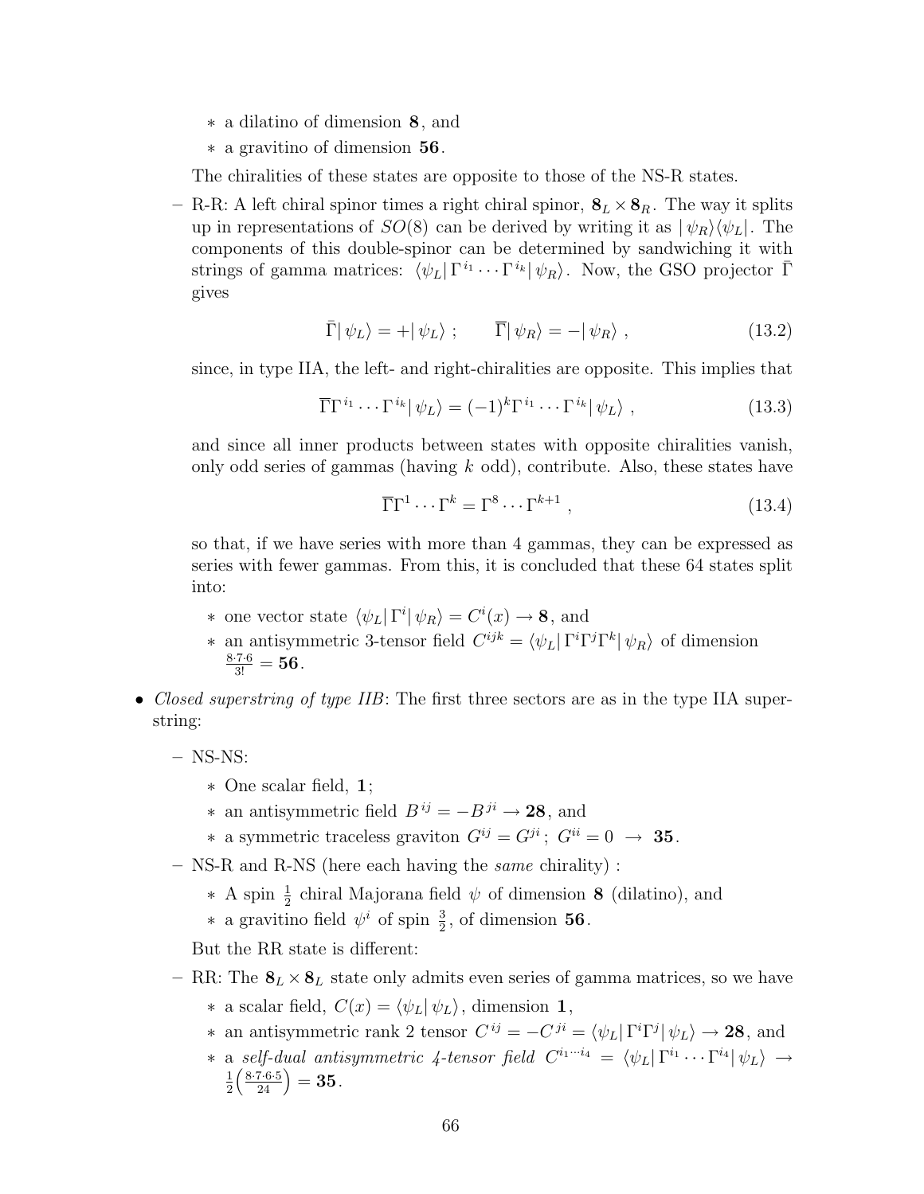- a dilatino of dimension **8**, and
    - a gravitino of dimension **56**.

  The chiralities of these states are opposite to those of the NS-R states.

- R-R: A left chiral spinor times a right chiral spinor, $\mathbf{8}_L \times \mathbf{8}_R$. The way it splits up in representations of $SO(8)$ can be derived by writing it as $|\,\psi_R\rangle\langle\psi_L|$. The components of this double-spinor can be determined by sandwiching it with strings of gamma matrices: $\langle\psi_L|\,\Gamma^{i_1}\cdots\Gamma^{i_k}|\,\psi_R\rangle$. Now, the GSO projector $\bar{\Gamma}$ gives

$$\bar{\Gamma}|\,\psi_L\rangle = +|\,\psi_L\rangle\ ; \qquad \overline{\Gamma}|\,\psi_R\rangle = -|\,\psi_R\rangle\ , \tag{13.2}$$

  since, in type IIA, the left- and right-chiralities are opposite. This implies that

$$\overline{\Gamma}\Gamma^{i_1}\cdots\Gamma^{i_k}|\,\psi_L\rangle = (-1)^k\Gamma^{i_1}\cdots\Gamma^{i_k}|\,\psi_L\rangle\ , \tag{13.3}$$

  and since all inner products between states with opposite chiralities vanish, only odd series of gammas (having $k$ odd), contribute. Also, these states have

$$\overline{\Gamma}\Gamma^1\cdots\Gamma^k = \Gamma^8\cdots\Gamma^{k+1}\ , \tag{13.4}$$

  so that, if we have series with more than 4 gammas, they can be expressed as series with fewer gammas. From this, it is concluded that these 64 states split into:

    - one vector state $\langle\psi_L|\,\Gamma^i|\,\psi_R\rangle = C^i(x) \to \mathbf{8}$, and
    - an antisymmetric 3-tensor field $C^{ijk} = \langle\psi_L|\,\Gamma^i\Gamma^j\Gamma^k|\,\psi_R\rangle$ of dimension $\frac{8\cdot7\cdot6}{3!} = \mathbf{56}$.

- *Closed superstring of type IIB*: The first three sectors are as in the type IIA superstring:

  - NS-NS:
    - One scalar field, **1**;
    - an antisymmetric field $B^{ij} = -B^{ji} \to \mathbf{28}$, and
    - a symmetric traceless graviton $G^{ij} = G^{ji}\,;\ G^{ii} = 0\ \to\ \mathbf{35}$.

  - NS-R and R-NS (here each having the *same* chirality) :
    - A spin $\frac{1}{2}$ chiral Majorana field $\psi$ of dimension **8** (dilatino), and
    - a gravitino field $\psi^i$ of spin $\frac{3}{2}$, of dimension **56**.

  But the RR state is different:

  - RR: The $\mathbf{8}_L \times \mathbf{8}_L$ state only admits even series of gamma matrices, so we have
    - a scalar field, $C(x) = \langle\psi_L|\,\psi_L\rangle$, dimension **1**,
    - an antisymmetric rank 2 tensor $C^{ij} = -C^{ji} = \langle\psi_L|\,\Gamma^i\Gamma^j|\,\psi_L\rangle \to \mathbf{28}$, and
    - a *self-dual antisymmetric 4-tensor field* $C^{i_1\cdots i_4} = \langle\psi_L|\,\Gamma^{i_1}\cdots\Gamma^{i_4}|\,\psi_L\rangle \to \frac{1}{2}\Big(\frac{8\cdot7\cdot6\cdot5}{24}\Big) = \mathbf{35}$.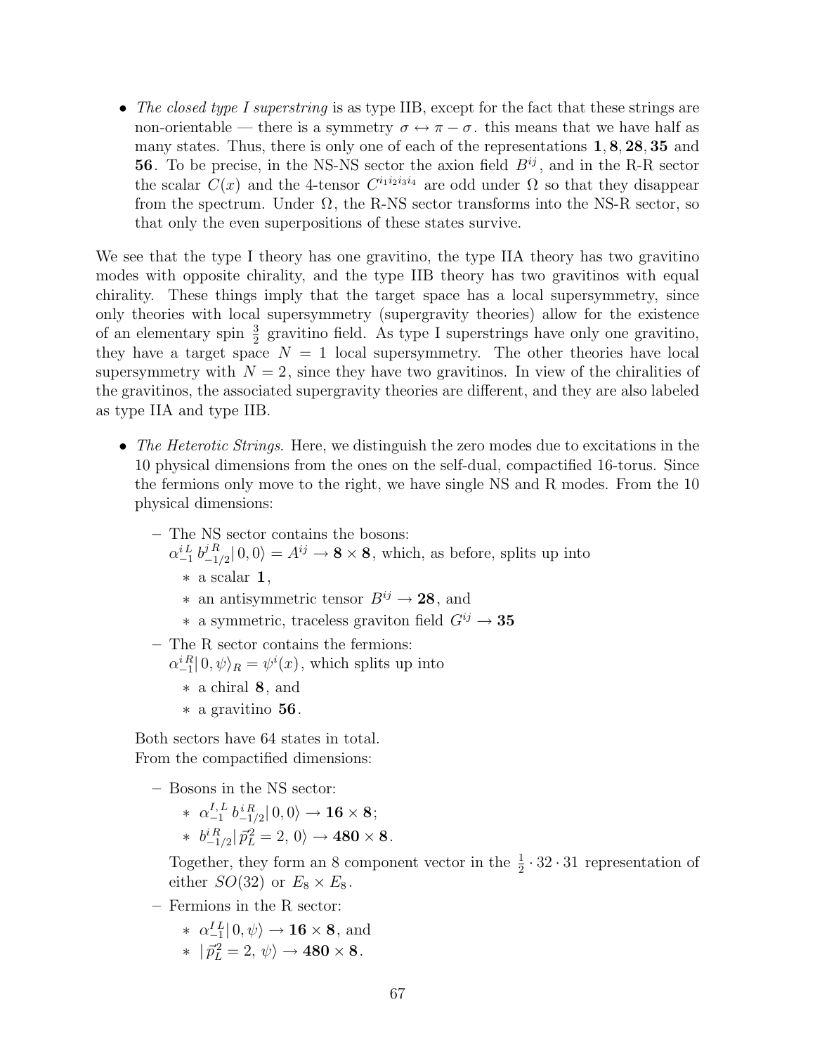- *The closed type I superstring* is as type IIB, except for the fact that these strings are non-orientable — there is a symmetry $\sigma \leftrightarrow \pi - \sigma$. this means that we have half as many states. Thus, there is only one of each of the representations $\mathbf{1}, \mathbf{8}, \mathbf{28}, \mathbf{35}$ and $\mathbf{56}$. To be precise, in the NS-NS sector the axion field $B^{ij}$, and in the R-R sector the scalar $C(x)$ and the 4-tensor $C^{i_1 i_2 i_3 i_4}$ are odd under $\Omega$ so that they disappear from the spectrum. Under $\Omega$, the R-NS sector transforms into the NS-R sector, so that only the even superpositions of these states survive.

We see that the type I theory has one gravitino, the type IIA theory has two gravitino modes with opposite chirality, and the type IIB theory has two gravitinos with equal chirality. These things imply that the target space has a local supersymmetry, since only theories with local supersymmetry (supergravity theories) allow for the existence of an elementary spin $\frac{3}{2}$ gravitino field. As type I superstrings have only one gravitino, they have a target space $N = 1$ local supersymmetry. The other theories have local supersymmetry with $N = 2$, since they have two gravitinos. In view of the chiralities of the gravitinos, the associated supergravity theories are different, and they are also labeled as type IIA and type IIB.

- *The Heterotic Strings*. Here, we distinguish the zero modes due to excitations in the 10 physical dimensions from the ones on the self-dual, compactified 16-torus. Since the fermions only move to the right, we have single NS and R modes. From the 10 physical dimensions:
  - The NS sector contains the bosons:
    $\alpha^{i\,L}_{-1}\, b^{j\,R}_{-1/2} |\, 0, 0\rangle = A^{ij} \rightarrow \mathbf{8} \times \mathbf{8}$, which, as before, splits up into
    - a scalar $\mathbf{1}$,
    - an antisymmetric tensor $B^{ij} \rightarrow \mathbf{28}$, and
    - a symmetric, traceless graviton field $G^{ij} \rightarrow \mathbf{35}$
  - The R sector contains the fermions:
    $\alpha^{i\,R}_{-1} |\, 0, \psi\rangle_R = \psi^i(x)$, which splits up into
    - a chiral $\mathbf{8}$, and
    - a gravitino $\mathbf{56}$.

  Both sectors have 64 states in total.
  From the compactified dimensions:
  - Bosons in the NS sector:
    - $\alpha^{I,\,L}_{-1}\, b^{i\,R}_{-1/2} |\, 0, 0\rangle \rightarrow \mathbf{16} \times \mathbf{8}$;
    - $b^{i\,R}_{-1/2} |\, \vec{p}_L^{\,2} = 2,\, 0\rangle \rightarrow \mathbf{480} \times \mathbf{8}$.

    Together, they form an 8 component vector in the $\frac{1}{2} \cdot 32 \cdot 31$ representation of either $SO(32)$ or $E_8 \times E_8$.
  - Fermions in the R sector:
    - $\alpha^{I\,L}_{-1} |\, 0, \psi\rangle \rightarrow \mathbf{16} \times \mathbf{8}$, and
    - $|\, \vec{p}_L^{\,2} = 2,\, \psi\rangle \rightarrow \mathbf{480} \times \mathbf{8}$.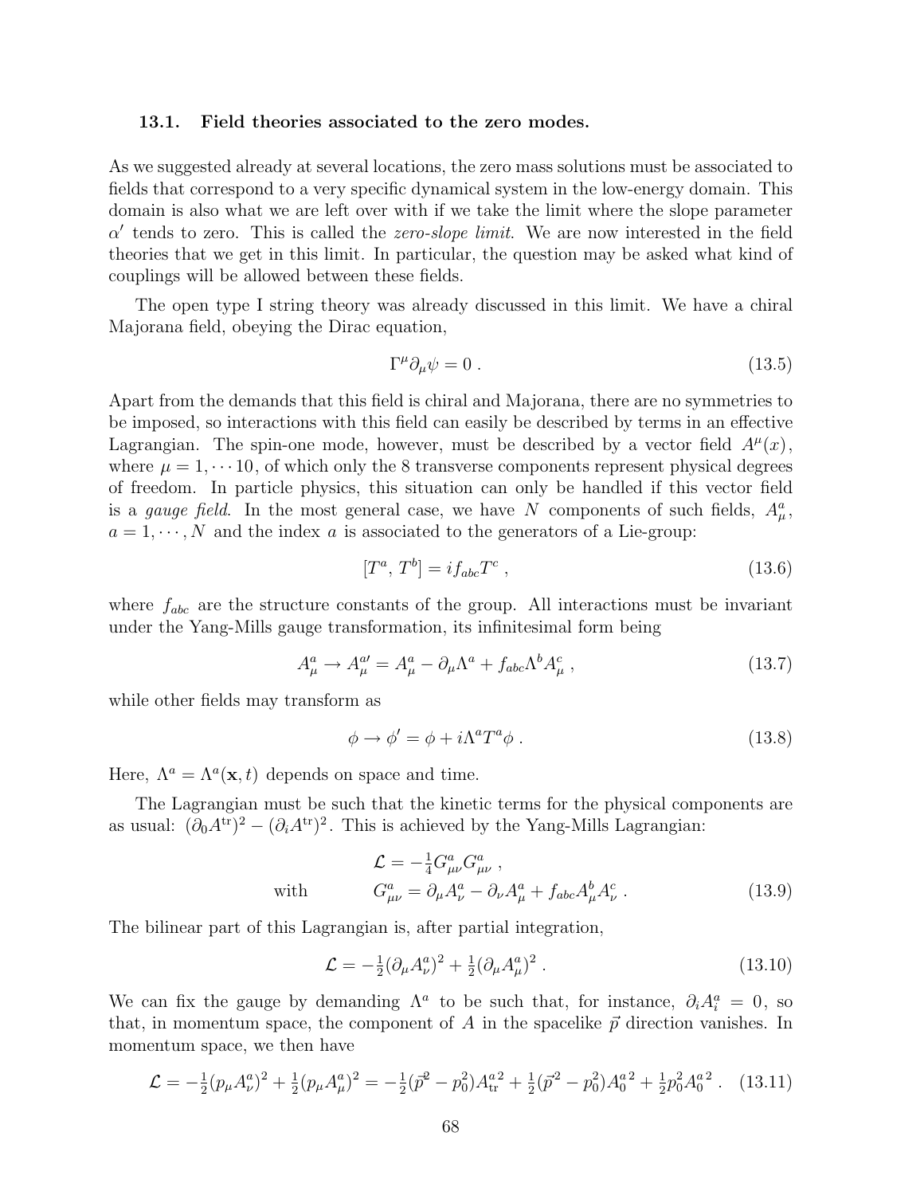### 13.1. Field theories associated to the zero modes.

As we suggested already at several locations, the zero mass solutions must be associated to fields that correspond to a very specific dynamical system in the low-energy domain. This domain is also what we are left over with if we take the limit where the slope parameter $\alpha'$ tends to zero. This is called the *zero-slope limit*. We are now interested in the field theories that we get in this limit. In particular, the question may be asked what kind of couplings will be allowed between these fields.

The open type I string theory was already discussed in this limit. We have a chiral Majorana field, obeying the Dirac equation,

$$\Gamma^\mu \partial_\mu \psi = 0 \,. \tag{13.5}$$

Apart from the demands that this field is chiral and Majorana, there are no symmetries to be imposed, so interactions with this field can easily be described by terms in an effective Lagrangian. The spin-one mode, however, must be described by a vector field $A^\mu(x)$, where $\mu = 1, \cdots 10$, of which only the 8 transverse components represent physical degrees of freedom. In particle physics, this situation can only be handled if this vector field is a *gauge field*. In the most general case, we have $N$ components of such fields, $A^a_\mu$, $a = 1, \cdots, N$ and the index $a$ is associated to the generators of a Lie-group:

$$[T^a,\, T^b] = i f_{abc} T^c \,, \tag{13.6}$$

where $f_{abc}$ are the structure constants of the group. All interactions must be invariant under the Yang-Mills gauge transformation, its infinitesimal form being

$$A^a_\mu \to A^{a\prime}_\mu = A^a_\mu - \partial_\mu \Lambda^a + f_{abc} \Lambda^b A^c_\mu \,, \tag{13.7}$$

while other fields may transform as

$$\phi \to \phi' = \phi + i \Lambda^a T^a \phi \,. \tag{13.8}$$

Here, $\Lambda^a = \Lambda^a(\mathbf{x}, t)$ depends on space and time.

The Lagrangian must be such that the kinetic terms for the physical components are as usual: $(\partial_0 A^{\rm tr})^2 - (\partial_i A^{\rm tr})^2$. This is achieved by the Yang-Mills Lagrangian:

$$\begin{aligned} &\mathcal{L} = -\tfrac{1}{4} G^a_{\mu\nu} G^a_{\mu\nu} \,, \\ \text{with} \qquad &G^a_{\mu\nu} = \partial_\mu A^a_\nu - \partial_\nu A^a_\mu + f_{abc} A^b_\mu A^c_\nu \,. \end{aligned} \tag{13.9}$$

The bilinear part of this Lagrangian is, after partial integration,

$$\mathcal{L} = -\tfrac{1}{2} (\partial_\mu A^a_\nu)^2 + \tfrac{1}{2} (\partial_\mu A^a_\mu)^2 \,. \tag{13.10}$$

We can fix the gauge by demanding $\Lambda^a$ to be such that, for instance, $\partial_i A^a_i = 0$, so that, in momentum space, the component of $A$ in the spacelike $\vec p$ direction vanishes. In momentum space, we then have

$$\mathcal{L} = -\tfrac{1}{2} (p_\mu A^a_\nu)^2 + \tfrac{1}{2} (p_\mu A^a_\mu)^2 = -\tfrac{1}{2} (\vec p^{\,2} - p_0^2) A^{a\,2}_{\rm tr} + \tfrac{1}{2} (\vec p^{\,2} - p_0^2) A^{a\,2}_0 + \tfrac{1}{2} p_0^2 A^{a\,2}_0 \,. \tag{13.11}$$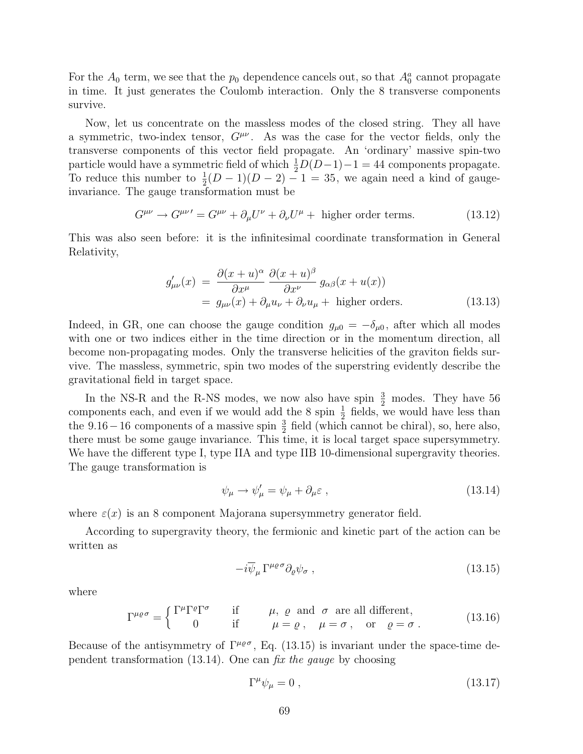For the $A_0$ term, we see that the $p_0$ dependence cancels out, so that $A_0^a$ cannot propagate in time. It just generates the Coulomb interaction. Only the 8 transverse components survive.

Now, let us concentrate on the massless modes of the closed string. They all have a symmetric, two-index tensor, $G^{\mu\nu}$. As was the case for the vector fields, only the transverse components of this vector field propagate. An 'ordinary' massive spin-two particle would have a symmetric field of which $\frac{1}{2}D(D-1)-1 = 44$ components propagate. To reduce this number to $\frac{1}{2}(D-1)(D-2)-1 = 35$, we again need a kind of gauge-invariance. The gauge transformation must be

$$G^{\mu\nu} \to G^{\mu\nu\,\prime} = G^{\mu\nu} + \partial_\mu U^\nu + \partial_\nu U^\mu + \text{ higher order terms.} \tag{13.12}$$

This was also seen before: it is the infinitesimal coordinate transformation in General Relativity,

$$\begin{aligned} g'_{\mu\nu}(x) &= \frac{\partial(x+u)^\alpha}{\partial x^\mu}\,\frac{\partial(x+u)^\beta}{\partial x^\nu}\,g_{\alpha\beta}(x+u(x)) \\ &= g_{\mu\nu}(x) + \partial_\mu u_\nu + \partial_\nu u_\mu + \text{ higher orders.} \end{aligned} \tag{13.13}$$

Indeed, in GR, one can choose the gauge condition $g_{\mu 0} = -\delta_{\mu 0}$, after which all modes with one or two indices either in the time direction or in the momentum direction, all become non-propagating modes. Only the transverse helicities of the graviton fields survive. The massless, symmetric, spin two modes of the superstring evidently describe the gravitational field in target space.

In the NS-R and the R-NS modes, we now also have spin $\frac{3}{2}$ modes. They have 56 components each, and even if we would add the 8 spin $\frac{1}{2}$ fields, we would have less than the $9.16-16$ components of a massive spin $\frac{3}{2}$ field (which cannot be chiral), so, here also, there must be some gauge invariance. This time, it is local target space supersymmetry. We have the different type I, type IIA and type IIB 10-dimensional supergravity theories. The gauge transformation is

$$\psi_\mu \to \psi'_\mu = \psi_\mu + \partial_\mu \varepsilon\ , \tag{13.14}$$

where $\varepsilon(x)$ is an 8 component Majorana supersymmetry generator field.

According to supergravity theory, the fermionic and kinetic part of the action can be written as

$$-i\overline{\psi}_\mu\,\Gamma^{\mu\varrho\sigma}\partial_\varrho\psi_\sigma\ , \tag{13.15}$$

where

$$\Gamma^{\mu\varrho\sigma} = \begin{cases} \Gamma^\mu\Gamma^\varrho\Gamma^\sigma & \text{if} \quad \mu,\ \varrho \text{ and } \sigma \text{ are all different,} \\ 0 & \text{if} \quad \mu=\varrho\ , \quad \mu=\sigma\ , \quad \text{or} \quad \varrho=\sigma\ . \end{cases} \tag{13.16}$$

Because of the antisymmetry of $\Gamma^{\mu\varrho\sigma}$, Eq. (13.15) is invariant under the space-time dependent transformation (13.14). One can *fix the gauge* by choosing

$$\Gamma^\mu\psi_\mu = 0\ , \tag{13.17}$$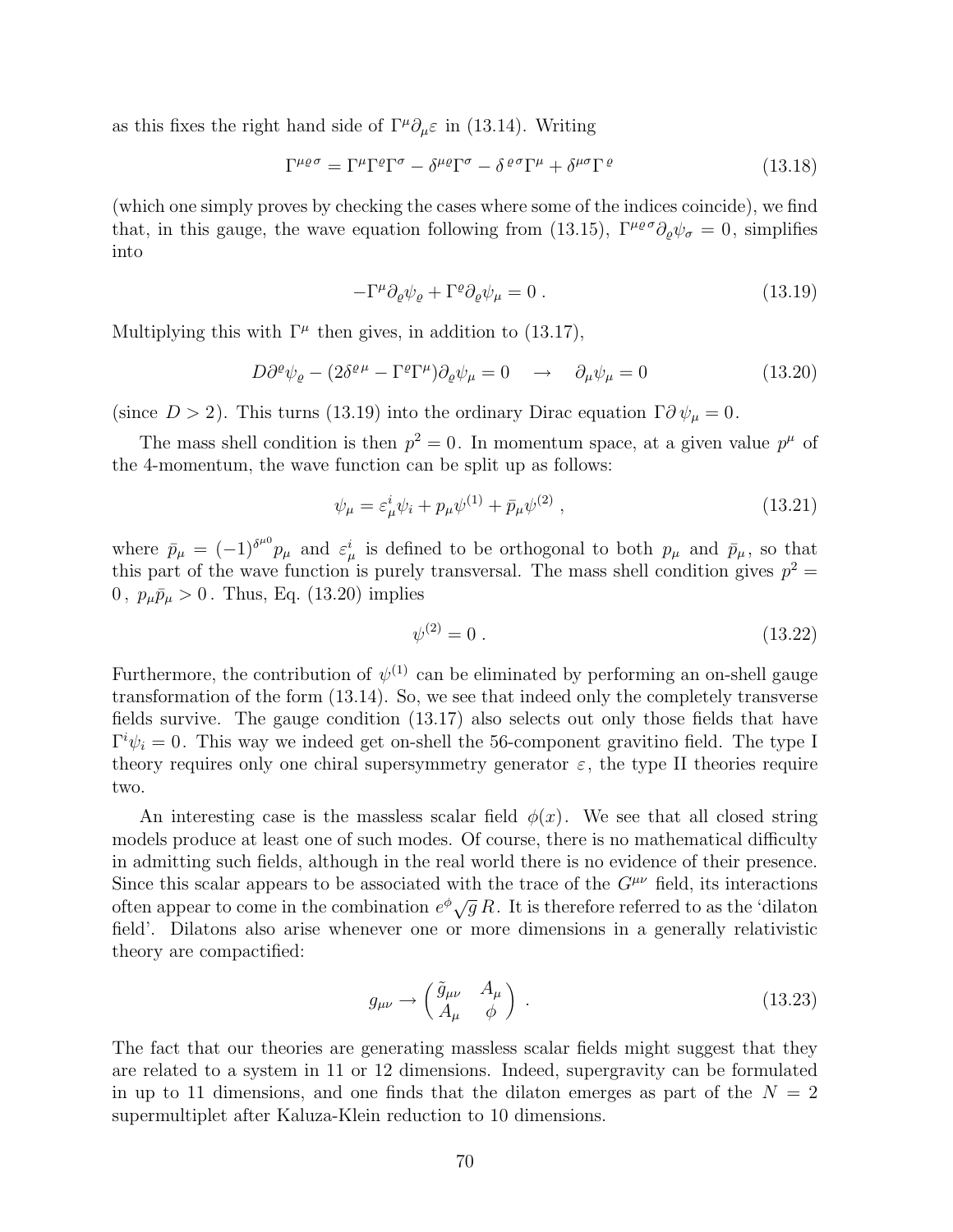as this fixes the right hand side of $\Gamma^\mu \partial_\mu \varepsilon$ in (13.14). Writing

$$\Gamma^{\mu\varrho\sigma} = \Gamma^\mu \Gamma^\varrho \Gamma^\sigma - \delta^{\mu\varrho}\Gamma^\sigma - \delta^{\,\varrho\sigma}\Gamma^\mu + \delta^{\mu\sigma}\Gamma^{\,\varrho} \tag{13.18}$$

(which one simply proves by checking the cases where some of the indices coincide), we find that, in this gauge, the wave equation following from (13.15), $\Gamma^{\mu\varrho\sigma}\partial_\varrho \psi_\sigma = 0$, simplifies into

$$-\Gamma^\mu \partial_\varrho \psi_\varrho + \Gamma^\varrho \partial_\varrho \psi_\mu = 0 \; . \tag{13.19}$$

Multiplying this with $\Gamma^\mu$ then gives, in addition to (13.17),

$$D\partial^\varrho \psi_\varrho - (2\delta^{\varrho\mu} - \Gamma^\varrho \Gamma^\mu)\partial_\varrho \psi_\mu = 0 \quad \rightarrow \quad \partial_\mu \psi_\mu = 0 \tag{13.20}$$

(since $D > 2$). This turns (13.19) into the ordinary Dirac equation $\Gamma\partial\, \psi_\mu = 0$.

The mass shell condition is then $p^2 = 0$. In momentum space, at a given value $p^\mu$ of the 4-momentum, the wave function can be split up as follows:

$$\psi_\mu = \varepsilon^i_\mu \psi_i + p_\mu \psi^{(1)} + \bar{p}_\mu \psi^{(2)} \; , \tag{13.21}$$

where $\bar{p}_\mu = (-1)^{\delta^{\mu 0}} p_\mu$ and $\varepsilon^i_\mu$ is defined to be orthogonal to both $p_\mu$ and $\bar{p}_\mu$, so that this part of the wave function is purely transversal. The mass shell condition gives $p^2 = 0\,$, $p_\mu \bar{p}_\mu > 0$. Thus, Eq. (13.20) implies

$$\psi^{(2)} = 0 \; . \tag{13.22}$$

Furthermore, the contribution of $\psi^{(1)}$ can be eliminated by performing an on-shell gauge transformation of the form (13.14). So, we see that indeed only the completely transverse fields survive. The gauge condition (13.17) also selects out only those fields that have $\Gamma^i \psi_i = 0$. This way we indeed get on-shell the 56-component gravitino field. The type I theory requires only one chiral supersymmetry generator $\varepsilon$, the type II theories require two.

An interesting case is the massless scalar field $\phi(x)$. We see that all closed string models produce at least one of such modes. Of course, there is no mathematical difficulty in admitting such fields, although in the real world there is no evidence of their presence. Since this scalar appears to be associated with the trace of the $G^{\mu\nu}$ field, its interactions often appear to come in the combination $e^\phi \sqrt{g}\, R$. It is therefore referred to as the 'dilaton field'. Dilatons also arise whenever one or more dimensions in a generally relativistic theory are compactified:

$$g_{\mu\nu} \rightarrow \begin{pmatrix} \tilde{g}_{\mu\nu} & A_\mu \\ A_\mu & \phi \end{pmatrix} \; . \tag{13.23}$$

The fact that our theories are generating massless scalar fields might suggest that they are related to a system in 11 or 12 dimensions. Indeed, supergravity can be formulated in up to 11 dimensions, and one finds that the dilaton emerges as part of the $N = 2$ supermultiplet after Kaluza-Klein reduction to 10 dimensions.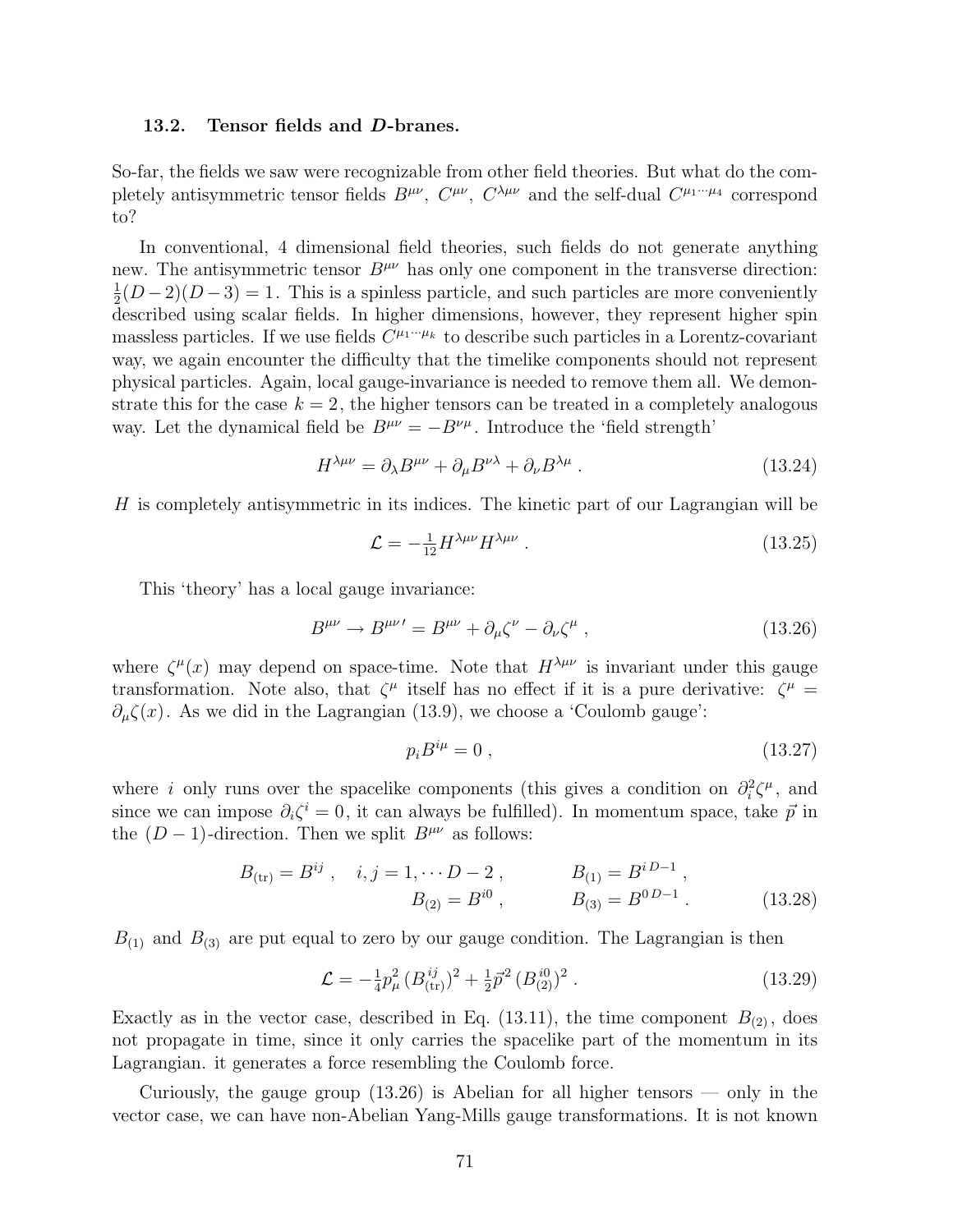### 13.2. Tensor fields and *D*-branes.

So-far, the fields we saw were recognizable from other field theories. But what do the completely antisymmetric tensor fields $B^{\mu\nu}$, $C^{\mu\nu}$, $C^{\lambda\mu\nu}$ and the self-dual $C^{\mu_1\cdots\mu_4}$ correspond to?

In conventional, 4 dimensional field theories, such fields do not generate anything new. The antisymmetric tensor $B^{\mu\nu}$ has only one component in the transverse direction: $\frac{1}{2}(D-2)(D-3)=1$. This is a spinless particle, and such particles are more conveniently described using scalar fields. In higher dimensions, however, they represent higher spin massless particles. If we use fields $C^{\mu_1\cdots\mu_k}$ to describe such particles in a Lorentz-covariant way, we again encounter the difficulty that the timelike components should not represent physical particles. Again, local gauge-invariance is needed to remove them all. We demonstrate this for the case $k=2$, the higher tensors can be treated in a completely analogous way. Let the dynamical field be $B^{\mu\nu}=-B^{\nu\mu}$. Introduce the 'field strength'

$$H^{\lambda\mu\nu}=\partial_\lambda B^{\mu\nu}+\partial_\mu B^{\nu\lambda}+\partial_\nu B^{\lambda\mu}\ . \tag{13.24}$$

$H$ is completely antisymmetric in its indices. The kinetic part of our Lagrangian will be

$$\mathcal{L}=-\tfrac{1}{12}H^{\lambda\mu\nu}H^{\lambda\mu\nu}\ . \tag{13.25}$$

This 'theory' has a local gauge invariance:

$$B^{\mu\nu}\rightarrow B^{\mu\nu\,\prime}=B^{\mu\nu}+\partial_\mu\zeta^\nu-\partial_\nu\zeta^\mu\ , \tag{13.26}$$

where $\zeta^\mu(x)$ may depend on space-time. Note that $H^{\lambda\mu\nu}$ is invariant under this gauge transformation. Note also, that $\zeta^\mu$ itself has no effect if it is a pure derivative: $\zeta^\mu=\partial_\mu\zeta(x)$. As we did in the Lagrangian (13.9), we choose a 'Coulomb gauge':

$$p_iB^{i\mu}=0\ , \tag{13.27}$$

where $i$ only runs over the spacelike components (this gives a condition on $\partial_i^2\zeta^\mu$, and since we can impose $\partial_i\zeta^i=0$, it can always be fulfilled). In momentum space, take $\vec p$ in the $(D-1)$-direction. Then we split $B^{\mu\nu}$ as follows:

$$\begin{aligned} B_{(\mathrm{tr})}=B^{ij}\ ,\quad i,j=1,\cdots D-2\ ,\qquad & B_{(1)}=B^{i\,D-1}\ ,\\ B_{(2)}=B^{i0}\ ,\qquad & B_{(3)}=B^{0\,D-1}\ . \end{aligned} \tag{13.28}$$

$B_{(1)}$ and $B_{(3)}$ are put equal to zero by our gauge condition. The Lagrangian is then

$$\mathcal{L}=-\tfrac{1}{4}p_\mu^2\,(B^{ij}_{(\mathrm{tr})})^2+\tfrac{1}{2}\vec p^{\,2}\,(B^{i0}_{(2)})^2\ . \tag{13.29}$$

Exactly as in the vector case, described in Eq. (13.11), the time component $B_{(2)}$, does not propagate in time, since it only carries the spacelike part of the momentum in its Lagrangian. it generates a force resembling the Coulomb force.

Curiously, the gauge group (13.26) is Abelian for all higher tensors — only in the vector case, we can have non-Abelian Yang-Mills gauge transformations. It is not known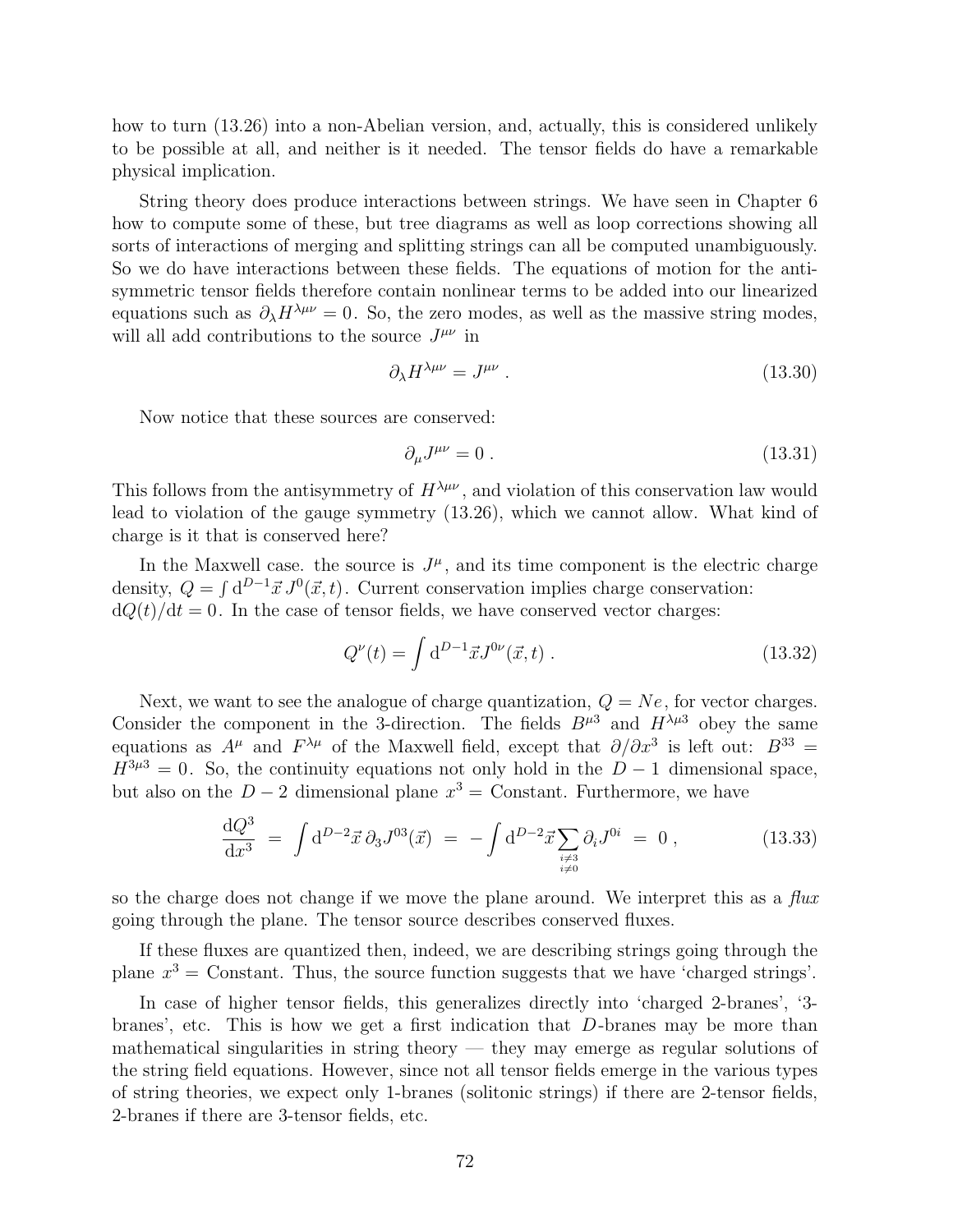how to turn (13.26) into a non-Abelian version, and, actually, this is considered unlikely to be possible at all, and neither is it needed. The tensor fields do have a remarkable physical implication.

String theory does produce interactions between strings. We have seen in Chapter 6 how to compute some of these, but tree diagrams as well as loop corrections showing all sorts of interactions of merging and splitting strings can all be computed unambiguously. So we do have interactions between these fields. The equations of motion for the antisymmetric tensor fields therefore contain nonlinear terms to be added into our linearized equations such as $\partial_\lambda H^{\lambda\mu\nu} = 0$. So, the zero modes, as well as the massive string modes, will all add contributions to the source $J^{\mu\nu}$ in

$$\partial_\lambda H^{\lambda\mu\nu} = J^{\mu\nu} \,. \tag{13.30}$$

Now notice that these sources are conserved:

$$\partial_\mu J^{\mu\nu} = 0 \,. \tag{13.31}$$

This follows from the antisymmetry of $H^{\lambda\mu\nu}$, and violation of this conservation law would lead to violation of the gauge symmetry (13.26), which we cannot allow. What kind of charge is it that is conserved here?

In the Maxwell case. the source is $J^\mu$, and its time component is the electric charge density, $Q = \int \mathrm{d}^{D-1}\vec{x}\, J^0(\vec{x}, t)$. Current conservation implies charge conservation: $\mathrm{d}Q(t)/\mathrm{d}t = 0$. In the case of tensor fields, we have conserved vector charges:

$$Q^\nu(t) = \int \mathrm{d}^{D-1}\vec{x} J^{0\nu}(\vec{x}, t) \,. \tag{13.32}$$

Next, we want to see the analogue of charge quantization, $Q = Ne$, for vector charges. Consider the component in the 3-direction. The fields $B^{\mu 3}$ and $H^{\lambda\mu 3}$ obey the same equations as $A^\mu$ and $F^{\lambda\mu}$ of the Maxwell field, except that $\partial/\partial x^3$ is left out: $B^{33} = H^{3\mu 3} = 0$. So, the continuity equations not only hold in the $D-1$ dimensional space, but also on the $D-2$ dimensional plane $x^3 =$ Constant. Furthermore, we have

$$\frac{\mathrm{d}Q^3}{\mathrm{d}x^3} \;=\; \int \mathrm{d}^{D-2}\vec{x}\, \partial_3 J^{03}(\vec{x}) \;=\; -\int \mathrm{d}^{D-2}\vec{x} \sum_{\substack{i\neq 3\\ i\neq 0}} \partial_i J^{0i} \;=\; 0 \,, \tag{13.33}$$

so the charge does not change if we move the plane around. We interpret this as a *flux* going through the plane. The tensor source describes conserved fluxes.

If these fluxes are quantized then, indeed, we are describing strings going through the plane $x^3 =$ Constant. Thus, the source function suggests that we have 'charged strings'.

In case of higher tensor fields, this generalizes directly into 'charged 2-branes', '3-branes', etc. This is how we get a first indication that $D$-branes may be more than mathematical singularities in string theory — they may emerge as regular solutions of the string field equations. However, since not all tensor fields emerge in the various types of string theories, we expect only 1-branes (solitonic strings) if there are 2-tensor fields, 2-branes if there are 3-tensor fields, etc.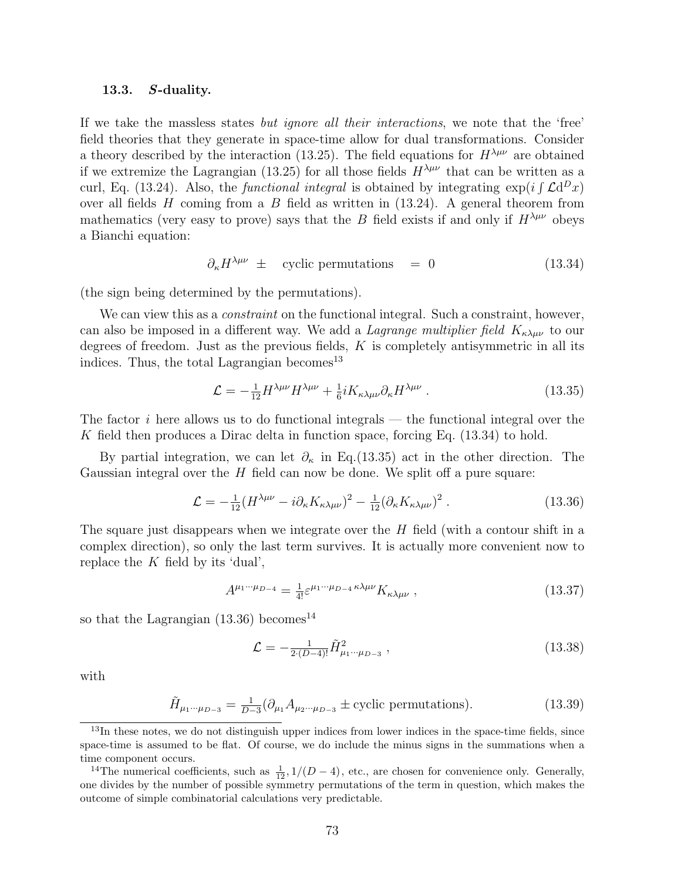### 13.3. *S*-duality.

If we take the massless states *but ignore all their interactions*, we note that the 'free' field theories that they generate in space-time allow for dual transformations. Consider a theory described by the interaction (13.25). The field equations for $H^{\lambda\mu\nu}$ are obtained if we extremize the Lagrangian (13.25) for all those fields $H^{\lambda\mu\nu}$ that can be written as a curl, Eq. (13.24). Also, the *functional integral* is obtained by integrating $\exp(i\int \mathcal{L}\mathrm{d}^D x)$ over all fields $H$ coming from a $B$ field as written in (13.24). A general theorem from mathematics (very easy to prove) says that the $B$ field exists if and only if $H^{\lambda\mu\nu}$ obeys a Bianchi equation:

$$\partial_\kappa H^{\lambda\mu\nu} \;\pm\; \text{ cyclic permutations } \;=\; 0 \tag{13.34}$$

(the sign being determined by the permutations).

We can view this as a *constraint* on the functional integral. Such a constraint, however, can also be imposed in a different way. We add a *Lagrange multiplier field* $K_{\kappa\lambda\mu\nu}$ to our degrees of freedom. Just as the previous fields, $K$ is completely antisymmetric in all its indices. Thus, the total Lagrangian becomes[13]

$$\mathcal{L} = -\tfrac{1}{12}H^{\lambda\mu\nu}H^{\lambda\mu\nu} + \tfrac{1}{6}iK_{\kappa\lambda\mu\nu}\partial_\kappa H^{\lambda\mu\nu}\,. \tag{13.35}$$

The factor $i$ here allows us to do functional integrals — the functional integral over the $K$ field then produces a Dirac delta in function space, forcing Eq. (13.34) to hold.

By partial integration, we can let $\partial_\kappa$ in Eq.(13.35) act in the other direction. The Gaussian integral over the $H$ field can now be done. We split off a pure square:

$$\mathcal{L} = -\tfrac{1}{12}(H^{\lambda\mu\nu} - i\partial_\kappa K_{\kappa\lambda\mu\nu})^2 - \tfrac{1}{12}(\partial_\kappa K_{\kappa\lambda\mu\nu})^2\,. \tag{13.36}$$

The square just disappears when we integrate over the $H$ field (with a contour shift in a complex direction), so only the last term survives. It is actually more convenient now to replace the $K$ field by its 'dual',

$$A^{\mu_1\cdots\mu_{D-4}} = \tfrac{1}{4!}\varepsilon^{\mu_1\cdots\mu_{D-4}\,\kappa\lambda\mu\nu}K_{\kappa\lambda\mu\nu}\,, \tag{13.37}$$

so that the Lagrangian (13.36) becomes[14]

$$\mathcal{L} = -\tfrac{1}{2\cdot(D-4)!}\tilde{H}^2_{\mu_1\cdots\mu_{D-3}}\,, \tag{13.38}$$

with

$$\tilde{H}_{\mu_1\cdots\mu_{D-3}} = \tfrac{1}{D-3}(\partial_{\mu_1}A_{\mu_2\cdots\mu_{D-3}} \pm \text{cyclic permutations}). \tag{13.39}$$

[13] In these notes, we do not distinguish upper indices from lower indices in the space-time fields, since space-time is assumed to be flat. Of course, we do include the minus signs in the summations when a time component occurs.

[14] The numerical coefficients, such as $\frac{1}{12}, 1/(D-4)$, etc., are chosen for convenience only. Generally, one divides by the number of possible symmetry permutations of the term in question, which makes the outcome of simple combinatorial calculations very predictable.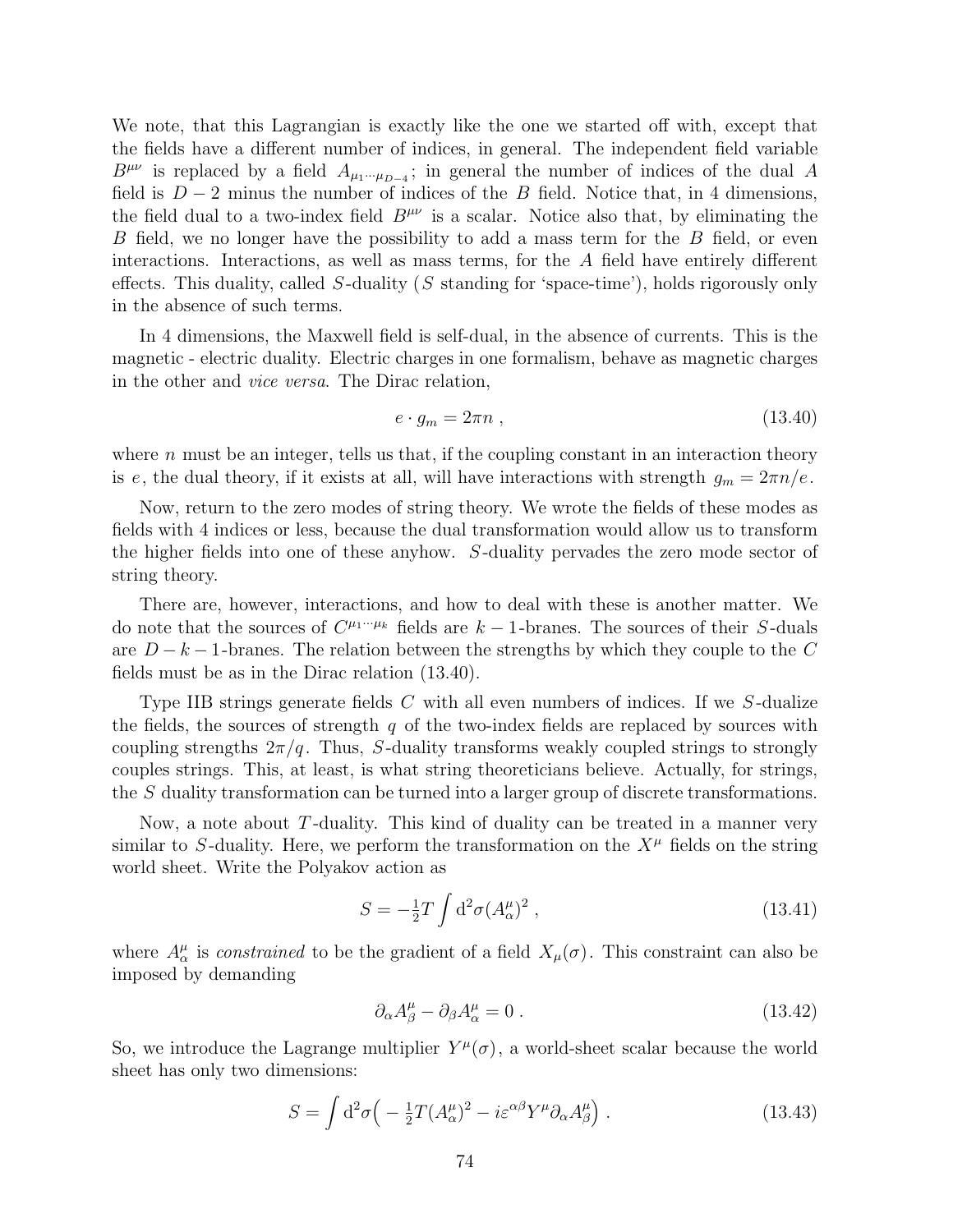We note, that this Lagrangian is exactly like the one we started off with, except that the fields have a different number of indices, in general. The independent field variable $B^{\mu\nu}$ is replaced by a field $A_{\mu_1\cdots\mu_{D-4}}$; in general the number of indices of the dual $A$ field is $D-2$ minus the number of indices of the $B$ field. Notice that, in 4 dimensions, the field dual to a two-index field $B^{\mu\nu}$ is a scalar. Notice also that, by eliminating the $B$ field, we no longer have the possibility to add a mass term for the $B$ field, or even interactions. Interactions, as well as mass terms, for the $A$ field have entirely different effects. This duality, called $S$-duality ($S$ standing for 'space-time'), holds rigorously only in the absence of such terms.

In 4 dimensions, the Maxwell field is self-dual, in the absence of currents. This is the magnetic - electric duality. Electric charges in one formalism, behave as magnetic charges in the other and *vice versa*. The Dirac relation,

$$e \cdot g_m = 2\pi n \ , \tag{13.40}$$

where $n$ must be an integer, tells us that, if the coupling constant in an interaction theory is $e$, the dual theory, if it exists at all, will have interactions with strength $g_m = 2\pi n/e$.

Now, return to the zero modes of string theory. We wrote the fields of these modes as fields with 4 indices or less, because the dual transformation would allow us to transform the higher fields into one of these anyhow. $S$-duality pervades the zero mode sector of string theory.

There are, however, interactions, and how to deal with these is another matter. We do note that the sources of $C^{\mu_1\cdots\mu_k}$ fields are $k-1$-branes. The sources of their $S$-duals are $D-k-1$-branes. The relation between the strengths by which they couple to the $C$ fields must be as in the Dirac relation (13.40).

Type IIB strings generate fields $C$ with all even numbers of indices. If we $S$-dualize the fields, the sources of strength $q$ of the two-index fields are replaced by sources with coupling strengths $2\pi/q$. Thus, $S$-duality transforms weakly coupled strings to strongly couples strings. This, at least, is what string theoreticians believe. Actually, for strings, the $S$ duality transformation can be turned into a larger group of discrete transformations.

Now, a note about $T$-duality. This kind of duality can be treated in a manner very similar to $S$-duality. Here, we perform the transformation on the $X^\mu$ fields on the string world sheet. Write the Polyakov action as

$$S = -\tfrac{1}{2}T \int \mathrm{d}^2\sigma (A^\mu_\alpha)^2 \ , \tag{13.41}$$

where $A^\mu_\alpha$ is *constrained* to be the gradient of a field $X_\mu(\sigma)$. This constraint can also be imposed by demanding

$$\partial_\alpha A^\mu_\beta - \partial_\beta A^\mu_\alpha = 0 \ . \tag{13.42}$$

So, we introduce the Lagrange multiplier $Y^\mu(\sigma)$, a world-sheet scalar because the world sheet has only two dimensions:

$$S = \int \mathrm{d}^2\sigma \Big( -\tfrac{1}{2}T(A^\mu_\alpha)^2 - i\varepsilon^{\alpha\beta} Y^\mu \partial_\alpha A^\mu_\beta \Big) \ . \tag{13.43}$$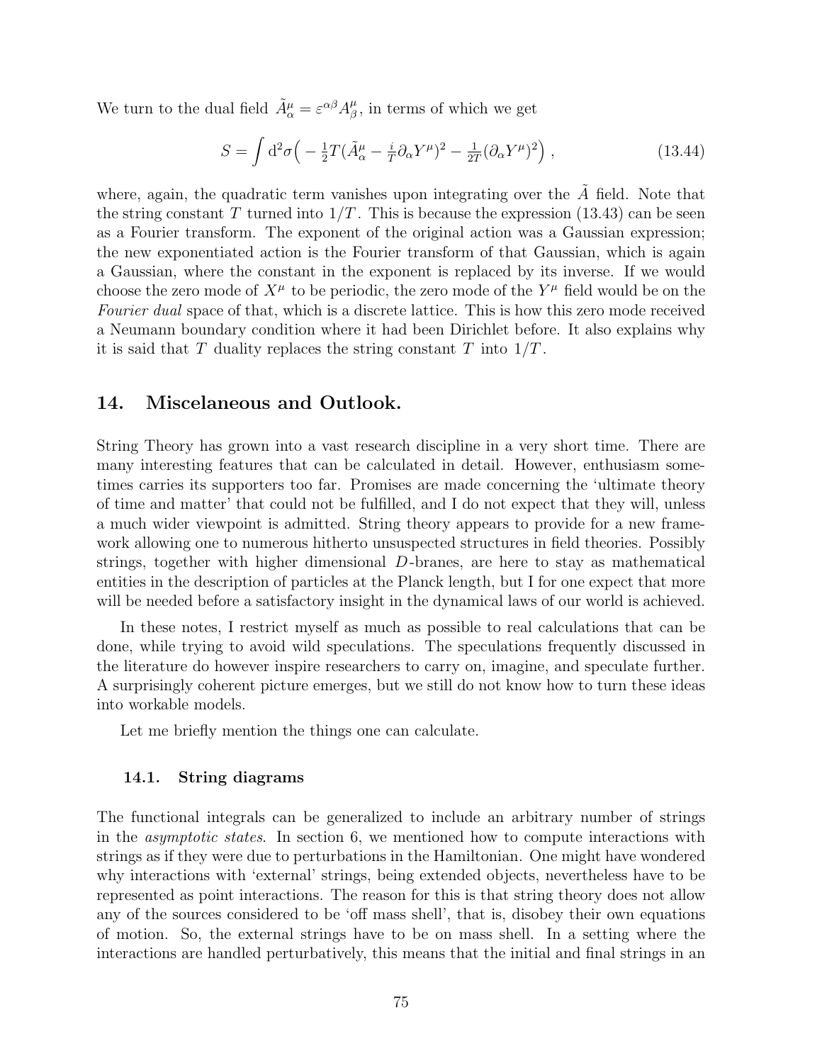We turn to the dual field $\tilde{A}^\mu_\alpha = \varepsilon^{\alpha\beta} A^\mu_\beta$, in terms of which we get

$$S = \int \mathrm{d}^2\sigma \Big( -\tfrac{1}{2} T (\tilde{A}^\mu_\alpha - \tfrac{i}{T} \partial_\alpha Y^\mu)^2 - \tfrac{1}{2T} (\partial_\alpha Y^\mu)^2 \Big) \,, \tag{13.44}$$

where, again, the quadratic term vanishes upon integrating over the $\tilde{A}$ field. Note that the string constant $T$ turned into $1/T$. This is because the expression (13.43) can be seen as a Fourier transform. The exponent of the original action was a Gaussian expression; the new exponentiated action is the Fourier transform of that Gaussian, which is again a Gaussian, where the constant in the exponent is replaced by its inverse. If we would choose the zero mode of $X^\mu$ to be periodic, the zero mode of the $Y^\mu$ field would be on the *Fourier dual* space of that, which is a discrete lattice. This is how this zero mode received a Neumann boundary condition where it had been Dirichlet before. It also explains why it is said that $T$ duality replaces the string constant $T$ into $1/T$.

## 14. Miscelaneous and Outlook.

String Theory has grown into a vast research discipline in a very short time. There are many interesting features that can be calculated in detail. However, enthusiasm sometimes carries its supporters too far. Promises are made concerning the 'ultimate theory of time and matter' that could not be fulfilled, and I do not expect that they will, unless a much wider viewpoint is admitted. String theory appears to provide for a new framework allowing one to numerous hitherto unsuspected structures in field theories. Possibly strings, together with higher dimensional $D$-branes, are here to stay as mathematical entities in the description of particles at the Planck length, but I for one expect that more will be needed before a satisfactory insight in the dynamical laws of our world is achieved.

In these notes, I restrict myself as much as possible to real calculations that can be done, while trying to avoid wild speculations. The speculations frequently discussed in the literature do however inspire researchers to carry on, imagine, and speculate further. A surprisingly coherent picture emerges, but we still do not know how to turn these ideas into workable models.

Let me briefly mention the things one can calculate.

### 14.1. String diagrams

The functional integrals can be generalized to include an arbitrary number of strings in the *asymptotic states*. In section 6, we mentioned how to compute interactions with strings as if they were due to perturbations in the Hamiltonian. One might have wondered why interactions with 'external' strings, being extended objects, nevertheless have to be represented as point interactions. The reason for this is that string theory does not allow any of the sources considered to be 'off mass shell', that is, disobey their own equations of motion. So, the external strings have to be on mass shell. In a setting where the interactions are handled perturbatively, this means that the initial and final strings in an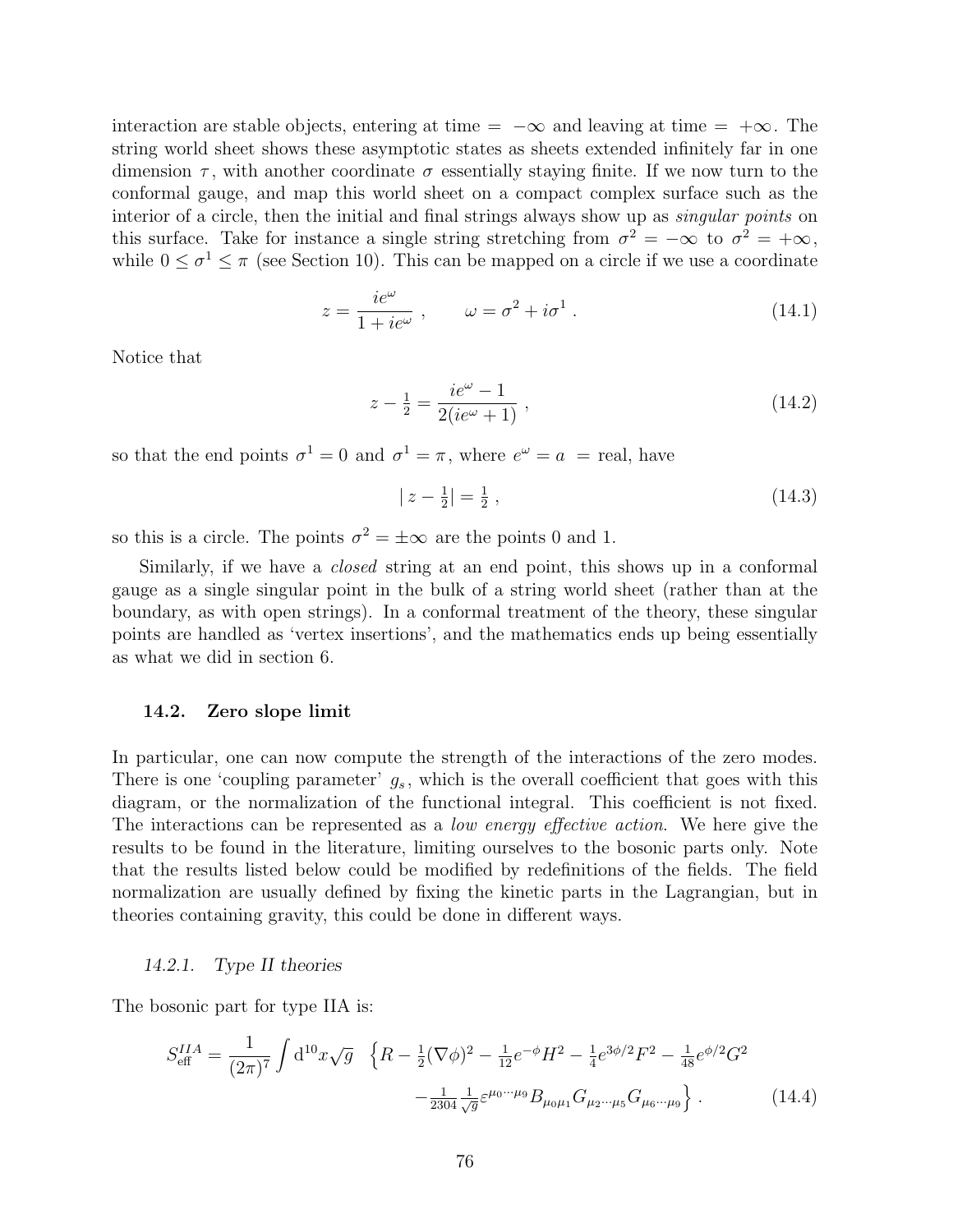interaction are stable objects, entering at time $= -\infty$ and leaving at time $= +\infty$. The string world sheet shows these asymptotic states as sheets extended infinitely far in one dimension $\tau$, with another coordinate $\sigma$ essentially staying finite. If we now turn to the conformal gauge, and map this world sheet on a compact complex surface such as the interior of a circle, then the initial and final strings always show up as *singular points* on this surface. Take for instance a single string stretching from $\sigma^2 = -\infty$ to $\sigma^2 = +\infty$, while $0 \le \sigma^1 \le \pi$ (see Section 10). This can be mapped on a circle if we use a coordinate

$$z = \frac{ie^{\omega}}{1 + ie^{\omega}} \ , \qquad \omega = \sigma^2 + i\sigma^1 \ . \tag{14.1}$$

Notice that

$$z - \tfrac{1}{2} = \frac{ie^{\omega} - 1}{2(ie^{\omega} + 1)} \ , \tag{14.2}$$

so that the end points $\sigma^1 = 0$ and $\sigma^1 = \pi$, where $e^{\omega} = a$ = real, have

$$| \, z - \tfrac{1}{2} | = \tfrac{1}{2} \ , \tag{14.3}$$

so this is a circle. The points $\sigma^2 = \pm\infty$ are the points 0 and 1.

Similarly, if we have a *closed* string at an end point, this shows up in a conformal gauge as a single singular point in the bulk of a string world sheet (rather than at the boundary, as with open strings). In a conformal treatment of the theory, these singular points are handled as 'vertex insertions', and the mathematics ends up being essentially as what we did in section 6.

### 14.2. Zero slope limit

In particular, one can now compute the strength of the interactions of the zero modes. There is one 'coupling parameter' $g_s$, which is the overall coefficient that goes with this diagram, or the normalization of the functional integral. This coefficient is not fixed. The interactions can be represented as a *low energy effective action*. We here give the results to be found in the literature, limiting ourselves to the bosonic parts only. Note that the results listed below could be modified by redefinitions of the fields. The field normalization are usually defined by fixing the kinetic parts in the Lagrangian, but in theories containing gravity, this could be done in different ways.

#### *14.2.1. Type II theories*

The bosonic part for type IIA is:

$$S_{\text{eff}}^{IIA} = \frac{1}{(2\pi)^7} \int \mathrm{d}^{10}x \sqrt{g} \ \ \Big\{ R - \tfrac{1}{2}(\nabla\phi)^2 - \tfrac{1}{12} e^{-\phi} H^2 - \tfrac{1}{4} e^{3\phi/2} F^2 - \tfrac{1}{48} e^{\phi/2} G^2 \\ - \tfrac{1}{2304} \tfrac{1}{\sqrt{g}} \varepsilon^{\mu_0 \cdots \mu_9} B_{\mu_0\mu_1} G_{\mu_2 \cdots \mu_5} G_{\mu_6 \cdots \mu_9} \Big\} \ . \tag{14.4}$$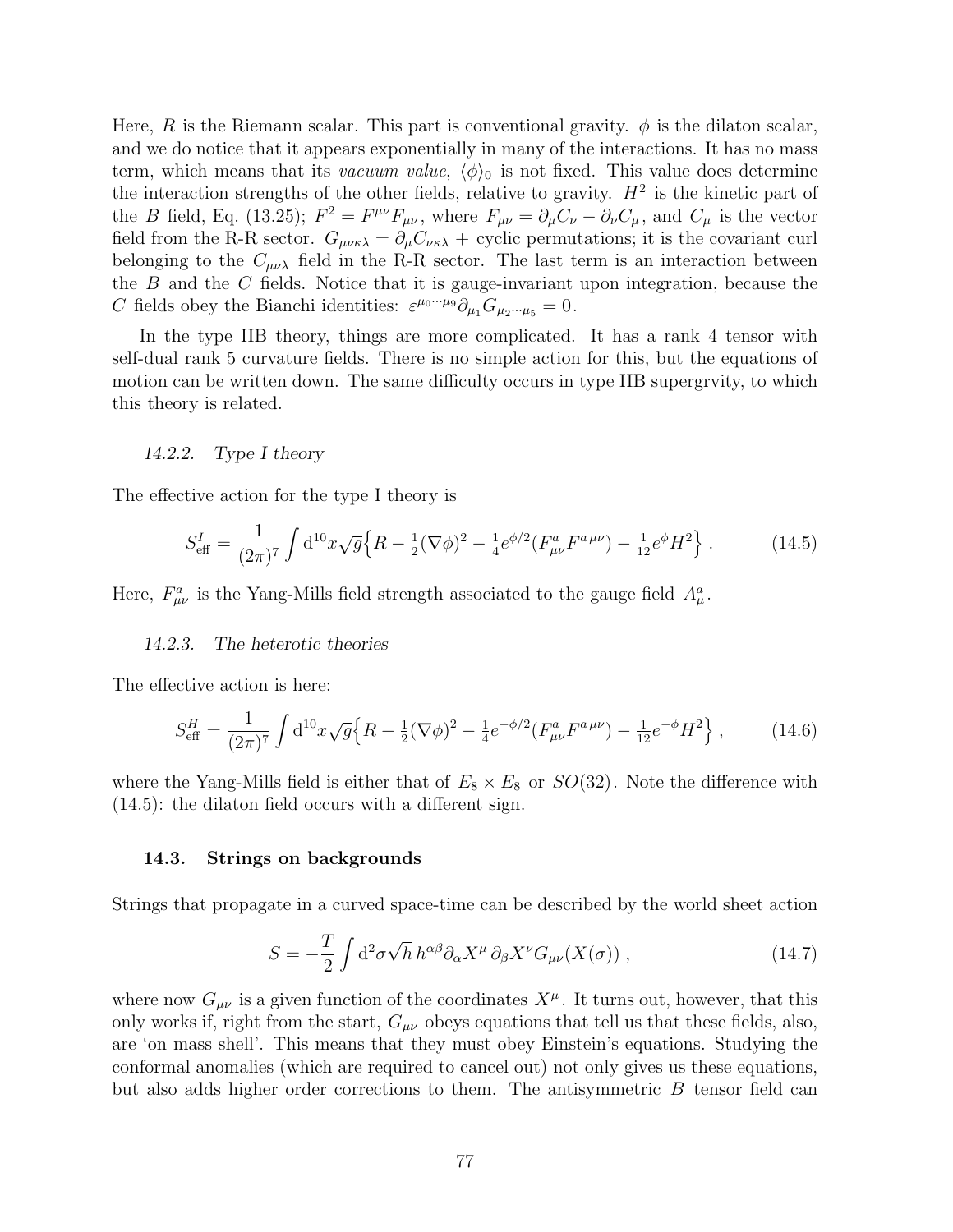Here, $R$ is the Riemann scalar. This part is conventional gravity. $\phi$ is the dilaton scalar, and we do notice that it appears exponentially in many of the interactions. It has no mass term, which means that its *vacuum value*, $\langle\phi\rangle_0$ is not fixed. This value does determine the interaction strengths of the other fields, relative to gravity. $H^2$ is the kinetic part of the $B$ field, Eq. (13.25); $F^2 = F^{\mu\nu}F_{\mu\nu}$, where $F_{\mu\nu} = \partial_\mu C_\nu - \partial_\nu C_\mu$, and $C_\mu$ is the vector field from the R-R sector. $G_{\mu\nu\kappa\lambda} = \partial_\mu C_{\nu\kappa\lambda}$ + cyclic permutations; it is the covariant curl belonging to the $C_{\mu\nu\lambda}$ field in the R-R sector. The last term is an interaction between the $B$ and the $C$ fields. Notice that it is gauge-invariant upon integration, because the $C$ fields obey the Bianchi identities: $\varepsilon^{\mu_0\cdots\mu_9}\partial_{\mu_1}G_{\mu_2\cdots\mu_5} = 0$.

In the type IIB theory, things are more complicated. It has a rank 4 tensor with self-dual rank 5 curvature fields. There is no simple action for this, but the equations of motion can be written down. The same difficulty occurs in type IIB supergrvity, to which this theory is related.

### 14.2.2. *Type I theory*

The effective action for the type I theory is

$$S^I_{\text{eff}} = \frac{1}{(2\pi)^7}\int \mathrm{d}^{10}x\sqrt{g}\Big\{R - \tfrac{1}{2}(\nabla\phi)^2 - \tfrac{1}{4}e^{\phi/2}(F^a_{\mu\nu}F^{a\,\mu\nu}) - \tfrac{1}{12}e^{\phi}H^2\Big\}\,. \tag{14.5}$$

Here, $F^a_{\mu\nu}$ is the Yang-Mills field strength associated to the gauge field $A^a_\mu$.

### 14.2.3. *The heterotic theories*

The effective action is here:

$$S^H_{\text{eff}} = \frac{1}{(2\pi)^7}\int \mathrm{d}^{10}x\sqrt{g}\Big\{R - \tfrac{1}{2}(\nabla\phi)^2 - \tfrac{1}{4}e^{-\phi/2}(F^a_{\mu\nu}F^{a\,\mu\nu}) - \tfrac{1}{12}e^{-\phi}H^2\Big\}\,, \tag{14.6}$$

where the Yang-Mills field is either that of $E_8 \times E_8$ or $SO(32)$. Note the difference with (14.5): the dilaton field occurs with a different sign.

## 14.3. Strings on backgrounds

Strings that propagate in a curved space-time can be described by the world sheet action

$$S = -\frac{T}{2}\int \mathrm{d}^2\sigma\sqrt{h}\,h^{\alpha\beta}\partial_\alpha X^\mu\,\partial_\beta X^\nu G_{\mu\nu}(X(\sigma))\,, \tag{14.7}$$

where now $G_{\mu\nu}$ is a given function of the coordinates $X^\mu$. It turns out, however, that this only works if, right from the start, $G_{\mu\nu}$ obeys equations that tell us that these fields, also, are 'on mass shell'. This means that they must obey Einstein's equations. Studying the conformal anomalies (which are required to cancel out) not only gives us these equations, but also adds higher order corrections to them. The antisymmetric $B$ tensor field can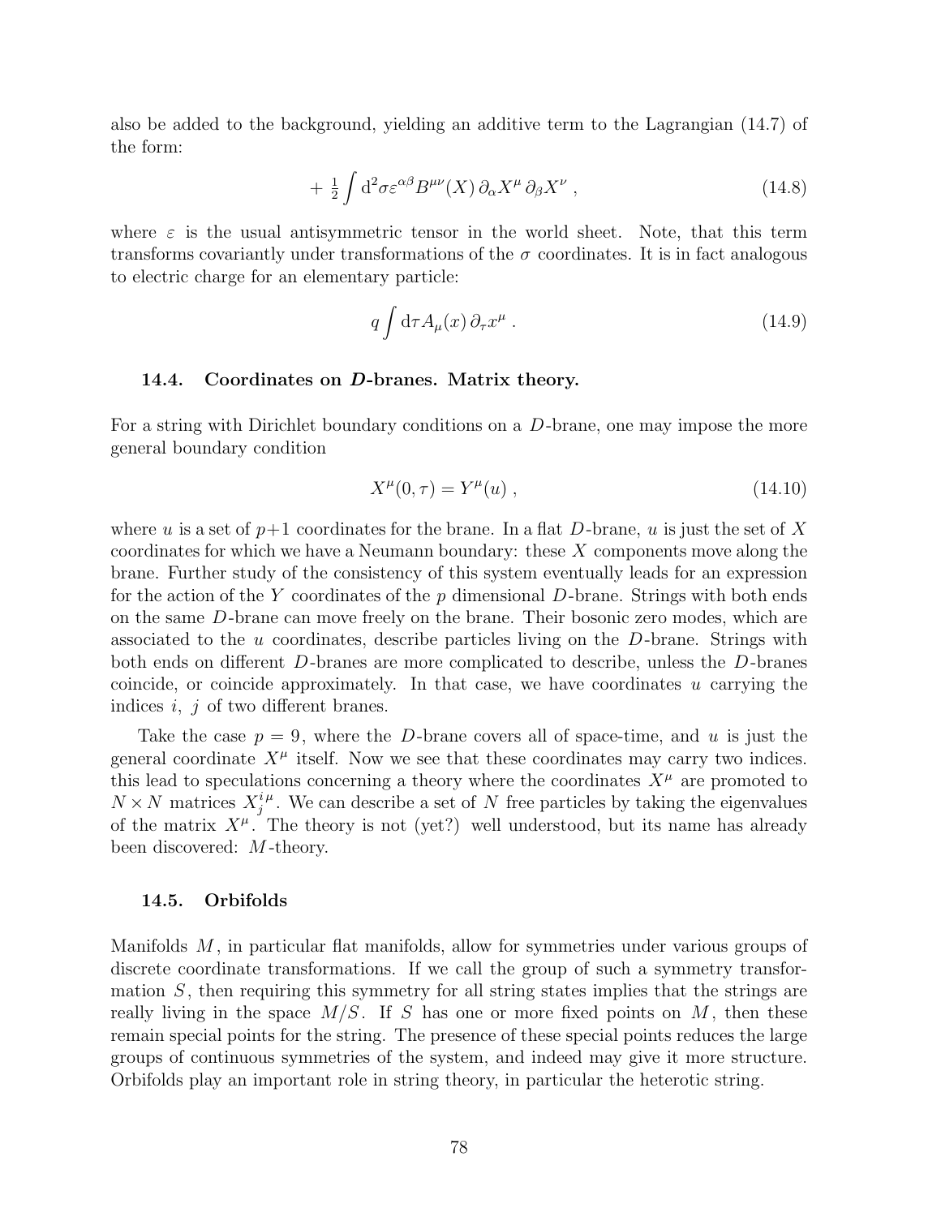also be added to the background, yielding an additive term to the Lagrangian (14.7) of the form:

$$+\ \tfrac{1}{2}\int \mathrm{d}^2\sigma\varepsilon^{\alpha\beta}B^{\mu\nu}(X)\,\partial_\alpha X^\mu\,\partial_\beta X^\nu\ , \tag{14.8}$$

where $\varepsilon$ is the usual antisymmetric tensor in the world sheet. Note, that this term transforms covariantly under transformations of the $\sigma$ coordinates. It is in fact analogous to electric charge for an elementary particle:

$$q\int \mathrm{d}\tau A_\mu(x)\,\partial_\tau x^\mu\ . \tag{14.9}$$

### 14.4. Coordinates on *D*-branes. Matrix theory.

For a string with Dirichlet boundary conditions on a $D$-brane, one may impose the more general boundary condition

$$X^\mu(0,\tau)=Y^\mu(u)\ , \tag{14.10}$$

where $u$ is a set of $p{+}1$ coordinates for the brane. In a flat $D$-brane, $u$ is just the set of $X$ coordinates for which we have a Neumann boundary: these $X$ components move along the brane. Further study of the consistency of this system eventually leads for an expression for the action of the $Y$ coordinates of the $p$ dimensional $D$-brane. Strings with both ends on the same $D$-brane can move freely on the brane. Their bosonic zero modes, which are associated to the $u$ coordinates, describe particles living on the $D$-brane. Strings with both ends on different $D$-branes are more complicated to describe, unless the $D$-branes coincide, or coincide approximately. In that case, we have coordinates $u$ carrying the indices $i$, $j$ of two different branes.

Take the case $p=9$, where the $D$-brane covers all of space-time, and $u$ is just the general coordinate $X^\mu$ itself. Now we see that these coordinates may carry two indices. this lead to speculations concerning a theory where the coordinates $X^\mu$ are promoted to $N\times N$ matrices $X^{i\,\mu}_j$. We can describe a set of $N$ free particles by taking the eigenvalues of the matrix $X^\mu$. The theory is not (yet?) well understood, but its name has already been discovered: $M$-theory.

### 14.5. Orbifolds

Manifolds $M$, in particular flat manifolds, allow for symmetries under various groups of discrete coordinate transformations. If we call the group of such a symmetry transformation $S$, then requiring this symmetry for all string states implies that the strings are really living in the space $M/S$. If $S$ has one or more fixed points on $M$, then these remain special points for the string. The presence of these special points reduces the large groups of continuous symmetries of the system, and indeed may give it more structure. Orbifolds play an important role in string theory, in particular the heterotic string.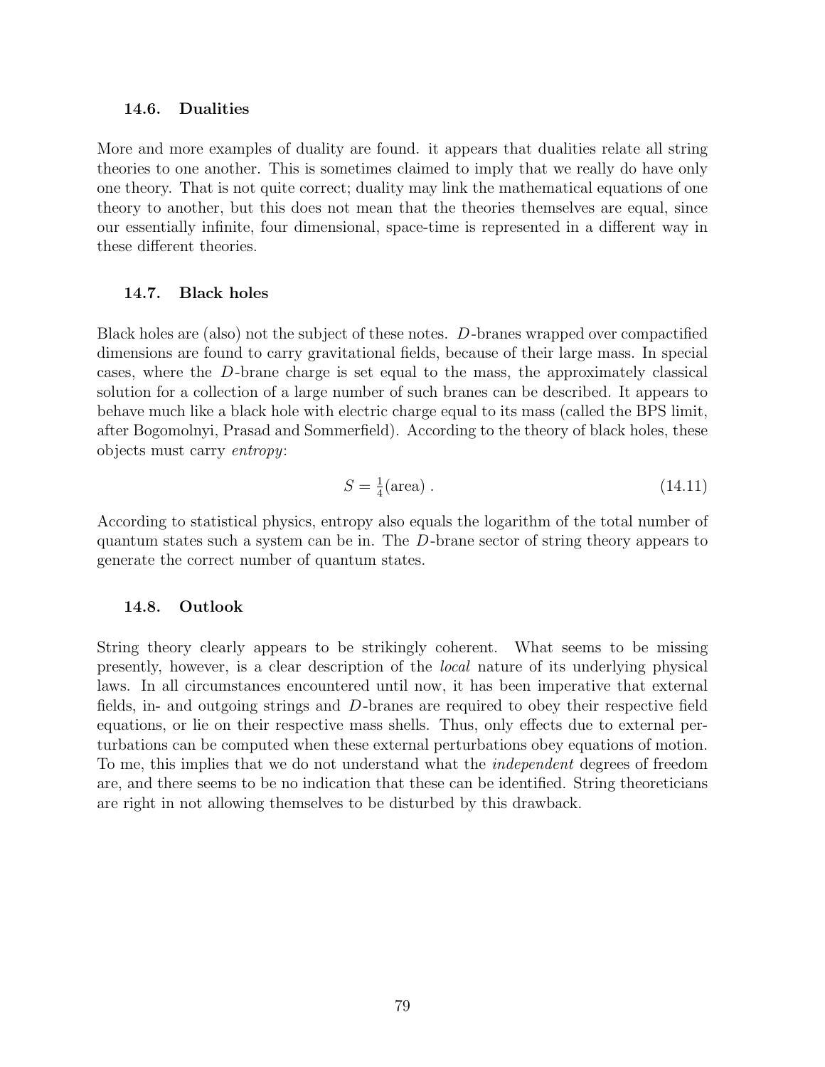### 14.6. Dualities

More and more examples of duality are found. it appears that dualities relate all string theories to one another. This is sometimes claimed to imply that we really do have only one theory. That is not quite correct; duality may link the mathematical equations of one theory to another, but this does not mean that the theories themselves are equal, since our essentially infinite, four dimensional, space-time is represented in a different way in these different theories.

### 14.7. Black holes

Black holes are (also) not the subject of these notes. $D$-branes wrapped over compactified dimensions are found to carry gravitational fields, because of their large mass. In special cases, where the $D$-brane charge is set equal to the mass, the approximately classical solution for a collection of a large number of such branes can be described. It appears to behave much like a black hole with electric charge equal to its mass (called the BPS limit, after Bogomolnyi, Prasad and Sommerfield). According to the theory of black holes, these objects must carry *entropy*:

$$S = \tfrac{1}{4}(\text{area}) \,. \tag{14.11}$$

According to statistical physics, entropy also equals the logarithm of the total number of quantum states such a system can be in. The $D$-brane sector of string theory appears to generate the correct number of quantum states.

### 14.8. Outlook

String theory clearly appears to be strikingly coherent. What seems to be missing presently, however, is a clear description of the *local* nature of its underlying physical laws. In all circumstances encountered until now, it has been imperative that external fields, in- and outgoing strings and $D$-branes are required to obey their respective field equations, or lie on their respective mass shells. Thus, only effects due to external perturbations can be computed when these external perturbations obey equations of motion. To me, this implies that we do not understand what the *independent* degrees of freedom are, and there seems to be no indication that these can be identified. String theoreticians are right in not allowing themselves to be disturbed by this drawback.